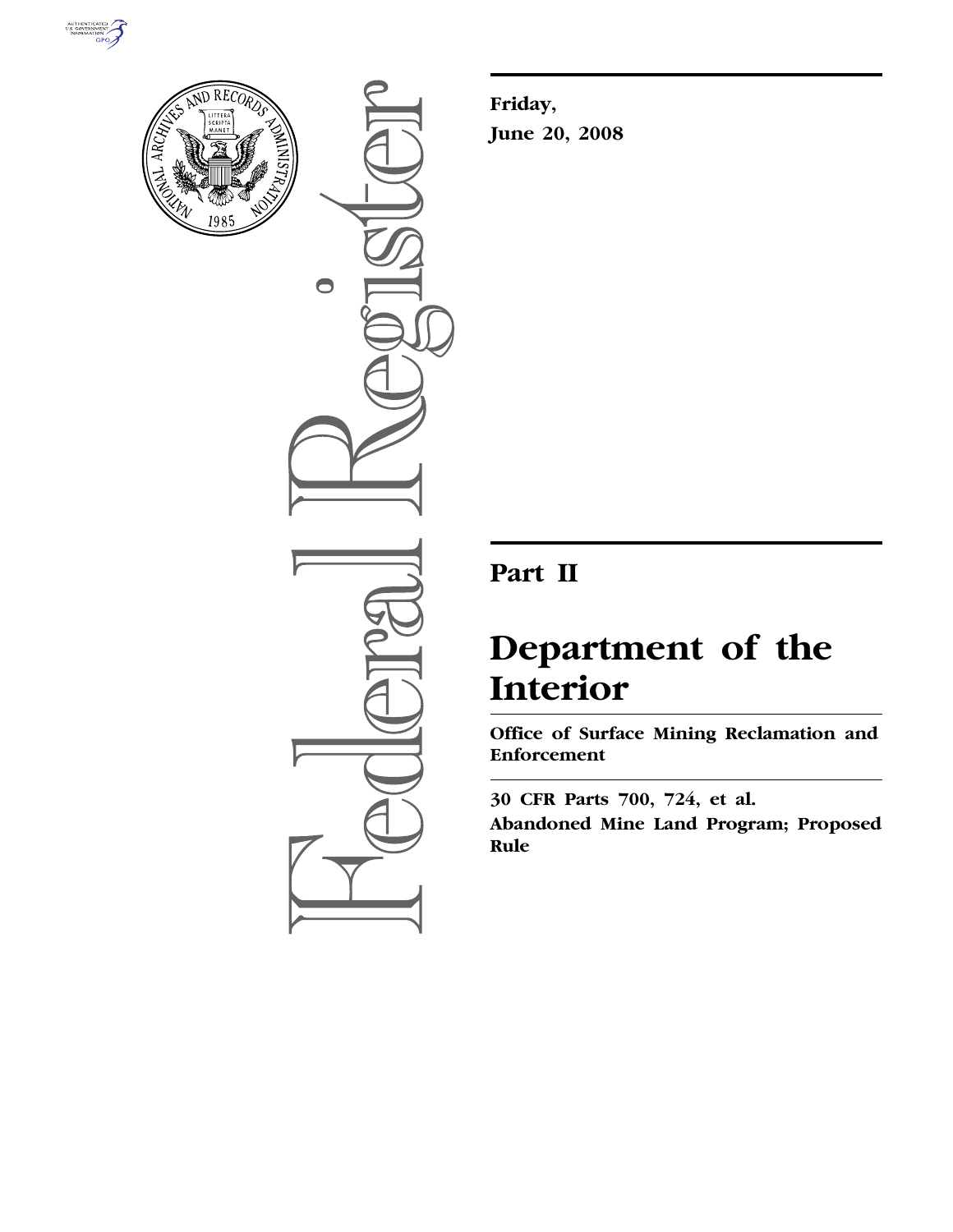**Friday,**

**June 20, 2008**

# Part II

# Department of the Interior

**Office of Surface Mining Reclamation and Enforcement**

**30 CFR Parts 700, 724, et al.**

**Abandoned Mine Land Program; Proposed Rule**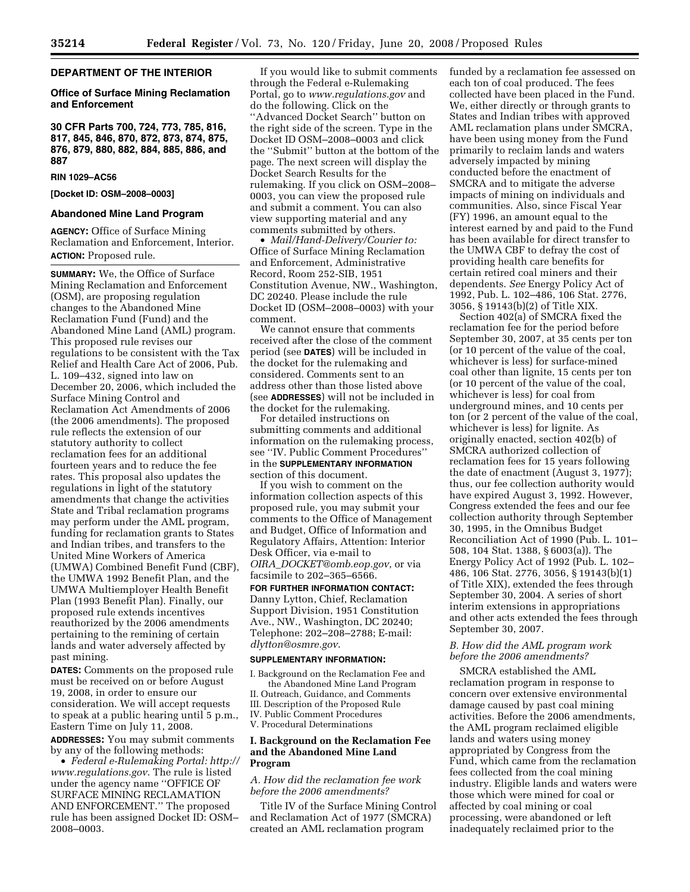**DEPARTMENT OF THE INTERIOR**

**Office of Surface Mining Reclamation and Enforcement**

**30 CFR Parts 700, 724, 773, 785, 816, 817, 845, 846, 870, 872, 873, 874, 875, 876, 879, 880, 882, 884, 885, 886, and 887**

**RIN 1029–AC56**

**[Docket ID: OSM–2008–0003]**

## Abandoned Mine Land Program

**AGENCY:** Office of Surface Mining Reclamation and Enforcement, Interior.

**ACTION:** Proposed rule.

**SUMMARY:** We, the Office of Surface Mining Reclamation and Enforcement (OSM), are proposing regulation changes to the Abandoned Mine Reclamation Fund (Fund) and the Abandoned Mine Land (AML) program. This proposed rule revises our regulations to be consistent with the Tax Relief and Health Care Act of 2006, Pub. L. 109–432, signed into law on December 20, 2006, which included the Surface Mining Control and Reclamation Act Amendments of 2006 (the 2006 amendments). The proposed rule reflects the extension of our statutory authority to collect reclamation fees for an additional fourteen years and to reduce the fee rates. This proposal also updates the regulations in light of the statutory amendments that change the activities State and Tribal reclamation programs may perform under the AML program, funding for reclamation grants to States and Indian tribes, and transfers to the United Mine Workers of America (UMWA) Combined Benefit Fund (CBF), the UMWA 1992 Benefit Plan, and the UMWA Multiemployer Health Benefit Plan (1993 Benefit Plan). Finally, our proposed rule extends incentives reauthorized by the 2006 amendments pertaining to the remining of certain lands and water adversely affected by past mining.

**DATES:** Comments on the proposed rule must be received on or before August 19, 2008, in order to ensure our consideration. We will accept requests to speak at a public hearing until 5 p.m., Eastern Time on July 11, 2008.

**ADDRESSES:** You may submit comments by any of the following methods:

- *Federal e-Rulemaking Portal: http://www.regulations.gov*. The rule is listed under the agency name ''OFFICE OF SURFACE MINING RECLAMATION AND ENFORCEMENT.'' The proposed rule has been assigned Docket ID: OSM–2008–0003.

If you would like to submit comments through the Federal e-Rulemaking Portal, go to *www.regulations.gov* and do the following. Click on the ''Advanced Docket Search'' button on the right side of the screen. Type in the Docket ID OSM–2008–0003 and click the ''Submit'' button at the bottom of the page. The next screen will display the Docket Search Results for the rulemaking. If you click on OSM–2008–0003, you can view the proposed rule and submit a comment. You can also view supporting material and any comments submitted by others.

- *Mail/Hand-Delivery/Courier to:* Office of Surface Mining Reclamation and Enforcement, Administrative Record, Room 252-SIB, 1951 Constitution Avenue, NW., Washington, DC 20240. Please include the rule Docket ID (OSM–2008–0003) with your comment.

We cannot ensure that comments received after the close of the comment period (see **DATES**) will be included in the docket for the rulemaking and considered. Comments sent to an address other than those listed above (see **ADDRESSES**) will not be included in the docket for the rulemaking.

For detailed instructions on submitting comments and additional information on the rulemaking process, see ''IV. Public Comment Procedures'' in the **SUPPLEMENTARY INFORMATION** section of this document.

If you wish to comment on the information collection aspects of this proposed rule, you may submit your comments to the Office of Management and Budget, Office of Information and Regulatory Affairs, Attention: Interior Desk Officer, via e-mail to *OIRA_DOCKET@omb.eop.gov*, or via facsimile to 202–365–6566.

**FOR FURTHER INFORMATION CONTACT:** Danny Lytton, Chief, Reclamation Support Division, 1951 Constitution Ave., NW., Washington, DC 20240; Telephone: 202–208–2788; E-mail: *dlytton@osmre.gov*.

**SUPPLEMENTARY INFORMATION:**

I. Background on the Reclamation Fee and the Abandoned Mine Land Program
II. Outreach, Guidance, and Comments
III. Description of the Proposed Rule
IV. Public Comment Procedures
V. Procedural Determinations

## I. Background on the Reclamation Fee and the Abandoned Mine Land Program

### *A. How did the reclamation fee work before the 2006 amendments?*

Title IV of the Surface Mining Control and Reclamation Act of 1977 (SMCRA) created an AML reclamation program funded by a reclamation fee assessed on each ton of coal produced. The fees collected have been placed in the Fund. We, either directly or through grants to States and Indian tribes with approved AML reclamation plans under SMCRA, have been using money from the Fund primarily to reclaim lands and waters adversely impacted by mining conducted before the enactment of SMCRA and to mitigate the adverse impacts of mining on individuals and communities. Also, since Fiscal Year (FY) 1996, an amount equal to the interest earned by and paid to the Fund has been available for direct transfer to the UMWA CBF to defray the cost of providing health care benefits for certain retired coal miners and their dependents. *See* Energy Policy Act of 1992, Pub. L. 102–486, 106 Stat. 2776, 3056, § 19143(b)(2) of Title XIX.

Section 402(a) of SMCRA fixed the reclamation fee for the period before September 30, 2007, at 35 cents per ton (or 10 percent of the value of the coal, whichever is less) for surface-mined coal other than lignite, 15 cents per ton (or 10 percent of the value of the coal, whichever is less) for coal from underground mines, and 10 cents per ton (or 2 percent of the value of the coal, whichever is less) for lignite. As originally enacted, section 402(b) of SMCRA authorized collection of reclamation fees for 15 years following the date of enactment (August 3, 1977); thus, our fee collection authority would have expired August 3, 1992. However, Congress extended the fees and our fee collection authority through September 30, 1995, in the Omnibus Budget Reconciliation Act of 1990 (Pub. L. 101–508, 104 Stat. 1388, § 6003(a)). The Energy Policy Act of 1992 (Pub. L. 102–486, 106 Stat. 2776, 3056, § 19143(b)(1) of Title XIX), extended the fees through September 30, 2004. A series of short interim extensions in appropriations and other acts extended the fees through September 30, 2007.

### *B. How did the AML program work before the 2006 amendments?*

SMCRA established the AML reclamation program in response to concern over extensive environmental damage caused by past coal mining activities. Before the 2006 amendments, the AML program reclaimed eligible lands and waters using money appropriated by Congress from the Fund, which came from the reclamation fees collected from the coal mining industry. Eligible lands and waters were those which were mined for coal or affected by coal mining or coal processing, were abandoned or left inadequately reclaimed prior to the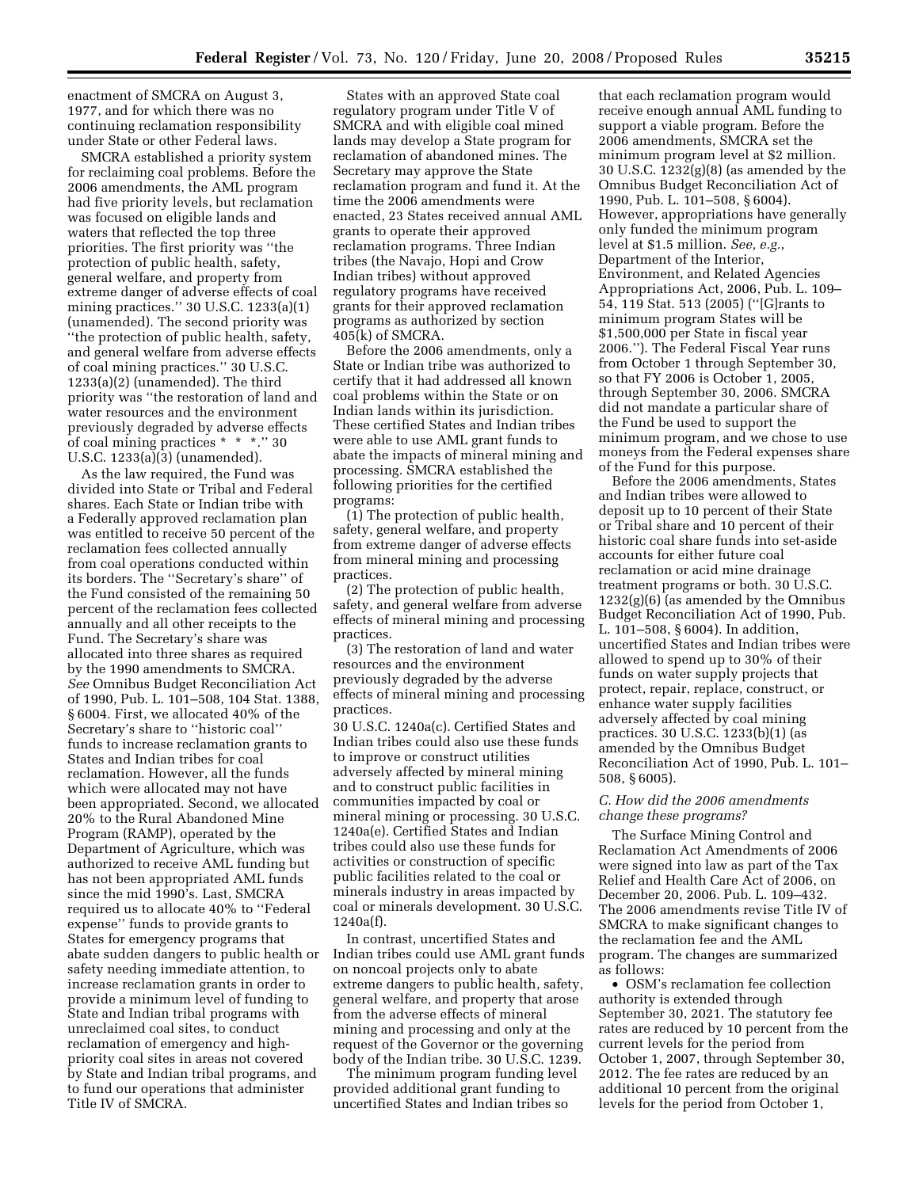enactment of SMCRA on August 3, 1977, and for which there was no continuing reclamation responsibility under State or other Federal laws.

SMCRA established a priority system for reclaiming coal problems. Before the 2006 amendments, the AML program had five priority levels, but reclamation was focused on eligible lands and waters that reflected the top three priorities. The first priority was ''the protection of public health, safety, general welfare, and property from extreme danger of adverse effects of coal mining practices.'' 30 U.S.C. 1233(a)(1) (unamended). The second priority was ''the protection of public health, safety, and general welfare from adverse effects of coal mining practices.'' 30 U.S.C. 1233(a)(2) (unamended). The third priority was ''the restoration of land and water resources and the environment previously degraded by adverse effects of coal mining practices * * *.'' 30 U.S.C. 1233(a)(3) (unamended).

As the law required, the Fund was divided into State or Tribal and Federal shares. Each State or Indian tribe with a Federally approved reclamation plan was entitled to receive 50 percent of the reclamation fees collected annually from coal operations conducted within its borders. The ''Secretary's share'' of the Fund consisted of the remaining 50 percent of the reclamation fees collected annually and all other receipts to the Fund. The Secretary's share was allocated into three shares as required by the 1990 amendments to SMCRA. *See* Omnibus Budget Reconciliation Act of 1990, Pub. L. 101–508, 104 Stat. 1388, § 6004. First, we allocated 40% of the Secretary's share to ''historic coal'' funds to increase reclamation grants to States and Indian tribes for coal reclamation. However, all the funds which were allocated may not have been appropriated. Second, we allocated 20% to the Rural Abandoned Mine Program (RAMP), operated by the Department of Agriculture, which was authorized to receive AML funding but has not been appropriated AML funds since the mid 1990's. Last, SMCRA required us to allocate 40% to ''Federal expense'' funds to provide grants to States for emergency programs that abate sudden dangers to public health or safety needing immediate attention, to increase reclamation grants in order to provide a minimum level of funding to State and Indian tribal programs with unreclaimed coal sites, to conduct reclamation of emergency and high-priority coal sites in areas not covered by State and Indian tribal programs, and to fund our operations that administer Title IV of SMCRA.

States with an approved State coal regulatory program under Title V of SMCRA and with eligible coal mined lands may develop a State program for reclamation of abandoned mines. The Secretary may approve the State reclamation program and fund it. At the time the 2006 amendments were enacted, 23 States received annual AML grants to operate their approved reclamation programs. Three Indian tribes (the Navajo, Hopi and Crow Indian tribes) without approved regulatory programs have received grants for their approved reclamation programs as authorized by section 405(k) of SMCRA.

Before the 2006 amendments, only a State or Indian tribe was authorized to certify that it had addressed all known coal problems within the State or on Indian lands within its jurisdiction. These certified States and Indian tribes were able to use AML grant funds to abate the impacts of mineral mining and processing. SMCRA established the following priorities for the certified programs:

(1) The protection of public health, safety, general welfare, and property from extreme danger of adverse effects from mineral mining and processing practices.

(2) The protection of public health, safety, and general welfare from adverse effects of mineral mining and processing practices.

(3) The restoration of land and water resources and the environment previously degraded by the adverse effects of mineral mining and processing practices.

30 U.S.C. 1240a(c). Certified States and Indian tribes could also use these funds to improve or construct utilities adversely affected by mineral mining and to construct public facilities in communities impacted by coal or mineral mining or processing. 30 U.S.C. 1240a(e). Certified States and Indian tribes could also use these funds for activities or construction of specific public facilities related to the coal or minerals industry in areas impacted by coal or minerals development. 30 U.S.C. 1240a(f).

In contrast, uncertified States and Indian tribes could use AML grant funds on noncoal projects only to abate extreme dangers to public health, safety, general welfare, and property that arose from the adverse effects of mineral mining and processing and only at the request of the Governor or the governing body of the Indian tribe. 30 U.S.C. 1239.

The minimum program funding level provided additional grant funding to uncertified States and Indian tribes so that each reclamation program would receive enough annual AML funding to support a viable program. Before the 2006 amendments, SMCRA set the minimum program level at $2 million. 30 U.S.C. 1232(g)(8) (as amended by the Omnibus Budget Reconciliation Act of 1990, Pub. L. 101–508, § 6004). However, appropriations have generally only funded the minimum program level at $1.5 million. *See, e.g.*, Department of the Interior, Environment, and Related Agencies Appropriations Act, 2006, Pub. L. 109–54, 119 Stat. 513 (2005) (''[G]rants to minimum program States will be $1,500,000 per State in fiscal year 2006.''). The Federal Fiscal Year runs from October 1 through September 30, so that FY 2006 is October 1, 2005, through September 30, 2006. SMCRA did not mandate a particular share of the Fund be used to support the minimum program, and we chose to use moneys from the Federal expenses share of the Fund for this purpose.

Before the 2006 amendments, States and Indian tribes were allowed to deposit up to 10 percent of their State or Tribal share and 10 percent of their historic coal share funds into set-aside accounts for either future coal reclamation or acid mine drainage treatment programs or both. 30 U.S.C. 1232(g)(6) (as amended by the Omnibus Budget Reconciliation Act of 1990, Pub. L. 101–508, § 6004). In addition, uncertified States and Indian tribes were allowed to spend up to 30% of their funds on water supply projects that protect, repair, replace, construct, or enhance water supply facilities adversely affected by coal mining practices. 30 U.S.C. 1233(b)(1) (as amended by the Omnibus Budget Reconciliation Act of 1990, Pub. L. 101–508, § 6005).

### *C. How did the 2006 amendments change these programs?*

The Surface Mining Control and Reclamation Act Amendments of 2006 were signed into law as part of the Tax Relief and Health Care Act of 2006, on December 20, 2006. Pub. L. 109–432. The 2006 amendments revise Title IV of SMCRA to make significant changes to the reclamation fee and the AML program. The changes are summarized as follows:

- OSM's reclamation fee collection authority is extended through September 30, 2021. The statutory fee rates are reduced by 10 percent from the current levels for the period from October 1, 2007, through September 30, 2012. The fee rates are reduced by an additional 10 percent from the original levels for the period from October 1,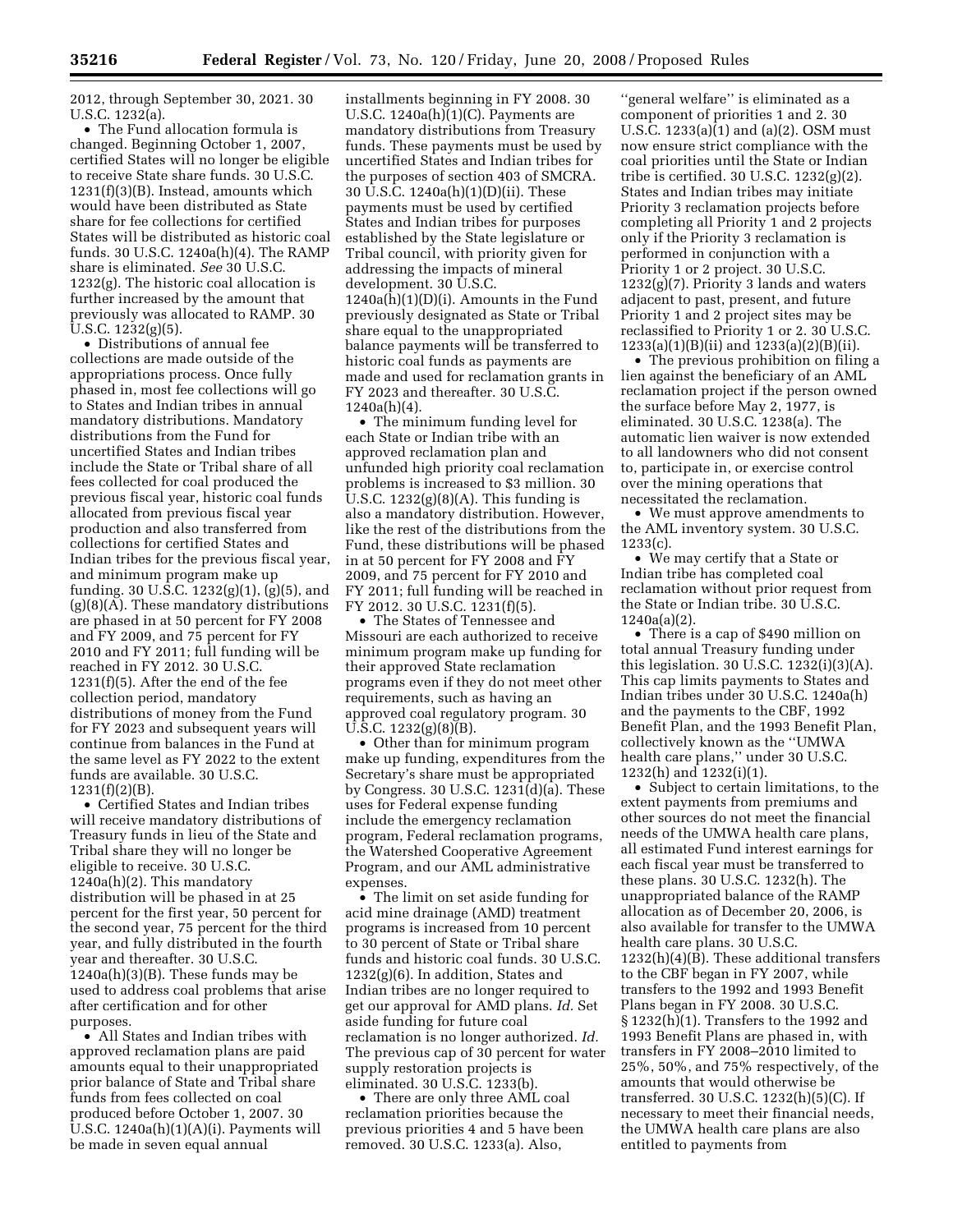2012, through September 30, 2021. 30 U.S.C. 1232(a).

- The Fund allocation formula is changed. Beginning October 1, 2007, certified States will no longer be eligible to receive State share funds. 30 U.S.C. 1231(f)(3)(B). Instead, amounts which would have been distributed as State share for fee collections for certified States will be distributed as historic coal funds. 30 U.S.C. 1240a(h)(4). The RAMP share is eliminated. *See* 30 U.S.C. 1232(g). The historic coal allocation is further increased by the amount that previously was allocated to RAMP. 30 U.S.C. 1232(g)(5).
- Distributions of annual fee collections are made outside of the appropriations process. Once fully phased in, most fee collections will go to States and Indian tribes in annual mandatory distributions. Mandatory distributions from the Fund for uncertified States and Indian tribes include the State or Tribal share of all fees collected for coal produced the previous fiscal year, historic coal funds allocated from previous fiscal year production and also transferred from collections for certified States and Indian tribes for the previous fiscal year, and minimum program make up funding. 30 U.S.C. 1232(g)(1), (g)(5), and (g)(8)(A). These mandatory distributions are phased in at 50 percent for FY 2008 and FY 2009, and 75 percent for FY 2010 and FY 2011; full funding will be reached in FY 2012. 30 U.S.C. 1231(f)(5). After the end of the fee collection period, mandatory distributions of money from the Fund for FY 2023 and subsequent years will continue from balances in the Fund at the same level as FY 2022 to the extent funds are available. 30 U.S.C. 1231(f)(2)(B).
- Certified States and Indian tribes will receive mandatory distributions of Treasury funds in lieu of the State and Tribal share they will no longer be eligible to receive. 30 U.S.C. 1240a(h)(2). This mandatory distribution will be phased in at 25 percent for the first year, 50 percent for the second year, 75 percent for the third year, and fully distributed in the fourth year and thereafter. 30 U.S.C. 1240a(h)(3)(B). These funds may be used to address coal problems that arise after certification and for other purposes.
- All States and Indian tribes with approved reclamation plans are paid amounts equal to their unappropriated prior balance of State and Tribal share funds from fees collected on coal produced before October 1, 2007. 30 U.S.C. 1240a(h)(1)(A)(i). Payments will be made in seven equal annual installments beginning in FY 2008. 30 U.S.C. 1240a(h)(1)(C). Payments are mandatory distributions from Treasury funds. These payments must be used by uncertified States and Indian tribes for the purposes of section 403 of SMCRA. 30 U.S.C. 1240a(h)(1)(D)(ii). These payments must be used by certified States and Indian tribes for purposes established by the State legislature or Tribal council, with priority given for addressing the impacts of mineral development. 30 U.S.C. 1240a(h)(1)(D)(i). Amounts in the Fund previously designated as State or Tribal share equal to the unappropriated balance payments will be transferred to historic coal funds as payments are made and used for reclamation grants in FY 2023 and thereafter. 30 U.S.C. 1240a(h)(4).
- The minimum funding level for each State or Indian tribe with an approved reclamation plan and unfunded high priority coal reclamation problems is increased to $3 million. 30 U.S.C. 1232(g)(8)(A). This funding is also a mandatory distribution. However, like the rest of the distributions from the Fund, these distributions will be phased in at 50 percent for FY 2008 and FY 2009, and 75 percent for FY 2010 and FY 2011; full funding will be reached in FY 2012. 30 U.S.C. 1231(f)(5).
- The States of Tennessee and Missouri are each authorized to receive minimum program make up funding for their approved State reclamation programs even if they do not meet other requirements, such as having an approved coal regulatory program. 30 U.S.C. 1232(g)(8)(B).
- Other than for minimum program make up funding, expenditures from the Secretary's share must be appropriated by Congress. 30 U.S.C. 1231(d)(a). These uses for Federal expense funding include the emergency reclamation program, Federal reclamation programs, the Watershed Cooperative Agreement Program, and our AML administrative expenses.
- The limit on set aside funding for acid mine drainage (AMD) treatment programs is increased from 10 percent to 30 percent of State or Tribal share funds and historic coal funds. 30 U.S.C. 1232(g)(6). In addition, States and Indian tribes are no longer required to get our approval for AMD plans. *Id.* Set aside funding for future coal reclamation is no longer authorized. *Id.* The previous cap of 30 percent for water supply restoration projects is eliminated. 30 U.S.C. 1233(b).
- There are only three AML coal reclamation priorities because the previous priorities 4 and 5 have been removed. 30 U.S.C. 1233(a). Also, ''general welfare'' is eliminated as a component of priorities 1 and 2. 30 U.S.C. 1233(a)(1) and (a)(2). OSM must now ensure strict compliance with the coal priorities until the State or Indian tribe is certified. 30 U.S.C. 1232(g)(2). States and Indian tribes may initiate Priority 3 reclamation projects before completing all Priority 1 and 2 projects only if the Priority 3 reclamation is performed in conjunction with a Priority 1 or 2 project. 30 U.S.C. 1232(g)(7). Priority 3 lands and waters adjacent to past, present, and future Priority 1 and 2 project sites may be reclassified to Priority 1 or 2. 30 U.S.C. 1233(a)(1)(B)(ii) and 1233(a)(2)(B)(ii).
- The previous prohibition on filing a lien against the beneficiary of an AML reclamation project if the person owned the surface before May 2, 1977, is eliminated. 30 U.S.C. 1238(a). The automatic lien waiver is now extended to all landowners who did not consent to, participate in, or exercise control over the mining operations that necessitated the reclamation.
- We must approve amendments to the AML inventory system. 30 U.S.C. 1233(c).
- We may certify that a State or Indian tribe has completed coal reclamation without prior request from the State or Indian tribe. 30 U.S.C. 1240a(a)(2).
- There is a cap of $490 million on total annual Treasury funding under this legislation. 30 U.S.C. 1232(i)(3)(A). This cap limits payments to States and Indian tribes under 30 U.S.C. 1240a(h) and the payments to the CBF, 1992 Benefit Plan, and the 1993 Benefit Plan, collectively known as the ''UMWA health care plans,'' under 30 U.S.C. 1232(h) and 1232(i)(1).
- Subject to certain limitations, to the extent payments from premiums and other sources do not meet the financial needs of the UMWA health care plans, all estimated Fund interest earnings for each fiscal year must be transferred to these plans. 30 U.S.C. 1232(h). The unappropriated balance of the RAMP allocation as of December 20, 2006, is also available for transfer to the UMWA health care plans. 30 U.S.C. 1232(h)(4)(B). These additional transfers to the CBF began in FY 2007, while transfers to the 1992 and 1993 Benefit Plans began in FY 2008. 30 U.S.C. § 1232(h)(1). Transfers to the 1992 and 1993 Benefit Plans are phased in, with transfers in FY 2008–2010 limited to 25%, 50%, and 75% respectively, of the amounts that would otherwise be transferred. 30 U.S.C. 1232(h)(5)(C). If necessary to meet their financial needs, the UMWA health care plans are also entitled to payments from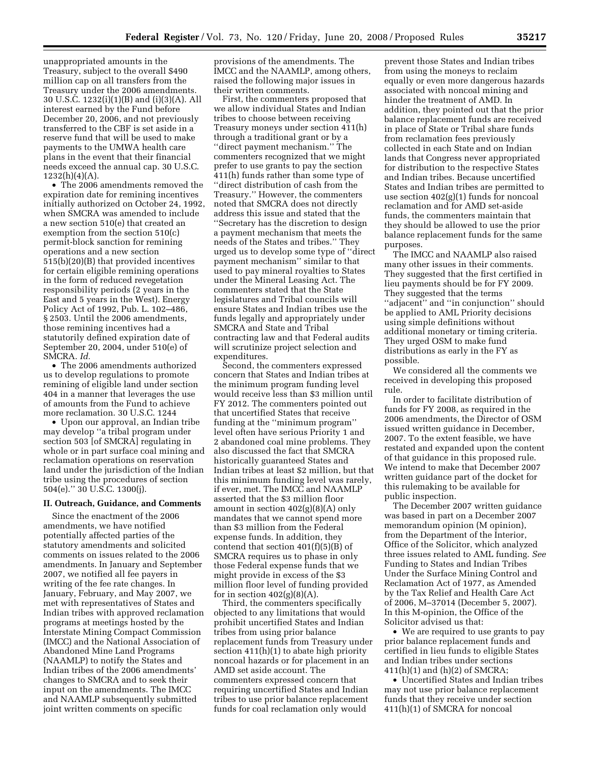unappropriated amounts in the Treasury, subject to the overall $490 million cap on all transfers from the Treasury under the 2006 amendments. 30 U.S.C. 1232(i)(1)(B) and (i)(3)(A). All interest earned by the Fund before December 20, 2006, and not previously transferred to the CBF is set aside in a reserve fund that will be used to make payments to the UMWA health care plans in the event that their financial needs exceed the annual cap. 30 U.S.C. 1232(h)(4)(A).

- The 2006 amendments removed the expiration date for remining incentives initially authorized on October 24, 1992, when SMCRA was amended to include a new section 510(e) that created an exemption from the section 510(c) permit-block sanction for remining operations and a new section 515(b)(20)(B) that provided incentives for certain eligible remining operations in the form of reduced revegetation responsibility periods (2 years in the East and 5 years in the West). Energy Policy Act of 1992, Pub. L. 102–486, § 2503. Until the 2006 amendments, those remining incentives had a statutorily defined expiration date of September 20, 2004, under 510(e) of SMCRA. *Id.*
- The 2006 amendments authorized us to develop regulations to promote remining of eligible land under section 404 in a manner that leverages the use of amounts from the Fund to achieve more reclamation. 30 U.S.C. 1244
- Upon our approval, an Indian tribe may develop ''a tribal program under section 503 [of SMCRA] regulating in whole or in part surface coal mining and reclamation operations on reservation land under the jurisdiction of the Indian tribe using the procedures of section 504(e).'' 30 U.S.C. 1300(j).

## II. Outreach, Guidance, and Comments

Since the enactment of the 2006 amendments, we have notified potentially affected parties of the statutory amendments and solicited comments on issues related to the 2006 amendments. In January and September 2007, we notified all fee payers in writing of the fee rate changes. In January, February, and May 2007, we met with representatives of States and Indian tribes with approved reclamation programs at meetings hosted by the Interstate Mining Compact Commission (IMCC) and the National Association of Abandoned Mine Land Programs (NAAMLP) to notify the States and Indian tribes of the 2006 amendments' changes to SMCRA and to seek their input on the amendments. The IMCC and NAAMLP subsequently submitted joint written comments on specific provisions of the amendments. The IMCC and the NAAMLP, among others, raised the following major issues in their written comments.

First, the commenters proposed that we allow individual States and Indian tribes to choose between receiving Treasury moneys under section 411(h) through a traditional grant or by a ''direct payment mechanism.'' The commenters recognized that we might prefer to use grants to pay the section 411(h) funds rather than some type of ''direct distribution of cash from the Treasury.'' However, the commenters noted that SMCRA does not directly address this issue and stated that the ''Secretary has the discretion to design a payment mechanism that meets the needs of the States and tribes.'' They urged us to develop some type of ''direct payment mechanism'' similar to that used to pay mineral royalties to States under the Mineral Leasing Act. The commenters stated that the State legislatures and Tribal councils will ensure States and Indian tribes use the funds legally and appropriately under SMCRA and State and Tribal contracting law and that Federal audits will scrutinize project selection and expenditures.

Second, the commenters expressed concern that States and Indian tribes at the minimum program funding level would receive less than $3 million until FY 2012. The commenters pointed out that uncertified States that receive funding at the ''minimum program'' level often have serious Priority 1 and 2 abandoned coal mine problems. They also discussed the fact that SMCRA historically guaranteed States and Indian tribes at least $2 million, but that this minimum funding level was rarely, if ever, met. The IMCC and NAAMLP asserted that the $3 million floor amount in section 402(g)(8)(A) only mandates that we cannot spend more than $3 million from the Federal expense funds. In addition, they contend that section 401(f)(5)(B) of SMCRA requires us to phase in only those Federal expense funds that we might provide in excess of the $3 million floor level of funding provided for in section 402(g)(8)(A).

Third, the commenters specifically objected to any limitations that would prohibit uncertified States and Indian tribes from using prior balance replacement funds from Treasury under section 411(h)(1) to abate high priority noncoal hazards or for placement in an AMD set aside account. The commenters expressed concern that requiring uncertified States and Indian tribes to use prior balance replacement funds for coal reclamation only would prevent those States and Indian tribes from using the moneys to reclaim equally or even more dangerous hazards associated with noncoal mining and hinder the treatment of AMD. In addition, they pointed out that the prior balance replacement funds are received in place of State or Tribal share funds from reclamation fees previously collected in each State and on Indian lands that Congress never appropriated for distribution to the respective States and Indian tribes. Because uncertified States and Indian tribes are permitted to use section 402(g)(1) funds for noncoal reclamation and for AMD set-aside funds, the commenters maintain that they should be allowed to use the prior balance replacement funds for the same purposes.

The IMCC and NAAMLP also raised many other issues in their comments. They suggested that the first certified in lieu payments should be for FY 2009. They suggested that the terms ''adjacent'' and ''in conjunction'' should be applied to AML Priority decisions using simple definitions without additional monetary or timing criteria. They urged OSM to make fund distributions as early in the FY as possible.

We considered all the comments we received in developing this proposed rule.

In order to facilitate distribution of funds for FY 2008, as required in the 2006 amendments, the Director of OSM issued written guidance in December, 2007. To the extent feasible, we have restated and expanded upon the content of that guidance in this proposed rule. We intend to make that December 2007 written guidance part of the docket for this rulemaking to be available for public inspection.

The December 2007 written guidance was based in part on a December 2007 memorandum opinion (M opinion), from the Department of the Interior, Office of the Solicitor, which analyzed three issues related to AML funding. *See* Funding to States and Indian Tribes Under the Surface Mining Control and Reclamation Act of 1977, as Amended by the Tax Relief and Health Care Act of 2006, M–37014 (December 5, 2007). In this M-opinion, the Office of the Solicitor advised us that:

- We are required to use grants to pay prior balance replacement funds and certified in lieu funds to eligible States and Indian tribes under sections 411(h)(1) and (h)(2) of SMCRA;
- Uncertified States and Indian tribes may not use prior balance replacement funds that they receive under section 411(h)(1) of SMCRA for noncoal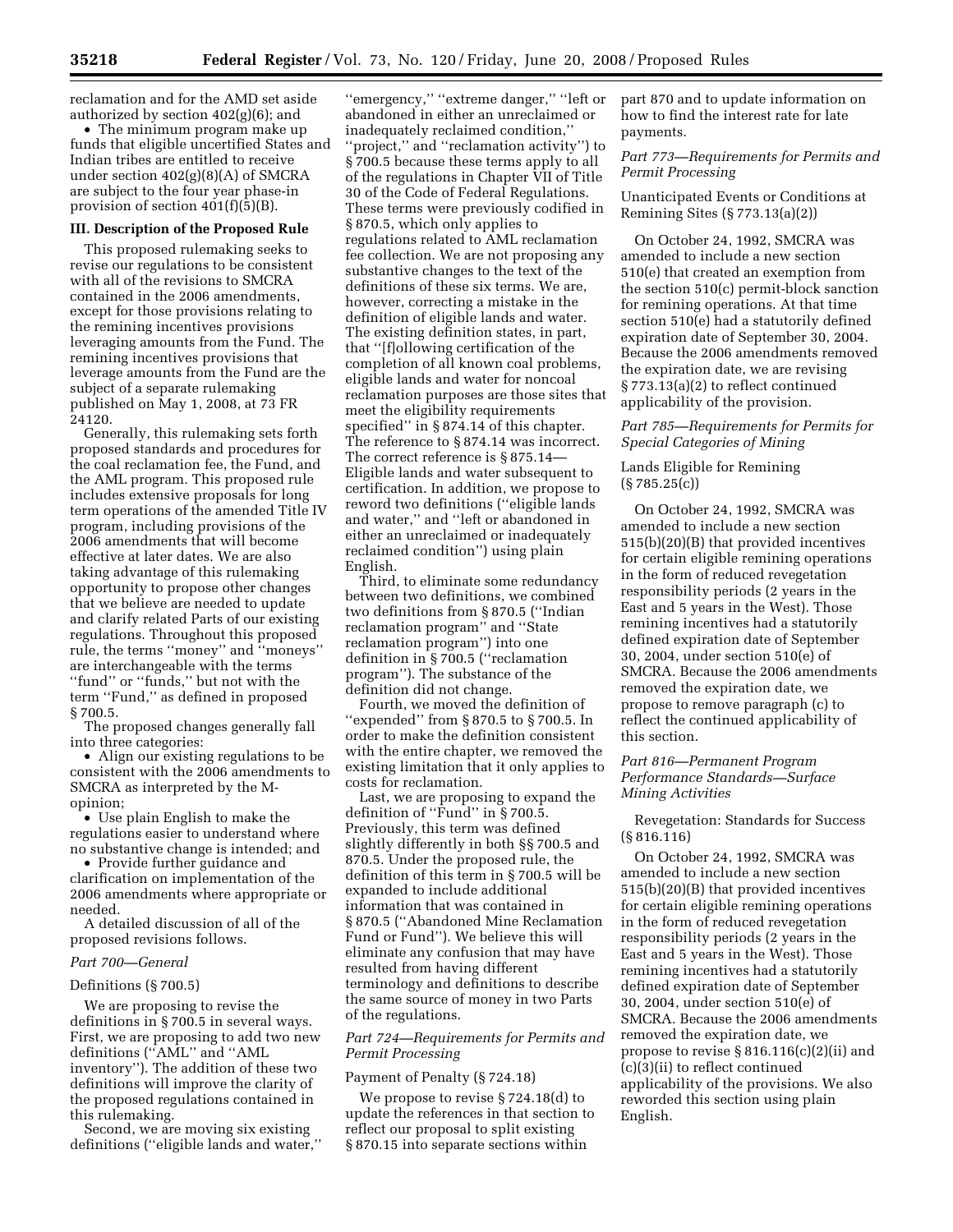reclamation and for the AMD set aside authorized by section 402(g)(6); and

• The minimum program make up funds that eligible uncertified States and Indian tribes are entitled to receive under section 402(g)(8)(A) of SMCRA are subject to the four year phase-in provision of section 401(f)(5)(B).

## III. Description of the Proposed Rule

This proposed rulemaking seeks to revise our regulations to be consistent with all of the revisions to SMCRA contained in the 2006 amendments, except for those provisions relating to the remining incentives provisions leveraging amounts from the Fund. The remining incentives provisions that leverage amounts from the Fund are the subject of a separate rulemaking published on May 1, 2008, at 73 FR 24120.

Generally, this rulemaking sets forth proposed standards and procedures for the coal reclamation fee, the Fund, and the AML program. This proposed rule includes extensive proposals for long term operations of the amended Title IV program, including provisions of the 2006 amendments that will become effective at later dates. We are also taking advantage of this rulemaking opportunity to propose other changes that we believe are needed to update and clarify related Parts of our existing regulations. Throughout this proposed rule, the terms ''money'' and ''moneys'' are interchangeable with the terms ''fund'' or ''funds,'' but not with the term ''Fund,'' as defined in proposed § 700.5.

The proposed changes generally fall into three categories:

• Align our existing regulations to be consistent with the 2006 amendments to SMCRA as interpreted by the M-opinion;

• Use plain English to make the regulations easier to understand where no substantive change is intended; and

• Provide further guidance and clarification on implementation of the 2006 amendments where appropriate or needed.

A detailed discussion of all of the proposed revisions follows.

### *Part 700—General*

Definitions (§ 700.5)

We are proposing to revise the definitions in § 700.5 in several ways. First, we are proposing to add two new definitions (''AML'' and ''AML inventory''). The addition of these two definitions will improve the clarity of the proposed regulations contained in this rulemaking.

Second, we are moving six existing definitions (''eligible lands and water,'' ''emergency,'' ''extreme danger,'' ''left or abandoned in either an unreclaimed or inadequately reclaimed condition,'' ''project,'' and ''reclamation activity'') to § 700.5 because these terms apply to all of the regulations in Chapter VII of Title 30 of the Code of Federal Regulations. These terms were previously codified in § 870.5, which only applies to regulations related to AML reclamation fee collection. We are not proposing any substantive changes to the text of the definitions of these six terms. We are, however, correcting a mistake in the definition of eligible lands and water. The existing definition states, in part, that ''[f]ollowing certification of the completion of all known coal problems, eligible lands and water for noncoal reclamation purposes are those sites that meet the eligibility requirements specified'' in § 874.14 of this chapter. The reference to § 874.14 was incorrect. The correct reference is § 875.14—Eligible lands and water subsequent to certification. In addition, we propose to reword two definitions (''eligible lands and water,'' and ''left or abandoned in either an unreclaimed or inadequately reclaimed condition'') using plain English.

Third, to eliminate some redundancy between two definitions, we combined two definitions from § 870.5 (''Indian reclamation program'' and ''State reclamation program'') into one definition in § 700.5 (''reclamation program''). The substance of the definition did not change.

Fourth, we moved the definition of ''expended'' from § 870.5 to § 700.5. In order to make the definition consistent with the entire chapter, we removed the existing limitation that it only applies to costs for reclamation.

Last, we are proposing to expand the definition of ''Fund'' in § 700.5. Previously, this term was defined slightly differently in both §§ 700.5 and 870.5. Under the proposed rule, the definition of this term in § 700.5 will be expanded to include additional information that was contained in § 870.5 (''Abandoned Mine Reclamation Fund or Fund''). We believe this will eliminate any confusion that may have resulted from having different terminology and definitions to describe the same source of money in two Parts of the regulations.

### *Part 724—Requirements for Permits and Permit Processing*

Payment of Penalty (§ 724.18)

We propose to revise § 724.18(d) to update the references in that section to reflect our proposal to split existing § 870.15 into separate sections within part 870 and to update information on how to find the interest rate for late payments.

### *Part 773—Requirements for Permits and Permit Processing*

Unanticipated Events or Conditions at Remining Sites (§ 773.13(a)(2))

On October 24, 1992, SMCRA was amended to include a new section 510(e) that created an exemption from the section 510(c) permit-block sanction for remining operations. At that time section 510(e) had a statutorily defined expiration date of September 30, 2004. Because the 2006 amendments removed the expiration date, we are revising § 773.13(a)(2) to reflect continued applicability of the provision.

### *Part 785—Requirements for Permits for Special Categories of Mining*

Lands Eligible for Remining (§ 785.25(c))

On October 24, 1992, SMCRA was amended to include a new section 515(b)(20)(B) that provided incentives for certain eligible remining operations in the form of reduced revegetation responsibility periods (2 years in the East and 5 years in the West). Those remining incentives had a statutorily defined expiration date of September 30, 2004, under section 510(e) of SMCRA. Because the 2006 amendments removed the expiration date, we propose to remove paragraph (c) to reflect the continued applicability of this section.

### *Part 816—Permanent Program Performance Standards—Surface Mining Activities*

Revegetation: Standards for Success (§ 816.116)

On October 24, 1992, SMCRA was amended to include a new section 515(b)(20)(B) that provided incentives for certain eligible remining operations in the form of reduced revegetation responsibility periods (2 years in the East and 5 years in the West). Those remining incentives had a statutorily defined expiration date of September 30, 2004, under section 510(e) of SMCRA. Because the 2006 amendments removed the expiration date, we propose to revise § 816.116(c)(2)(ii) and (c)(3)(ii) to reflect continued applicability of the provisions. We also reworded this section using plain English.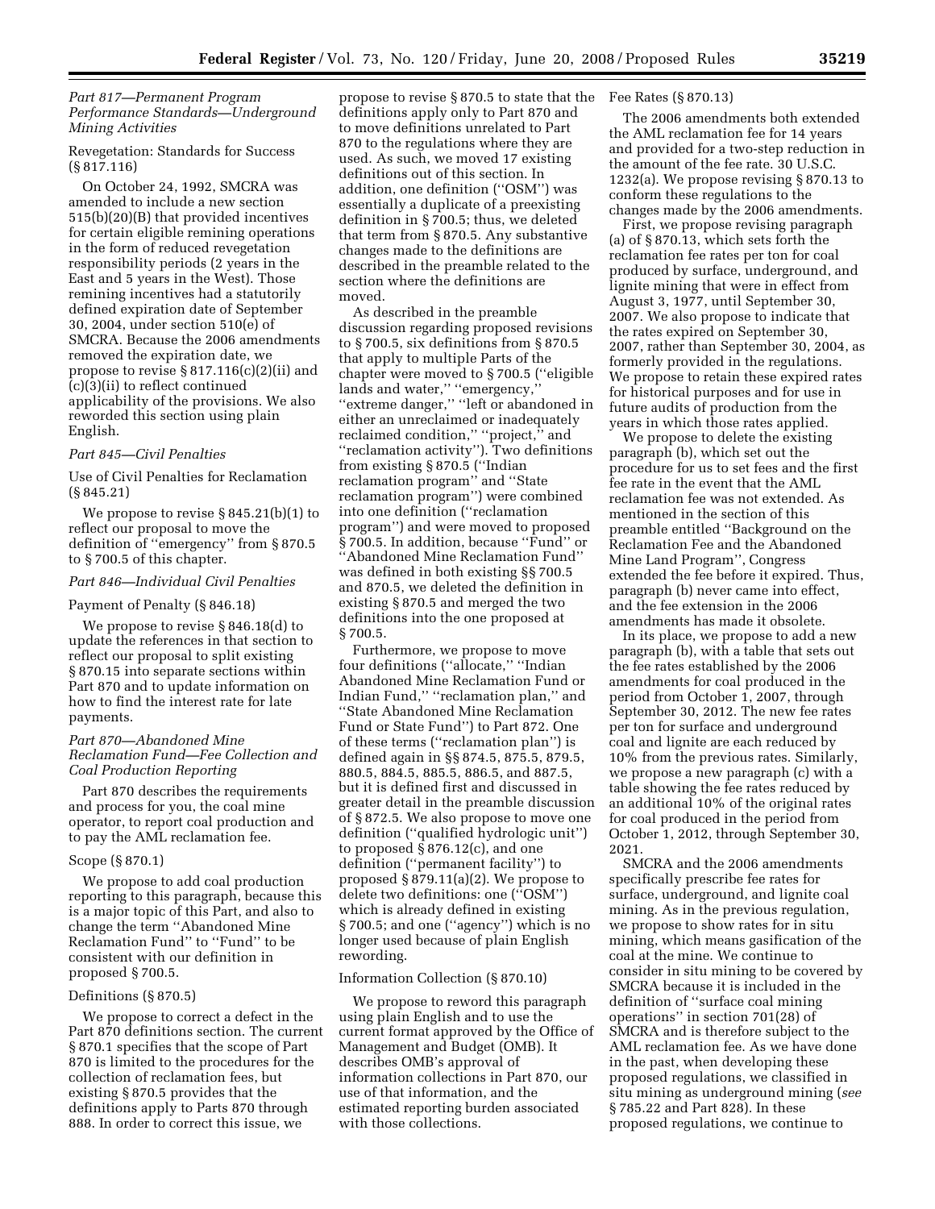*Part 817—Permanent Program Performance Standards—Underground Mining Activities*

Revegetation: Standards for Success (§ 817.116)

On October 24, 1992, SMCRA was amended to include a new section 515(b)(20)(B) that provided incentives for certain eligible remining operations in the form of reduced revegetation responsibility periods (2 years in the East and 5 years in the West). Those remining incentives had a statutorily defined expiration date of September 30, 2004, under section 510(e) of SMCRA. Because the 2006 amendments removed the expiration date, we propose to revise § 817.116(c)(2)(ii) and (c)(3)(ii) to reflect continued applicability of the provisions. We also reworded this section using plain English.

*Part 845—Civil Penalties*

Use of Civil Penalties for Reclamation (§ 845.21)

We propose to revise § 845.21(b)(1) to reflect our proposal to move the definition of ''emergency'' from § 870.5 to § 700.5 of this chapter.

*Part 846—Individual Civil Penalties*

Payment of Penalty (§ 846.18)

We propose to revise § 846.18(d) to update the references in that section to reflect our proposal to split existing § 870.15 into separate sections within Part 870 and to update information on how to find the interest rate for late payments.

*Part 870—Abandoned Mine Reclamation Fund—Fee Collection and Coal Production Reporting*

Part 870 describes the requirements and process for you, the coal mine operator, to report coal production and to pay the AML reclamation fee.

Scope (§ 870.1)

We propose to add coal production reporting to this paragraph, because this is a major topic of this Part, and also to change the term ''Abandoned Mine Reclamation Fund'' to ''Fund'' to be consistent with our definition in proposed § 700.5.

Definitions (§ 870.5)

We propose to correct a defect in the Part 870 definitions section. The current § 870.1 specifies that the scope of Part 870 is limited to the procedures for the collection of reclamation fees, but existing § 870.5 provides that the definitions apply to Parts 870 through 888. In order to correct this issue, we propose to revise § 870.5 to state that the definitions apply only to Part 870 and to move definitions unrelated to Part 870 to the regulations where they are used. As such, we moved 17 existing definitions out of this section. In addition, one definition (''OSM'') was essentially a duplicate of a preexisting definition in § 700.5; thus, we deleted that term from § 870.5. Any substantive changes made to the definitions are described in the preamble related to the section where the definitions are moved.

As described in the preamble discussion regarding proposed revisions to § 700.5, six definitions from § 870.5 that apply to multiple Parts of the chapter were moved to § 700.5 (''eligible lands and water,'' ''emergency,'' ''extreme danger,'' ''left or abandoned in either an unreclaimed or inadequately reclaimed condition,'' ''project,'' and ''reclamation activity''). Two definitions from existing § 870.5 (''Indian reclamation program'' and ''State reclamation program'') were combined into one definition (''reclamation program'') and were moved to proposed § 700.5. In addition, because ''Fund'' or ''Abandoned Mine Reclamation Fund'' was defined in both existing §§ 700.5 and 870.5, we deleted the definition in existing § 870.5 and merged the two definitions into the one proposed at § 700.5.

Furthermore, we propose to move four definitions (''allocate,'' ''Indian Abandoned Mine Reclamation Fund or Indian Fund,'' ''reclamation plan,'' and ''State Abandoned Mine Reclamation Fund or State Fund'') to Part 872. One of these terms (''reclamation plan'') is defined again in §§ 874.5, 875.5, 879.5, 880.5, 884.5, 885.5, 886.5, and 887.5, but it is defined first and discussed in greater detail in the preamble discussion of § 872.5. We also propose to move one definition (''qualified hydrologic unit'') to proposed § 876.12(c), and one definition (''permanent facility'') to proposed § 879.11(a)(2). We propose to delete two definitions: one (''OSM'') which is already defined in existing § 700.5; and one (''agency'') which is no longer used because of plain English rewording.

Information Collection (§ 870.10)

We propose to reword this paragraph using plain English and to use the current format approved by the Office of Management and Budget (OMB). It describes OMB's approval of information collections in Part 870, our use of that information, and the estimated reporting burden associated with those collections.

Fee Rates (§ 870.13)

The 2006 amendments both extended the AML reclamation fee for 14 years and provided for a two-step reduction in the amount of the fee rate. 30 U.S.C. 1232(a). We propose revising § 870.13 to conform these regulations to the changes made by the 2006 amendments.

First, we propose revising paragraph (a) of § 870.13, which sets forth the reclamation fee rates per ton for coal produced by surface, underground, and lignite mining that were in effect from August 3, 1977, until September 30, 2007. We also propose to indicate that the rates expired on September 30, 2007, rather than September 30, 2004, as formerly provided in the regulations. We propose to retain these expired rates for historical purposes and for use in future audits of production from the years in which those rates applied.

We propose to delete the existing paragraph (b), which set out the procedure for us to set fees and the first fee rate in the event that the AML reclamation fee was not extended. As mentioned in the section of this preamble entitled ''Background on the Reclamation Fee and the Abandoned Mine Land Program'', Congress extended the fee before it expired. Thus, paragraph (b) never came into effect, and the fee extension in the 2006 amendments has made it obsolete.

In its place, we propose to add a new paragraph (b), with a table that sets out the fee rates established by the 2006 amendments for coal produced in the period from October 1, 2007, through September 30, 2012. The new fee rates per ton for surface and underground coal and lignite are each reduced by 10% from the previous rates. Similarly, we propose a new paragraph (c) with a table showing the fee rates reduced by an additional 10% of the original rates for coal produced in the period from October 1, 2012, through September 30, 2021.

SMCRA and the 2006 amendments specifically prescribe fee rates for surface, underground, and lignite coal mining. As in the previous regulation, we propose to show rates for in situ mining, which means gasification of the coal at the mine. We continue to consider in situ mining to be covered by SMCRA because it is included in the definition of ''surface coal mining operations'' in section 701(28) of SMCRA and is therefore subject to the AML reclamation fee. As we have done in the past, when developing these proposed regulations, we classified in situ mining as underground mining (*see* § 785.22 and Part 828). In these proposed regulations, we continue to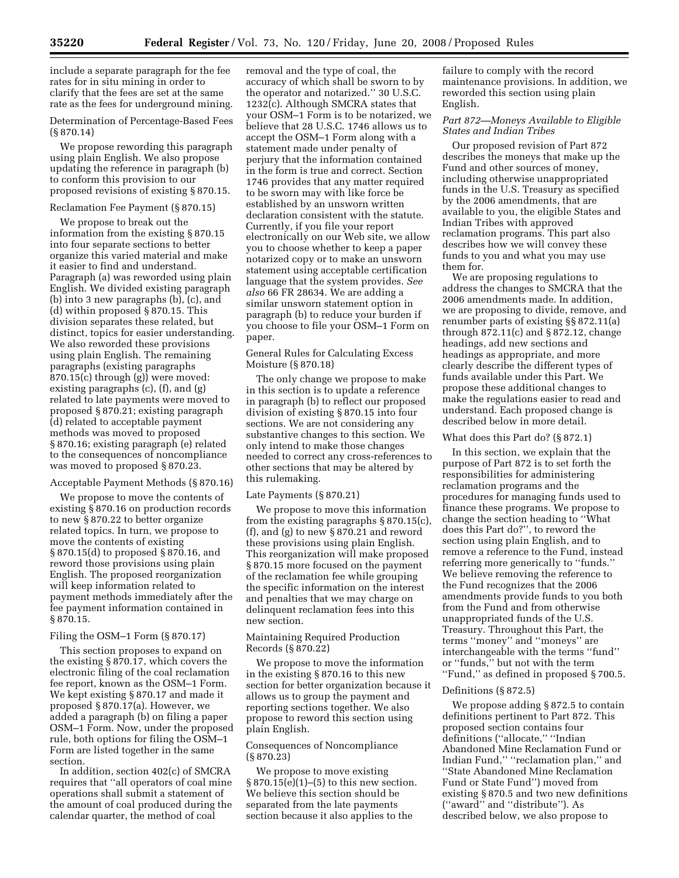include a separate paragraph for the fee rates for in situ mining in order to clarify that the fees are set at the same rate as the fees for underground mining.

Determination of Percentage-Based Fees (§ 870.14)

We propose rewording this paragraph using plain English. We also propose updating the reference in paragraph (b) to conform this provision to our proposed revisions of existing § 870.15.

Reclamation Fee Payment (§ 870.15)

We propose to break out the information from the existing § 870.15 into four separate sections to better organize this varied material and make it easier to find and understand. Paragraph (a) was reworded using plain English. We divided existing paragraph (b) into 3 new paragraphs (b), (c), and (d) within proposed § 870.15. This division separates these related, but distinct, topics for easier understanding. We also reworded these provisions using plain English. The remaining paragraphs (existing paragraphs 870.15(c) through (g)) were moved: existing paragraphs (c), (f), and (g) related to late payments were moved to proposed § 870.21; existing paragraph (d) related to acceptable payment methods was moved to proposed § 870.16; existing paragraph (e) related to the consequences of noncompliance was moved to proposed § 870.23.

Acceptable Payment Methods (§ 870.16)

We propose to move the contents of existing § 870.16 on production records to new § 870.22 to better organize related topics. In turn, we propose to move the contents of existing § 870.15(d) to proposed § 870.16, and reword those provisions using plain English. The proposed reorganization will keep information related to payment methods immediately after the fee payment information contained in § 870.15.

Filing the OSM–1 Form (§ 870.17)

This section proposes to expand on the existing § 870.17, which covers the electronic filing of the coal reclamation fee report, known as the OSM–1 Form. We kept existing § 870.17 and made it proposed § 870.17(a). However, we added a paragraph (b) on filing a paper OSM–1 Form. Now, under the proposed rule, both options for filing the OSM–1 Form are listed together in the same section.

In addition, section 402(c) of SMCRA requires that "all operators of coal mine operations shall submit a statement of the amount of coal produced during the calendar quarter, the method of coal removal and the type of coal, the accuracy of which shall be sworn to by the operator and notarized." 30 U.S.C. 1232(c). Although SMCRA states that your OSM–1 Form is to be notarized, we believe that 28 U.S.C. 1746 allows us to accept the OSM–1 Form along with a statement made under penalty of perjury that the information contained in the form is true and correct. Section 1746 provides that any matter required to be sworn may with like force be established by an unsworn written declaration consistent with the statute. Currently, if you file your report electronically on our Web site, we allow you to choose whether to keep a paper notarized copy or to make an unsworn statement using acceptable certification language that the system provides. *See also* 66 FR 28634. We are adding a similar unsworn statement option in paragraph (b) to reduce your burden if you choose to file your OSM–1 Form on paper.

General Rules for Calculating Excess Moisture (§ 870.18)

The only change we propose to make in this section is to update a reference in paragraph (b) to reflect our proposed division of existing § 870.15 into four sections. We are not considering any substantive changes to this section. We only intend to make those changes needed to correct any cross-references to other sections that may be altered by this rulemaking.

Late Payments (§ 870.21)

We propose to move this information from the existing paragraphs § 870.15(c), (f), and (g) to new § 870.21 and reword these provisions using plain English. This reorganization will make proposed § 870.15 more focused on the payment of the reclamation fee while grouping the specific information on the interest and penalties that we may charge on delinquent reclamation fees into this new section.

Maintaining Required Production Records (§ 870.22)

We propose to move the information in the existing § 870.16 to this new section for better organization because it allows us to group the payment and reporting sections together. We also propose to reword this section using plain English.

Consequences of Noncompliance (§ 870.23)

We propose to move existing § 870.15(e)(1)–(5) to this new section. We believe this section should be separated from the late payments section because it also applies to the failure to comply with the record maintenance provisions. In addition, we reworded this section using plain English.

### *Part 872—Moneys Available to Eligible States and Indian Tribes*

Our proposed revision of Part 872 describes the moneys that make up the Fund and other sources of money, including otherwise unappropriated funds in the U.S. Treasury as specified by the 2006 amendments, that are available to you, the eligible States and Indian Tribes with approved reclamation programs. This part also describes how we will convey these funds to you and what you may use them for.

We are proposing regulations to address the changes to SMCRA that the 2006 amendments made. In addition, we are proposing to divide, remove, and renumber parts of existing §§ 872.11(a) through 872.11(c) and § 872.12, change headings, add new sections and headings as appropriate, and more clearly describe the different types of funds available under this Part. We propose these additional changes to make the regulations easier to read and understand. Each proposed change is described below in more detail.

What does this Part do? (§ 872.1)

In this section, we explain that the purpose of Part 872 is to set forth the responsibilities for administering reclamation programs and the procedures for managing funds used to finance these programs. We propose to change the section heading to "What does this Part do?", to reword the section using plain English, and to remove a reference to the Fund, instead referring more generically to "funds." We believe removing the reference to the Fund recognizes that the 2006 amendments provide funds to you both from the Fund and from otherwise unappropriated funds of the U.S. Treasury. Throughout this Part, the terms "money" and "moneys" are interchangeable with the terms "fund" or "funds," but not with the term "Fund," as defined in proposed § 700.5.

Definitions (§ 872.5)

We propose adding § 872.5 to contain definitions pertinent to Part 872. This proposed section contains four definitions ("allocate," "Indian Abandoned Mine Reclamation Fund or Indian Fund," "reclamation plan," and "State Abandoned Mine Reclamation Fund or State Fund") moved from existing § 870.5 and two new definitions ("award" and "distribute"). As described below, we also propose to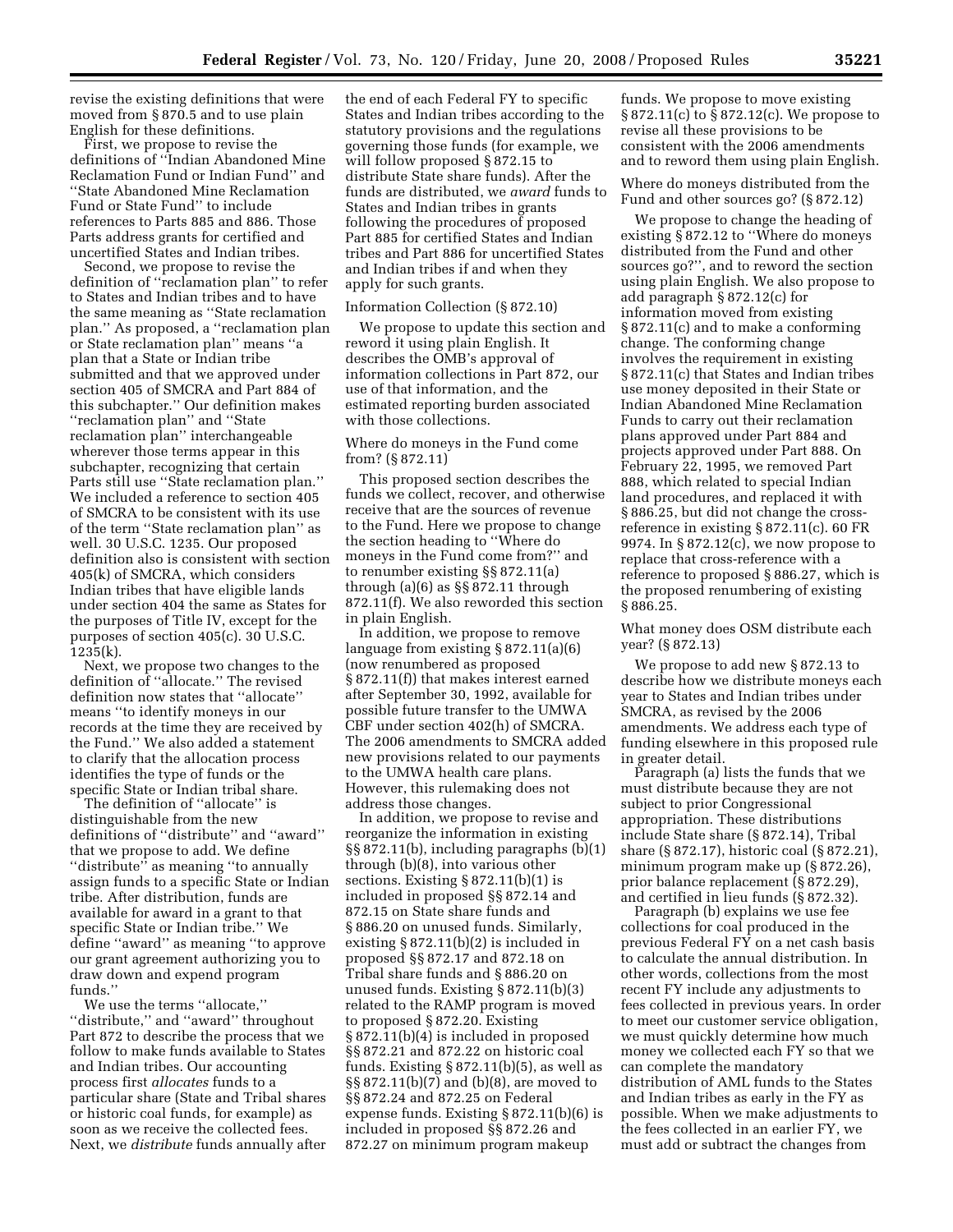revise the existing definitions that were moved from § 870.5 and to use plain English for these definitions.

First, we propose to revise the definitions of ''Indian Abandoned Mine Reclamation Fund or Indian Fund'' and ''State Abandoned Mine Reclamation Fund or State Fund'' to include references to Parts 885 and 886. Those Parts address grants for certified and uncertified States and Indian tribes.

Second, we propose to revise the definition of ''reclamation plan'' to refer to States and Indian tribes and to have the same meaning as ''State reclamation plan.'' As proposed, a ''reclamation plan or State reclamation plan'' means ''a plan that a State or Indian tribe submitted and that we approved under section 405 of SMCRA and Part 884 of this subchapter.'' Our definition makes ''reclamation plan'' and ''State reclamation plan'' interchangeable wherever those terms appear in this subchapter, recognizing that certain Parts still use ''State reclamation plan.'' We included a reference to section 405 of SMCRA to be consistent with its use of the term ''State reclamation plan'' as well. 30 U.S.C. 1235. Our proposed definition also is consistent with section 405(k) of SMCRA, which considers Indian tribes that have eligible lands under section 404 the same as States for the purposes of Title IV, except for the purposes of section 405(c). 30 U.S.C. 1235(k).

Next, we propose two changes to the definition of ''allocate.'' The revised definition now states that ''allocate'' means ''to identify moneys in our records at the time they are received by the Fund.'' We also added a statement to clarify that the allocation process identifies the type of funds or the specific State or Indian tribal share.

The definition of ''allocate'' is distinguishable from the new definitions of ''distribute'' and ''award'' that we propose to add. We define ''distribute'' as meaning ''to annually assign funds to a specific State or Indian tribe. After distribution, funds are available for award in a grant to that specific State or Indian tribe.'' We define ''award'' as meaning ''to approve our grant agreement authorizing you to draw down and expend program funds.''

We use the terms ''allocate,'' ''distribute,'' and ''award'' throughout Part 872 to describe the process that we follow to make funds available to States and Indian tribes. Our accounting process first *allocates* funds to a particular share (State and Tribal shares or historic coal funds, for example) as soon as we receive the collected fees. Next, we *distribute* funds annually after the end of each Federal FY to specific States and Indian tribes according to the statutory provisions and the regulations governing those funds (for example, we will follow proposed § 872.15 to distribute State share funds). After the funds are distributed, we *award* funds to States and Indian tribes in grants following the procedures of proposed Part 885 for certified States and Indian tribes and Part 886 for uncertified States and Indian tribes if and when they apply for such grants.

Information Collection (§ 872.10)

We propose to update this section and reword it using plain English. It describes the OMB's approval of information collections in Part 872, our use of that information, and the estimated reporting burden associated with those collections.

Where do moneys in the Fund come from? (§ 872.11)

This proposed section describes the funds we collect, recover, and otherwise receive that are the sources of revenue to the Fund. Here we propose to change the section heading to ''Where do moneys in the Fund come from?'' and to renumber existing §§ 872.11(a) through (a)(6) as §§ 872.11 through 872.11(f). We also reworded this section in plain English.

In addition, we propose to remove language from existing § 872.11(a)(6) (now renumbered as proposed § 872.11(f)) that makes interest earned after September 30, 1992, available for possible future transfer to the UMWA CBF under section 402(h) of SMCRA. The 2006 amendments to SMCRA added new provisions related to our payments to the UMWA health care plans. However, this rulemaking does not address those changes.

In addition, we propose to revise and reorganize the information in existing §§ 872.11(b), including paragraphs (b)(1) through (b)(8), into various other sections. Existing § 872.11(b)(1) is included in proposed §§ 872.14 and 872.15 on State share funds and § 886.20 on unused funds. Similarly, existing § 872.11(b)(2) is included in proposed §§ 872.17 and 872.18 on Tribal share funds and § 886.20 on unused funds. Existing § 872.11(b)(3) related to the RAMP program is moved to proposed § 872.20. Existing § 872.11(b)(4) is included in proposed §§ 872.21 and 872.22 on historic coal funds. Existing § 872.11(b)(5), as well as §§ 872.11(b)(7) and (b)(8), are moved to §§ 872.24 and 872.25 on Federal expense funds. Existing § 872.11(b)(6) is included in proposed §§ 872.26 and 872.27 on minimum program makeup funds. We propose to move existing § 872.11(c) to § 872.12(c). We propose to revise all these provisions to be consistent with the 2006 amendments and to reword them using plain English.

Where do moneys distributed from the Fund and other sources go? (§ 872.12)

We propose to change the heading of existing § 872.12 to ''Where do moneys distributed from the Fund and other sources go?'', and to reword the section using plain English. We also propose to add paragraph § 872.12(c) for information moved from existing § 872.11(c) and to make a conforming change. The conforming change involves the requirement in existing § 872.11(c) that States and Indian tribes use money deposited in their State or Indian Abandoned Mine Reclamation Funds to carry out their reclamation plans approved under Part 884 and projects approved under Part 888. On February 22, 1995, we removed Part 888, which related to special Indian land procedures, and replaced it with § 886.25, but did not change the cross-reference in existing § 872.11(c). 60 FR 9974. In § 872.12(c), we now propose to replace that cross-reference with a reference to proposed § 886.27, which is the proposed renumbering of existing § 886.25.

What money does OSM distribute each year? (§ 872.13)

We propose to add new § 872.13 to describe how we distribute moneys each year to States and Indian tribes under SMCRA, as revised by the 2006 amendments. We address each type of funding elsewhere in this proposed rule in greater detail.

Paragraph (a) lists the funds that we must distribute because they are not subject to prior Congressional appropriation. These distributions include State share (§ 872.14), Tribal share (§ 872.17), historic coal (§ 872.21), minimum program make up (§ 872.26), prior balance replacement (§ 872.29), and certified in lieu funds (§ 872.32).

Paragraph (b) explains we use fee collections for coal produced in the previous Federal FY on a net cash basis to calculate the annual distribution. In other words, collections from the most recent FY include any adjustments to fees collected in previous years. In order to meet our customer service obligation, we must quickly determine how much money we collected each FY so that we can complete the mandatory distribution of AML funds to the States and Indian tribes as early in the FY as possible. When we make adjustments to the fees collected in an earlier FY, we must add or subtract the changes from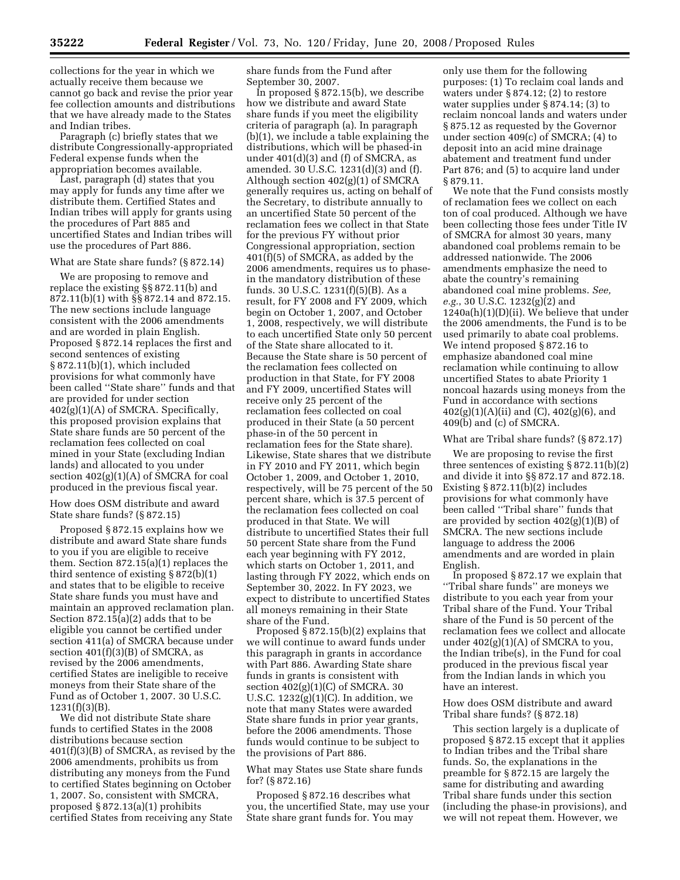collections for the year in which we actually receive them because we cannot go back and revise the prior year fee collection amounts and distributions that we have already made to the States and Indian tribes.

Paragraph (c) briefly states that we distribute Congressionally-appropriated Federal expense funds when the appropriation becomes available.

Last, paragraph (d) states that you may apply for funds any time after we distribute them. Certified States and Indian tribes will apply for grants using the procedures of Part 885 and uncertified States and Indian tribes will use the procedures of Part 886.

What are State share funds? (§ 872.14)

We are proposing to remove and replace the existing §§ 872.11(b) and 872.11(b)(1) with §§ 872.14 and 872.15. The new sections include language consistent with the 2006 amendments and are worded in plain English. Proposed § 872.14 replaces the first and second sentences of existing § 872.11(b)(1), which included provisions for what commonly have been called ''State share'' funds and that are provided for under section 402(g)(1)(A) of SMCRA. Specifically, this proposed provision explains that State share funds are 50 percent of the reclamation fees collected on coal mined in your State (excluding Indian lands) and allocated to you under section 402(g)(1)(A) of SMCRA for coal produced in the previous fiscal year.

How does OSM distribute and award State share funds? (§ 872.15)

Proposed § 872.15 explains how we distribute and award State share funds to you if you are eligible to receive them. Section 872.15(a)(1) replaces the third sentence of existing § 872(b)(1) and states that to be eligible to receive State share funds you must have and maintain an approved reclamation plan. Section 872.15(a)(2) adds that to be eligible you cannot be certified under section 411(a) of SMCRA because under section 401(f)(3)(B) of SMCRA, as revised by the 2006 amendments, certified States are ineligible to receive moneys from their State share of the Fund as of October 1, 2007. 30 U.S.C. 1231(f)(3)(B).

We did not distribute State share funds to certified States in the 2008 distributions because section 401(f)(3)(B) of SMCRA, as revised by the 2006 amendments, prohibits us from distributing any moneys from the Fund to certified States beginning on October 1, 2007. So, consistent with SMCRA, proposed § 872.13(a)(1) prohibits certified States from receiving any State share funds from the Fund after September 30, 2007.

In proposed § 872.15(b), we describe how we distribute and award State share funds if you meet the eligibility criteria of paragraph (a). In paragraph (b)(1), we include a table explaining the distributions, which will be phased-in under 401(d)(3) and (f) of SMCRA, as amended. 30 U.S.C. 1231(d)(3) and (f). Although section 402(g)(1) of SMCRA generally requires us, acting on behalf of the Secretary, to distribute annually to an uncertified State 50 percent of the reclamation fees we collect in that State for the previous FY without prior Congressional appropriation, section 401(f)(5) of SMCRA, as added by the 2006 amendments, requires us to phase-in the mandatory distribution of these funds. 30 U.S.C. 1231(f)(5)(B). As a result, for FY 2008 and FY 2009, which begin on October 1, 2007, and October 1, 2008, respectively, we will distribute to each uncertified State only 50 percent of the State share allocated to it. Because the State share is 50 percent of the reclamation fees collected on production in that State, for FY 2008 and FY 2009, uncertified States will receive only 25 percent of the reclamation fees collected on coal produced in their State (a 50 percent phase-in of the 50 percent in reclamation fees for the State share). Likewise, State shares that we distribute in FY 2010 and FY 2011, which begin October 1, 2009, and October 1, 2010, respectively, will be 75 percent of the 50 percent share, which is 37.5 percent of the reclamation fees collected on coal produced in that State. We will distribute to uncertified States their full 50 percent State share from the Fund each year beginning with FY 2012, which starts on October 1, 2011, and lasting through FY 2022, which ends on September 30, 2022. In FY 2023, we expect to distribute to uncertified States all moneys remaining in their State share of the Fund.

Proposed § 872.15(b)(2) explains that we will continue to award funds under this paragraph in grants in accordance with Part 886. Awarding State share funds in grants is consistent with section 402(g)(1)(C) of SMCRA. 30 U.S.C. 1232(g)(1)(C). In addition, we note that many States were awarded State share funds in prior year grants, before the 2006 amendments. Those funds would continue to be subject to the provisions of Part 886.

What may States use State share funds for? (§ 872.16)

Proposed § 872.16 describes what you, the uncertified State, may use your State share grant funds for. You may only use them for the following purposes: (1) To reclaim coal lands and waters under § 874.12; (2) to restore water supplies under § 874.14; (3) to reclaim noncoal lands and waters under § 875.12 as requested by the Governor under section 409(c) of SMCRA; (4) to deposit into an acid mine drainage abatement and treatment fund under Part 876; and (5) to acquire land under § 879.11.

We note that the Fund consists mostly of reclamation fees we collect on each ton of coal produced. Although we have been collecting those fees under Title IV of SMCRA for almost 30 years, many abandoned coal problems remain to be addressed nationwide. The 2006 amendments emphasize the need to abate the country's remaining abandoned coal mine problems. *See, e.g.*, 30 U.S.C. 1232(g)(2) and 1240a(h)(1)(D)(ii). We believe that under the 2006 amendments, the Fund is to be used primarily to abate coal problems. We intend proposed § 872.16 to emphasize abandoned coal mine reclamation while continuing to allow uncertified States to abate Priority 1 noncoal hazards using moneys from the Fund in accordance with sections 402(g)(1)(A)(ii) and (C), 402(g)(6), and 409(b) and (c) of SMCRA.

What are Tribal share funds? (§ 872.17)

We are proposing to revise the first three sentences of existing § 872.11(b)(2) and divide it into §§ 872.17 and 872.18. Existing § 872.11(b)(2) includes provisions for what commonly have been called ''Tribal share'' funds that are provided by section 402(g)(1)(B) of SMCRA. The new sections include language to address the 2006 amendments and are worded in plain English.

In proposed § 872.17 we explain that ''Tribal share funds'' are moneys we distribute to you each year from your Tribal share of the Fund. Your Tribal share of the Fund is 50 percent of the reclamation fees we collect and allocate under 402(g)(1)(A) of SMCRA to you, the Indian tribe(s), in the Fund for coal produced in the previous fiscal year from the Indian lands in which you have an interest.

How does OSM distribute and award Tribal share funds? (§ 872.18)

This section largely is a duplicate of proposed § 872.15 except that it applies to Indian tribes and the Tribal share funds. So, the explanations in the preamble for § 872.15 are largely the same for distributing and awarding Tribal share funds under this section (including the phase-in provisions), and we will not repeat them. However, we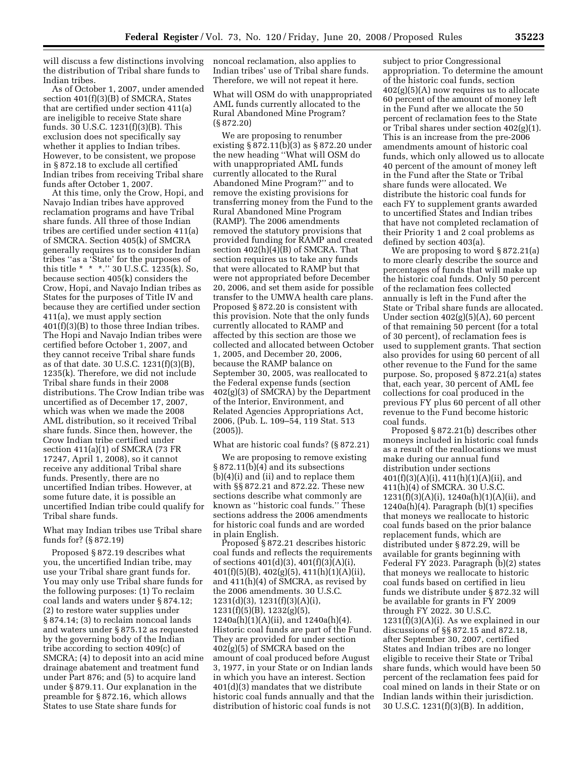will discuss a few distinctions involving the distribution of Tribal share funds to Indian tribes.

As of October 1, 2007, under amended section 401(f)(3)(B) of SMCRA, States that are certified under section 411(a) are ineligible to receive State share funds. 30 U.S.C. 1231(f)(3)(B). This exclusion does not specifically say whether it applies to Indian tribes. However, to be consistent, we propose in § 872.18 to exclude all certified Indian tribes from receiving Tribal share funds after October 1, 2007.

At this time, only the Crow, Hopi, and Navajo Indian tribes have approved reclamation programs and have Tribal share funds. All three of those Indian tribes are certified under section 411(a) of SMCRA. Section 405(k) of SMCRA generally requires us to consider Indian tribes ''as a 'State' for the purposes of this title * * *.'' 30 U.S.C. 1235(k). So, because section 405(k) considers the Crow, Hopi, and Navajo Indian tribes as States for the purposes of Title IV and because they are certified under section 411(a), we must apply section 401(f)(3)(B) to those three Indian tribes. The Hopi and Navajo Indian tribes were certified before October 1, 2007, and they cannot receive Tribal share funds as of that date. 30 U.S.C. 1231(f)(3)(B), 1235(k). Therefore, we did not include Tribal share funds in their 2008 distributions. The Crow Indian tribe was uncertified as of December 17, 2007, which was when we made the 2008 AML distribution, so it received Tribal share funds. Since then, however, the Crow Indian tribe certified under section 411(a)(1) of SMCRA (73 FR 17247, April 1, 2008), so it cannot receive any additional Tribal share funds. Presently, there are no uncertified Indian tribes. However, at some future date, it is possible an uncertified Indian tribe could qualify for Tribal share funds.

What may Indian tribes use Tribal share funds for? (§ 872.19)

Proposed § 872.19 describes what you, the uncertified Indian tribe, may use your Tribal share grant funds for. You may only use Tribal share funds for the following purposes: (1) To reclaim coal lands and waters under § 874.12; (2) to restore water supplies under § 874.14; (3) to reclaim noncoal lands and waters under § 875.12 as requested by the governing body of the Indian tribe according to section 409(c) of SMCRA; (4) to deposit into an acid mine drainage abatement and treatment fund under Part 876; and (5) to acquire land under § 879.11. Our explanation in the preamble for § 872.16, which allows States to use State share funds for noncoal reclamation, also applies to Indian tribes' use of Tribal share funds. Therefore, we will not repeat it here.

What will OSM do with unappropriated AML funds currently allocated to the Rural Abandoned Mine Program? (§ 872.20)

We are proposing to renumber existing § 872.11(b)(3) as § 872.20 under the new heading ''What will OSM do with unappropriated AML funds currently allocated to the Rural Abandoned Mine Program?'' and to remove the existing provisions for transferring money from the Fund to the Rural Abandoned Mine Program (RAMP). The 2006 amendments removed the statutory provisions that provided funding for RAMP and created section 402(h)(4)(B) of SMCRA. That section requires us to take any funds that were allocated to RAMP but that were not appropriated before December 20, 2006, and set them aside for possible transfer to the UMWA health care plans. Proposed § 872.20 is consistent with this provision. Note that the only funds currently allocated to RAMP and affected by this section are those we collected and allocated between October 1, 2005, and December 20, 2006, because the RAMP balance on September 30, 2005, was reallocated to the Federal expense funds (section 402(g)(3) of SMCRA) by the Department of the Interior, Environment, and Related Agencies Appropriations Act, 2006, (Pub. L. 109–54, 119 Stat. 513 (2005)).

What are historic coal funds? (§ 872.21)

We are proposing to remove existing § 872.11(b)(4) and its subsections (b)(4)(i) and (ii) and to replace them with §§ 872.21 and 872.22. These new sections describe what commonly are known as ''historic coal funds.'' These sections address the 2006 amendments for historic coal funds and are worded in plain English.

Proposed § 872.21 describes historic coal funds and reflects the requirements of sections 401(d)(3), 401(f)(3)(A)(i), 401(f)(5)(B), 402(g)(5), 411(h)(1)(A)(ii), and 411(h)(4) of SMCRA, as revised by the 2006 amendments. 30 U.S.C. 1231(d)(3), 1231(f)(3)(A)(i), 1231(f)(5)(B), 1232(g)(5), 1240a(h)(1)(A)(ii), and 1240a(h)(4). Historic coal funds are part of the Fund. They are provided for under section 402(g)(5) of SMCRA based on the amount of coal produced before August 3, 1977, in your State or on Indian lands in which you have an interest. Section 401(d)(3) mandates that we distribute historic coal funds annually and that the distribution of historic coal funds is not subject to prior Congressional appropriation. To determine the amount of the historic coal funds, section 402(g)(5)(A) now requires us to allocate 60 percent of the amount of money left in the Fund after we allocate the 50 percent of reclamation fees to the State or Tribal shares under section 402(g)(1). This is an increase from the pre-2006 amendments amount of historic coal funds, which only allowed us to allocate 40 percent of the amount of money left in the Fund after the State or Tribal share funds were allocated. We distribute the historic coal funds for each FY to supplement grants awarded to uncertified States and Indian tribes that have not completed reclamation of their Priority 1 and 2 coal problems as defined by section 403(a).

We are proposing to word § 872.21(a) to more clearly describe the source and percentages of funds that will make up the historic coal funds. Only 50 percent of the reclamation fees collected annually is left in the Fund after the State or Tribal share funds are allocated. Under section 402(g)(5)(A), 60 percent of that remaining 50 percent (for a total of 30 percent), of reclamation fees is used to supplement grants. That section also provides for using 60 percent of all other revenue to the Fund for the same purpose. So, proposed § 872.21(a) states that, each year, 30 percent of AML fee collections for coal produced in the previous FY plus 60 percent of all other revenue to the Fund become historic coal funds.

Proposed § 872.21(b) describes other moneys included in historic coal funds as a result of the reallocations we must make during our annual fund distribution under sections 401(f)(3)(A)(i), 411(h)(1)(A)(ii), and 411(h)(4) of SMCRA. 30 U.S.C. 1231(f)(3)(A)(i), 1240a(h)(1)(A)(ii), and 1240a(h)(4). Paragraph (b)(1) specifies that moneys we reallocate to historic coal funds based on the prior balance replacement funds, which are distributed under § 872.29, will be available for grants beginning with Federal FY 2023. Paragraph (b)(2) states that moneys we reallocate to historic coal funds based on certified in lieu funds we distribute under § 872.32 will be available for grants in FY 2009 through FY 2022. 30 U.S.C. 1231(f)(3)(A)(i). As we explained in our discussions of §§ 872.15 and 872.18, after September 30, 2007, certified States and Indian tribes are no longer eligible to receive their State or Tribal share funds, which would have been 50 percent of the reclamation fees paid for coal mined on lands in their State or on Indian lands within their jurisdiction. 30 U.S.C. 1231(f)(3)(B). In addition,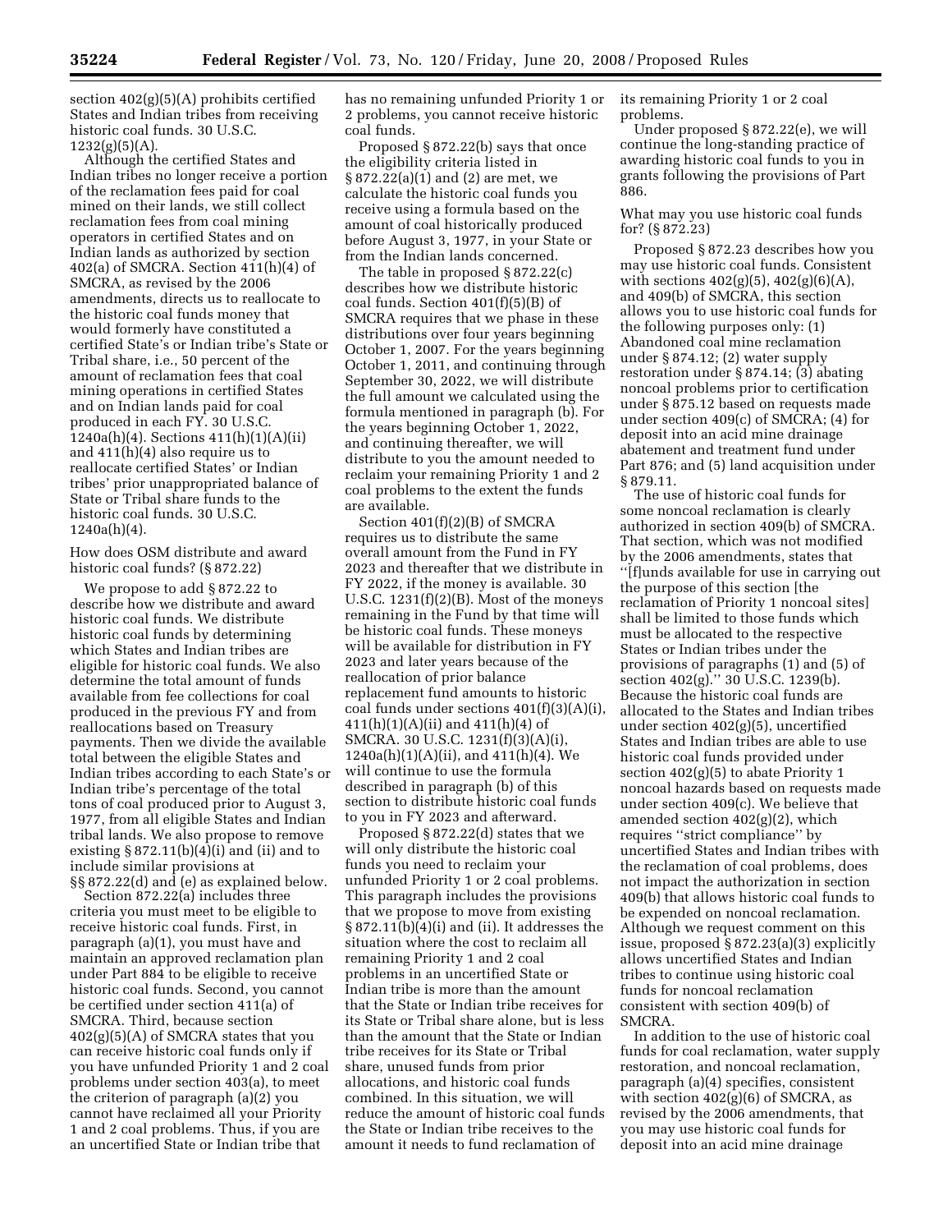section 402(g)(5)(A) prohibits certified States and Indian tribes from receiving historic coal funds. 30 U.S.C. 1232(g)(5)(A).

Although the certified States and Indian tribes no longer receive a portion of the reclamation fees paid for coal mined on their lands, we still collect reclamation fees from coal mining operators in certified States and on Indian lands as authorized by section 402(a) of SMCRA. Section 411(h)(4) of SMCRA, as revised by the 2006 amendments, directs us to reallocate to the historic coal funds money that would formerly have constituted a certified State's or Indian tribe's State or Tribal share, i.e., 50 percent of the amount of reclamation fees that coal mining operations in certified States and on Indian lands paid for coal produced in each FY. 30 U.S.C. 1240a(h)(4). Sections 411(h)(1)(A)(ii) and 411(h)(4) also require us to reallocate certified States' or Indian tribes' prior unappropriated balance of State or Tribal share funds to the historic coal funds. 30 U.S.C. 1240a(h)(4).

How does OSM distribute and award historic coal funds? (§ 872.22)

We propose to add § 872.22 to describe how we distribute and award historic coal funds. We distribute historic coal funds by determining which States and Indian tribes are eligible for historic coal funds. We also determine the total amount of funds available from fee collections for coal produced in the previous FY and from reallocations based on Treasury payments. Then we divide the available total between the eligible States and Indian tribes according to each State's or Indian tribe's percentage of the total tons of coal produced prior to August 3, 1977, from all eligible States and Indian tribal lands. We also propose to remove existing § 872.11(b)(4)(i) and (ii) and to include similar provisions at §§ 872.22(d) and (e) as explained below.

Section 872.22(a) includes three criteria you must meet to be eligible to receive historic coal funds. First, in paragraph (a)(1), you must have and maintain an approved reclamation plan under Part 884 to be eligible to receive historic coal funds. Second, you cannot be certified under section 411(a) of SMCRA. Third, because section 402(g)(5)(A) of SMCRA states that you can receive historic coal funds only if you have unfunded Priority 1 and 2 coal problems under section 403(a), to meet the criterion of paragraph (a)(2) you cannot have reclaimed all your Priority 1 and 2 coal problems. Thus, if you are an uncertified State or Indian tribe that has no remaining unfunded Priority 1 or 2 problems, you cannot receive historic coal funds.

Proposed § 872.22(b) says that once the eligibility criteria listed in § 872.22(a)(1) and (2) are met, we calculate the historic coal funds you receive using a formula based on the amount of coal historically produced before August 3, 1977, in your State or from the Indian lands concerned.

The table in proposed § 872.22(c) describes how we distribute historic coal funds. Section 401(f)(5)(B) of SMCRA requires that we phase in these distributions over four years beginning October 1, 2007. For the years beginning October 1, 2011, and continuing through September 30, 2022, we will distribute the full amount we calculated using the formula mentioned in paragraph (b). For the years beginning October 1, 2022, and continuing thereafter, we will distribute to you the amount needed to reclaim your remaining Priority 1 and 2 coal problems to the extent the funds are available.

Section 401(f)(2)(B) of SMCRA requires us to distribute the same overall amount from the Fund in FY 2023 and thereafter that we distribute in FY 2022, if the money is available. 30 U.S.C. 1231(f)(2)(B). Most of the moneys remaining in the Fund by that time will be historic coal funds. These moneys will be available for distribution in FY 2023 and later years because of the reallocation of prior balance replacement fund amounts to historic coal funds under sections 401(f)(3)(A)(i), 411(h)(1)(A)(ii) and 411(h)(4) of SMCRA. 30 U.S.C. 1231(f)(3)(A)(i), 1240a(h)(1)(A)(ii), and 411(h)(4). We will continue to use the formula described in paragraph (b) of this section to distribute historic coal funds to you in FY 2023 and afterward.

Proposed § 872.22(d) states that we will only distribute the historic coal funds you need to reclaim your unfunded Priority 1 or 2 coal problems. This paragraph includes the provisions that we propose to move from existing § 872.11(b)(4)(i) and (ii). It addresses the situation where the cost to reclaim all remaining Priority 1 and 2 coal problems in an uncertified State or Indian tribe is more than the amount that the State or Indian tribe receives for its State or Tribal share alone, but is less than the amount that the State or Indian tribe receives for its State or Tribal share, unused funds from prior allocations, and historic coal funds combined. In this situation, we will reduce the amount of historic coal funds the State or Indian tribe receives to the amount it needs to fund reclamation of its remaining Priority 1 or 2 coal problems.

Under proposed § 872.22(e), we will continue the long-standing practice of awarding historic coal funds to you in grants following the provisions of Part 886.

What may you use historic coal funds for? (§ 872.23)

Proposed § 872.23 describes how you may use historic coal funds. Consistent with sections 402(g)(5), 402(g)(6)(A), and 409(b) of SMCRA, this section allows you to use historic coal funds for the following purposes only: (1) Abandoned coal mine reclamation under § 874.12; (2) water supply restoration under § 874.14; (3) abating noncoal problems prior to certification under § 875.12 based on requests made under section 409(c) of SMCRA; (4) for deposit into an acid mine drainage abatement and treatment fund under Part 876; and (5) land acquisition under § 879.11.

The use of historic coal funds for some noncoal reclamation is clearly authorized in section 409(b) of SMCRA. That section, which was not modified by the 2006 amendments, states that ''[f]unds available for use in carrying out the purpose of this section [the reclamation of Priority 1 noncoal sites] shall be limited to those funds which must be allocated to the respective States or Indian tribes under the provisions of paragraphs (1) and (5) of section 402(g).'' 30 U.S.C. 1239(b). Because the historic coal funds are allocated to the States and Indian tribes under section 402(g)(5), uncertified States and Indian tribes are able to use historic coal funds provided under section 402(g)(5) to abate Priority 1 noncoal hazards based on requests made under section 409(c). We believe that amended section 402(g)(2), which requires ''strict compliance'' by uncertified States and Indian tribes with the reclamation of coal problems, does not impact the authorization in section 409(b) that allows historic coal funds to be expended on noncoal reclamation. Although we request comment on this issue, proposed § 872.23(a)(3) explicitly allows uncertified States and Indian tribes to continue using historic coal funds for noncoal reclamation consistent with section 409(b) of SMCRA.

In addition to the use of historic coal funds for coal reclamation, water supply restoration, and noncoal reclamation, paragraph (a)(4) specifies, consistent with section 402(g)(6) of SMCRA, as revised by the 2006 amendments, that you may use historic coal funds for deposit into an acid mine drainage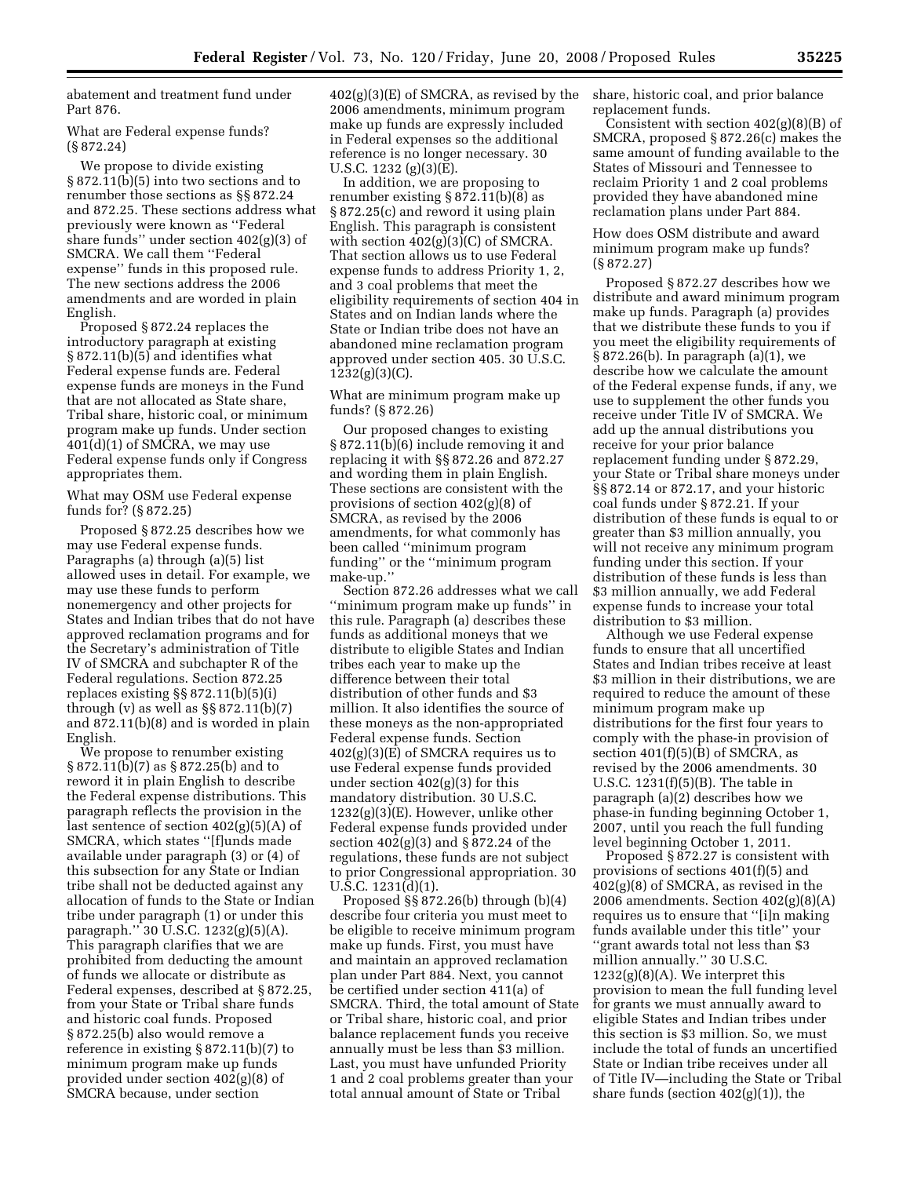abatement and treatment fund under Part 876.

What are Federal expense funds? (§ 872.24)

We propose to divide existing § 872.11(b)(5) into two sections and to renumber those sections as §§ 872.24 and 872.25. These sections address what previously were known as ''Federal share funds'' under section 402(g)(3) of SMCRA. We call them ''Federal expense'' funds in this proposed rule. The new sections address the 2006 amendments and are worded in plain English.

Proposed § 872.24 replaces the introductory paragraph at existing § 872.11(b)(5) and identifies what Federal expense funds are. Federal expense funds are moneys in the Fund that are not allocated as State share, Tribal share, historic coal, or minimum program make up funds. Under section 401(d)(1) of SMCRA, we may use Federal expense funds only if Congress appropriates them.

What may OSM use Federal expense funds for? (§ 872.25)

Proposed § 872.25 describes how we may use Federal expense funds. Paragraphs (a) through (a)(5) list allowed uses in detail. For example, we may use these funds to perform nonemergency and other projects for States and Indian tribes that do not have approved reclamation programs and for the Secretary's administration of Title IV of SMCRA and subchapter R of the Federal regulations. Section 872.25 replaces existing §§ 872.11(b)(5)(i) through (v) as well as §§ 872.11(b)(7) and 872.11(b)(8) and is worded in plain English.

We propose to renumber existing § 872.11(b)(7) as § 872.25(b) and to reword it in plain English to describe the Federal expense distributions. This paragraph reflects the provision in the last sentence of section 402(g)(5)(A) of SMCRA, which states ''[f]unds made available under paragraph (3) or (4) of this subsection for any State or Indian tribe shall not be deducted against any allocation of funds to the State or Indian tribe under paragraph (1) or under this paragraph.'' 30 U.S.C. 1232(g)(5)(A). This paragraph clarifies that we are prohibited from deducting the amount of funds we allocate or distribute as Federal expenses, described at § 872.25, from your State or Tribal share funds and historic coal funds. Proposed § 872.25(b) also would remove a reference in existing § 872.11(b)(7) to minimum program make up funds provided under section 402(g)(8) of SMCRA because, under section 402(g)(3)(E) of SMCRA, as revised by the 2006 amendments, minimum program make up funds are expressly included in Federal expenses so the additional reference is no longer necessary. 30 U.S.C. 1232 (g)(3)(E).

In addition, we are proposing to renumber existing § 872.11(b)(8) as § 872.25(c) and reword it using plain English. This paragraph is consistent with section 402(g)(3)(C) of SMCRA. That section allows us to use Federal expense funds to address Priority 1, 2, and 3 coal problems that meet the eligibility requirements of section 404 in States and on Indian lands where the State or Indian tribe does not have an abandoned mine reclamation program approved under section 405. 30 U.S.C. 1232(g)(3)(C).

What are minimum program make up funds? (§ 872.26)

Our proposed changes to existing § 872.11(b)(6) include removing it and replacing it with §§ 872.26 and 872.27 and wording them in plain English. These sections are consistent with the provisions of section 402(g)(8) of SMCRA, as revised by the 2006 amendments, for what commonly has been called ''minimum program funding'' or the ''minimum program make-up.''

Section 872.26 addresses what we call ''minimum program make up funds'' in this rule. Paragraph (a) describes these funds as additional moneys that we distribute to eligible States and Indian tribes each year to make up the difference between their total distribution of other funds and $3 million. It also identifies the source of these moneys as the non-appropriated Federal expense funds. Section 402(g)(3)(E) of SMCRA requires us to use Federal expense funds provided under section 402(g)(3) for this mandatory distribution. 30 U.S.C. 1232(g)(3)(E). However, unlike other Federal expense funds provided under section 402(g)(3) and § 872.24 of the regulations, these funds are not subject to prior Congressional appropriation. 30 U.S.C. 1231(d)(1).

Proposed §§ 872.26(b) through (b)(4) describe four criteria you must meet to be eligible to receive minimum program make up funds. First, you must have and maintain an approved reclamation plan under Part 884. Next, you cannot be certified under section 411(a) of SMCRA. Third, the total amount of State or Tribal share, historic coal, and prior balance replacement funds you receive annually must be less than $3 million. Last, you must have unfunded Priority 1 and 2 coal problems greater than your total annual amount of State or Tribal share, historic coal, and prior balance replacement funds.

Consistent with section 402(g)(8)(B) of SMCRA, proposed § 872.26(c) makes the same amount of funding available to the States of Missouri and Tennessee to reclaim Priority 1 and 2 coal problems provided they have abandoned mine reclamation plans under Part 884.

How does OSM distribute and award minimum program make up funds? (§ 872.27)

Proposed § 872.27 describes how we distribute and award minimum program make up funds. Paragraph (a) provides that we distribute these funds to you if you meet the eligibility requirements of § 872.26(b). In paragraph (a)(1), we describe how we calculate the amount of the Federal expense funds, if any, we use to supplement the other funds you receive under Title IV of SMCRA. We add up the annual distributions you receive for your prior balance replacement funding under § 872.29, your State or Tribal share moneys under §§ 872.14 or 872.17, and your historic coal funds under § 872.21. If your distribution of these funds is equal to or greater than $3 million annually, you will not receive any minimum program funding under this section. If your distribution of these funds is less than $3 million annually, we add Federal expense funds to increase your total distribution to $3 million.

Although we use Federal expense funds to ensure that all uncertified States and Indian tribes receive at least $3 million in their distributions, we are required to reduce the amount of these minimum program make up distributions for the first four years to comply with the phase-in provision of section 401(f)(5)(B) of SMCRA, as revised by the 2006 amendments. 30 U.S.C. 1231(f)(5)(B). The table in paragraph (a)(2) describes how we phase-in funding beginning October 1, 2007, until you reach the full funding level beginning October 1, 2011.

Proposed § 872.27 is consistent with provisions of sections 401(f)(5) and 402(g)(8) of SMCRA, as revised in the 2006 amendments. Section 402(g)(8)(A) requires us to ensure that ''[i]n making funds available under this title'' your ''grant awards total not less than $3 million annually.'' 30 U.S.C. 1232(g)(8)(A). We interpret this provision to mean the full funding level for grants we must annually award to eligible States and Indian tribes under this section is $3 million. So, we must include the total of funds an uncertified State or Indian tribe receives under all of Title IV—including the State or Tribal share funds (section 402(g)(1)), the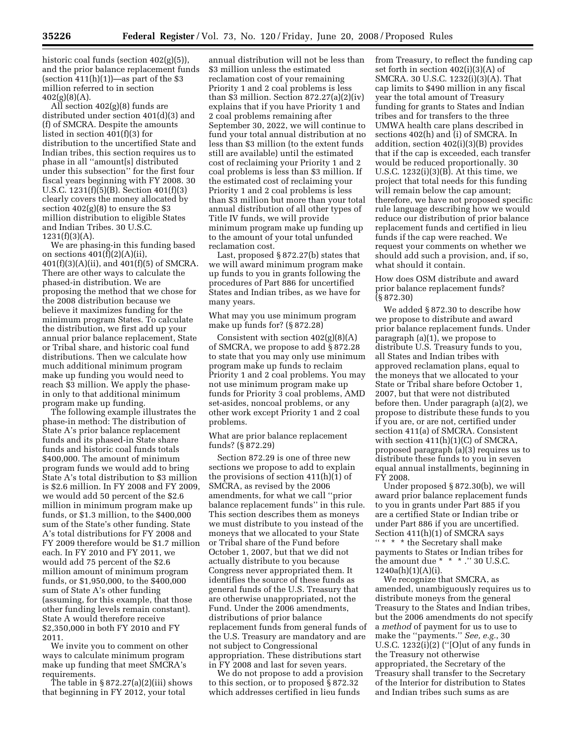historic coal funds (section 402(g)(5)), and the prior balance replacement funds (section 411(h)(1))—as part of the $3 million referred to in section 402(g)(8)(A).

All section 402(g)(8) funds are distributed under section 401(d)(3) and (f) of SMCRA. Despite the amounts listed in section 401(f)(3) for distribution to the uncertified State and Indian tribes, this section requires us to phase in all ''amount[s] distributed under this subsection'' for the first four fiscal years beginning with FY 2008. 30 U.S.C. 1231(f)(5)(B). Section 401(f)(3) clearly covers the money allocated by section 402(g)(8) to ensure the $3 million distribution to eligible States and Indian Tribes. 30 U.S.C. 1231(f)(3)(A).

We are phasing-in this funding based on sections 401(f)(2)(A)(ii), 401(f)(3)(A)(ii), and 401(f)(5) of SMCRA. There are other ways to calculate the phased-in distribution. We are proposing the method that we chose for the 2008 distribution because we believe it maximizes funding for the minimum program States. To calculate the distribution, we first add up your annual prior balance replacement, State or Tribal share, and historic coal fund distributions. Then we calculate how much additional minimum program make up funding you would need to reach $3 million. We apply the phase-in only to that additional minimum program make up funding.

The following example illustrates the phase-in method: The distribution of State A's prior balance replacement funds and its phased-in State share funds and historic coal funds totals $400,000. The amount of minimum program funds we would add to bring State A's total distribution to $3 million is $2.6 million. In FY 2008 and FY 2009, we would add 50 percent of the $2.6 million in minimum program make up funds, or $1.3 million, to the $400,000 sum of the State's other funding. State A's total distributions for FY 2008 and FY 2009 therefore would be $1.7 million each. In FY 2010 and FY 2011, we would add 75 percent of the $2.6 million amount of minimum program funds, or $1,950,000, to the $400,000 sum of State A's other funding (assuming, for this example, that those other funding levels remain constant). State A would therefore receive $2,350,000 in both FY 2010 and FY 2011.

We invite you to comment on other ways to calculate minimum program make up funding that meet SMCRA's requirements.

The table in § 872.27(a)(2)(iii) shows that beginning in FY 2012, your total annual distribution will not be less than $3 million unless the estimated reclamation cost of your remaining Priority 1 and 2 coal problems is less than $3 million. Section 872.27(a)(2)(iv) explains that if you have Priority 1 and 2 coal problems remaining after September 30, 2022, we will continue to fund your total annual distribution at no less than $3 million (to the extent funds still are available) until the estimated cost of reclaiming your Priority 1 and 2 coal problems is less than $3 million. If the estimated cost of reclaiming your Priority 1 and 2 coal problems is less than $3 million but more than your total annual distribution of all other types of Title IV funds, we will provide minimum program make up funding up to the amount of your total unfunded reclamation cost.

Last, proposed § 872.27(b) states that we will award minimum program make up funds to you in grants following the procedures of Part 886 for uncertified States and Indian tribes, as we have for many years.

What may you use minimum program make up funds for? (§ 872.28)

Consistent with section 402(g)(8)(A) of SMCRA, we propose to add § 872.28 to state that you may only use minimum program make up funds to reclaim Priority 1 and 2 coal problems. You may not use minimum program make up funds for Priority 3 coal problems, AMD set-asides, noncoal problems, or any other work except Priority 1 and 2 coal problems.

What are prior balance replacement funds? (§ 872.29)

Section 872.29 is one of three new sections we propose to add to explain the provisions of section 411(h)(1) of SMCRA, as revised by the 2006 amendments, for what we call ''prior balance replacement funds'' in this rule. This section describes them as moneys we must distribute to you instead of the moneys that we allocated to your State or Tribal share of the Fund before October 1, 2007, but that we did not actually distribute to you because Congress never appropriated them. It identifies the source of these funds as general funds of the U.S. Treasury that are otherwise unappropriated, not the Fund. Under the 2006 amendments, distributions of prior balance replacement funds from general funds of the U.S. Treasury are mandatory and are not subject to Congressional appropriation. These distributions start in FY 2008 and last for seven years.

We do not propose to add a provision to this section, or to proposed § 872.32 which addresses certified in lieu funds from Treasury, to reflect the funding cap set forth in section 402(i)(3)(A) of SMCRA. 30 U.S.C. 1232(i)(3)(A). That cap limits to $490 million in any fiscal year the total amount of Treasury funding for grants to States and Indian tribes and for transfers to the three UMWA health care plans described in sections 402(h) and (i) of SMCRA. In addition, section 402(i)(3)(B) provides that if the cap is exceeded, each transfer would be reduced proportionally. 30 U.S.C. 1232(i)(3)(B). At this time, we project that total needs for this funding will remain below the cap amount; therefore, we have not proposed specific rule language describing how we would reduce our distribution of prior balance replacement funds and certified in lieu funds if the cap were reached. We request your comments on whether we should add such a provision, and, if so, what should it contain.

How does OSM distribute and award prior balance replacement funds? (§ 872.30)

We added § 872.30 to describe how we propose to distribute and award prior balance replacement funds. Under paragraph (a)(1), we propose to distribute U.S. Treasury funds to you, all States and Indian tribes with approved reclamation plans, equal to the moneys that we allocated to your State or Tribal share before October 1, 2007, but that were not distributed before then. Under paragraph (a)(2), we propose to distribute these funds to you if you are, or are not, certified under section 411(a) of SMCRA. Consistent with section 411(h)(1)(C) of SMCRA, proposed paragraph (a)(3) requires us to distribute these funds to you in seven equal annual installments, beginning in FY 2008.

Under proposed § 872.30(b), we will award prior balance replacement funds to you in grants under Part 885 if you are a certified State or Indian tribe or under Part 886 if you are uncertified. Section 411(h)(1) of SMCRA says ''* * * the Secretary shall make payments to States or Indian tribes for the amount due * * * .'' 30 U.S.C. 1240a(h)(1)(A)(i).

We recognize that SMCRA, as amended, unambiguously requires us to distribute moneys from the general Treasury to the States and Indian tribes, but the 2006 amendments do not specify a *method* of payment for us to use to make the ''payments.'' *See, e.g.*, 30 U.S.C. 1232(i)(2) (''[O]ut of any funds in the Treasury not otherwise appropriated, the Secretary of the Treasury shall transfer to the Secretary of the Interior for distribution to States and Indian tribes such sums as are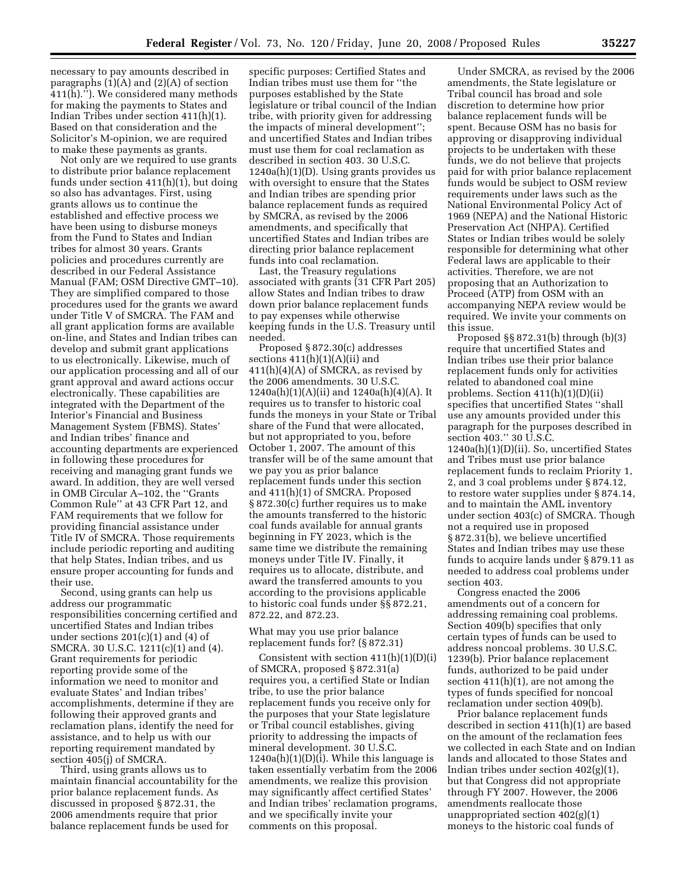necessary to pay amounts described in paragraphs (1)(A) and (2)(A) of section 411(h).''). We considered many methods for making the payments to States and Indian Tribes under section 411(h)(1). Based on that consideration and the Solicitor's M-opinion, we are required to make these payments as grants.

Not only are we required to use grants to distribute prior balance replacement funds under section 411(h)(1), but doing so also has advantages. First, using grants allows us to continue the established and effective process we have been using to disburse moneys from the Fund to States and Indian tribes for almost 30 years. Grants policies and procedures currently are described in our Federal Assistance Manual (FAM; OSM Directive GMT–10). They are simplified compared to those procedures used for the grants we award under Title V of SMCRA. The FAM and all grant application forms are available on-line, and States and Indian tribes can develop and submit grant applications to us electronically. Likewise, much of our application processing and all of our grant approval and award actions occur electronically. These capabilities are integrated with the Department of the Interior's Financial and Business Management System (FBMS). States' and Indian tribes' finance and accounting departments are experienced in following these procedures for receiving and managing grant funds we award. In addition, they are well versed in OMB Circular A–102, the ''Grants Common Rule'' at 43 CFR Part 12, and FAM requirements that we follow for providing financial assistance under Title IV of SMCRA. Those requirements include periodic reporting and auditing that help States, Indian tribes, and us ensure proper accounting for funds and their use.

Second, using grants can help us address our programmatic responsibilities concerning certified and uncertified States and Indian tribes under sections 201(c)(1) and (4) of SMCRA. 30 U.S.C. 1211(c)(1) and (4). Grant requirements for periodic reporting provide some of the information we need to monitor and evaluate States' and Indian tribes' accomplishments, determine if they are following their approved grants and reclamation plans, identify the need for assistance, and to help us with our reporting requirement mandated by section 405(j) of SMCRA.

Third, using grants allows us to maintain financial accountability for the prior balance replacement funds. As discussed in proposed § 872.31, the 2006 amendments require that prior balance replacement funds be used for specific purposes: Certified States and Indian tribes must use them for ''the purposes established by the State legislature or tribal council of the Indian tribe, with priority given for addressing the impacts of mineral development''; and uncertified States and Indian tribes must use them for coal reclamation as described in section 403. 30 U.S.C. 1240a(h)(1)(D). Using grants provides us with oversight to ensure that the States and Indian tribes are spending prior balance replacement funds as required by SMCRA, as revised by the 2006 amendments, and specifically that uncertified States and Indian tribes are directing prior balance replacement funds into coal reclamation.

Last, the Treasury regulations associated with grants (31 CFR Part 205) allow States and Indian tribes to draw down prior balance replacement funds to pay expenses while otherwise keeping funds in the U.S. Treasury until needed.

Proposed § 872.30(c) addresses sections 411(h)(1)(A)(ii) and 411(h)(4)(A) of SMCRA, as revised by the 2006 amendments. 30 U.S.C. 1240a(h)(1)(A)(ii) and 1240a(h)(4)(A). It requires us to transfer to historic coal funds the moneys in your State or Tribal share of the Fund that were allocated, but not appropriated to you, before October 1, 2007. The amount of this transfer will be of the same amount that we pay you as prior balance replacement funds under this section and 411(h)(1) of SMCRA. Proposed § 872.30(c) further requires us to make the amounts transferred to the historic coal funds available for annual grants beginning in FY 2023, which is the same time we distribute the remaining moneys under Title IV. Finally, it requires us to allocate, distribute, and award the transferred amounts to you according to the provisions applicable to historic coal funds under §§ 872.21, 872.22, and 872.23.

### What may you use prior balance replacement funds for? (§ 872.31)

Consistent with section 411(h)(1)(D)(i) of SMCRA, proposed § 872.31(a) requires you, a certified State or Indian tribe, to use the prior balance replacement funds you receive only for the purposes that your State legislature or Tribal council establishes, giving priority to addressing the impacts of mineral development. 30 U.S.C. 1240a(h)(1)(D)(i). While this language is taken essentially verbatim from the 2006 amendments, we realize this provision may significantly affect certified States' and Indian tribes' reclamation programs, and we specifically invite your comments on this proposal.

Under SMCRA, as revised by the 2006 amendments, the State legislature or Tribal council has broad and sole discretion to determine how prior balance replacement funds will be spent. Because OSM has no basis for approving or disapproving individual projects to be undertaken with these funds, we do not believe that projects paid for with prior balance replacement funds would be subject to OSM review requirements under laws such as the National Environmental Policy Act of 1969 (NEPA) and the National Historic Preservation Act (NHPA). Certified States or Indian tribes would be solely responsible for determining what other Federal laws are applicable to their activities. Therefore, we are not proposing that an Authorization to Proceed (ATP) from OSM with an accompanying NEPA review would be required. We invite your comments on this issue.

Proposed §§ 872.31(b) through (b)(3) require that uncertified States and Indian tribes use their prior balance replacement funds only for activities related to abandoned coal mine problems. Section 411(h)(1)(D)(ii) specifies that uncertified States ''shall use any amounts provided under this paragraph for the purposes described in section 403.'' 30 U.S.C. 1240a(h)(1)(D)(ii). So, uncertified States and Tribes must use prior balance replacement funds to reclaim Priority 1, 2, and 3 coal problems under § 874.12, to restore water supplies under § 874.14, and to maintain the AML inventory under section 403(c) of SMCRA. Though not a required use in proposed § 872.31(b), we believe uncertified States and Indian tribes may use these funds to acquire lands under § 879.11 as needed to address coal problems under section 403.

Congress enacted the 2006 amendments out of a concern for addressing remaining coal problems. Section 409(b) specifies that only certain types of funds can be used to address noncoal problems. 30 U.S.C. 1239(b). Prior balance replacement funds, authorized to be paid under section 411(h)(1), are not among the types of funds specified for noncoal reclamation under section 409(b).

Prior balance replacement funds described in section 411(h)(1) are based on the amount of the reclamation fees we collected in each State and on Indian lands and allocated to those States and Indian tribes under section 402(g)(1), but that Congress did not appropriate through FY 2007. However, the 2006 amendments reallocate those unappropriated section 402(g)(1) moneys to the historic coal funds of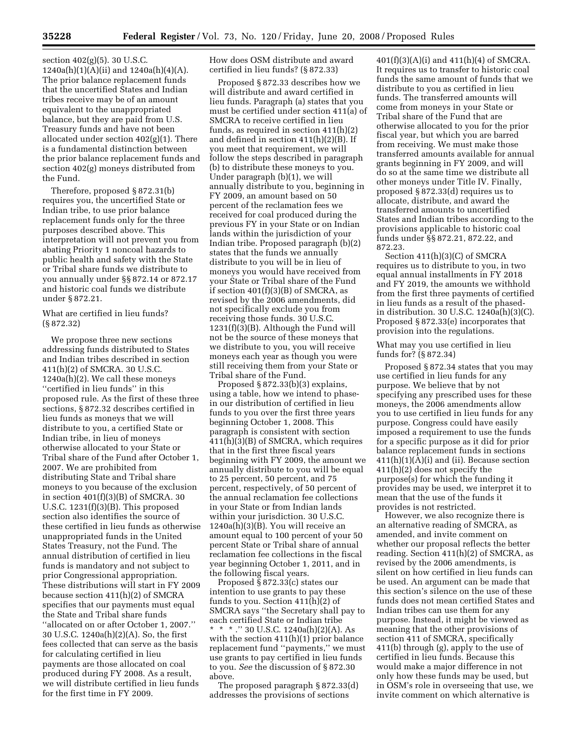section 402(g)(5). 30 U.S.C. 1240a(h)(1)(A)(ii) and 1240a(h)(4)(A). The prior balance replacement funds that the uncertified States and Indian tribes receive may be of an amount equivalent to the unappropriated balance, but they are paid from U.S. Treasury funds and have not been allocated under section 402(g)(1). There is a fundamental distinction between the prior balance replacement funds and section 402(g) moneys distributed from the Fund.

Therefore, proposed § 872.31(b) requires you, the uncertified State or Indian tribe, to use prior balance replacement funds only for the three purposes described above. This interpretation will not prevent you from abating Priority 1 noncoal hazards to public health and safety with the State or Tribal share funds we distribute to you annually under §§ 872.14 or 872.17 and historic coal funds we distribute under § 872.21.

What are certified in lieu funds? (§ 872.32)

We propose three new sections addressing funds distributed to States and Indian tribes described in section 411(h)(2) of SMCRA. 30 U.S.C. 1240a(h)(2). We call these moneys "certified in lieu funds" in this proposed rule. As the first of these three sections, § 872.32 describes certified in lieu funds as moneys that we will distribute to you, a certified State or Indian tribe, in lieu of moneys otherwise allocated to your State or Tribal share of the Fund after October 1, 2007. We are prohibited from distributing State and Tribal share moneys to you because of the exclusion in section 401(f)(3)(B) of SMCRA. 30 U.S.C. 1231(f)(3)(B). This proposed section also identifies the source of these certified in lieu funds as otherwise unappropriated funds in the United States Treasury, not the Fund. The annual distribution of certified in lieu funds is mandatory and not subject to prior Congressional appropriation. These distributions will start in FY 2009 because section 411(h)(2) of SMCRA specifies that our payments must equal the State and Tribal share funds "allocated on or after October 1, 2007." 30 U.S.C. 1240a(h)(2)(A). So, the first fees collected that can serve as the basis for calculating certified in lieu payments are those allocated on coal produced during FY 2008. As a result, we will distribute certified in lieu funds for the first time in FY 2009.

How does OSM distribute and award certified in lieu funds? (§ 872.33)

Proposed § 872.33 describes how we will distribute and award certified in lieu funds. Paragraph (a) states that you must be certified under section 411(a) of SMCRA to receive certified in lieu funds, as required in section 411(h)(2) and defined in section 411(h)(2)(B). If you meet that requirement, we will follow the steps described in paragraph (b) to distribute these moneys to you. Under paragraph (b)(1), we will annually distribute to you, beginning in FY 2009, an amount based on 50 percent of the reclamation fees we received for coal produced during the previous FY in your State or on Indian lands within the jurisdiction of your Indian tribe. Proposed paragraph (b)(2) states that the funds we annually distribute to you will be in lieu of moneys you would have received from your State or Tribal share of the Fund if section 401(f)(3)(B) of SMCRA, as revised by the 2006 amendments, did not specifically exclude you from receiving those funds. 30 U.S.C. 1231(f)(3)(B). Although the Fund will not be the source of these moneys that we distribute to you, you will receive moneys each year as though you were still receiving them from your State or Tribal share of the Fund.

Proposed § 872.33(b)(3) explains, using a table, how we intend to phase-in our distribution of certified in lieu funds to you over the first three years beginning October 1, 2008. This paragraph is consistent with section 411(h)(3)(B) of SMCRA, which requires that in the first three fiscal years beginning with FY 2009, the amount we annually distribute to you will be equal to 25 percent, 50 percent, and 75 percent, respectively, of 50 percent of the annual reclamation fee collections in your State or from Indian lands within your jurisdiction. 30 U.S.C. 1240a(h)(3)(B). You will receive an amount equal to 100 percent of your 50 percent State or Tribal share of annual reclamation fee collections in the fiscal year beginning October 1, 2011, and in the following fiscal years.

Proposed § 872.33(c) states our intention to use grants to pay these funds to you. Section 411(h)(2) of SMCRA says "the Secretary shall pay to each certified State or Indian tribe * * *." 30 U.S.C. 1240a(h)(2)(A). As with the section 411(h)(1) prior balance replacement fund "payments," we must use grants to pay certified in lieu funds to you. *See* the discussion of § 872.30 above.

The proposed paragraph § 872.33(d) addresses the provisions of sections 401(f)(3)(A)(i) and 411(h)(4) of SMCRA. It requires us to transfer to historic coal funds the same amount of funds that we distribute to you as certified in lieu funds. The transferred amounts will come from moneys in your State or Tribal share of the Fund that are otherwise allocated to you for the prior fiscal year, but which you are barred from receiving. We must make those transferred amounts available for annual grants beginning in FY 2009, and will do so at the same time we distribute all other moneys under Title IV. Finally, proposed § 872.33(d) requires us to allocate, distribute, and award the transferred amounts to uncertified States and Indian tribes according to the provisions applicable to historic coal funds under §§ 872.21, 872.22, and 872.23.

Section 411(h)(3)(C) of SMCRA requires us to distribute to you, in two equal annual installments in FY 2018 and FY 2019, the amounts we withhold from the first three payments of certified in lieu funds as a result of the phased-in distribution. 30 U.S.C. 1240a(h)(3)(C). Proposed § 872.33(e) incorporates that provision into the regulations.

What may you use certified in lieu funds for? (§ 872.34)

Proposed § 872.34 states that you may use certified in lieu funds for any purpose. We believe that by not specifying any prescribed uses for these moneys, the 2006 amendments allow you to use certified in lieu funds for any purpose. Congress could have easily imposed a requirement to use the funds for a specific purpose as it did for prior balance replacement funds in sections 411(h)(1)(A)(i) and (ii). Because section 411(h)(2) does not specify the purpose(s) for which the funding it provides may be used, we interpret it to mean that the use of the funds it provides is not restricted.

However, we also recognize there is an alternative reading of SMCRA, as amended, and invite comment on whether our proposal reflects the better reading. Section 411(h)(2) of SMCRA, as revised by the 2006 amendments, is silent on how certified in lieu funds can be used. An argument can be made that this section's silence on the use of these funds does not mean certified States and Indian tribes can use them for any purpose. Instead, it might be viewed as meaning that the other provisions of section 411 of SMCRA, specifically 411(b) through (g), apply to the use of certified in lieu funds. Because this would make a major difference in not only how these funds may be used, but in OSM's role in overseeing that use, we invite comment on which alternative is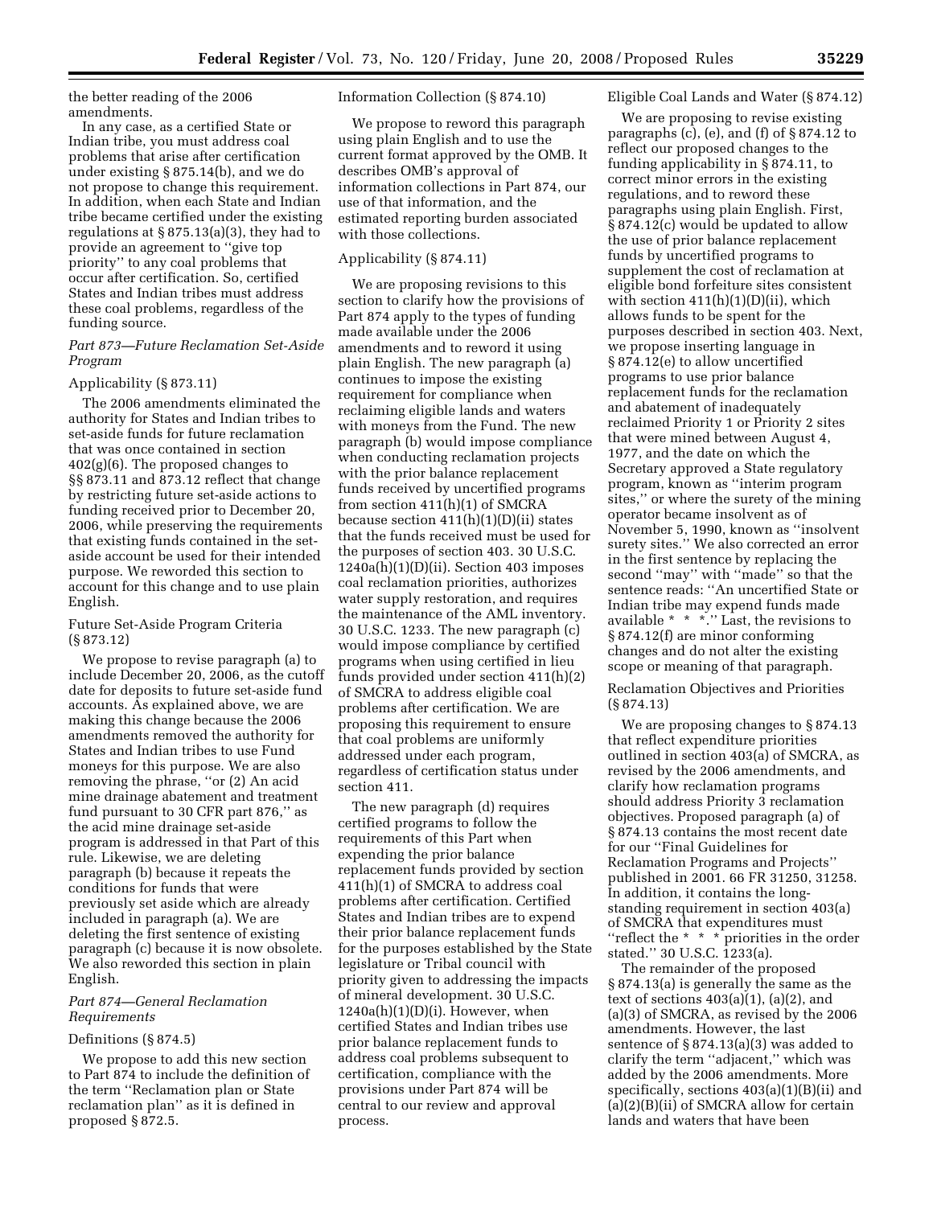the better reading of the 2006 amendments.

In any case, as a certified State or Indian tribe, you must address coal problems that arise after certification under existing § 875.14(b), and we do not propose to change this requirement. In addition, when each State and Indian tribe became certified under the existing regulations at § 875.13(a)(3), they had to provide an agreement to ''give top priority'' to any coal problems that occur after certification. So, certified States and Indian tribes must address these coal problems, regardless of the funding source.

### *Part 873—Future Reclamation Set-Aside Program*

Applicability (§ 873.11)

The 2006 amendments eliminated the authority for States and Indian tribes to set-aside funds for future reclamation that was once contained in section 402(g)(6). The proposed changes to §§ 873.11 and 873.12 reflect that change by restricting future set-aside actions to funding received prior to December 20, 2006, while preserving the requirements that existing funds contained in the set-aside account be used for their intended purpose. We reworded this section to account for this change and to use plain English.

Future Set-Aside Program Criteria (§ 873.12)

We propose to revise paragraph (a) to include December 20, 2006, as the cutoff date for deposits to future set-aside fund accounts. As explained above, we are making this change because the 2006 amendments removed the authority for States and Indian tribes to use Fund moneys for this purpose. We are also removing the phrase, ''or (2) An acid mine drainage abatement and treatment fund pursuant to 30 CFR part 876,'' as the acid mine drainage set-aside program is addressed in that Part of this rule. Likewise, we are deleting paragraph (b) because it repeats the conditions for funds that were previously set aside which are already included in paragraph (a). We are deleting the first sentence of existing paragraph (c) because it is now obsolete. We also reworded this section in plain English.

### *Part 874—General Reclamation Requirements*

Definitions (§ 874.5)

We propose to add this new section to Part 874 to include the definition of the term ''Reclamation plan or State reclamation plan'' as it is defined in proposed § 872.5.

Information Collection (§ 874.10)

We propose to reword this paragraph using plain English and to use the current format approved by the OMB. It describes OMB's approval of information collections in Part 874, our use of that information, and the estimated reporting burden associated with those collections.

Applicability (§ 874.11)

We are proposing revisions to this section to clarify how the provisions of Part 874 apply to the types of funding made available under the 2006 amendments and to reword it using plain English. The new paragraph (a) continues to impose the existing requirement for compliance when reclaiming eligible lands and waters with moneys from the Fund. The new paragraph (b) would impose compliance when conducting reclamation projects with the prior balance replacement funds received by uncertified programs from section 411(h)(1) of SMCRA because section 411(h)(1)(D)(ii) states that the funds received must be used for the purposes of section 403. 30 U.S.C. 1240a(h)(1)(D)(ii). Section 403 imposes coal reclamation priorities, authorizes water supply restoration, and requires the maintenance of the AML inventory. 30 U.S.C. 1233. The new paragraph (c) would impose compliance by certified programs when using certified in lieu funds provided under section 411(h)(2) of SMCRA to address eligible coal problems after certification. We are proposing this requirement to ensure that coal problems are uniformly addressed under each program, regardless of certification status under section 411.

The new paragraph (d) requires certified programs to follow the requirements of this Part when expending the prior balance replacement funds provided by section 411(h)(1) of SMCRA to address coal problems after certification. Certified States and Indian tribes are to expend their prior balance replacement funds for the purposes established by the State legislature or Tribal council with priority given to addressing the impacts of mineral development. 30 U.S.C. 1240a(h)(1)(D)(i). However, when certified States and Indian tribes use prior balance replacement funds to address coal problems subsequent to certification, compliance with the provisions under Part 874 will be central to our review and approval process.

Eligible Coal Lands and Water (§ 874.12)

We are proposing to revise existing paragraphs (c), (e), and (f) of § 874.12 to reflect our proposed changes to the funding applicability in § 874.11, to correct minor errors in the existing regulations, and to reword these paragraphs using plain English. First, § 874.12(c) would be updated to allow the use of prior balance replacement funds by uncertified programs to supplement the cost of reclamation at eligible bond forfeiture sites consistent with section 411(h)(1)(D)(ii), which allows funds to be spent for the purposes described in section 403. Next, we propose inserting language in § 874.12(e) to allow uncertified programs to use prior balance replacement funds for the reclamation and abatement of inadequately reclaimed Priority 1 or Priority 2 sites that were mined between August 4, 1977, and the date on which the Secretary approved a State regulatory program, known as ''interim program sites,'' or where the surety of the mining operator became insolvent as of November 5, 1990, known as ''insolvent surety sites.'' We also corrected an error in the first sentence by replacing the second ''may'' with ''made'' so that the sentence reads: ''An uncertified State or Indian tribe may expend funds made available * * *.'' Last, the revisions to § 874.12(f) are minor conforming changes and do not alter the existing scope or meaning of that paragraph.

Reclamation Objectives and Priorities (§ 874.13)

We are proposing changes to § 874.13 that reflect expenditure priorities outlined in section 403(a) of SMCRA, as revised by the 2006 amendments, and clarify how reclamation programs should address Priority 3 reclamation objectives. Proposed paragraph (a) of § 874.13 contains the most recent date for our ''Final Guidelines for Reclamation Programs and Projects'' published in 2001. 66 FR 31250, 31258. In addition, it contains the long-standing requirement in section 403(a) of SMCRA that expenditures must ''reflect the * * * priorities in the order stated.'' 30 U.S.C. 1233(a).

The remainder of the proposed § 874.13(a) is generally the same as the text of sections 403(a)(1), (a)(2), and (a)(3) of SMCRA, as revised by the 2006 amendments. However, the last sentence of § 874.13(a)(3) was added to clarify the term ''adjacent,'' which was added by the 2006 amendments. More specifically, sections 403(a)(1)(B)(ii) and (a)(2)(B)(ii) of SMCRA allow for certain lands and waters that have been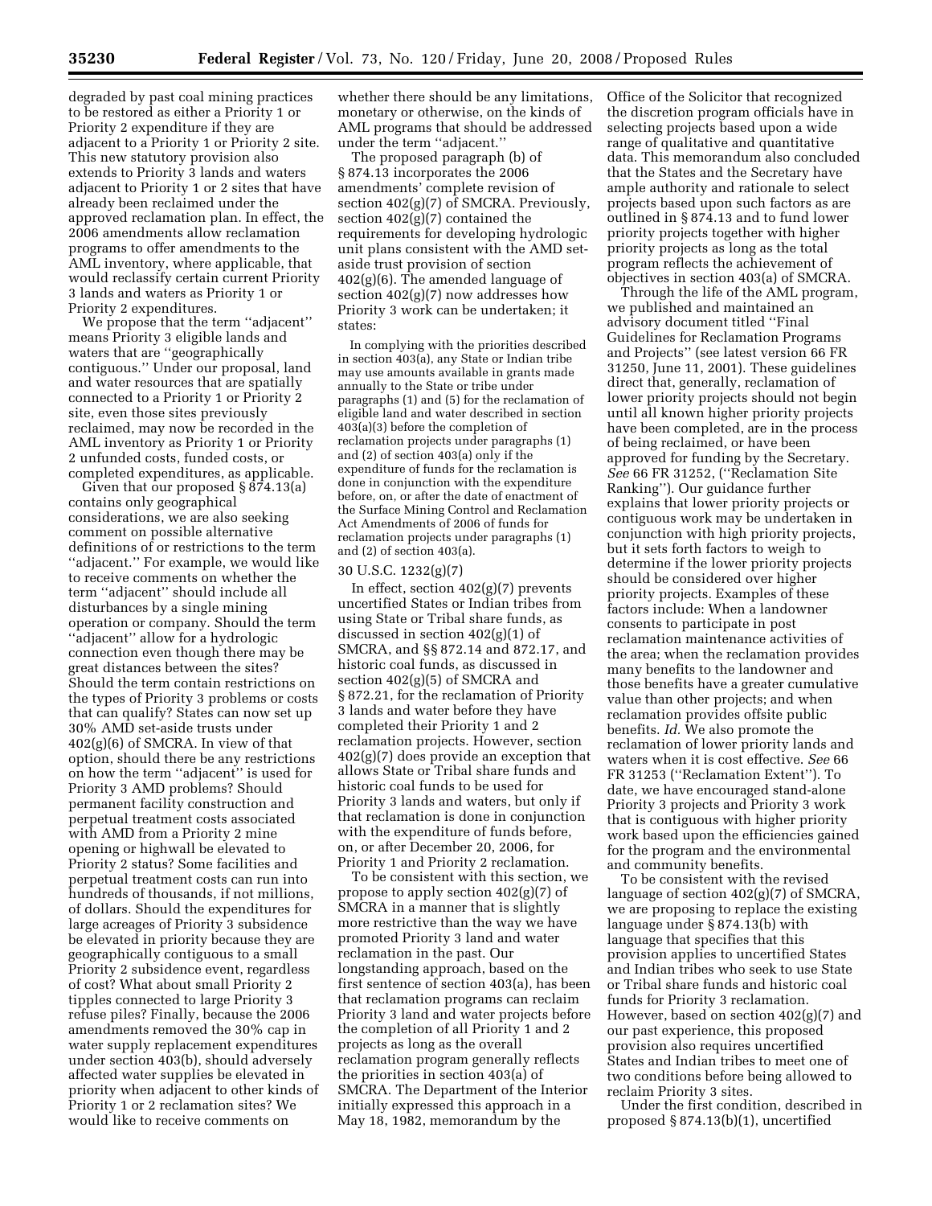degraded by past coal mining practices to be restored as either a Priority 1 or Priority 2 expenditure if they are adjacent to a Priority 1 or Priority 2 site. This new statutory provision also extends to Priority 3 lands and waters adjacent to Priority 1 or 2 sites that have already been reclaimed under the approved reclamation plan. In effect, the 2006 amendments allow reclamation programs to offer amendments to the AML inventory, where applicable, that would reclassify certain current Priority 3 lands and waters as Priority 1 or Priority 2 expenditures.

We propose that the term ''adjacent'' means Priority 3 eligible lands and waters that are ''geographically contiguous.'' Under our proposal, land and water resources that are spatially connected to a Priority 1 or Priority 2 site, even those sites previously reclaimed, may now be recorded in the AML inventory as Priority 1 or Priority 2 unfunded costs, funded costs, or completed expenditures, as applicable.

Given that our proposed § 874.13(a) contains only geographical considerations, we are also seeking comment on possible alternative definitions of or restrictions to the term ''adjacent.'' For example, we would like to receive comments on whether the term ''adjacent'' should include all disturbances by a single mining operation or company. Should the term ''adjacent'' allow for a hydrologic connection even though there may be great distances between the sites? Should the term contain restrictions on the types of Priority 3 problems or costs that can qualify? States can now set up 30% AMD set-aside trusts under 402(g)(6) of SMCRA. In view of that option, should there be any restrictions on how the term ''adjacent'' is used for Priority 3 AMD problems? Should permanent facility construction and perpetual treatment costs associated with AMD from a Priority 2 mine opening or highwall be elevated to Priority 2 status? Some facilities and perpetual treatment costs can run into hundreds of thousands, if not millions, of dollars. Should the expenditures for large acreages of Priority 3 subsidence be elevated in priority because they are geographically contiguous to a small Priority 2 subsidence event, regardless of cost? What about small Priority 2 tipples connected to large Priority 3 refuse piles? Finally, because the 2006 amendments removed the 30% cap in water supply replacement expenditures under section 403(b), should adversely affected water supplies be elevated in priority when adjacent to other kinds of Priority 1 or 2 reclamation sites? We would like to receive comments on whether there should be any limitations, monetary or otherwise, on the kinds of AML programs that should be addressed under the term ''adjacent.''

The proposed paragraph (b) of § 874.13 incorporates the 2006 amendments' complete revision of section 402(g)(7) of SMCRA. Previously, section 402(g)(7) contained the requirements for developing hydrologic unit plans consistent with the AMD set-aside trust provision of section 402(g)(6). The amended language of section 402(g)(7) now addresses how Priority 3 work can be undertaken; it states:

> In complying with the priorities described in section 403(a), any State or Indian tribe may use amounts available in grants made annually to the State or tribe under paragraphs (1) and (5) for the reclamation of eligible land and water described in section 403(a)(3) before the completion of reclamation projects under paragraphs (1) and (2) of section 403(a) only if the expenditure of funds for the reclamation is done in conjunction with the expenditure before, on, or after the date of enactment of the Surface Mining Control and Reclamation Act Amendments of 2006 of funds for reclamation projects under paragraphs (1) and (2) of section 403(a).

30 U.S.C. 1232(g)(7)

In effect, section 402(g)(7) prevents uncertified States or Indian tribes from using State or Tribal share funds, as discussed in section 402(g)(1) of SMCRA, and §§ 872.14 and 872.17, and historic coal funds, as discussed in section 402(g)(5) of SMCRA and § 872.21, for the reclamation of Priority 3 lands and water before they have completed their Priority 1 and 2 reclamation projects. However, section 402(g)(7) does provide an exception that allows State or Tribal share funds and historic coal funds to be used for Priority 3 lands and waters, but only if that reclamation is done in conjunction with the expenditure of funds before, on, or after December 20, 2006, for Priority 1 and Priority 2 reclamation.

To be consistent with this section, we propose to apply section 402(g)(7) of SMCRA in a manner that is slightly more restrictive than the way we have promoted Priority 3 land and water reclamation in the past. Our longstanding approach, based on the first sentence of section 403(a), has been that reclamation programs can reclaim Priority 3 land and water projects before the completion of all Priority 1 and 2 projects as long as the overall reclamation program generally reflects the priorities in section 403(a) of SMCRA. The Department of the Interior initially expressed this approach in a May 18, 1982, memorandum by the Office of the Solicitor that recognized the discretion program officials have in selecting projects based upon a wide range of qualitative and quantitative data. This memorandum also concluded that the States and the Secretary have ample authority and rationale to select projects based upon such factors as are outlined in § 874.13 and to fund lower priority projects together with higher priority projects as long as the total program reflects the achievement of objectives in section 403(a) of SMCRA.

Through the life of the AML program, we published and maintained an advisory document titled ''Final Guidelines for Reclamation Programs and Projects'' (see latest version 66 FR 31250, June 11, 2001). These guidelines direct that, generally, reclamation of lower priority projects should not begin until all known higher priority projects have been completed, are in the process of being reclaimed, or have been approved for funding by the Secretary. *See* 66 FR 31252, (''Reclamation Site Ranking''). Our guidance further explains that lower priority projects or contiguous work may be undertaken in conjunction with high priority projects, but it sets forth factors to weigh to determine if the lower priority projects should be considered over higher priority projects. Examples of these factors include: When a landowner consents to participate in post reclamation maintenance activities of the area; when the reclamation provides many benefits to the landowner and those benefits have a greater cumulative value than other projects; and when reclamation provides offsite public benefits. *Id.* We also promote the reclamation of lower priority lands and waters when it is cost effective. *See* 66 FR 31253 (''Reclamation Extent''). To date, we have encouraged stand-alone Priority 3 projects and Priority 3 work that is contiguous with higher priority work based upon the efficiencies gained for the program and the environmental and community benefits.

To be consistent with the revised language of section 402(g)(7) of SMCRA, we are proposing to replace the existing language under § 874.13(b) with language that specifies that this provision applies to uncertified States and Indian tribes who seek to use State or Tribal share funds and historic coal funds for Priority 3 reclamation. However, based on section 402(g)(7) and our past experience, this proposed provision also requires uncertified States and Indian tribes to meet one of two conditions before being allowed to reclaim Priority 3 sites.

Under the first condition, described in proposed § 874.13(b)(1), uncertified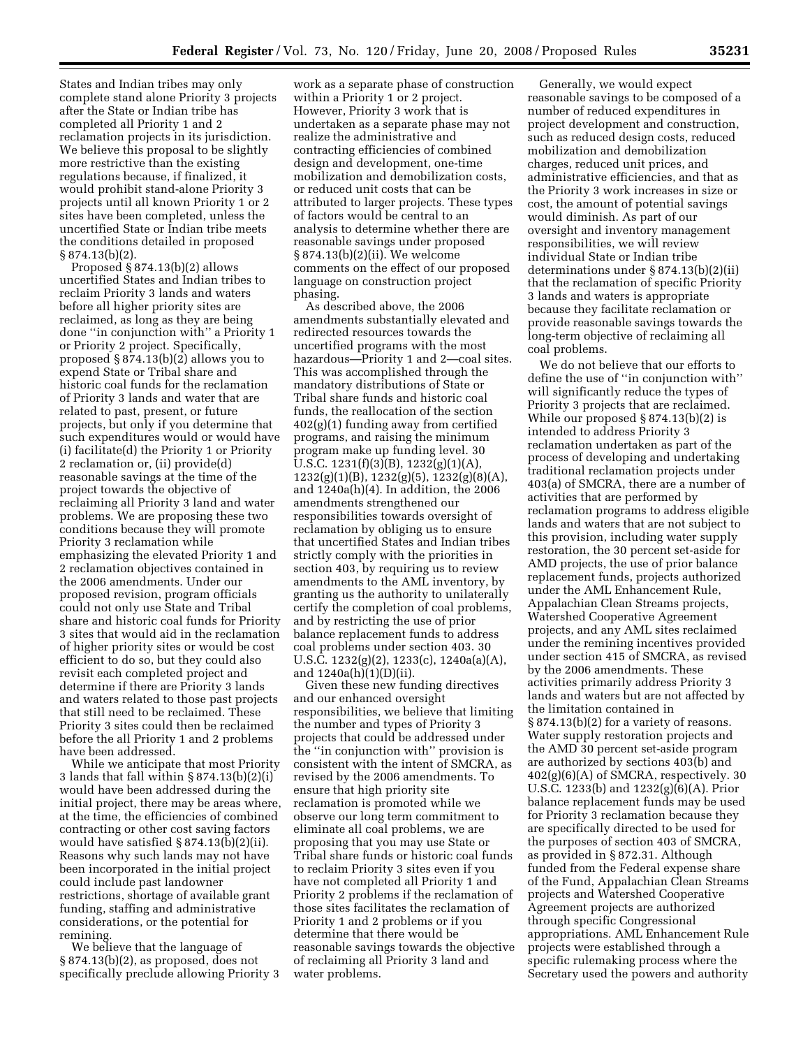States and Indian tribes may only complete stand alone Priority 3 projects after the State or Indian tribe has completed all Priority 1 and 2 reclamation projects in its jurisdiction. We believe this proposal to be slightly more restrictive than the existing regulations because, if finalized, it would prohibit stand-alone Priority 3 projects until all known Priority 1 or 2 sites have been completed, unless the uncertified State or Indian tribe meets the conditions detailed in proposed § 874.13(b)(2).

Proposed § 874.13(b)(2) allows uncertified States and Indian tribes to reclaim Priority 3 lands and waters before all higher priority sites are reclaimed, as long as they are being done ''in conjunction with'' a Priority 1 or Priority 2 project. Specifically, proposed § 874.13(b)(2) allows you to expend State or Tribal share and historic coal funds for the reclamation of Priority 3 lands and water that are related to past, present, or future projects, but only if you determine that such expenditures would or would have (i) facilitate(d) the Priority 1 or Priority 2 reclamation or, (ii) provide(d) reasonable savings at the time of the project towards the objective of reclaiming all Priority 3 land and water problems. We are proposing these two conditions because they will promote Priority 3 reclamation while emphasizing the elevated Priority 1 and 2 reclamation objectives contained in the 2006 amendments. Under our proposed revision, program officials could not only use State and Tribal share and historic coal funds for Priority 3 sites that would aid in the reclamation of higher priority sites or would be cost efficient to do so, but they could also revisit each completed project and determine if there are Priority 3 lands and waters related to those past projects that still need to be reclaimed. These Priority 3 sites could then be reclaimed before the all Priority 1 and 2 problems have been addressed.

While we anticipate that most Priority 3 lands that fall within § 874.13(b)(2)(i) would have been addressed during the initial project, there may be areas where, at the time, the efficiencies of combined contracting or other cost saving factors would have satisfied § 874.13(b)(2)(ii). Reasons why such lands may not have been incorporated in the initial project could include past landowner restrictions, shortage of available grant funding, staffing and administrative considerations, or the potential for remining.

We believe that the language of § 874.13(b)(2), as proposed, does not specifically preclude allowing Priority 3 work as a separate phase of construction within a Priority 1 or 2 project. However, Priority 3 work that is undertaken as a separate phase may not realize the administrative and contracting efficiencies of combined design and development, one-time mobilization and demobilization costs, or reduced unit costs that can be attributed to larger projects. These types of factors would be central to an analysis to determine whether there are reasonable savings under proposed § 874.13(b)(2)(ii). We welcome comments on the effect of our proposed language on construction project phasing.

As described above, the 2006 amendments substantially elevated and redirected resources towards the uncertified programs with the most hazardous—Priority 1 and 2—coal sites. This was accomplished through the mandatory distributions of State or Tribal share funds and historic coal funds, the reallocation of the section 402(g)(1) funding away from certified programs, and raising the minimum program make up funding level. 30 U.S.C. 1231(f)(3)(B), 1232(g)(1)(A), 1232(g)(1)(B), 1232(g)(5), 1232(g)(8)(A), and 1240a(h)(4). In addition, the 2006 amendments strengthened our responsibilities towards oversight of reclamation by obliging us to ensure that uncertified States and Indian tribes strictly comply with the priorities in section 403, by requiring us to review amendments to the AML inventory, by granting us the authority to unilaterally certify the completion of coal problems, and by restricting the use of prior balance replacement funds to address coal problems under section 403. 30 U.S.C. 1232(g)(2), 1233(c), 1240a(a)(A), and 1240a(h)(1)(D)(ii).

Given these new funding directives and our enhanced oversight responsibilities, we believe that limiting the number and types of Priority 3 projects that could be addressed under the ''in conjunction with'' provision is consistent with the intent of SMCRA, as revised by the 2006 amendments. To ensure that high priority site reclamation is promoted while we observe our long term commitment to eliminate all coal problems, we are proposing that you may use State or Tribal share funds or historic coal funds to reclaim Priority 3 sites even if you have not completed all Priority 1 and Priority 2 problems if the reclamation of those sites facilitates the reclamation of Priority 1 and 2 problems or if you determine that there would be reasonable savings towards the objective of reclaiming all Priority 3 land and water problems.

Generally, we would expect reasonable savings to be composed of a number of reduced expenditures in project development and construction, such as reduced design costs, reduced mobilization and demobilization charges, reduced unit prices, and administrative efficiencies, and that as the Priority 3 work increases in size or cost, the amount of potential savings would diminish. As part of our oversight and inventory management responsibilities, we will review individual State or Indian tribe determinations under § 874.13(b)(2)(ii) that the reclamation of specific Priority 3 lands and waters is appropriate because they facilitate reclamation or provide reasonable savings towards the long-term objective of reclaiming all coal problems.

We do not believe that our efforts to define the use of ''in conjunction with'' will significantly reduce the types of Priority 3 projects that are reclaimed. While our proposed § 874.13(b)(2) is intended to address Priority 3 reclamation undertaken as part of the process of developing and undertaking traditional reclamation projects under 403(a) of SMCRA, there are a number of activities that are performed by reclamation programs to address eligible lands and waters that are not subject to this provision, including water supply restoration, the 30 percent set-aside for AMD projects, the use of prior balance replacement funds, projects authorized under the AML Enhancement Rule, Appalachian Clean Streams projects, Watershed Cooperative Agreement projects, and any AML sites reclaimed under the remining incentives provided under section 415 of SMCRA, as revised by the 2006 amendments. These activities primarily address Priority 3 lands and waters but are not affected by the limitation contained in § 874.13(b)(2) for a variety of reasons. Water supply restoration projects and the AMD 30 percent set-aside program are authorized by sections 403(b) and 402(g)(6)(A) of SMCRA, respectively. 30 U.S.C. 1233(b) and 1232(g)(6)(A). Prior balance replacement funds may be used for Priority 3 reclamation because they are specifically directed to be used for the purposes of section 403 of SMCRA, as provided in § 872.31. Although funded from the Federal expense share of the Fund, Appalachian Clean Streams projects and Watershed Cooperative Agreement projects are authorized through specific Congressional appropriations. AML Enhancement Rule projects were established through a specific rulemaking process where the Secretary used the powers and authority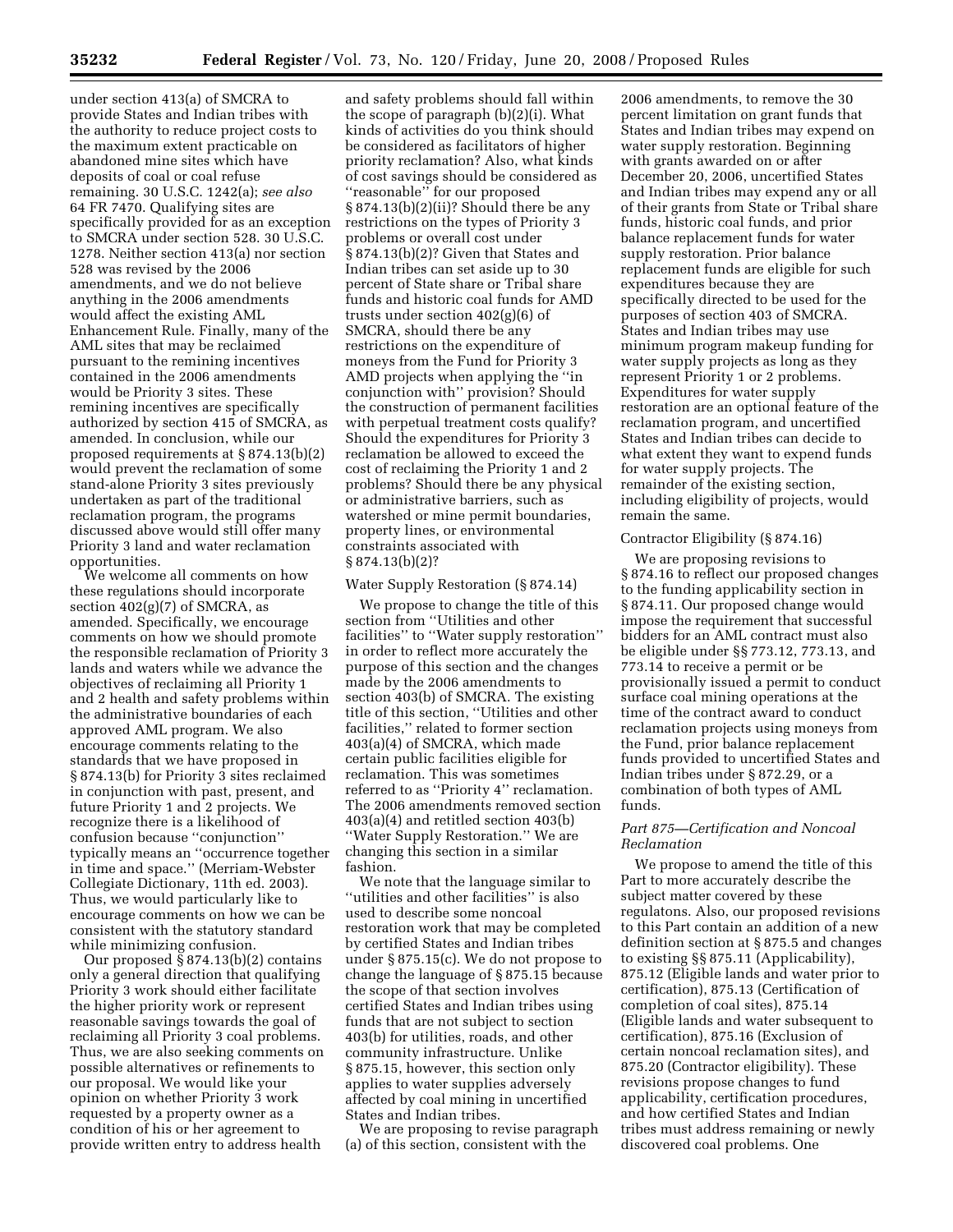under section 413(a) of SMCRA to provide States and Indian tribes with the authority to reduce project costs to the maximum extent practicable on abandoned mine sites which have deposits of coal or coal refuse remaining. 30 U.S.C. 1242(a); *see also* 64 FR 7470. Qualifying sites are specifically provided for as an exception to SMCRA under section 528. 30 U.S.C. 1278. Neither section 413(a) nor section 528 was revised by the 2006 amendments, and we do not believe anything in the 2006 amendments would affect the existing AML Enhancement Rule. Finally, many of the AML sites that may be reclaimed pursuant to the remining incentives contained in the 2006 amendments would be Priority 3 sites. These remining incentives are specifically authorized by section 415 of SMCRA, as amended. In conclusion, while our proposed requirements at § 874.13(b)(2) would prevent the reclamation of some stand-alone Priority 3 sites previously undertaken as part of the traditional reclamation program, the programs discussed above would still offer many Priority 3 land and water reclamation opportunities.

We welcome all comments on how these regulations should incorporate section 402(g)(7) of SMCRA, as amended. Specifically, we encourage comments on how we should promote the responsible reclamation of Priority 3 lands and waters while we advance the objectives of reclaiming all Priority 1 and 2 health and safety problems within the administrative boundaries of each approved AML program. We also encourage comments relating to the standards that we have proposed in § 874.13(b) for Priority 3 sites reclaimed in conjunction with past, present, and future Priority 1 and 2 projects. We recognize there is a likelihood of confusion because ''conjunction'' typically means an ''occurrence together in time and space.'' (Merriam-Webster Collegiate Dictionary, 11th ed. 2003). Thus, we would particularly like to encourage comments on how we can be consistent with the statutory standard while minimizing confusion.

Our proposed § 874.13(b)(2) contains only a general direction that qualifying Priority 3 work should either facilitate the higher priority work or represent reasonable savings towards the goal of reclaiming all Priority 3 coal problems. Thus, we are also seeking comments on possible alternatives or refinements to our proposal. We would like your opinion on whether Priority 3 work requested by a property owner as a condition of his or her agreement to provide written entry to address health and safety problems should fall within the scope of paragraph (b)(2)(i). What kinds of activities do you think should be considered as facilitators of higher priority reclamation? Also, what kinds of cost savings should be considered as ''reasonable'' for our proposed § 874.13(b)(2)(ii)? Should there be any restrictions on the types of Priority 3 problems or overall cost under § 874.13(b)(2)? Given that States and Indian tribes can set aside up to 30 percent of State share or Tribal share funds and historic coal funds for AMD trusts under section 402(g)(6) of SMCRA, should there be any restrictions on the expenditure of moneys from the Fund for Priority 3 AMD projects when applying the ''in conjunction with'' provision? Should the construction of permanent facilities with perpetual treatment costs qualify? Should the expenditures for Priority 3 reclamation be allowed to exceed the cost of reclaiming the Priority 1 and 2 problems? Should there be any physical or administrative barriers, such as watershed or mine permit boundaries, property lines, or environmental constraints associated with § 874.13(b)(2)?

Water Supply Restoration (§ 874.14)

We propose to change the title of this section from ''Utilities and other facilities'' to ''Water supply restoration'' in order to reflect more accurately the purpose of this section and the changes made by the 2006 amendments to section 403(b) of SMCRA. The existing title of this section, ''Utilities and other facilities,'' related to former section 403(a)(4) of SMCRA, which made certain public facilities eligible for reclamation. This was sometimes referred to as ''Priority 4'' reclamation. The 2006 amendments removed section 403(a)(4) and retitled section 403(b) ''Water Supply Restoration.'' We are changing this section in a similar fashion.

We note that the language similar to ''utilities and other facilities'' is also used to describe some noncoal restoration work that may be completed by certified States and Indian tribes under § 875.15(c). We do not propose to change the language of § 875.15 because the scope of that section involves certified States and Indian tribes using funds that are not subject to section 403(b) for utilities, roads, and other community infrastructure. Unlike § 875.15, however, this section only applies to water supplies adversely affected by coal mining in uncertified States and Indian tribes.

We are proposing to revise paragraph (a) of this section, consistent with the 2006 amendments, to remove the 30 percent limitation on grant funds that States and Indian tribes may expend on water supply restoration. Beginning with grants awarded on or after December 20, 2006, uncertified States and Indian tribes may expend any or all of their grants from State or Tribal share funds, historic coal funds, and prior balance replacement funds for water supply restoration. Prior balance replacement funds are eligible for such expenditures because they are specifically directed to be used for the purposes of section 403 of SMCRA. States and Indian tribes may use minimum program makeup funding for water supply projects as long as they represent Priority 1 or 2 problems. Expenditures for water supply restoration are an optional feature of the reclamation program, and uncertified States and Indian tribes can decide to what extent they want to expend funds for water supply projects. The remainder of the existing section, including eligibility of projects, would remain the same.

Contractor Eligibility (§ 874.16)

We are proposing revisions to § 874.16 to reflect our proposed changes to the funding applicability section in § 874.11. Our proposed change would impose the requirement that successful bidders for an AML contract must also be eligible under §§ 773.12, 773.13, and 773.14 to receive a permit or be provisionally issued a permit to conduct surface coal mining operations at the time of the contract award to conduct reclamation projects using moneys from the Fund, prior balance replacement funds provided to uncertified States and Indian tribes under § 872.29, or a combination of both types of AML funds.

*Part 875—Certification and Noncoal Reclamation*

We propose to amend the title of this Part to more accurately describe the subject matter covered by these regulatons. Also, our proposed revisions to this Part contain an addition of a new definition section at § 875.5 and changes to existing §§ 875.11 (Applicability), 875.12 (Eligible lands and water prior to certification), 875.13 (Certification of completion of coal sites), 875.14 (Eligible lands and water subsequent to certification), 875.16 (Exclusion of certain noncoal reclamation sites), and 875.20 (Contractor eligibility). These revisions propose changes to fund applicability, certification procedures, and how certified States and Indian tribes must address remaining or newly discovered coal problems. One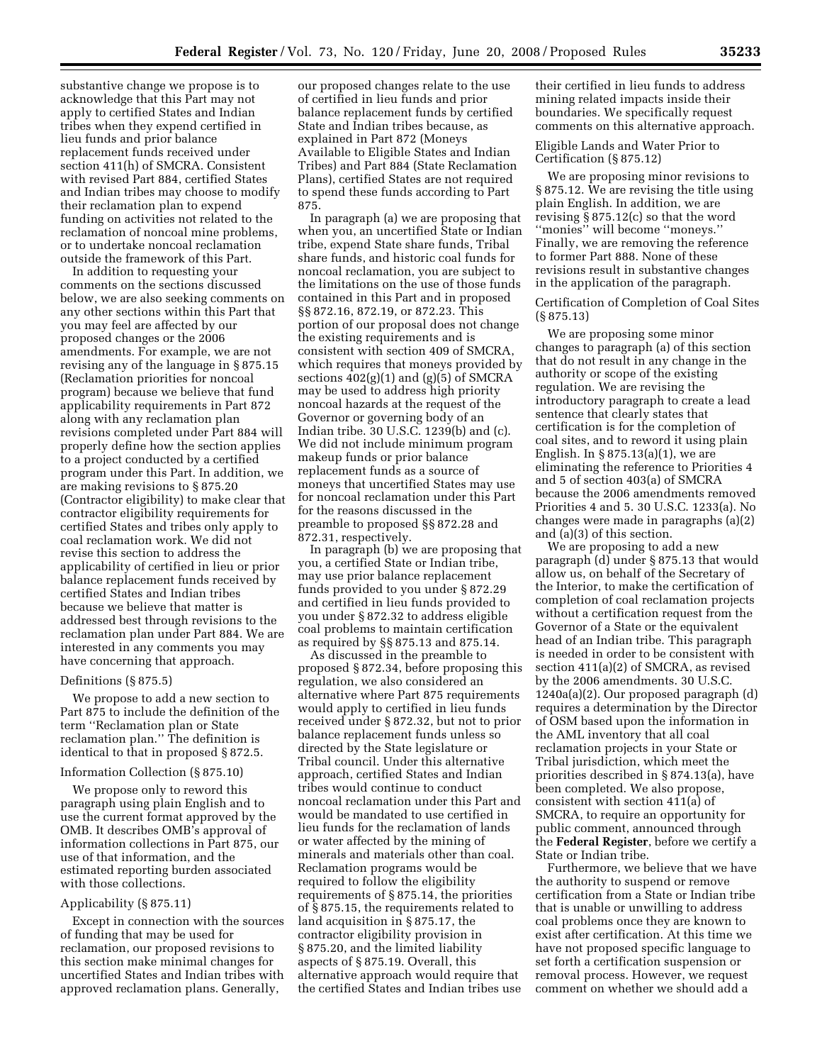substantive change we propose is to acknowledge that this Part may not apply to certified States and Indian tribes when they expend certified in lieu funds and prior balance replacement funds received under section 411(h) of SMCRA. Consistent with revised Part 884, certified States and Indian tribes may choose to modify their reclamation plan to expend funding on activities not related to the reclamation of noncoal mine problems, or to undertake noncoal reclamation outside the framework of this Part.

In addition to requesting your comments on the sections discussed below, we are also seeking comments on any other sections within this Part that you may feel are affected by our proposed changes or the 2006 amendments. For example, we are not revising any of the language in § 875.15 (Reclamation priorities for noncoal program) because we believe that fund applicability requirements in Part 872 along with any reclamation plan revisions completed under Part 884 will properly define how the section applies to a project conducted by a certified program under this Part. In addition, we are making revisions to § 875.20 (Contractor eligibility) to make clear that contractor eligibility requirements for certified States and tribes only apply to coal reclamation work. We did not revise this section to address the applicability of certified in lieu or prior balance replacement funds received by certified States and Indian tribes because we believe that matter is addressed best through revisions to the reclamation plan under Part 884. We are interested in any comments you may have concerning that approach.

Definitions (§ 875.5)

We propose to add a new section to Part 875 to include the definition of the term ''Reclamation plan or State reclamation plan.'' The definition is identical to that in proposed § 872.5.

Information Collection (§ 875.10)

We propose only to reword this paragraph using plain English and to use the current format approved by the OMB. It describes OMB's approval of information collections in Part 875, our use of that information, and the estimated reporting burden associated with those collections.

Applicability (§ 875.11)

Except in connection with the sources of funding that may be used for reclamation, our proposed revisions to this section make minimal changes for uncertified States and Indian tribes with approved reclamation plans. Generally, our proposed changes relate to the use of certified in lieu funds and prior balance replacement funds by certified State and Indian tribes because, as explained in Part 872 (Moneys Available to Eligible States and Indian Tribes) and Part 884 (State Reclamation Plans), certified States are not required to spend these funds according to Part 875.

In paragraph (a) we are proposing that when you, an uncertified State or Indian tribe, expend State share funds, Tribal share funds, and historic coal funds for noncoal reclamation, you are subject to the limitations on the use of those funds contained in this Part and in proposed §§ 872.16, 872.19, or 872.23. This portion of our proposal does not change the existing requirements and is consistent with section 409 of SMCRA, which requires that moneys provided by sections 402(g)(1) and (g)(5) of SMCRA may be used to address high priority noncoal hazards at the request of the Governor or governing body of an Indian tribe. 30 U.S.C. 1239(b) and (c). We did not include minimum program makeup funds or prior balance replacement funds as a source of moneys that uncertified States may use for noncoal reclamation under this Part for the reasons discussed in the preamble to proposed §§ 872.28 and 872.31, respectively.

In paragraph (b) we are proposing that you, a certified State or Indian tribe, may use prior balance replacement funds provided to you under § 872.29 and certified in lieu funds provided to you under § 872.32 to address eligible coal problems to maintain certification as required by §§ 875.13 and 875.14.

As discussed in the preamble to proposed § 872.34, before proposing this regulation, we also considered an alternative where Part 875 requirements would apply to certified in lieu funds received under § 872.32, but not to prior balance replacement funds unless so directed by the State legislature or Tribal council. Under this alternative approach, certified States and Indian tribes would continue to conduct noncoal reclamation under this Part and would be mandated to use certified in lieu funds for the reclamation of lands or water affected by the mining of minerals and materials other than coal. Reclamation programs would be required to follow the eligibility requirements of § 875.14, the priorities of § 875.15, the requirements related to land acquisition in § 875.17, the contractor eligibility provision in § 875.20, and the limited liability aspects of § 875.19. Overall, this alternative approach would require that the certified States and Indian tribes use their certified in lieu funds to address mining related impacts inside their boundaries. We specifically request comments on this alternative approach.

Eligible Lands and Water Prior to Certification (§ 875.12)

We are proposing minor revisions to § 875.12. We are revising the title using plain English. In addition, we are revising § 875.12(c) so that the word ''monies'' will become ''moneys.'' Finally, we are removing the reference to former Part 888. None of these revisions result in substantive changes in the application of the paragraph.

Certification of Completion of Coal Sites (§ 875.13)

We are proposing some minor changes to paragraph (a) of this section that do not result in any change in the authority or scope of the existing regulation. We are revising the introductory paragraph to create a lead sentence that clearly states that certification is for the completion of coal sites, and to reword it using plain English. In § 875.13(a)(1), we are eliminating the reference to Priorities 4 and 5 of section 403(a) of SMCRA because the 2006 amendments removed Priorities 4 and 5. 30 U.S.C. 1233(a). No changes were made in paragraphs (a)(2) and (a)(3) of this section.

We are proposing to add a new paragraph (d) under § 875.13 that would allow us, on behalf of the Secretary of the Interior, to make the certification of completion of coal reclamation projects without a certification request from the Governor of a State or the equivalent head of an Indian tribe. This paragraph is needed in order to be consistent with section 411(a)(2) of SMCRA, as revised by the 2006 amendments. 30 U.S.C. 1240a(a)(2). Our proposed paragraph (d) requires a determination by the Director of OSM based upon the information in the AML inventory that all coal reclamation projects in your State or Tribal jurisdiction, which meet the priorities described in § 874.13(a), have been completed. We also propose, consistent with section 411(a) of SMCRA, to require an opportunity for public comment, announced through the **Federal Register**, before we certify a State or Indian tribe.

Furthermore, we believe that we have the authority to suspend or remove certification from a State or Indian tribe that is unable or unwilling to address coal problems once they are known to exist after certification. At this time we have not proposed specific language to set forth a certification suspension or removal process. However, we request comment on whether we should add a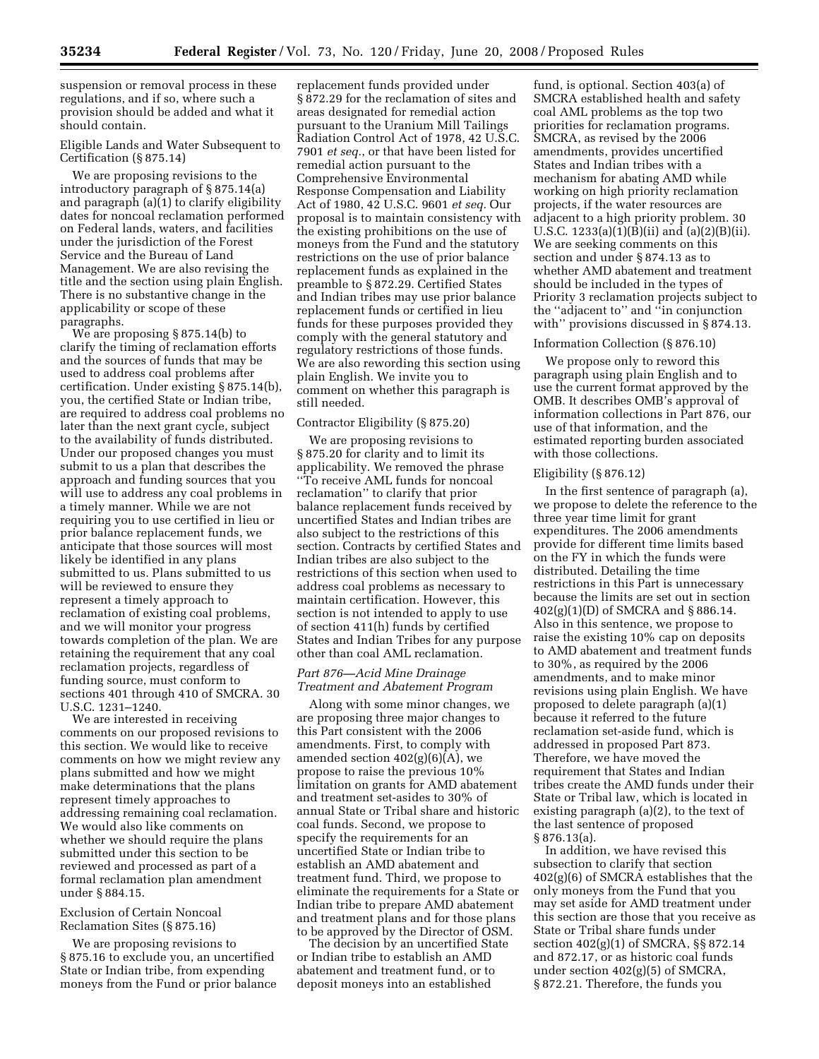suspension or removal process in these regulations, and if so, where such a provision should be added and what it should contain.

Eligible Lands and Water Subsequent to Certification (§ 875.14)

We are proposing revisions to the introductory paragraph of § 875.14(a) and paragraph (a)(1) to clarify eligibility dates for noncoal reclamation performed on Federal lands, waters, and facilities under the jurisdiction of the Forest Service and the Bureau of Land Management. We are also revising the title and the section using plain English. There is no substantive change in the applicability or scope of these paragraphs.

We are proposing § 875.14(b) to clarify the timing of reclamation efforts and the sources of funds that may be used to address coal problems after certification. Under existing § 875.14(b), you, the certified State or Indian tribe, are required to address coal problems no later than the next grant cycle, subject to the availability of funds distributed. Under our proposed changes you must submit to us a plan that describes the approach and funding sources that you will use to address any coal problems in a timely manner. While we are not requiring you to use certified in lieu or prior balance replacement funds, we anticipate that those sources will most likely be identified in any plans submitted to us. Plans submitted to us will be reviewed to ensure they represent a timely approach to reclamation of existing coal problems, and we will monitor your progress towards completion of the plan. We are retaining the requirement that any coal reclamation projects, regardless of funding source, must conform to sections 401 through 410 of SMCRA. 30 U.S.C. 1231–1240.

We are interested in receiving comments on our proposed revisions to this section. We would like to receive comments on how we might review any plans submitted and how we might make determinations that the plans represent timely approaches to addressing remaining coal reclamation. We would also like comments on whether we should require the plans submitted under this section to be reviewed and processed as part of a formal reclamation plan amendment under § 884.15.

Exclusion of Certain Noncoal Reclamation Sites (§ 875.16)

We are proposing revisions to § 875.16 to exclude you, an uncertified State or Indian tribe, from expending moneys from the Fund or prior balance replacement funds provided under § 872.29 for the reclamation of sites and areas designated for remedial action pursuant to the Uranium Mill Tailings Radiation Control Act of 1978, 42 U.S.C. 7901 *et seq.*, or that have been listed for remedial action pursuant to the Comprehensive Environmental Response Compensation and Liability Act of 1980, 42 U.S.C. 9601 *et seq.* Our proposal is to maintain consistency with the existing prohibitions on the use of moneys from the Fund and the statutory restrictions on the use of prior balance replacement funds as explained in the preamble to § 872.29. Certified States and Indian tribes may use prior balance replacement funds or certified in lieu funds for these purposes provided they comply with the general statutory and regulatory restrictions of those funds. We are also rewording this section using plain English. We invite you to comment on whether this paragraph is still needed.

Contractor Eligibility (§ 875.20)

We are proposing revisions to § 875.20 for clarity and to limit its applicability. We removed the phrase ''To receive AML funds for noncoal reclamation'' to clarify that prior balance replacement funds received by uncertified States and Indian tribes are also subject to the restrictions of this section. Contracts by certified States and Indian tribes are also subject to the restrictions of this section when used to address coal problems as necessary to maintain certification. However, this section is not intended to apply to use of section 411(h) funds by certified States and Indian Tribes for any purpose other than coal AML reclamation.

*Part 876—Acid Mine Drainage Treatment and Abatement Program*

Along with some minor changes, we are proposing three major changes to this Part consistent with the 2006 amendments. First, to comply with amended section 402(g)(6)(A), we propose to raise the previous 10% limitation on grants for AMD abatement and treatment set-asides to 30% of annual State or Tribal share and historic coal funds. Second, we propose to specify the requirements for an uncertified State or Indian tribe to establish an AMD abatement and treatment fund. Third, we propose to eliminate the requirements for a State or Indian tribe to prepare AMD abatement and treatment plans and for those plans to be approved by the Director of OSM.

The decision by an uncertified State or Indian tribe to establish an AMD abatement and treatment fund, or to deposit moneys into an established fund, is optional. Section 403(a) of SMCRA established health and safety coal AML problems as the top two priorities for reclamation programs. SMCRA, as revised by the 2006 amendments, provides uncertified States and Indian tribes with a mechanism for abating AMD while working on high priority reclamation projects, if the water resources are adjacent to a high priority problem. 30 U.S.C. 1233(a)(1)(B)(ii) and (a)(2)(B)(ii). We are seeking comments on this section and under § 874.13 as to whether AMD abatement and treatment should be included in the types of Priority 3 reclamation projects subject to the ''adjacent to'' and ''in conjunction with'' provisions discussed in § 874.13.

Information Collection (§ 876.10)

We propose only to reword this paragraph using plain English and to use the current format approved by the OMB. It describes OMB's approval of information collections in Part 876, our use of that information, and the estimated reporting burden associated with those collections.

Eligibility (§ 876.12)

In the first sentence of paragraph (a), we propose to delete the reference to the three year time limit for grant expenditures. The 2006 amendments provide for different time limits based on the FY in which the funds were distributed. Detailing the time restrictions in this Part is unnecessary because the limits are set out in section 402(g)(1)(D) of SMCRA and § 886.14. Also in this sentence, we propose to raise the existing 10% cap on deposits to AMD abatement and treatment funds to 30%, as required by the 2006 amendments, and to make minor revisions using plain English. We have proposed to delete paragraph (a)(1) because it referred to the future reclamation set-aside fund, which is addressed in proposed Part 873. Therefore, we have moved the requirement that States and Indian tribes create the AMD funds under their State or Tribal law, which is located in existing paragraph (a)(2), to the text of the last sentence of proposed § 876.13(a).

In addition, we have revised this subsection to clarify that section 402(g)(6) of SMCRA establishes that the only moneys from the Fund that you may set aside for AMD treatment under this section are those that you receive as State or Tribal share funds under section 402(g)(1) of SMCRA, §§ 872.14 and 872.17, or as historic coal funds under section 402(g)(5) of SMCRA, § 872.21. Therefore, the funds you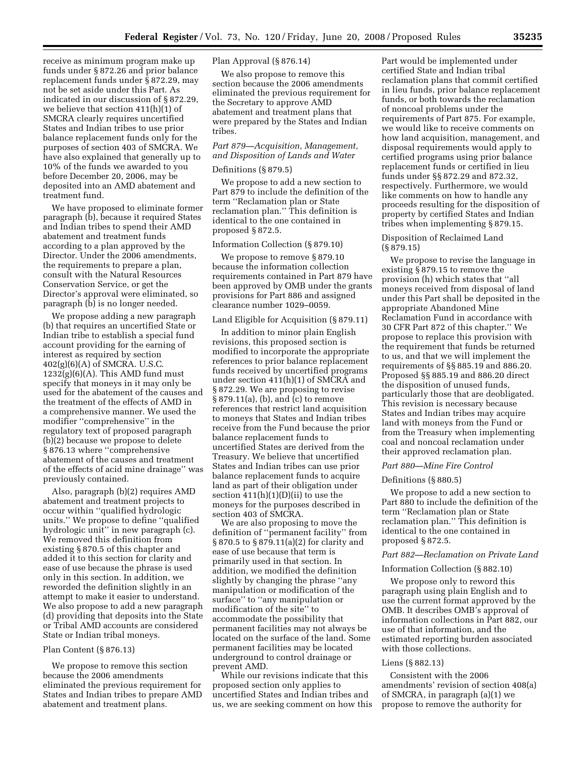receive as minimum program make up funds under § 872.26 and prior balance replacement funds under § 872.29, may not be set aside under this Part. As indicated in our discussion of § 872.29, we believe that section 411(h)(1) of SMCRA clearly requires uncertified States and Indian tribes to use prior balance replacement funds only for the purposes of section 403 of SMCRA. We have also explained that generally up to 10% of the funds we awarded to you before December 20, 2006, may be deposited into an AMD abatement and treatment fund.

We have proposed to eliminate former paragraph (b), because it required States and Indian tribes to spend their AMD abatement and treatment funds according to a plan approved by the Director. Under the 2006 amendments, the requirements to prepare a plan, consult with the Natural Resources Conservation Service, or get the Director's approval were eliminated, so paragraph (b) is no longer needed.

We propose adding a new paragraph (b) that requires an uncertified State or Indian tribe to establish a special fund account providing for the earning of interest as required by section 402(g)(6)(A) of SMCRA. U.S.C. 1232(g)(6)(A). This AMD fund must specify that moneys in it may only be used for the abatement of the causes and the treatment of the effects of AMD in a comprehensive manner. We used the modifier "comprehensive" in the regulatory text of proposed paragraph (b)(2) because we propose to delete § 876.13 where "comprehensive abatement of the causes and treatment of the effects of acid mine drainage" was previously contained.

Also, paragraph (b)(2) requires AMD abatement and treatment projects to occur within "qualified hydrologic units." We propose to define "qualified hydrologic unit" in new paragraph (c). We removed this definition from existing § 870.5 of this chapter and added it to this section for clarity and ease of use because the phrase is used only in this section. In addition, we reworded the definition slightly in an attempt to make it easier to understand. We also propose to add a new paragraph (d) providing that deposits into the State or Tribal AMD accounts are considered State or Indian tribal moneys.

Plan Content (§ 876.13)

We propose to remove this section because the 2006 amendments eliminated the previous requirement for States and Indian tribes to prepare AMD abatement and treatment plans.

Plan Approval (§ 876.14)

We also propose to remove this section because the 2006 amendments eliminated the previous requirement for the Secretary to approve AMD abatement and treatment plans that were prepared by the States and Indian tribes.

*Part 879—Acquisition, Management, and Disposition of Lands and Water*

Definitions (§ 879.5)

We propose to add a new section to Part 879 to include the definition of the term "Reclamation plan or State reclamation plan." This definition is identical to the one contained in proposed § 872.5.

Information Collection (§ 879.10)

We propose to remove § 879.10 because the information collection requirements contained in Part 879 have been approved by OMB under the grants provisions for Part 886 and assigned clearance number 1029–0059.

Land Eligible for Acquisition (§ 879.11)

In addition to minor plain English revisions, this proposed section is modified to incorporate the appropriate references to prior balance replacement funds received by uncertified programs under section 411(h)(1) of SMCRA and § 872.29. We are proposing to revise § 879.11(a), (b), and (c) to remove references that restrict land acquisition to moneys that States and Indian tribes receive from the Fund because the prior balance replacement funds to uncertified States are derived from the Treasury. We believe that uncertified States and Indian tribes can use prior balance replacement funds to acquire land as part of their obligation under section 411(h)(1)(D)(ii) to use the moneys for the purposes described in section 403 of SMCRA.

We are also proposing to move the definition of "permanent facility" from § 870.5 to § 879.11(a)(2) for clarity and ease of use because that term is primarily used in that section. In addition, we modified the definition slightly by changing the phrase "any manipulation or modification of the surface" to "any manipulation or modification of the site" to accommodate the possibility that permanent facilities may not always be located on the surface of the land. Some permanent facilities may be located underground to control drainage or prevent AMD.

While our revisions indicate that this proposed section only applies to uncertified States and Indian tribes and us, we are seeking comment on how this Part would be implemented under certified State and Indian tribal reclamation plans that commit certified in lieu funds, prior balance replacement funds, or both towards the reclamation of noncoal problems under the requirements of Part 875. For example, we would like to receive comments on how land acquisition, management, and disposal requirements would apply to certified programs using prior balance replacement funds or certified in lieu funds under §§ 872.29 and 872.32, respectively. Furthermore, we would like comments on how to handle any proceeds resulting for the disposition of property by certified States and Indian tribes when implementing § 879.15.

Disposition of Reclaimed Land (§ 879.15)

We propose to revise the language in existing § 879.15 to remove the provision (h) which states that "all moneys received from disposal of land under this Part shall be deposited in the appropriate Abandoned Mine Reclamation Fund in accordance with 30 CFR Part 872 of this chapter." We propose to replace this provision with the requirement that funds be returned to us, and that we will implement the requirements of §§ 885.19 and 886.20. Proposed §§ 885.19 and 886.20 direct the disposition of unused funds, particularly those that are deobligated. This revision is necessary because States and Indian tribes may acquire land with moneys from the Fund or from the Treasury when implementing coal and noncoal reclamation under their approved reclamation plan.

*Part 880—Mine Fire Control*

Definitions (§ 880.5)

We propose to add a new section to Part 880 to include the definition of the term "Reclamation plan or State reclamation plan." This definition is identical to the one contained in proposed § 872.5.

*Part 882—Reclamation on Private Land*

Information Collection (§ 882.10)

We propose only to reword this paragraph using plain English and to use the current format approved by the OMB. It describes OMB's approval of information collections in Part 882, our use of that information, and the estimated reporting burden associated with those collections.

Liens (§ 882.13)

Consistent with the 2006 amendments' revision of section 408(a) of SMCRA, in paragraph (a)(1) we propose to remove the authority for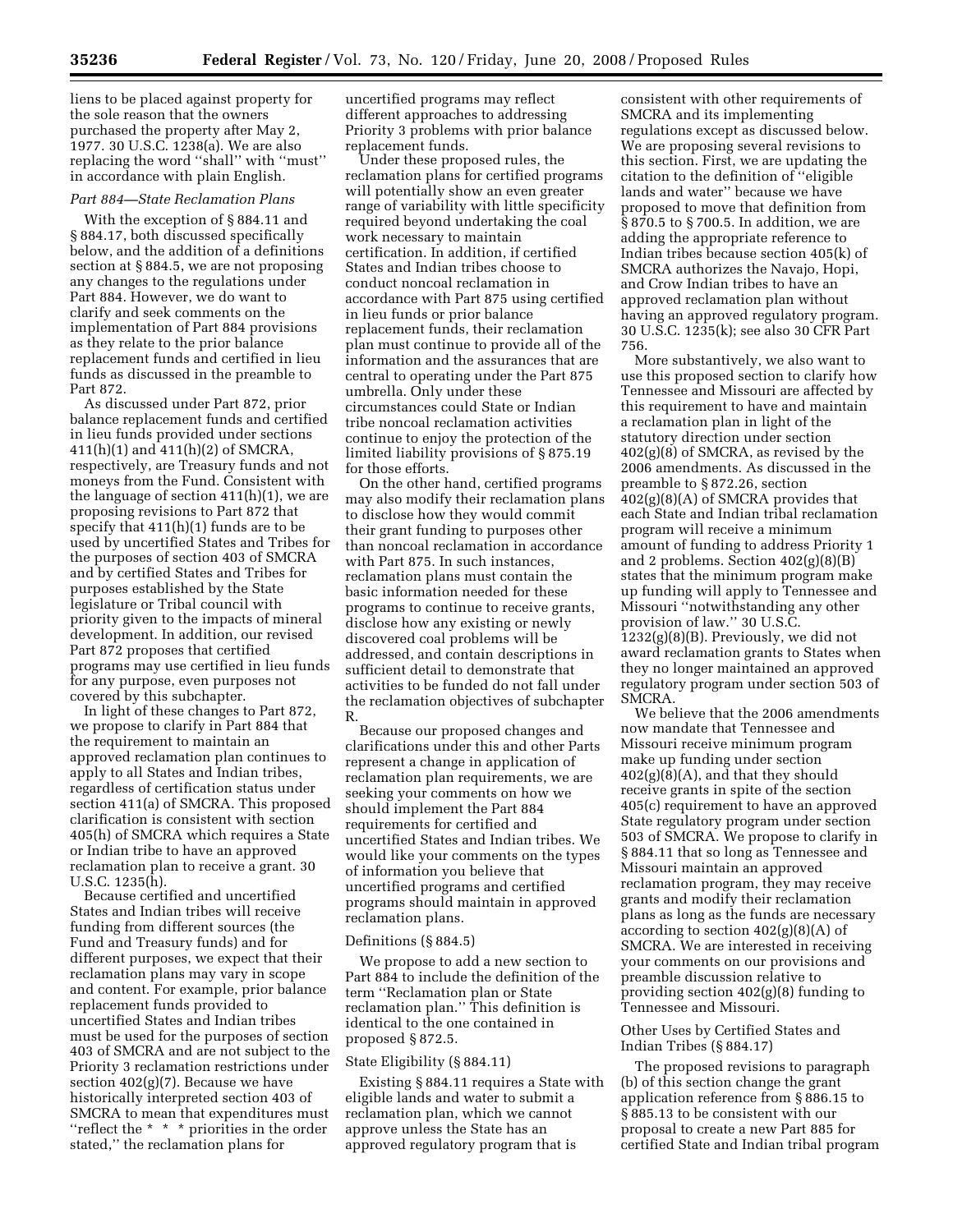liens to be placed against property for the sole reason that the owners purchased the property after May 2, 1977. 30 U.S.C. 1238(a). We are also replacing the word ''shall'' with ''must'' in accordance with plain English.

*Part 884—State Reclamation Plans*

With the exception of § 884.11 and § 884.17, both discussed specifically below, and the addition of a definitions section at § 884.5, we are not proposing any changes to the regulations under Part 884. However, we do want to clarify and seek comments on the implementation of Part 884 provisions as they relate to the prior balance replacement funds and certified in lieu funds as discussed in the preamble to Part 872.

As discussed under Part 872, prior balance replacement funds and certified in lieu funds provided under sections 411(h)(1) and 411(h)(2) of SMCRA, respectively, are Treasury funds and not moneys from the Fund. Consistent with the language of section 411(h)(1), we are proposing revisions to Part 872 that specify that 411(h)(1) funds are to be used by uncertified States and Tribes for the purposes of section 403 of SMCRA and by certified States and Tribes for purposes established by the State legislature or Tribal council with priority given to the impacts of mineral development. In addition, our revised Part 872 proposes that certified programs may use certified in lieu funds for any purpose, even purposes not covered by this subchapter.

In light of these changes to Part 872, we propose to clarify in Part 884 that the requirement to maintain an approved reclamation plan continues to apply to all States and Indian tribes, regardless of certification status under section 411(a) of SMCRA. This proposed clarification is consistent with section 405(h) of SMCRA which requires a State or Indian tribe to have an approved reclamation plan to receive a grant. 30 U.S.C. 1235(h).

Because certified and uncertified States and Indian tribes will receive funding from different sources (the Fund and Treasury funds) and for different purposes, we expect that their reclamation plans may vary in scope and content. For example, prior balance replacement funds provided to uncertified States and Indian tribes must be used for the purposes of section 403 of SMCRA and are not subject to the Priority 3 reclamation restrictions under section 402(g)(7). Because we have historically interpreted section 403 of SMCRA to mean that expenditures must ''reflect the * * * priorities in the order stated,'' the reclamation plans for uncertified programs may reflect different approaches to addressing Priority 3 problems with prior balance replacement funds.

Under these proposed rules, the reclamation plans for certified programs will potentially show an even greater range of variability with little specificity required beyond undertaking the coal work necessary to maintain certification. In addition, if certified States and Indian tribes choose to conduct noncoal reclamation in accordance with Part 875 using certified in lieu funds or prior balance replacement funds, their reclamation plan must continue to provide all of the information and the assurances that are central to operating under the Part 875 umbrella. Only under these circumstances could State or Indian tribe noncoal reclamation activities continue to enjoy the protection of the limited liability provisions of § 875.19 for those efforts.

On the other hand, certified programs may also modify their reclamation plans to disclose how they would commit their grant funding to purposes other than noncoal reclamation in accordance with Part 875. In such instances, reclamation plans must contain the basic information needed for these programs to continue to receive grants, disclose how any existing or newly discovered coal problems will be addressed, and contain descriptions in sufficient detail to demonstrate that activities to be funded do not fall under the reclamation objectives of subchapter R.

Because our proposed changes and clarifications under this and other Parts represent a change in application of reclamation plan requirements, we are seeking your comments on how we should implement the Part 884 requirements for certified and uncertified States and Indian tribes. We would like your comments on the types of information you believe that uncertified programs and certified programs should maintain in approved reclamation plans.

Definitions (§ 884.5)

We propose to add a new section to Part 884 to include the definition of the term ''Reclamation plan or State reclamation plan.'' This definition is identical to the one contained in proposed § 872.5.

State Eligibility (§ 884.11)

Existing § 884.11 requires a State with eligible lands and water to submit a reclamation plan, which we cannot approve unless the State has an approved regulatory program that is consistent with other requirements of SMCRA and its implementing regulations except as discussed below. We are proposing several revisions to this section. First, we are updating the citation to the definition of ''eligible lands and water'' because we have proposed to move that definition from § 870.5 to § 700.5. In addition, we are adding the appropriate reference to Indian tribes because section 405(k) of SMCRA authorizes the Navajo, Hopi, and Crow Indian tribes to have an approved reclamation plan without having an approved regulatory program. 30 U.S.C. 1235(k); see also 30 CFR Part 756.

More substantively, we also want to use this proposed section to clarify how Tennessee and Missouri are affected by this requirement to have and maintain a reclamation plan in light of the statutory direction under section 402(g)(8) of SMCRA, as revised by the 2006 amendments. As discussed in the preamble to § 872.26, section 402(g)(8)(A) of SMCRA provides that each State and Indian tribal reclamation program will receive a minimum amount of funding to address Priority 1 and 2 problems. Section 402(g)(8)(B) states that the minimum program make up funding will apply to Tennessee and Missouri ''notwithstanding any other provision of law.'' 30 U.S.C. 1232(g)(8)(B). Previously, we did not award reclamation grants to States when they no longer maintained an approved regulatory program under section 503 of SMCRA.

We believe that the 2006 amendments now mandate that Tennessee and Missouri receive minimum program make up funding under section 402(g)(8)(A), and that they should receive grants in spite of the section 405(c) requirement to have an approved State regulatory program under section 503 of SMCRA. We propose to clarify in § 884.11 that so long as Tennessee and Missouri maintain an approved reclamation program, they may receive grants and modify their reclamation plans as long as the funds are necessary according to section 402(g)(8)(A) of SMCRA. We are interested in receiving your comments on our provisions and preamble discussion relative to providing section 402(g)(8) funding to Tennessee and Missouri.

Other Uses by Certified States and Indian Tribes (§ 884.17)

The proposed revisions to paragraph (b) of this section change the grant application reference from § 886.15 to § 885.13 to be consistent with our proposal to create a new Part 885 for certified State and Indian tribal program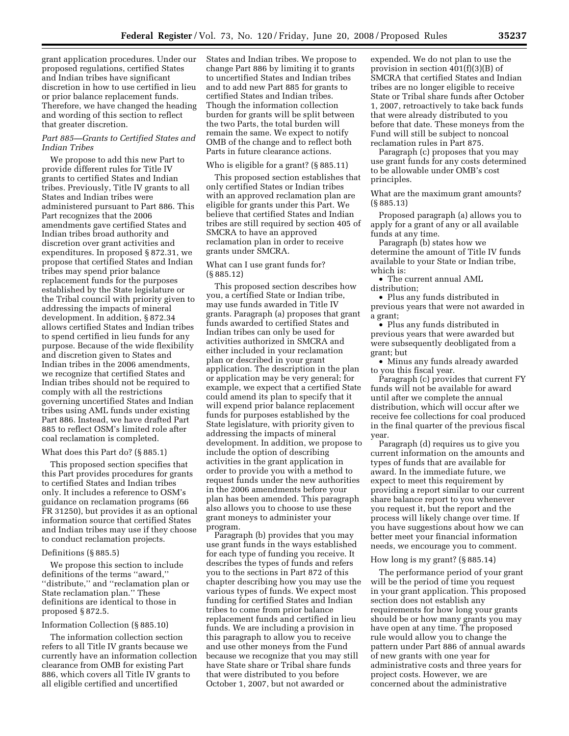grant application procedures. Under our proposed regulations, certified States and Indian tribes have significant discretion in how to use certified in lieu or prior balance replacement funds. Therefore, we have changed the heading and wording of this section to reflect that greater discretion.

### *Part 885—Grants to Certified States and Indian Tribes*

We propose to add this new Part to provide different rules for Title IV grants to certified States and Indian tribes. Previously, Title IV grants to all States and Indian tribes were administered pursuant to Part 886. This Part recognizes that the 2006 amendments gave certified States and Indian tribes broad authority and discretion over grant activities and expenditures. In proposed § 872.31, we propose that certified States and Indian tribes may spend prior balance replacement funds for the purposes established by the State legislature or the Tribal council with priority given to addressing the impacts of mineral development. In addition, § 872.34 allows certified States and Indian tribes to spend certified in lieu funds for any purpose. Because of the wide flexibility and discretion given to States and Indian tribes in the 2006 amendments, we recognize that certified States and Indian tribes should not be required to comply with all the restrictions governing uncertified States and Indian tribes using AML funds under existing Part 886. Instead, we have drafted Part 885 to reflect OSM's limited role after coal reclamation is completed.

#### What does this Part do? (§ 885.1)

This proposed section specifies that this Part provides procedures for grants to certified States and Indian tribes only. It includes a reference to OSM's guidance on reclamation programs (66 FR 31250), but provides it as an optional information source that certified States and Indian tribes may use if they choose to conduct reclamation projects.

#### Definitions (§ 885.5)

We propose this section to include definitions of the terms ''award,'' ''distribute,'' and ''reclamation plan or State reclamation plan.'' These definitions are identical to those in proposed § 872.5.

#### Information Collection (§ 885.10)

The information collection section refers to all Title IV grants because we currently have an information collection clearance from OMB for existing Part 886, which covers all Title IV grants to all eligible certified and uncertified States and Indian tribes. We propose to change Part 886 by limiting it to grants to uncertified States and Indian tribes and to add new Part 885 for grants to certified States and Indian tribes. Though the information collection burden for grants will be split between the two Parts, the total burden will remain the same. We expect to notify OMB of the change and to reflect both Parts in future clearance actions.

#### Who is eligible for a grant? (§ 885.11)

This proposed section establishes that only certified States or Indian tribes with an approved reclamation plan are eligible for grants under this Part. We believe that certified States and Indian tribes are still required by section 405 of SMCRA to have an approved reclamation plan in order to receive grants under SMCRA.

#### What can I use grant funds for? (§ 885.12)

This proposed section describes how you, a certified State or Indian tribe, may use funds awarded in Title IV grants. Paragraph (a) proposes that grant funds awarded to certified States and Indian tribes can only be used for activities authorized in SMCRA and either included in your reclamation plan or described in your grant application. The description in the plan or application may be very general; for example, we expect that a certified State could amend its plan to specify that it will expend prior balance replacement funds for purposes established by the State legislature, with priority given to addressing the impacts of mineral development. In addition, we propose to include the option of describing activities in the grant application in order to provide you with a method to request funds under the new authorities in the 2006 amendments before your plan has been amended. This paragraph also allows you to choose to use these grant moneys to administer your program.

Paragraph (b) provides that you may use grant funds in the ways established for each type of funding you receive. It describes the types of funds and refers you to the sections in Part 872 of this chapter describing how you may use the various types of funds. We expect most funding for certified States and Indian tribes to come from prior balance replacement funds and certified in lieu funds. We are including a provision in this paragraph to allow you to receive and use other moneys from the Fund because we recognize that you may still have State share or Tribal share funds that were distributed to you before October 1, 2007, but not awarded or expended. We do not plan to use the provision in section 401(f)(3)(B) of SMCRA that certified States and Indian tribes are no longer eligible to receive State or Tribal share funds after October 1, 2007, retroactively to take back funds that were already distributed to you before that date. These moneys from the Fund will still be subject to noncoal reclamation rules in Part 875.

Paragraph (c) proposes that you may use grant funds for any costs determined to be allowable under OMB's cost principles.

#### What are the maximum grant amounts? (§ 885.13)

Proposed paragraph (a) allows you to apply for a grant of any or all available funds at any time.

Paragraph (b) states how we determine the amount of Title IV funds available to your State or Indian tribe, which is:

- The current annual AML distribution;
- Plus any funds distributed in previous years that were not awarded in a grant;
- Plus any funds distributed in previous years that were awarded but were subsequently deobligated from a grant; but
- Minus any funds already awarded to you this fiscal year.

Paragraph (c) provides that current FY funds will not be available for award until after we complete the annual distribution, which will occur after we receive fee collections for coal produced in the final quarter of the previous fiscal year.

Paragraph (d) requires us to give you current information on the amounts and types of funds that are available for award. In the immediate future, we expect to meet this requirement by providing a report similar to our current share balance report to you whenever you request it, but the report and the process will likely change over time. If you have suggestions about how we can better meet your financial information needs, we encourage you to comment.

#### How long is my grant? (§ 885.14)

The performance period of your grant will be the period of time you request in your grant application. This proposed section does not establish any requirements for how long your grants should be or how many grants you may have open at any time. The proposed rule would allow you to change the pattern under Part 886 of annual awards of new grants with one year for administrative costs and three years for project costs. However, we are concerned about the administrative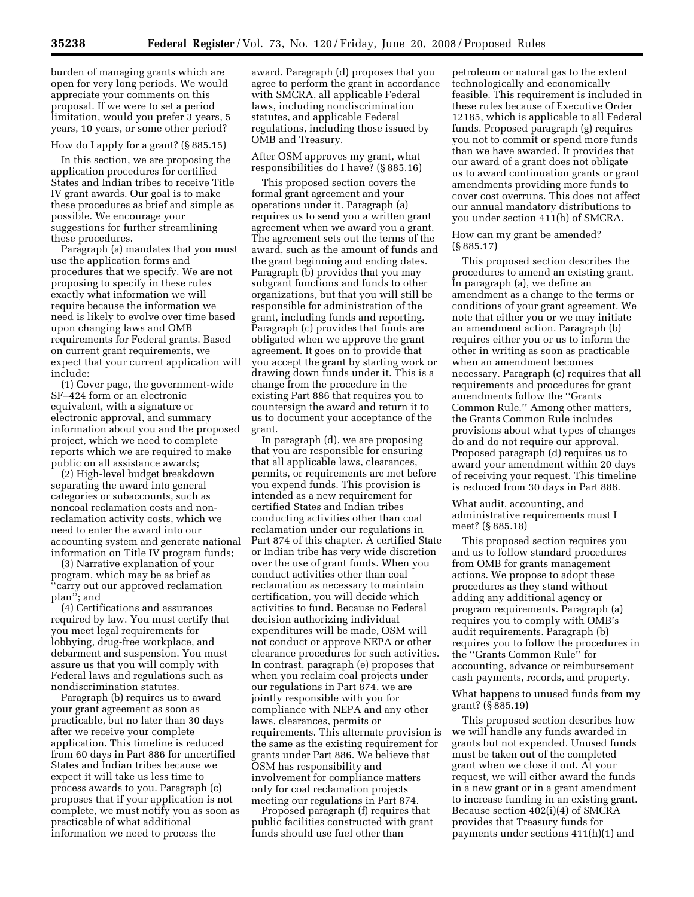burden of managing grants which are open for very long periods. We would appreciate your comments on this proposal. If we were to set a period limitation, would you prefer 3 years, 5 years, 10 years, or some other period?

How do I apply for a grant? (§ 885.15)

In this section, we are proposing the application procedures for certified States and Indian tribes to receive Title IV grant awards. Our goal is to make these procedures as brief and simple as possible. We encourage your suggestions for further streamlining these procedures.

Paragraph (a) mandates that you must use the application forms and procedures that we specify. We are not proposing to specify in these rules exactly what information we will require because the information we need is likely to evolve over time based upon changing laws and OMB requirements for Federal grants. Based on current grant requirements, we expect that your current application will include:

(1) Cover page, the government-wide SF–424 form or an electronic equivalent, with a signature or electronic approval, and summary information about you and the proposed project, which we need to complete reports which we are required to make public on all assistance awards;

(2) High-level budget breakdown separating the award into general categories or subaccounts, such as noncoal reclamation costs and non-reclamation activity costs, which we need to enter the award into our accounting system and generate national information on Title IV program funds;

(3) Narrative explanation of your program, which may be as brief as "carry out our approved reclamation plan"; and

(4) Certifications and assurances required by law. You must certify that you meet legal requirements for lobbying, drug-free workplace, and debarment and suspension. You must assure us that you will comply with Federal laws and regulations such as nondiscrimination statutes.

Paragraph (b) requires us to award your grant agreement as soon as practicable, but no later than 30 days after we receive your complete application. This timeline is reduced from 60 days in Part 886 for uncertified States and Indian tribes because we expect it will take us less time to process awards to you. Paragraph (c) proposes that if your application is not complete, we must notify you as soon as practicable of what additional information we need to process the award. Paragraph (d) proposes that you agree to perform the grant in accordance with SMCRA, all applicable Federal laws, including nondiscrimination statutes, and applicable Federal regulations, including those issued by OMB and Treasury.

After OSM approves my grant, what responsibilities do I have? (§ 885.16)

This proposed section covers the formal grant agreement and your operations under it. Paragraph (a) requires us to send you a written grant agreement when we award you a grant. The agreement sets out the terms of the award, such as the amount of funds and the grant beginning and ending dates. Paragraph (b) provides that you may subgrant functions and funds to other organizations, but that you will still be responsible for administration of the grant, including funds and reporting. Paragraph (c) provides that funds are obligated when we approve the grant agreement. It goes on to provide that you accept the grant by starting work or drawing down funds under it. This is a change from the procedure in the existing Part 886 that requires you to countersign the award and return it to us to document your acceptance of the grant.

In paragraph (d), we are proposing that you are responsible for ensuring that all applicable laws, clearances, permits, or requirements are met before you expend funds. This provision is intended as a new requirement for certified States and Indian tribes conducting activities other than coal reclamation under our regulations in Part 874 of this chapter. A certified State or Indian tribe has very wide discretion over the use of grant funds. When you conduct activities other than coal reclamation as necessary to maintain certification, you will decide which activities to fund. Because no Federal decision authorizing individual expenditures will be made, OSM will not conduct or approve NEPA or other clearance procedures for such activities. In contrast, paragraph (e) proposes that when you reclaim coal projects under our regulations in Part 874, we are jointly responsible with you for compliance with NEPA and any other laws, clearances, permits or requirements. This alternate provision is the same as the existing requirement for grants under Part 886. We believe that OSM has responsibility and involvement for compliance matters only for coal reclamation projects meeting our regulations in Part 874.

Proposed paragraph (f) requires that public facilities constructed with grant funds should use fuel other than petroleum or natural gas to the extent technologically and economically feasible. This requirement is included in these rules because of Executive Order 12185, which is applicable to all Federal funds. Proposed paragraph (g) requires you not to commit or spend more funds than we have awarded. It provides that our award of a grant does not obligate us to award continuation grants or grant amendments providing more funds to cover cost overruns. This does not affect our annual mandatory distributions to you under section 411(h) of SMCRA.

How can my grant be amended? (§ 885.17)

This proposed section describes the procedures to amend an existing grant. In paragraph (a), we define an amendment as a change to the terms or conditions of your grant agreement. We note that either you or we may initiate an amendment action. Paragraph (b) requires either you or us to inform the other in writing as soon as practicable when an amendment becomes necessary. Paragraph (c) requires that all requirements and procedures for grant amendments follow the "Grants Common Rule." Among other matters, the Grants Common Rule includes provisions about what types of changes do and do not require our approval. Proposed paragraph (d) requires us to award your amendment within 20 days of receiving your request. This timeline is reduced from 30 days in Part 886.

What audit, accounting, and administrative requirements must I meet? (§ 885.18)

This proposed section requires you and us to follow standard procedures from OMB for grants management actions. We propose to adopt these procedures as they stand without adding any additional agency or program requirements. Paragraph (a) requires you to comply with OMB's audit requirements. Paragraph (b) requires you to follow the procedures in the "Grants Common Rule" for accounting, advance or reimbursement cash payments, records, and property.

What happens to unused funds from my grant? (§ 885.19)

This proposed section describes how we will handle any funds awarded in grants but not expended. Unused funds must be taken out of the completed grant when we close it out. At your request, we will either award the funds in a new grant or in a grant amendment to increase funding in an existing grant. Because section 402(i)(4) of SMCRA provides that Treasury funds for payments under sections 411(h)(1) and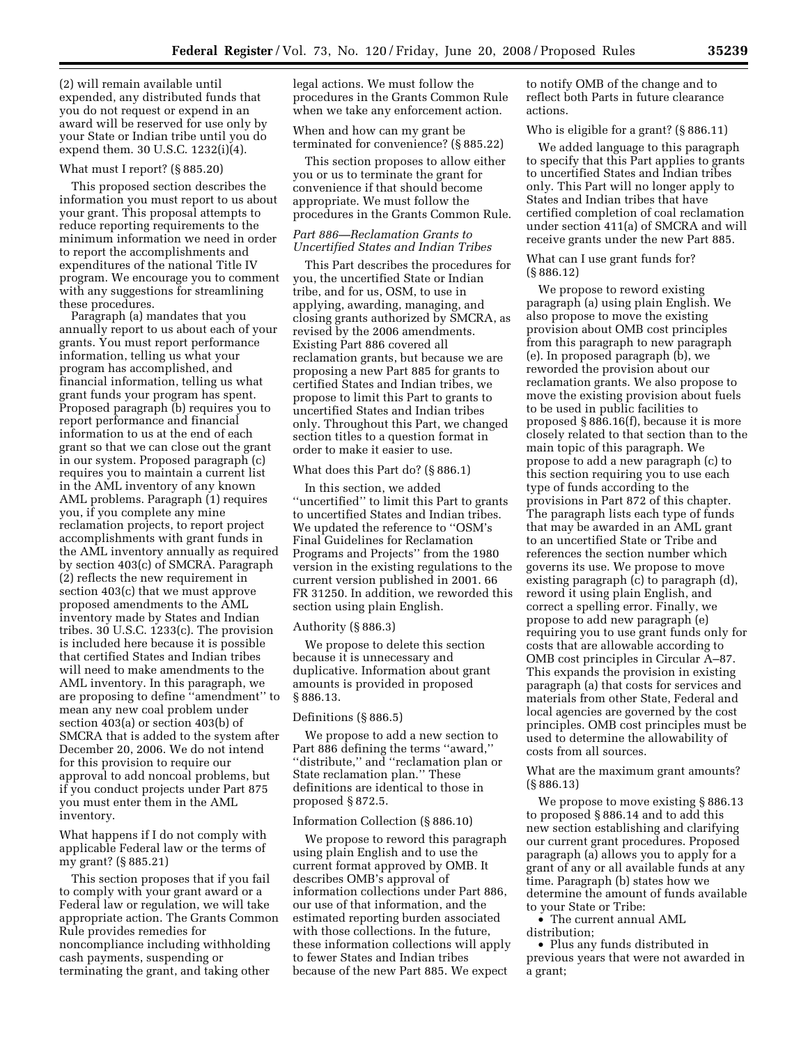(2) will remain available until expended, any distributed funds that you do not request or expend in an award will be reserved for use only by your State or Indian tribe until you do expend them. 30 U.S.C. 1232(i)(4).

What must I report? (§ 885.20)

This proposed section describes the information you must report to us about your grant. This proposal attempts to reduce reporting requirements to the minimum information we need in order to report the accomplishments and expenditures of the national Title IV program. We encourage you to comment with any suggestions for streamlining these procedures.

Paragraph (a) mandates that you annually report to us about each of your grants. You must report performance information, telling us what your program has accomplished, and financial information, telling us what grant funds your program has spent. Proposed paragraph (b) requires you to report performance and financial information to us at the end of each grant so that we can close out the grant in our system. Proposed paragraph (c) requires you to maintain a current list in the AML inventory of any known AML problems. Paragraph (1) requires you, if you complete any mine reclamation projects, to report project accomplishments with grant funds in the AML inventory annually as required by section 403(c) of SMCRA. Paragraph (2) reflects the new requirement in section 403(c) that we must approve proposed amendments to the AML inventory made by States and Indian tribes. 30 U.S.C. 1233(c). The provision is included here because it is possible that certified States and Indian tribes will need to make amendments to the AML inventory. In this paragraph, we are proposing to define ''amendment'' to mean any new coal problem under section 403(a) or section 403(b) of SMCRA that is added to the system after December 20, 2006. We do not intend for this provision to require our approval to add noncoal problems, but if you conduct projects under Part 875 you must enter them in the AML inventory.

What happens if I do not comply with applicable Federal law or the terms of my grant? (§ 885.21)

This section proposes that if you fail to comply with your grant award or a Federal law or regulation, we will take appropriate action. The Grants Common Rule provides remedies for noncompliance including withholding cash payments, suspending or terminating the grant, and taking other legal actions. We must follow the procedures in the Grants Common Rule when we take any enforcement action.

When and how can my grant be terminated for convenience? (§ 885.22)

This section proposes to allow either you or us to terminate the grant for convenience if that should become appropriate. We must follow the procedures in the Grants Common Rule.

*Part 886—Reclamation Grants to Uncertified States and Indian Tribes*

This Part describes the procedures for you, the uncertified State or Indian tribe, and for us, OSM, to use in applying, awarding, managing, and closing grants authorized by SMCRA, as revised by the 2006 amendments. Existing Part 886 covered all reclamation grants, but because we are proposing a new Part 885 for grants to certified States and Indian tribes, we propose to limit this Part to grants to uncertified States and Indian tribes only. Throughout this Part, we changed section titles to a question format in order to make it easier to use.

What does this Part do? (§ 886.1)

In this section, we added ''uncertified'' to limit this Part to grants to uncertified States and Indian tribes. We updated the reference to ''OSM's Final Guidelines for Reclamation Programs and Projects'' from the 1980 version in the existing regulations to the current version published in 2001. 66 FR 31250. In addition, we reworded this section using plain English.

Authority (§ 886.3)

We propose to delete this section because it is unnecessary and duplicative. Information about grant amounts is provided in proposed § 886.13.

Definitions (§ 886.5)

We propose to add a new section to Part 886 defining the terms ''award,'' ''distribute,'' and ''reclamation plan or State reclamation plan.'' These definitions are identical to those in proposed § 872.5.

Information Collection (§ 886.10)

We propose to reword this paragraph using plain English and to use the current format approved by OMB. It describes OMB's approval of information collections under Part 886, our use of that information, and the estimated reporting burden associated with those collections. In the future, these information collections will apply to fewer States and Indian tribes because of the new Part 885. We expect to notify OMB of the change and to reflect both Parts in future clearance actions.

Who is eligible for a grant? (§ 886.11)

We added language to this paragraph to specify that this Part applies to grants to uncertified States and Indian tribes only. This Part will no longer apply to States and Indian tribes that have certified completion of coal reclamation under section 411(a) of SMCRA and will receive grants under the new Part 885.

What can I use grant funds for? (§ 886.12)

We propose to reword existing paragraph (a) using plain English. We also propose to move the existing provision about OMB cost principles from this paragraph to new paragraph (e). In proposed paragraph (b), we reworded the provision about our reclamation grants. We also propose to move the existing provision about fuels to be used in public facilities to proposed § 886.16(f), because it is more closely related to that section than to the main topic of this paragraph. We propose to add a new paragraph (c) to this section requiring you to use each type of funds according to the provisions in Part 872 of this chapter. The paragraph lists each type of funds that may be awarded in an AML grant to an uncertified State or Tribe and references the section number which governs its use. We propose to move existing paragraph (c) to paragraph (d), reword it using plain English, and correct a spelling error. Finally, we propose to add new paragraph (e) requiring you to use grant funds only for costs that are allowable according to OMB cost principles in Circular A–87. This expands the provision in existing paragraph (a) that costs for services and materials from other State, Federal and local agencies are governed by the cost principles. OMB cost principles must be used to determine the allowability of costs from all sources.

What are the maximum grant amounts? (§ 886.13)

We propose to move existing § 886.13 to proposed § 886.14 and to add this new section establishing and clarifying our current grant procedures. Proposed paragraph (a) allows you to apply for a grant of any or all available funds at any time. Paragraph (b) states how we determine the amount of funds available to your State or Tribe:

- The current annual AML distribution;
- Plus any funds distributed in previous years that were not awarded in a grant;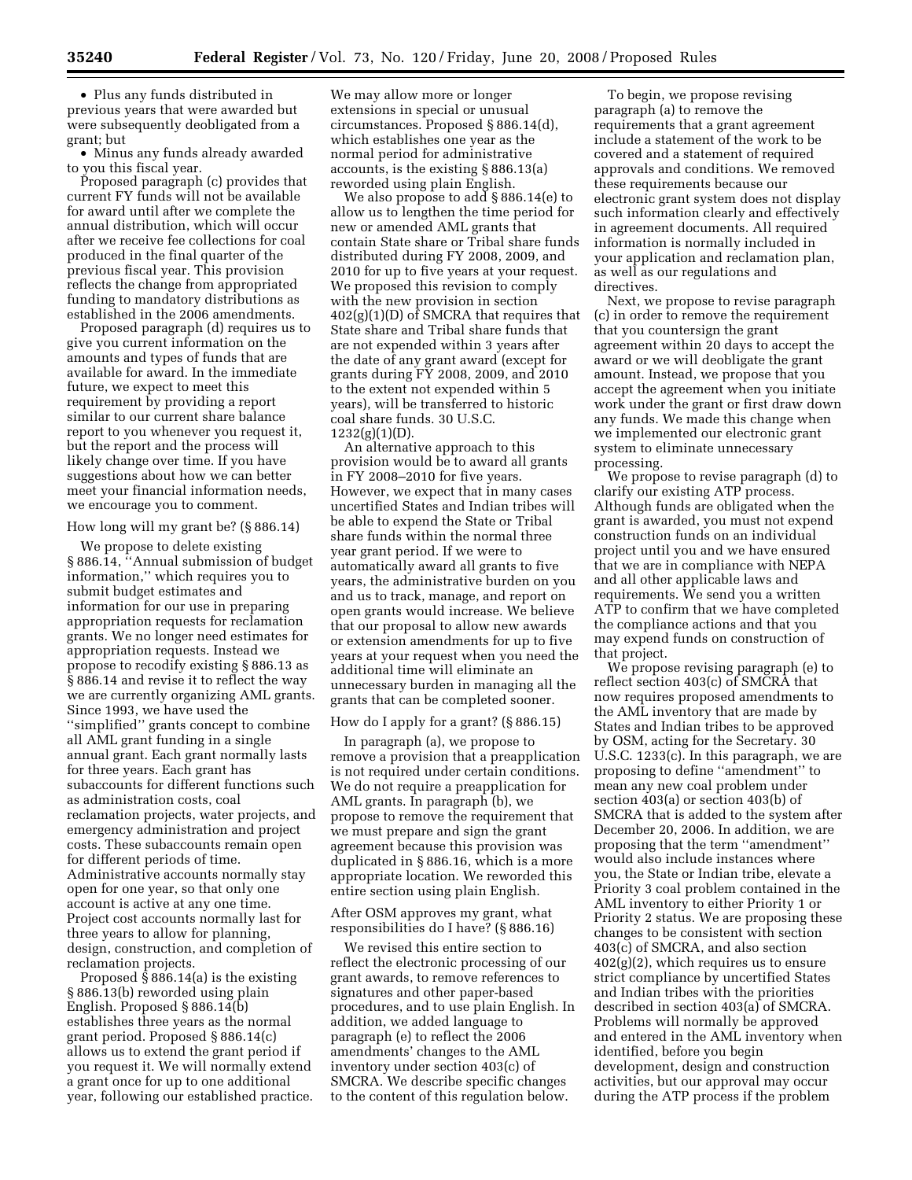• Plus any funds distributed in previous years that were awarded but were subsequently deobligated from a grant; but

• Minus any funds already awarded to you this fiscal year.

Proposed paragraph (c) provides that current FY funds will not be available for award until after we complete the annual distribution, which will occur after we receive fee collections for coal produced in the final quarter of the previous fiscal year. This provision reflects the change from appropriated funding to mandatory distributions as established in the 2006 amendments.

Proposed paragraph (d) requires us to give you current information on the amounts and types of funds that are available for award. In the immediate future, we expect to meet this requirement by providing a report similar to our current share balance report to you whenever you request it, but the report and the process will likely change over time. If you have suggestions about how we can better meet your financial information needs, we encourage you to comment.

How long will my grant be? (§ 886.14)

We propose to delete existing § 886.14, ''Annual submission of budget information,'' which requires you to submit budget estimates and information for our use in preparing appropriation requests for reclamation grants. We no longer need estimates for appropriation requests. Instead we propose to recodify existing § 886.13 as § 886.14 and revise it to reflect the way we are currently organizing AML grants. Since 1993, we have used the ''simplified'' grants concept to combine all AML grant funding in a single annual grant. Each grant normally lasts for three years. Each grant has subaccounts for different functions such as administration costs, coal reclamation projects, water projects, and emergency administration and project costs. These subaccounts remain open for different periods of time. Administrative accounts normally stay open for one year, so that only one account is active at any one time. Project cost accounts normally last for three years to allow for planning, design, construction, and completion of reclamation projects.

Proposed § 886.14(a) is the existing § 886.13(b) reworded using plain English. Proposed § 886.14(b) establishes three years as the normal grant period. Proposed § 886.14(c) allows us to extend the grant period if you request it. We will normally extend a grant once for up to one additional year, following our established practice. We may allow more or longer extensions in special or unusual circumstances. Proposed § 886.14(d), which establishes one year as the normal period for administrative accounts, is the existing § 886.13(a) reworded using plain English.

We also propose to add § 886.14(e) to allow us to lengthen the time period for new or amended AML grants that contain State share or Tribal share funds distributed during FY 2008, 2009, and 2010 for up to five years at your request. We proposed this revision to comply with the new provision in section 402(g)(1)(D) of SMCRA that requires that State share and Tribal share funds that are not expended within 3 years after the date of any grant award (except for grants during FY 2008, 2009, and 2010 to the extent not expended within 5 years), will be transferred to historic coal share funds. 30 U.S.C. 1232(g)(1)(D).

An alternative approach to this provision would be to award all grants in FY 2008–2010 for five years. However, we expect that in many cases uncertified States and Indian tribes will be able to expend the State or Tribal share funds within the normal three year grant period. If we were to automatically award all grants to five years, the administrative burden on you and us to track, manage, and report on open grants would increase. We believe that our proposal to allow new awards or extension amendments for up to five years at your request when you need the additional time will eliminate an unnecessary burden in managing all the grants that can be completed sooner.

How do I apply for a grant? (§ 886.15)

In paragraph (a), we propose to remove a provision that a preapplication is not required under certain conditions. We do not require a preapplication for AML grants. In paragraph (b), we propose to remove the requirement that we must prepare and sign the grant agreement because this provision was duplicated in § 886.16, which is a more appropriate location. We reworded this entire section using plain English.

After OSM approves my grant, what responsibilities do I have? (§ 886.16)

We revised this entire section to reflect the electronic processing of our grant awards, to remove references to signatures and other paper-based procedures, and to use plain English. In addition, we added language to paragraph (e) to reflect the 2006 amendments' changes to the AML inventory under section 403(c) of SMCRA. We describe specific changes to the content of this regulation below.

To begin, we propose revising paragraph (a) to remove the requirements that a grant agreement include a statement of the work to be covered and a statement of required approvals and conditions. We removed these requirements because our electronic grant system does not display such information clearly and effectively in agreement documents. All required information is normally included in your application and reclamation plan, as well as our regulations and directives.

Next, we propose to revise paragraph (c) in order to remove the requirement that you countersign the grant agreement within 20 days to accept the award or we will deobligate the grant amount. Instead, we propose that you accept the agreement when you initiate work under the grant or first draw down any funds. We made this change when we implemented our electronic grant system to eliminate unnecessary processing.

We propose to revise paragraph (d) to clarify our existing ATP process. Although funds are obligated when the grant is awarded, you must not expend construction funds on an individual project until you and we have ensured that we are in compliance with NEPA and all other applicable laws and requirements. We send you a written ATP to confirm that we have completed the compliance actions and that you may expend funds on construction of that project.

We propose revising paragraph (e) to reflect section 403(c) of SMCRA that now requires proposed amendments to the AML inventory that are made by States and Indian tribes to be approved by OSM, acting for the Secretary. 30 U.S.C. 1233(c). In this paragraph, we are proposing to define ''amendment'' to mean any new coal problem under section 403(a) or section 403(b) of SMCRA that is added to the system after December 20, 2006. In addition, we are proposing that the term ''amendment'' would also include instances where you, the State or Indian tribe, elevate a Priority 3 coal problem contained in the AML inventory to either Priority 1 or Priority 2 status. We are proposing these changes to be consistent with section 403(c) of SMCRA, and also section 402(g)(2), which requires us to ensure strict compliance by uncertified States and Indian tribes with the priorities described in section 403(a) of SMCRA. Problems will normally be approved and entered in the AML inventory when identified, before you begin development, design and construction activities, but our approval may occur during the ATP process if the problem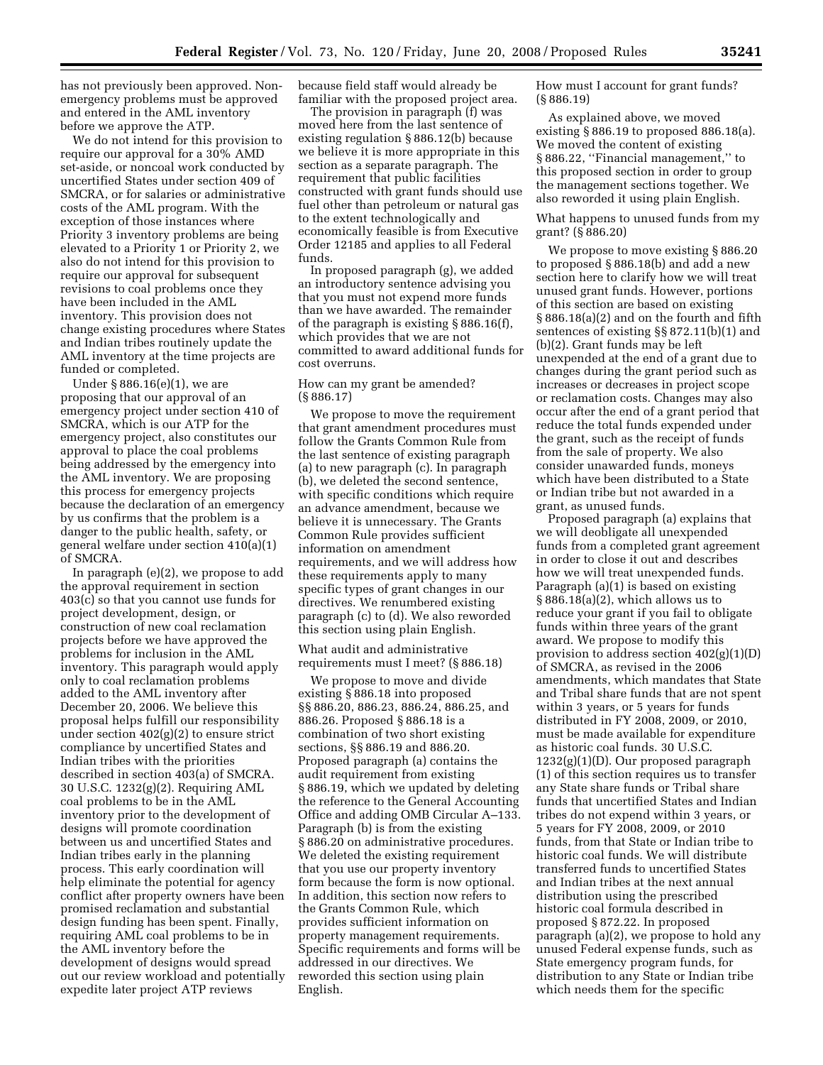has not previously been approved. Non-emergency problems must be approved and entered in the AML inventory before we approve the ATP.

We do not intend for this provision to require our approval for a 30% AMD set-aside, or noncoal work conducted by uncertified States under section 409 of SMCRA, or for salaries or administrative costs of the AML program. With the exception of those instances where Priority 3 inventory problems are being elevated to a Priority 1 or Priority 2, we also do not intend for this provision to require our approval for subsequent revisions to coal problems once they have been included in the AML inventory. This provision does not change existing procedures where States and Indian tribes routinely update the AML inventory at the time projects are funded or completed.

Under § 886.16(e)(1), we are proposing that our approval of an emergency project under section 410 of SMCRA, which is our ATP for the emergency project, also constitutes our approval to place the coal problems being addressed by the emergency into the AML inventory. We are proposing this process for emergency projects because the declaration of an emergency by us confirms that the problem is a danger to the public health, safety, or general welfare under section 410(a)(1) of SMCRA.

In paragraph (e)(2), we propose to add the approval requirement in section 403(c) so that you cannot use funds for project development, design, or construction of new coal reclamation projects before we have approved the problems for inclusion in the AML inventory. This paragraph would apply only to coal reclamation problems added to the AML inventory after December 20, 2006. We believe this proposal helps fulfill our responsibility under section 402(g)(2) to ensure strict compliance by uncertified States and Indian tribes with the priorities described in section 403(a) of SMCRA. 30 U.S.C. 1232(g)(2). Requiring AML coal problems to be in the AML inventory prior to the development of designs will promote coordination between us and uncertified States and Indian tribes early in the planning process. This early coordination will help eliminate the potential for agency conflict after property owners have been promised reclamation and substantial design funding has been spent. Finally, requiring AML coal problems to be in the AML inventory before the development of designs would spread out our review workload and potentially expedite later project ATP reviews because field staff would already be familiar with the proposed project area.

The provision in paragraph (f) was moved here from the last sentence of existing regulation § 886.12(b) because we believe it is more appropriate in this section as a separate paragraph. The requirement that public facilities constructed with grant funds should use fuel other than petroleum or natural gas to the extent technologically and economically feasible is from Executive Order 12185 and applies to all Federal funds.

In proposed paragraph (g), we added an introductory sentence advising you that you must not expend more funds than we have awarded. The remainder of the paragraph is existing § 886.16(f), which provides that we are not committed to award additional funds for cost overruns.

How can my grant be amended? (§ 886.17)

We propose to move the requirement that grant amendment procedures must follow the Grants Common Rule from the last sentence of existing paragraph (a) to new paragraph (c). In paragraph (b), we deleted the second sentence, with specific conditions which require an advance amendment, because we believe it is unnecessary. The Grants Common Rule provides sufficient information on amendment requirements, and we will address how these requirements apply to many specific types of grant changes in our directives. We renumbered existing paragraph (c) to (d). We also reworded this section using plain English.

What audit and administrative requirements must I meet? (§ 886.18)

We propose to move and divide existing § 886.18 into proposed §§ 886.20, 886.23, 886.24, 886.25, and 886.26. Proposed § 886.18 is a combination of two short existing sections, §§ 886.19 and 886.20. Proposed paragraph (a) contains the audit requirement from existing § 886.19, which we updated by deleting the reference to the General Accounting Office and adding OMB Circular A–133. Paragraph (b) is from the existing § 886.20 on administrative procedures. We deleted the existing requirement that you use our property inventory form because the form is now optional. In addition, this section now refers to the Grants Common Rule, which provides sufficient information on property management requirements. Specific requirements and forms will be addressed in our directives. We reworded this section using plain English.

How must I account for grant funds? (§ 886.19)

As explained above, we moved existing § 886.19 to proposed 886.18(a). We moved the content of existing § 886.22, ''Financial management,'' to this proposed section in order to group the management sections together. We also reworded it using plain English.

What happens to unused funds from my grant? (§ 886.20)

We propose to move existing § 886.20 to proposed § 886.18(b) and add a new section here to clarify how we will treat unused grant funds. However, portions of this section are based on existing § 886.18(a)(2) and on the fourth and fifth sentences of existing §§ 872.11(b)(1) and (b)(2). Grant funds may be left unexpended at the end of a grant due to changes during the grant period such as increases or decreases in project scope or reclamation costs. Changes may also occur after the end of a grant period that reduce the total funds expended under the grant, such as the receipt of funds from the sale of property. We also consider unawarded funds, moneys which have been distributed to a State or Indian tribe but not awarded in a grant, as unused funds.

Proposed paragraph (a) explains that we will deobligate all unexpended funds from a completed grant agreement in order to close it out and describes how we will treat unexpended funds. Paragraph (a)(1) is based on existing § 886.18(a)(2), which allows us to reduce your grant if you fail to obligate funds within three years of the grant award. We propose to modify this provision to address section 402(g)(1)(D) of SMCRA, as revised in the 2006 amendments, which mandates that State and Tribal share funds that are not spent within 3 years, or 5 years for funds distributed in FY 2008, 2009, or 2010, must be made available for expenditure as historic coal funds. 30 U.S.C. 1232(g)(1)(D). Our proposed paragraph (1) of this section requires us to transfer any State share funds or Tribal share funds that uncertified States and Indian tribes do not expend within 3 years, or 5 years for FY 2008, 2009, or 2010 funds, from that State or Indian tribe to historic coal funds. We will distribute transferred funds to uncertified States and Indian tribes at the next annual distribution using the prescribed historic coal formula described in proposed § 872.22. In proposed paragraph (a)(2), we propose to hold any unused Federal expense funds, such as State emergency program funds, for distribution to any State or Indian tribe which needs them for the specific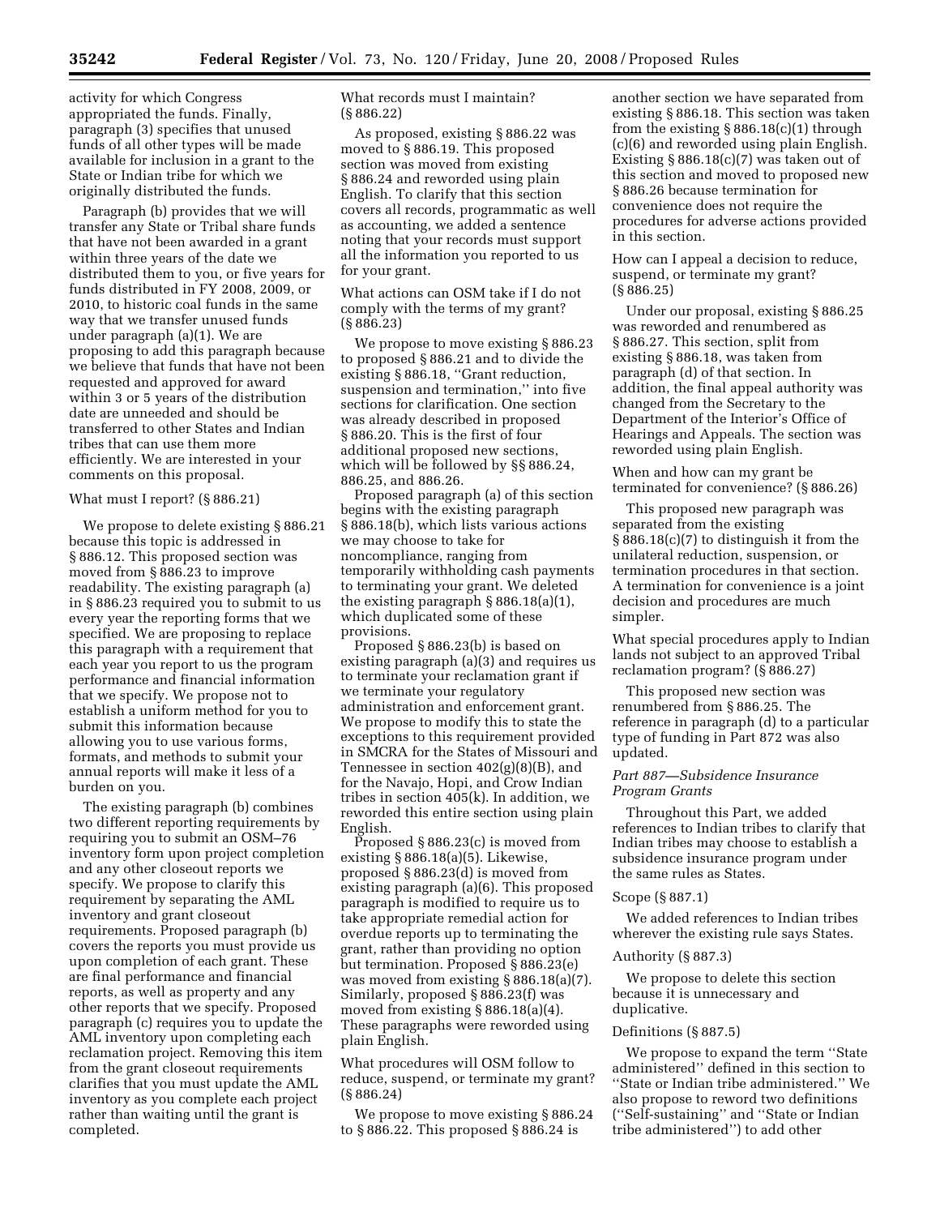activity for which Congress appropriated the funds. Finally, paragraph (3) specifies that unused funds of all other types will be made available for inclusion in a grant to the State or Indian tribe for which we originally distributed the funds.

Paragraph (b) provides that we will transfer any State or Tribal share funds that have not been awarded in a grant within three years of the date we distributed them to you, or five years for funds distributed in FY 2008, 2009, or 2010, to historic coal funds in the same way that we transfer unused funds under paragraph (a)(1). We are proposing to add this paragraph because we believe that funds that have not been requested and approved for award within 3 or 5 years of the distribution date are unneeded and should be transferred to other States and Indian tribes that can use them more efficiently. We are interested in your comments on this proposal.

What must I report? (§ 886.21)

We propose to delete existing § 886.21 because this topic is addressed in § 886.12. This proposed section was moved from § 886.23 to improve readability. The existing paragraph (a) in § 886.23 required you to submit to us every year the reporting forms that we specified. We are proposing to replace this paragraph with a requirement that each year you report to us the program performance and financial information that we specify. We propose not to establish a uniform method for you to submit this information because allowing you to use various forms, formats, and methods to submit your annual reports will make it less of a burden on you.

The existing paragraph (b) combines two different reporting requirements by requiring you to submit an OSM–76 inventory form upon project completion and any other closeout reports we specify. We propose to clarify this requirement by separating the AML inventory and grant closeout requirements. Proposed paragraph (b) covers the reports you must provide us upon completion of each grant. These are final performance and financial reports, as well as property and any other reports that we specify. Proposed paragraph (c) requires you to update the AML inventory upon completing each reclamation project. Removing this item from the grant closeout requirements clarifies that you must update the AML inventory as you complete each project rather than waiting until the grant is completed.

What records must I maintain? (§ 886.22)

As proposed, existing § 886.22 was moved to § 886.19. This proposed section was moved from existing § 886.24 and reworded using plain English. To clarify that this section covers all records, programmatic as well as accounting, we added a sentence noting that your records must support all the information you reported to us for your grant.

What actions can OSM take if I do not comply with the terms of my grant? (§ 886.23)

We propose to move existing § 886.23 to proposed § 886.21 and to divide the existing § 886.18, "Grant reduction, suspension and termination," into five sections for clarification. One section was already described in proposed § 886.20. This is the first of four additional proposed new sections, which will be followed by §§ 886.24, 886.25, and 886.26.

Proposed paragraph (a) of this section begins with the existing paragraph § 886.18(b), which lists various actions we may choose to take for noncompliance, ranging from temporarily withholding cash payments to terminating your grant. We deleted the existing paragraph § 886.18(a)(1), which duplicated some of these provisions.

Proposed § 886.23(b) is based on existing paragraph (a)(3) and requires us to terminate your reclamation grant if we terminate your regulatory administration and enforcement grant. We propose to modify this to state the exceptions to this requirement provided in SMCRA for the States of Missouri and Tennessee in section 402(g)(8)(B), and for the Navajo, Hopi, and Crow Indian tribes in section 405(k). In addition, we reworded this entire section using plain English.

Proposed § 886.23(c) is moved from existing § 886.18(a)(5). Likewise, proposed § 886.23(d) is moved from existing paragraph (a)(6). This proposed paragraph is modified to require us to take appropriate remedial action for overdue reports up to terminating the grant, rather than providing no option but termination. Proposed § 886.23(e) was moved from existing § 886.18(a)(7). Similarly, proposed § 886.23(f) was moved from existing § 886.18(a)(4). These paragraphs were reworded using plain English.

What procedures will OSM follow to reduce, suspend, or terminate my grant? (§ 886.24)

We propose to move existing § 886.24 to § 886.22. This proposed § 886.24 is another section we have separated from existing § 886.18. This section was taken from the existing § 886.18(c)(1) through (c)(6) and reworded using plain English. Existing § 886.18(c)(7) was taken out of this section and moved to proposed new § 886.26 because termination for convenience does not require the procedures for adverse actions provided in this section.

How can I appeal a decision to reduce, suspend, or terminate my grant? (§ 886.25)

Under our proposal, existing § 886.25 was reworded and renumbered as § 886.27. This section, split from existing § 886.18, was taken from paragraph (d) of that section. In addition, the final appeal authority was changed from the Secretary to the Department of the Interior's Office of Hearings and Appeals. The section was reworded using plain English.

When and how can my grant be terminated for convenience? (§ 886.26)

This proposed new paragraph was separated from the existing § 886.18(c)(7) to distinguish it from the unilateral reduction, suspension, or termination procedures in that section. A termination for convenience is a joint decision and procedures are much simpler.

What special procedures apply to Indian lands not subject to an approved Tribal reclamation program? (§ 886.27)

This proposed new section was renumbered from § 886.25. The reference in paragraph (d) to a particular type of funding in Part 872 was also updated.

*Part 887—Subsidence Insurance Program Grants*

Throughout this Part, we added references to Indian tribes to clarify that Indian tribes may choose to establish a subsidence insurance program under the same rules as States.

Scope (§ 887.1)

We added references to Indian tribes wherever the existing rule says States.

Authority (§ 887.3)

We propose to delete this section because it is unnecessary and duplicative.

Definitions (§ 887.5)

We propose to expand the term "State administered" defined in this section to "State or Indian tribe administered." We also propose to reword two definitions ("Self-sustaining" and "State or Indian tribe administered") to add other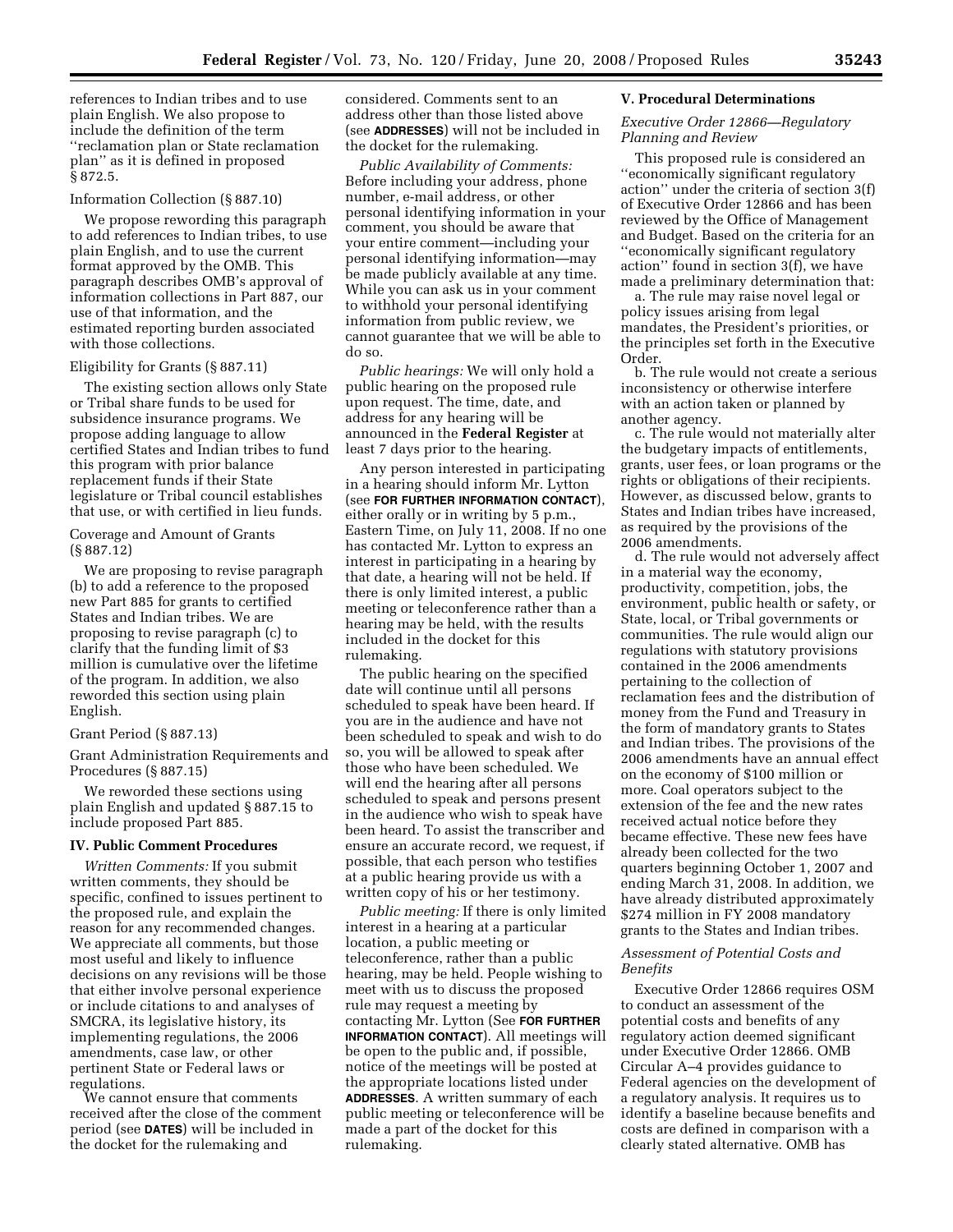references to Indian tribes and to use plain English. We also propose to include the definition of the term ''reclamation plan or State reclamation plan'' as it is defined in proposed § 872.5.

Information Collection (§ 887.10)

We propose rewording this paragraph to add references to Indian tribes, to use plain English, and to use the current format approved by the OMB. This paragraph describes OMB's approval of information collections in Part 887, our use of that information, and the estimated reporting burden associated with those collections.

Eligibility for Grants (§ 887.11)

The existing section allows only State or Tribal share funds to be used for subsidence insurance programs. We propose adding language to allow certified States and Indian tribes to fund this program with prior balance replacement funds if their State legislature or Tribal council establishes that use, or with certified in lieu funds.

Coverage and Amount of Grants (§ 887.12)

We are proposing to revise paragraph (b) to add a reference to the proposed new Part 885 for grants to certified States and Indian tribes. We are proposing to revise paragraph (c) to clarify that the funding limit of $3 million is cumulative over the lifetime of the program. In addition, we also reworded this section using plain English.

Grant Period (§ 887.13)

Grant Administration Requirements and Procedures (§ 887.15)

We reworded these sections using plain English and updated § 887.15 to include proposed Part 885.

## IV. Public Comment Procedures

*Written Comments:* If you submit written comments, they should be specific, confined to issues pertinent to the proposed rule, and explain the reason for any recommended changes. We appreciate all comments, but those most useful and likely to influence decisions on any revisions will be those that either involve personal experience or include citations to and analyses of SMCRA, its legislative history, its implementing regulations, the 2006 amendments, case law, or other pertinent State or Federal laws or regulations.

We cannot ensure that comments received after the close of the comment period (see **DATES**) will be included in the docket for the rulemaking and considered. Comments sent to an address other than those listed above (see **ADDRESSES**) will not be included in the docket for the rulemaking.

*Public Availability of Comments:* Before including your address, phone number, e-mail address, or other personal identifying information in your comment, you should be aware that your entire comment—including your personal identifying information—may be made publicly available at any time. While you can ask us in your comment to withhold your personal identifying information from public review, we cannot guarantee that we will be able to do so.

*Public hearings:* We will only hold a public hearing on the proposed rule upon request. The time, date, and address for any hearing will be announced in the **Federal Register** at least 7 days prior to the hearing.

Any person interested in participating in a hearing should inform Mr. Lytton (see **FOR FURTHER INFORMATION CONTACT**), either orally or in writing by 5 p.m., Eastern Time, on July 11, 2008. If no one has contacted Mr. Lytton to express an interest in participating in a hearing by that date, a hearing will not be held. If there is only limited interest, a public meeting or teleconference rather than a hearing may be held, with the results included in the docket for this rulemaking.

The public hearing on the specified date will continue until all persons scheduled to speak have been heard. If you are in the audience and have not been scheduled to speak and wish to do so, you will be allowed to speak after those who have been scheduled. We will end the hearing after all persons scheduled to speak and persons present in the audience who wish to speak have been heard. To assist the transcriber and ensure an accurate record, we request, if possible, that each person who testifies at a public hearing provide us with a written copy of his or her testimony.

*Public meeting:* If there is only limited interest in a hearing at a particular location, a public meeting or teleconference, rather than a public hearing, may be held. People wishing to meet with us to discuss the proposed rule may request a meeting by contacting Mr. Lytton (See **FOR FURTHER INFORMATION CONTACT**). All meetings will be open to the public and, if possible, notice of the meetings will be posted at the appropriate locations listed under **ADDRESSES**. A written summary of each public meeting or teleconference will be made a part of the docket for this rulemaking.

## V. Procedural Determinations

*Executive Order 12866—Regulatory Planning and Review*

This proposed rule is considered an ''economically significant regulatory action'' under the criteria of section 3(f) of Executive Order 12866 and has been reviewed by the Office of Management and Budget. Based on the criteria for an ''economically significant regulatory action'' found in section 3(f), we have made a preliminary determination that:

a. The rule may raise novel legal or policy issues arising from legal mandates, the President's priorities, or the principles set forth in the Executive Order.

b. The rule would not create a serious inconsistency or otherwise interfere with an action taken or planned by another agency.

c. The rule would not materially alter the budgetary impacts of entitlements, grants, user fees, or loan programs or the rights or obligations of their recipients. However, as discussed below, grants to States and Indian tribes have increased, as required by the provisions of the 2006 amendments.

d. The rule would not adversely affect in a material way the economy, productivity, competition, jobs, the environment, public health or safety, or State, local, or Tribal governments or communities. The rule would align our regulations with statutory provisions contained in the 2006 amendments pertaining to the collection of reclamation fees and the distribution of money from the Fund and Treasury in the form of mandatory grants to States and Indian tribes. The provisions of the 2006 amendments have an annual effect on the economy of $100 million or more. Coal operators subject to the extension of the fee and the new rates received actual notice before they became effective. These new fees have already been collected for the two quarters beginning October 1, 2007 and ending March 31, 2008. In addition, we have already distributed approximately $274 million in FY 2008 mandatory grants to the States and Indian tribes.

*Assessment of Potential Costs and Benefits*

Executive Order 12866 requires OSM to conduct an assessment of the potential costs and benefits of any regulatory action deemed significant under Executive Order 12866. OMB Circular A–4 provides guidance to Federal agencies on the development of a regulatory analysis. It requires us to identify a baseline because benefits and costs are defined in comparison with a clearly stated alternative. OMB has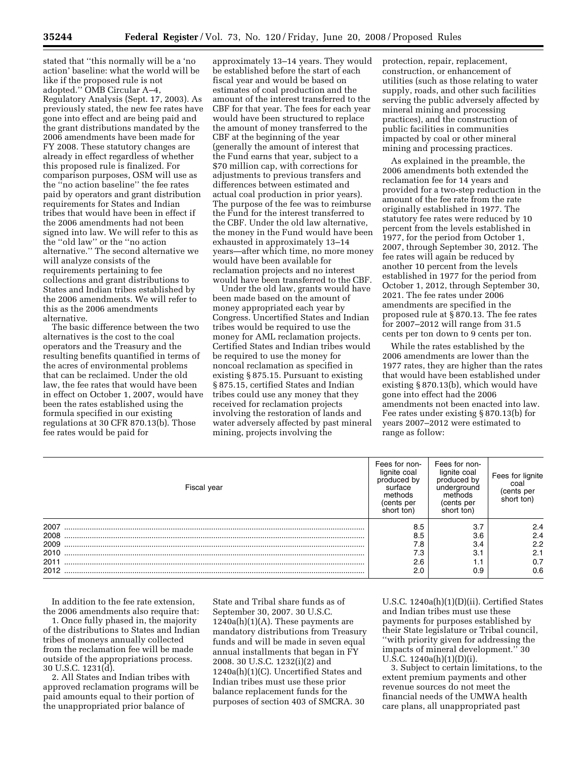stated that ''this normally will be a 'no action' baseline: what the world will be like if the proposed rule is not adopted.'' OMB Circular A–4, Regulatory Analysis (Sept. 17, 2003). As previously stated, the new fee rates have gone into effect and are being paid and the grant distributions mandated by the 2006 amendments have been made for FY 2008. These statutory changes are already in effect regardless of whether this proposed rule is finalized. For comparison purposes, OSM will use as the ''no action baseline'' the fee rates paid by operators and grant distribution requirements for States and Indian tribes that would have been in effect if the 2006 amendments had not been signed into law. We will refer to this as the ''old law'' or the ''no action alternative.'' The second alternative we will analyze consists of the requirements pertaining to fee collections and grant distributions to States and Indian tribes established by the 2006 amendments. We will refer to this as the 2006 amendments alternative.

The basic difference between the two alternatives is the cost to the coal operators and the Treasury and the resulting benefits quantified in terms of the acres of environmental problems that can be reclaimed. Under the old law, the fee rates that would have been in effect on October 1, 2007, would have been the rates established using the formula specified in our existing regulations at 30 CFR 870.13(b). Those fee rates would be paid for approximately 13–14 years. They would be established before the start of each fiscal year and would be based on estimates of coal production and the amount of the interest transferred to the CBF for that year. The fees for each year would have been structured to replace the amount of money transferred to the CBF at the beginning of the year (generally the amount of interest that the Fund earns that year, subject to a $70 million cap, with corrections for adjustments to previous transfers and differences between estimated and actual coal production in prior years). The purpose of the fee was to reimburse the Fund for the interest transferred to the CBF. Under the old law alternative, the money in the Fund would have been exhausted in approximately 13–14 years—after which time, no more money would have been available for reclamation projects and no interest would have been transferred to the CBF.

Under the old law, grants would have been made based on the amount of money appropriated each year by Congress. Uncertified States and Indian tribes would be required to use the money for AML reclamation projects. Certified States and Indian tribes would be required to use the money for noncoal reclamation as specified in existing § 875.15. Pursuant to existing § 875.15, certified States and Indian tribes could use any money that they received for reclamation projects involving the restoration of lands and water adversely affected by past mineral mining, projects involving the protection, repair, replacement, construction, or enhancement of utilities (such as those relating to water supply, roads, and other such facilities serving the public adversely affected by mineral mining and processing practices), and the construction of public facilities in communities impacted by coal or other mineral mining and processing practices.

As explained in the preamble, the 2006 amendments both extended the reclamation fee for 14 years and provided for a two-step reduction in the amount of the fee rate from the rate originally established in 1977. The statutory fee rates were reduced by 10 percent from the levels established in 1977, for the period from October 1, 2007, through September 30, 2012. The fee rates will again be reduced by another 10 percent from the levels established in 1977 for the period from October 1, 2012, through September 30, 2021. The fee rates under 2006 amendments are specified in the proposed rule at § 870.13. The fee rates for 2007–2012 will range from 31.5 cents per ton down to 9 cents per ton.

While the rates established by the 2006 amendments are lower than the 1977 rates, they are higher than the rates that would have been established under existing § 870.13(b), which would have gone into effect had the 2006 amendments not been enacted into law. Fee rates under existing § 870.13(b) for years 2007–2012 were estimated to range as follow:

| Fiscal year | Fees for non-lignite coal produced by surface methods (cents per short ton) | Fees for non-lignite coal produced by underground methods (cents per short ton) | Fees for lignite coal (cents per short ton) |
|---|---|---|---|
| 2007 | 8.5 | 3.7 | 2.4 |
| 2008 | 8.5 | 3.6 | 2.4 |
| 2009 | 7.8 | 3.4 | 2.2 |
| 2010 | 7.3 | 3.1 | 2.1 |
| 2011 | 2.6 | 1.1 | 0.7 |
| 2012 | 2.0 | 0.9 | 0.6 |

In addition to the fee rate extension, the 2006 amendments also require that:

1. Once fully phased in, the majority of the distributions to States and Indian tribes of moneys annually collected from the reclamation fee will be made outside of the appropriations process. 30 U.S.C. 1231(d).

2. All States and Indian tribes with approved reclamation programs will be paid amounts equal to their portion of the unappropriated prior balance of State and Tribal share funds as of September 30, 2007. 30 U.S.C. 1240a(h)(1)(A). These payments are mandatory distributions from Treasury funds and will be made in seven equal annual installments that began in FY 2008. 30 U.S.C. 1232(i)(2) and 1240a(h)(1)(C). Uncertified States and Indian tribes must use these prior balance replacement funds for the purposes of section 403 of SMCRA. 30 U.S.C. 1240a(h)(1)(D)(ii). Certified States and Indian tribes must use these payments for purposes established by their State legislature or Tribal council, ''with priority given for addressing the impacts of mineral development.'' 30 U.S.C. 1240a(h)(1)(D)(i).

3. Subject to certain limitations, to the extent premium payments and other revenue sources do not meet the financial needs of the UMWA health care plans, all unappropriated past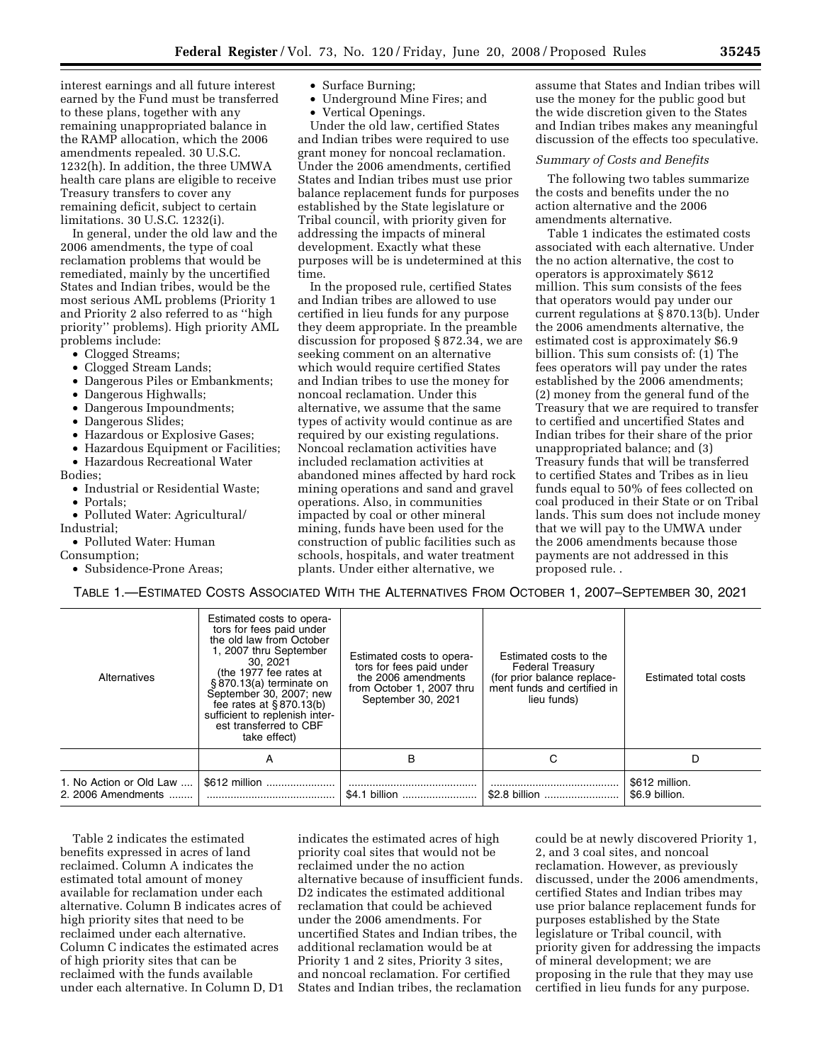interest earnings and all future interest earned by the Fund must be transferred to these plans, together with any remaining unappropriated balance in the RAMP allocation, which the 2006 amendments repealed. 30 U.S.C. 1232(h). In addition, the three UMWA health care plans are eligible to receive Treasury transfers to cover any remaining deficit, subject to certain limitations. 30 U.S.C. 1232(i).

In general, under the old law and the 2006 amendments, the type of coal reclamation problems that would be remediated, mainly by the uncertified States and Indian tribes, would be the most serious AML problems (Priority 1 and Priority 2 also referred to as ''high priority'' problems). High priority AML problems include:

- Clogged Streams;
- Clogged Stream Lands;
- Dangerous Piles or Embankments;
- Dangerous Highwalls;
- Dangerous Impoundments;
- Dangerous Slides;
- Hazardous or Explosive Gases;
- Hazardous Equipment or Facilities;
- Hazardous Recreational Water Bodies;
- Industrial or Residential Waste;
- Portals;
- Polluted Water: Agricultural/Industrial;
- Polluted Water: Human Consumption;
- Subsidence-Prone Areas;
- Surface Burning;
- Underground Mine Fires; and
- Vertical Openings.

Under the old law, certified States and Indian tribes were required to use grant money for noncoal reclamation. Under the 2006 amendments, certified States and Indian tribes must use prior balance replacement funds for purposes established by the State legislature or Tribal council, with priority given for addressing the impacts of mineral development. Exactly what these purposes will be is undetermined at this time.

In the proposed rule, certified States and Indian tribes are allowed to use certified in lieu funds for any purpose they deem appropriate. In the preamble discussion for proposed § 872.34, we are seeking comment on an alternative which would require certified States and Indian tribes to use the money for noncoal reclamation. Under this alternative, we assume that the same types of activity would continue as are required by our existing regulations. Noncoal reclamation activities have included reclamation activities at abandoned mines affected by hard rock mining operations and sand and gravel operations. Also, in communities impacted by coal or other mineral mining, funds have been used for the construction of public facilities such as schools, hospitals, and water treatment plants. Under either alternative, we assume that States and Indian tribes will use the money for the public good but the wide discretion given to the States and Indian tribes makes any meaningful discussion of the effects too speculative.

*Summary of Costs and Benefits*

The following two tables summarize the costs and benefits under the no action alternative and the 2006 amendments alternative.

Table 1 indicates the estimated costs associated with each alternative. Under the no action alternative, the cost to operators is approximately $612 million. This sum consists of the fees that operators would pay under our current regulations at § 870.13(b). Under the 2006 amendments alternative, the estimated cost is approximately $6.9 billion. This sum consists of: (1) The fees operators will pay under the rates established by the 2006 amendments; (2) money from the general fund of the Treasury that we are required to transfer to certified and uncertified States and Indian tribes for their share of the prior unappropriated balance; and (3) Treasury funds that will be transferred to certified States and Tribes as in lieu funds equal to 50% of fees collected on coal produced in their State or on Tribal lands. This sum does not include money that we will pay to the UMWA under the 2006 amendments because those payments are not addressed in this proposed rule. .

TABLE 1.—ESTIMATED COSTS ASSOCIATED WITH THE ALTERNATIVES FROM OCTOBER 1, 2007–SEPTEMBER 30, 2021

| Alternatives | Estimated costs to operators for fees paid under the old law from October 1, 2007 thru September 30, 2021 (the 1977 fee rates at § 870.13(a) terminate on September 30, 2007; new fee rates at § 870.13(b) sufficient to replenish interest transferred to CBF take effect) | Estimated costs to operators for fees paid under the 2006 amendments from October 1, 2007 thru September 30, 2021 | Estimated costs to the Federal Treasury (for prior balance replacement funds and certified in lieu funds) | Estimated total costs |
|---|---|---|---|---|
| | A | B | C | D |
| 1. No Action or Old Law | $612 million | | | $612 million. |
| 2. 2006 Amendments | | $4.1 billion | $2.8 billion | $6.9 billion. |

Table 2 indicates the estimated benefits expressed in acres of land reclaimed. Column A indicates the estimated total amount of money available for reclamation under each alternative. Column B indicates acres of high priority sites that need to be reclaimed under each alternative. Column C indicates the estimated acres of high priority sites that can be reclaimed with the funds available under each alternative. In Column D, D1 indicates the estimated acres of high priority coal sites that would not be reclaimed under the no action alternative because of insufficient funds. D2 indicates the estimated additional reclamation that could be achieved under the 2006 amendments. For uncertified States and Indian tribes, the additional reclamation would be at Priority 1 and 2 sites, Priority 3 sites, and noncoal reclamation. For certified States and Indian tribes, the reclamation could be at newly discovered Priority 1, 2, and 3 coal sites, and noncoal reclamation. However, as previously discussed, under the 2006 amendments, certified States and Indian tribes may use prior balance replacement funds for purposes established by the State legislature or Tribal council, with priority given for addressing the impacts of mineral development; we are proposing in the rule that they may use certified in lieu funds for any purpose.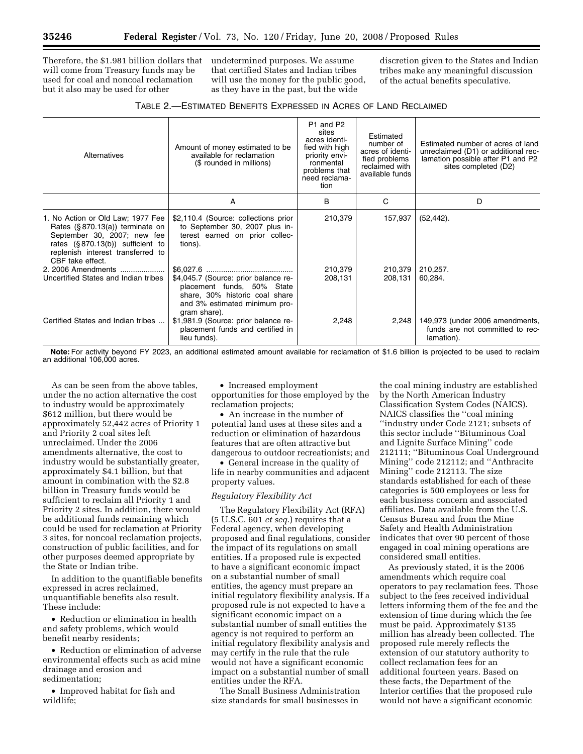Therefore, the $1.981 billion dollars that will come from Treasury funds may be used for coal and noncoal reclamation but it also may be used for other undetermined purposes. We assume that certified States and Indian tribes will use the money for the public good, as they have in the past, but the wide discretion given to the States and Indian tribes make any meaningful discussion of the actual benefits speculative.

TABLE 2.—ESTIMATED BENEFITS EXPRESSED IN ACRES OF LAND RECLAIMED

| Alternatives | Amount of money estimated to be available for reclamation ($ rounded in millions) | P1 and P2 sites acres identified with high priority environmental problems that need reclamation | Estimated number of acres of identified problems reclaimed with available funds | Estimated number of acres of land unreclaimed (D1) or additional reclamation possible after P1 and P2 sites completed (D2) |
|---|---|---|---|---|
| | A | B | C | D |
| 1. No Action or Old Law; 1977 Fee Rates (§ 870.13(a)) terminate on September 30, 2007; new fee rates (§ 870.13(b)) sufficient to replenish interest transferred to CBF take effect. | $2,110.4 (Source: collections prior to September 30, 2007 plus interest earned on prior collections). | 210,379 | 157,937 | (52,442). |
| 2. 2006 Amendments | $6,027.6 | 210,379 | 210,379 | 210,257. |
| Uncertified States and Indian tribes | $4,045.7 (Source: prior balance replacement funds, 50% State share, 30% historic coal share and 3% estimated minimum program share). | 208,131 | 208,131 | 60,284. |
| Certified States and Indian tribes | $1,981.9 (Source: prior balance replacement funds and certified in lieu funds). | 2,248 | 2,248 | 149,973 (under 2006 amendments, funds are not committed to reclamation). |

**Note:** For activity beyond FY 2023, an additional estimated amount available for reclamation of $1.6 billion is projected to be used to reclaim an additional 106,000 acres.

As can be seen from the above tables, under the no action alternative the cost to industry would be approximately $612 million, but there would be approximately 52,442 acres of Priority 1 and Priority 2 coal sites left unreclaimed. Under the 2006 amendments alternative, the cost to industry would be substantially greater, approximately $4.1 billion, but that amount in combination with the $2.8 billion in Treasury funds would be sufficient to reclaim all Priority 1 and Priority 2 sites. In addition, there would be additional funds remaining which could be used for reclamation at Priority 3 sites, for noncoal reclamation projects, construction of public facilities, and for other purposes deemed appropriate by the State or Indian tribe.

In addition to the quantifiable benefits expressed in acres reclaimed, unquantifiable benefits also result. These include:

- Reduction or elimination in health and safety problems, which would benefit nearby residents;
- Reduction or elimination of adverse environmental effects such as acid mine drainage and erosion and sedimentation;
- Improved habitat for fish and wildlife;
- Increased employment opportunities for those employed by the reclamation projects;
- An increase in the number of potential land uses at these sites and a reduction or elimination of hazardous features that are often attractive but dangerous to outdoor recreationists; and
- General increase in the quality of life in nearby communities and adjacent property values.

*Regulatory Flexibility Act*

The Regulatory Flexibility Act (RFA) (5 U.S.C. 601 *et seq.*) requires that a Federal agency, when developing proposed and final regulations, consider the impact of its regulations on small entities. If a proposed rule is expected to have a significant economic impact on a substantial number of small entities, the agency must prepare an initial regulatory flexibility analysis. If a proposed rule is not expected to have a significant economic impact on a substantial number of small entities the agency is not required to perform an initial regulatory flexibility analysis and may certify in the rule that the rule would not have a significant economic impact on a substantial number of small entities under the RFA.

The Small Business Administration size standards for small businesses in the coal mining industry are established by the North American Industry Classification System Codes (NAICS). NAICS classifies the ''coal mining ''industry under Code 2121; subsets of this sector include ''Bituminous Coal and Lignite Surface Mining'' code 212111; ''Bituminous Coal Underground Mining'' code 212112; and ''Anthracite Mining'' code 212113. The size standards established for each of these categories is 500 employees or less for each business concern and associated affiliates. Data available from the U.S. Census Bureau and from the Mine Safety and Health Administration indicates that over 90 percent of those engaged in coal mining operations are considered small entities.

As previously stated, it is the 2006 amendments which require coal operators to pay reclamation fees. Those subject to the fees received individual letters informing them of the fee and the extension of time during which the fee must be paid. Approximately $135 million has already been collected. The proposed rule merely reflects the extension of our statutory authority to collect reclamation fees for an additional fourteen years. Based on these facts, the Department of the Interior certifies that the proposed rule would not have a significant economic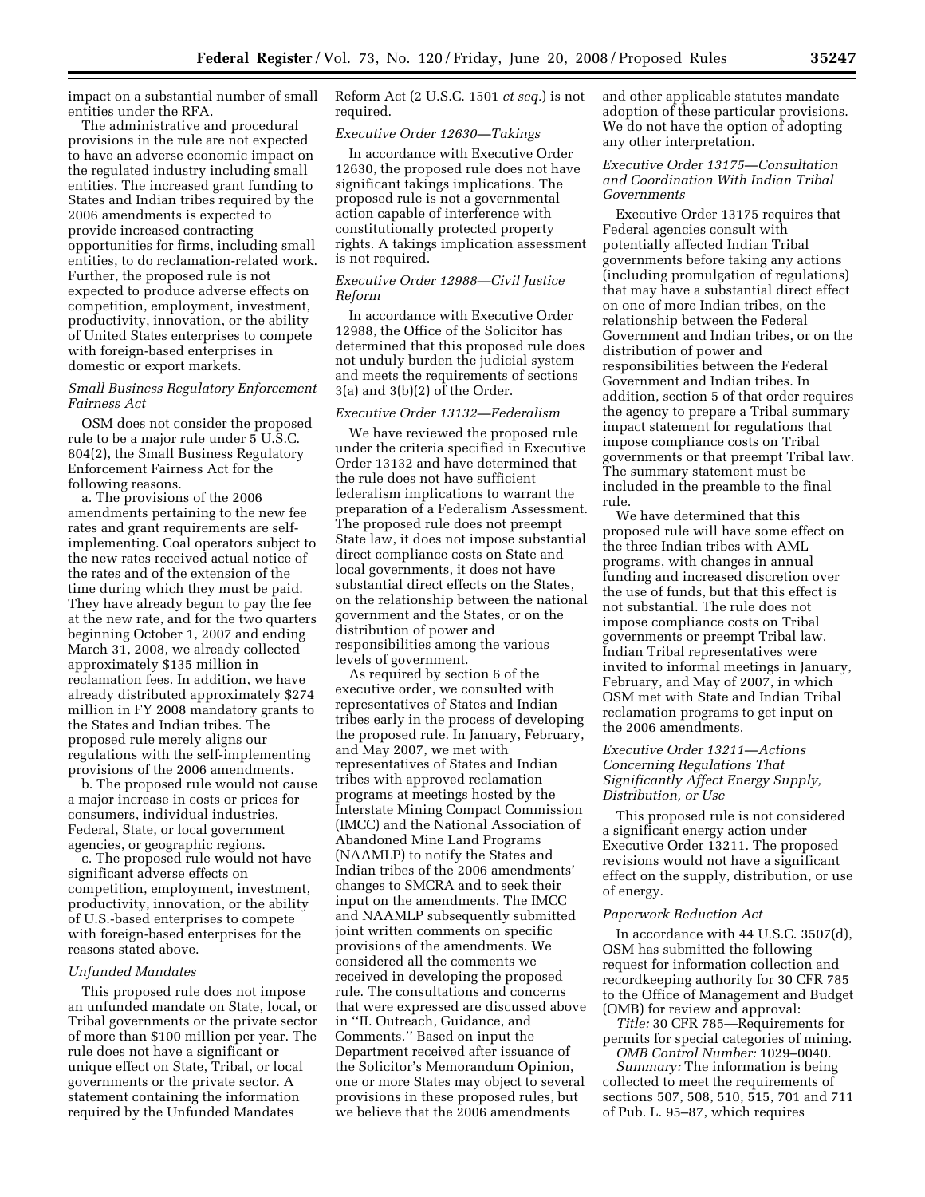impact on a substantial number of small entities under the RFA.

The administrative and procedural provisions in the rule are not expected to have an adverse economic impact on the regulated industry including small entities. The increased grant funding to States and Indian tribes required by the 2006 amendments is expected to provide increased contracting opportunities for firms, including small entities, to do reclamation-related work. Further, the proposed rule is not expected to produce adverse effects on competition, employment, investment, productivity, innovation, or the ability of United States enterprises to compete with foreign-based enterprises in domestic or export markets.

*Small Business Regulatory Enforcement Fairness Act*

OSM does not consider the proposed rule to be a major rule under 5 U.S.C. 804(2), the Small Business Regulatory Enforcement Fairness Act for the following reasons.

a. The provisions of the 2006 amendments pertaining to the new fee rates and grant requirements are self-implementing. Coal operators subject to the new rates received actual notice of the rates and of the extension of the time during which they must be paid. They have already begun to pay the fee at the new rate, and for the two quarters beginning October 1, 2007 and ending March 31, 2008, we already collected approximately $135 million in reclamation fees. In addition, we have already distributed approximately $274 million in FY 2008 mandatory grants to the States and Indian tribes. The proposed rule merely aligns our regulations with the self-implementing provisions of the 2006 amendments.

b. The proposed rule would not cause a major increase in costs or prices for consumers, individual industries, Federal, State, or local government agencies, or geographic regions.

c. The proposed rule would not have significant adverse effects on competition, employment, investment, productivity, innovation, or the ability of U.S.-based enterprises to compete with foreign-based enterprises for the reasons stated above.

*Unfunded Mandates*

This proposed rule does not impose an unfunded mandate on State, local, or Tribal governments or the private sector of more than $100 million per year. The rule does not have a significant or unique effect on State, Tribal, or local governments or the private sector. A statement containing the information required by the Unfunded Mandates Reform Act (2 U.S.C. 1501 *et seq.*) is not required.

*Executive Order 12630—Takings*

In accordance with Executive Order 12630, the proposed rule does not have significant takings implications. The proposed rule is not a governmental action capable of interference with constitutionally protected property rights. A takings implication assessment is not required.

*Executive Order 12988—Civil Justice Reform*

In accordance with Executive Order 12988, the Office of the Solicitor has determined that this proposed rule does not unduly burden the judicial system and meets the requirements of sections 3(a) and 3(b)(2) of the Order.

*Executive Order 13132—Federalism*

We have reviewed the proposed rule under the criteria specified in Executive Order 13132 and have determined that the rule does not have sufficient federalism implications to warrant the preparation of a Federalism Assessment. The proposed rule does not preempt State law, it does not impose substantial direct compliance costs on State and local governments, it does not have substantial direct effects on the States, on the relationship between the national government and the States, or on the distribution of power and responsibilities among the various levels of government.

As required by section 6 of the executive order, we consulted with representatives of States and Indian tribes early in the process of developing the proposed rule. In January, February, and May 2007, we met with representatives of States and Indian tribes with approved reclamation programs at meetings hosted by the Interstate Mining Compact Commission (IMCC) and the National Association of Abandoned Mine Land Programs (NAAMLP) to notify the States and Indian tribes of the 2006 amendments' changes to SMCRA and to seek their input on the amendments. The IMCC and NAAMLP subsequently submitted joint written comments on specific provisions of the amendments. We considered all the comments we received in developing the proposed rule. The consultations and concerns that were expressed are discussed above in ''II. Outreach, Guidance, and Comments.'' Based on input the Department received after issuance of the Solicitor's Memorandum Opinion, one or more States may object to several provisions in these proposed rules, but we believe that the 2006 amendments and other applicable statutes mandate adoption of these particular provisions. We do not have the option of adopting any other interpretation.

*Executive Order 13175—Consultation and Coordination With Indian Tribal Governments*

Executive Order 13175 requires that Federal agencies consult with potentially affected Indian Tribal governments before taking any actions (including promulgation of regulations) that may have a substantial direct effect on one of more Indian tribes, on the relationship between the Federal Government and Indian tribes, or on the distribution of power and responsibilities between the Federal Government and Indian tribes. In addition, section 5 of that order requires the agency to prepare a Tribal summary impact statement for regulations that impose compliance costs on Tribal governments or that preempt Tribal law. The summary statement must be included in the preamble to the final rule.

We have determined that this proposed rule will have some effect on the three Indian tribes with AML programs, with changes in annual funding and increased discretion over the use of funds, but that this effect is not substantial. The rule does not impose compliance costs on Tribal governments or preempt Tribal law. Indian Tribal representatives were invited to informal meetings in January, February, and May of 2007, in which OSM met with State and Indian Tribal reclamation programs to get input on the 2006 amendments.

*Executive Order 13211—Actions Concerning Regulations That Significantly Affect Energy Supply, Distribution, or Use*

This proposed rule is not considered a significant energy action under Executive Order 13211. The proposed revisions would not have a significant effect on the supply, distribution, or use of energy.

*Paperwork Reduction Act*

In accordance with 44 U.S.C. 3507(d), OSM has submitted the following request for information collection and recordkeeping authority for 30 CFR 785 to the Office of Management and Budget (OMB) for review and approval:

*Title:* 30 CFR 785—Requirements for permits for special categories of mining.

*OMB Control Number:* 1029–0040.

*Summary:* The information is being collected to meet the requirements of sections 507, 508, 510, 515, 701 and 711 of Pub. L. 95–87, which requires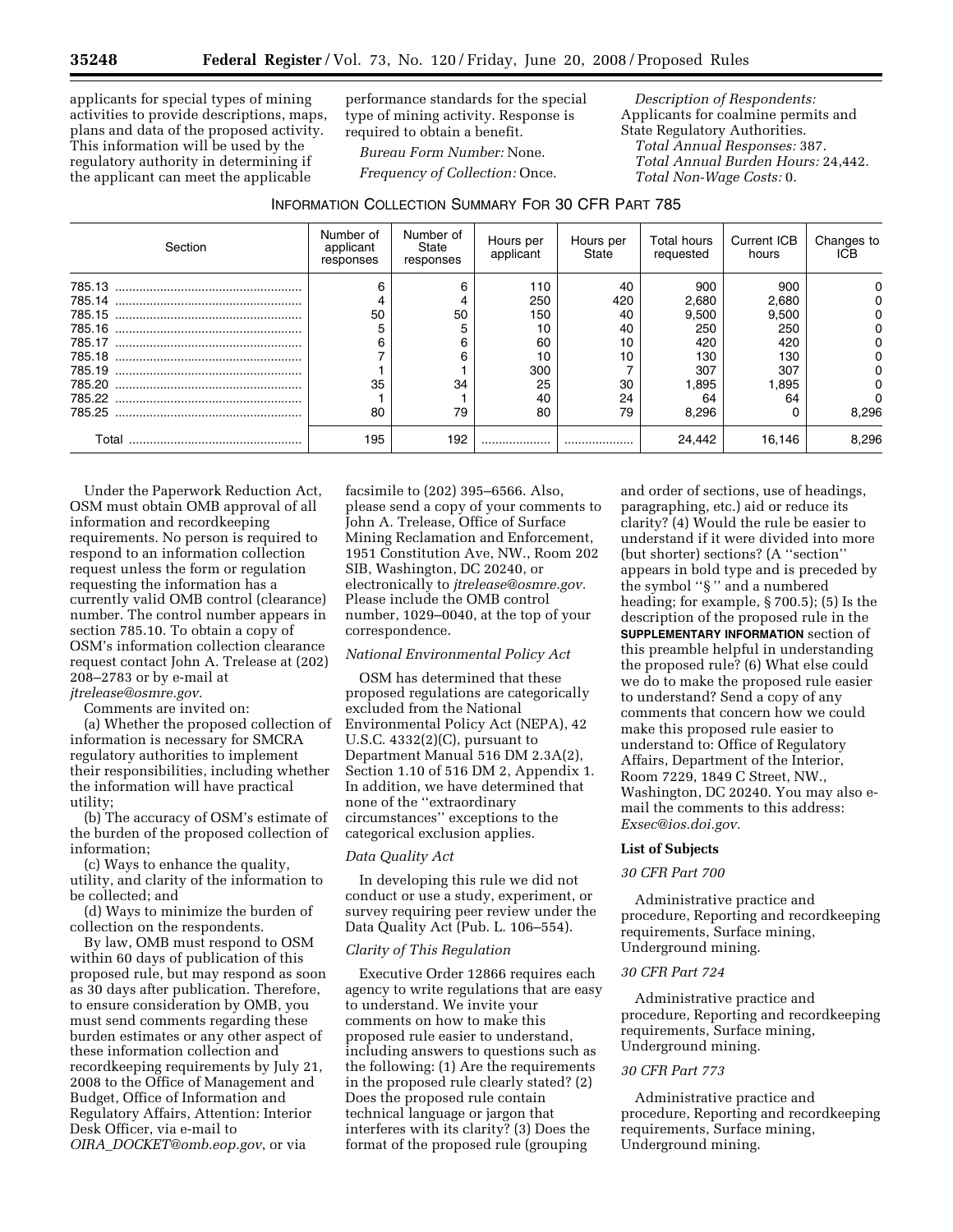applicants for special types of mining activities to provide descriptions, maps, plans and data of the proposed activity. This information will be used by the regulatory authority in determining if the applicant can meet the applicable performance standards for the special type of mining activity. Response is required to obtain a benefit.

*Bureau Form Number:* None.

*Frequency of Collection:* Once.

*Description of Respondents:* Applicants for coalmine permits and State Regulatory Authorities.

*Total Annual Responses:* 387.

*Total Annual Burden Hours:* 24,442.

*Total Non-Wage Costs:* 0.

INFORMATION COLLECTION SUMMARY FOR 30 CFR PART 785

| Section | Number of applicant responses | Number of State responses | Hours per applicant | Hours per State | Total hours requested | Current ICB hours | Changes to ICB |
|---|---|---|---|---|---|---|---|
| 785.13 | 6 | 6 | 110 | 40 | 900 | 900 | 0 |
| 785.14 | 4 | 4 | 250 | 420 | 2,680 | 2,680 | 0 |
| 785.15 | 50 | 50 | 150 | 40 | 9,500 | 9,500 | 0 |
| 785.16 | 5 | 5 | 10 | 40 | 250 | 250 | 0 |
| 785.17 | 6 | 6 | 60 | 10 | 420 | 420 | 0 |
| 785.18 | 7 | 6 | 10 | 10 | 130 | 130 | 0 |
| 785.19 | 1 | 1 | 300 | 7 | 307 | 307 | 0 |
| 785.20 | 35 | 34 | 25 | 30 | 1,895 | 1,895 | 0 |
| 785.22 | 1 | 1 | 40 | 24 | 64 | 64 | 0 |
| 785.25 | 80 | 79 | 80 | 79 | 8,296 | 0 | 8,296 |
| Total | 195 | 192 | | | 24,442 | 16,146 | 8,296 |

Under the Paperwork Reduction Act, OSM must obtain OMB approval of all information and recordkeeping requirements. No person is required to respond to an information collection request unless the form or regulation requesting the information has a currently valid OMB control (clearance) number. The control number appears in section 785.10. To obtain a copy of OSM's information collection clearance request contact John A. Trelease at (202) 208–2783 or by e-mail at *jtrelease@osmre.gov*.

Comments are invited on:

(a) Whether the proposed collection of information is necessary for SMCRA regulatory authorities to implement their responsibilities, including whether the information will have practical utility;

(b) The accuracy of OSM's estimate of the burden of the proposed collection of information;

(c) Ways to enhance the quality, utility, and clarity of the information to be collected; and

(d) Ways to minimize the burden of collection on the respondents.

By law, OMB must respond to OSM within 60 days of publication of this proposed rule, but may respond as soon as 30 days after publication. Therefore, to ensure consideration by OMB, you must send comments regarding these burden estimates or any other aspect of these information collection and recordkeeping requirements by July 21, 2008 to the Office of Management and Budget, Office of Information and Regulatory Affairs, Attention: Interior Desk Officer, via e-mail to *OIRA_DOCKET@omb.eop.gov*, or via facsimile to (202) 395–6566. Also, please send a copy of your comments to John A. Trelease, Office of Surface Mining Reclamation and Enforcement, 1951 Constitution Ave, NW., Room 202 SIB, Washington, DC 20240, or electronically to *jtrelease@osmre.gov.* Please include the OMB control number, 1029–0040, at the top of your correspondence.

*National Environmental Policy Act*

OSM has determined that these proposed regulations are categorically excluded from the National Environmental Policy Act (NEPA), 42 U.S.C. 4332(2)(C), pursuant to Department Manual 516 DM 2.3A(2), Section 1.10 of 516 DM 2, Appendix 1. In addition, we have determined that none of the ''extraordinary circumstances'' exceptions to the categorical exclusion applies.

*Data Quality Act*

In developing this rule we did not conduct or use a study, experiment, or survey requiring peer review under the Data Quality Act (Pub. L. 106–554).

*Clarity of This Regulation*

Executive Order 12866 requires each agency to write regulations that are easy to understand. We invite your comments on how to make this proposed rule easier to understand, including answers to questions such as the following: (1) Are the requirements in the proposed rule clearly stated? (2) Does the proposed rule contain technical language or jargon that interferes with its clarity? (3) Does the format of the proposed rule (grouping and order of sections, use of headings, paragraphing, etc.) aid or reduce its clarity? (4) Would the rule be easier to understand if it were divided into more (but shorter) sections? (A ''section'' appears in bold type and is preceded by the symbol ''§'' and a numbered heading; for example, § 700.5); (5) Is the description of the proposed rule in the **SUPPLEMENTARY INFORMATION** section of this preamble helpful in understanding the proposed rule? (6) What else could we do to make the proposed rule easier to understand? Send a copy of any comments that concern how we could make this proposed rule easier to understand to: Office of Regulatory Affairs, Department of the Interior, Room 7229, 1849 C Street, NW., Washington, DC 20240. You may also e-mail the comments to this address: *Exsec@ios.doi.gov.*

**List of Subjects**

*30 CFR Part 700*

Administrative practice and procedure, Reporting and recordkeeping requirements, Surface mining, Underground mining.

*30 CFR Part 724*

Administrative practice and procedure, Reporting and recordkeeping requirements, Surface mining, Underground mining.

*30 CFR Part 773*

Administrative practice and procedure, Reporting and recordkeeping requirements, Surface mining, Underground mining.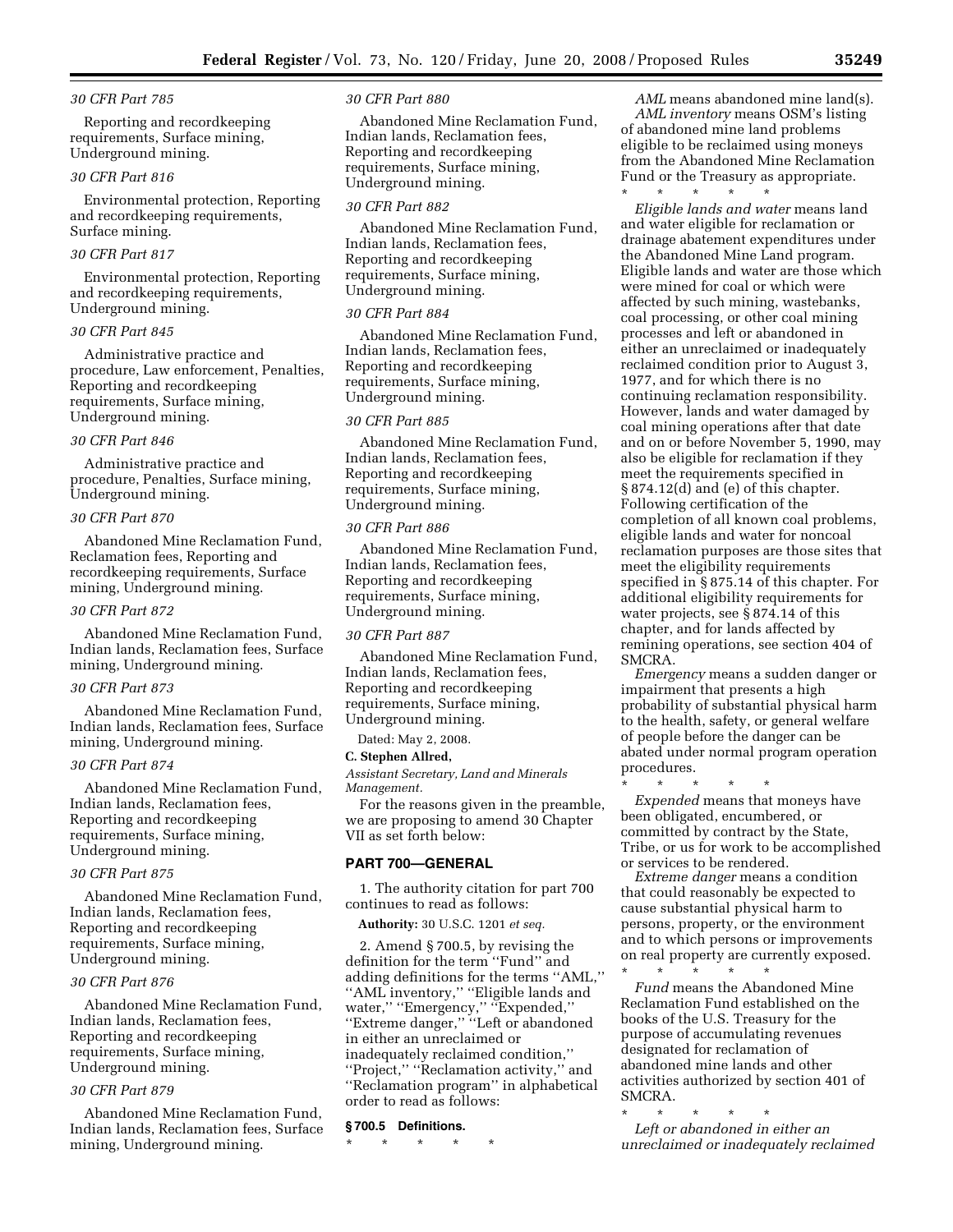*30 CFR Part 785*

Reporting and recordkeeping requirements, Surface mining, Underground mining.

*30 CFR Part 816*

Environmental protection, Reporting and recordkeeping requirements, Surface mining.

*30 CFR Part 817*

Environmental protection, Reporting and recordkeeping requirements, Underground mining.

*30 CFR Part 845*

Administrative practice and procedure, Law enforcement, Penalties, Reporting and recordkeeping requirements, Surface mining, Underground mining.

*30 CFR Part 846*

Administrative practice and procedure, Penalties, Surface mining, Underground mining.

*30 CFR Part 870*

Abandoned Mine Reclamation Fund, Reclamation fees, Reporting and recordkeeping requirements, Surface mining, Underground mining.

*30 CFR Part 872*

Abandoned Mine Reclamation Fund, Indian lands, Reclamation fees, Surface mining, Underground mining.

*30 CFR Part 873*

Abandoned Mine Reclamation Fund, Indian lands, Reclamation fees, Surface mining, Underground mining.

*30 CFR Part 874*

Abandoned Mine Reclamation Fund, Indian lands, Reclamation fees, Reporting and recordkeeping requirements, Surface mining, Underground mining.

*30 CFR Part 875*

Abandoned Mine Reclamation Fund, Indian lands, Reclamation fees, Reporting and recordkeeping requirements, Surface mining, Underground mining.

*30 CFR Part 876*

Abandoned Mine Reclamation Fund, Indian lands, Reclamation fees, Reporting and recordkeeping requirements, Surface mining, Underground mining.

*30 CFR Part 879*

Abandoned Mine Reclamation Fund, Indian lands, Reclamation fees, Surface mining, Underground mining.

*30 CFR Part 880*

Abandoned Mine Reclamation Fund, Indian lands, Reclamation fees, Reporting and recordkeeping requirements, Surface mining, Underground mining.

*30 CFR Part 882*

Abandoned Mine Reclamation Fund, Indian lands, Reclamation fees, Reporting and recordkeeping requirements, Surface mining, Underground mining.

*30 CFR Part 884*

Abandoned Mine Reclamation Fund, Indian lands, Reclamation fees, Reporting and recordkeeping requirements, Surface mining, Underground mining.

*30 CFR Part 885*

Abandoned Mine Reclamation Fund, Indian lands, Reclamation fees, Reporting and recordkeeping requirements, Surface mining, Underground mining.

*30 CFR Part 886*

Abandoned Mine Reclamation Fund, Indian lands, Reclamation fees, Reporting and recordkeeping requirements, Surface mining, Underground mining.

*30 CFR Part 887*

Abandoned Mine Reclamation Fund, Indian lands, Reclamation fees, Reporting and recordkeeping requirements, Surface mining, Underground mining.

Dated: May 2, 2008.

**C. Stephen Allred,**

*Assistant Secretary, Land and Minerals Management.*

For the reasons given in the preamble, we are proposing to amend 30 Chapter VII as set forth below:

## PART 700—GENERAL

1. The authority citation for part 700 continues to read as follows:

**Authority:** 30 U.S.C. 1201 *et seq.*

2. Amend § 700.5, by revising the definition for the term ''Fund'' and adding definitions for the terms ''AML,'' ''AML inventory,'' ''Eligible lands and water,'' ''Emergency,'' ''Expended,'' ''Extreme danger,'' ''Left or abandoned in either an unreclaimed or inadequately reclaimed condition,'' ''Project,'' ''Reclamation activity,'' and ''Reclamation program'' in alphabetical order to read as follows:

**§ 700.5 Definitions.**

\* \* \* \* \*

*AML* means abandoned mine land(s).

*AML inventory* means OSM's listing of abandoned mine land problems eligible to be reclaimed using moneys from the Abandoned Mine Reclamation Fund or the Treasury as appropriate.

\* \* \* \* \*

*Eligible lands and water* means land and water eligible for reclamation or drainage abatement expenditures under the Abandoned Mine Land program. Eligible lands and water are those which were mined for coal or which were affected by such mining, wastebanks, coal processing, or other coal mining processes and left or abandoned in either an unreclaimed or inadequately reclaimed condition prior to August 3, 1977, and for which there is no continuing reclamation responsibility. However, lands and water damaged by coal mining operations after that date and on or before November 5, 1990, may also be eligible for reclamation if they meet the requirements specified in § 874.12(d) and (e) of this chapter. Following certification of the completion of all known coal problems, eligible lands and water for noncoal reclamation purposes are those sites that meet the eligibility requirements specified in § 875.14 of this chapter. For additional eligibility requirements for water projects, see § 874.14 of this chapter, and for lands affected by remining operations, see section 404 of SMCRA.

*Emergency* means a sudden danger or impairment that presents a high probability of substantial physical harm to the health, safety, or general welfare of people before the danger can be abated under normal program operation procedures.

\* \* \* \* \*

*Expended* means that moneys have been obligated, encumbered, or committed by contract by the State, Tribe, or us for work to be accomplished or services to be rendered.

*Extreme danger* means a condition that could reasonably be expected to cause substantial physical harm to persons, property, or the environment and to which persons or improvements on real property are currently exposed.

\* \* \* \* \*

*Fund* means the Abandoned Mine Reclamation Fund established on the books of the U.S. Treasury for the purpose of accumulating revenues designated for reclamation of abandoned mine lands and other activities authorized by section 401 of SMCRA.

\* \* \* \* \*

*Left or abandoned in either an unreclaimed or inadequately reclaimed*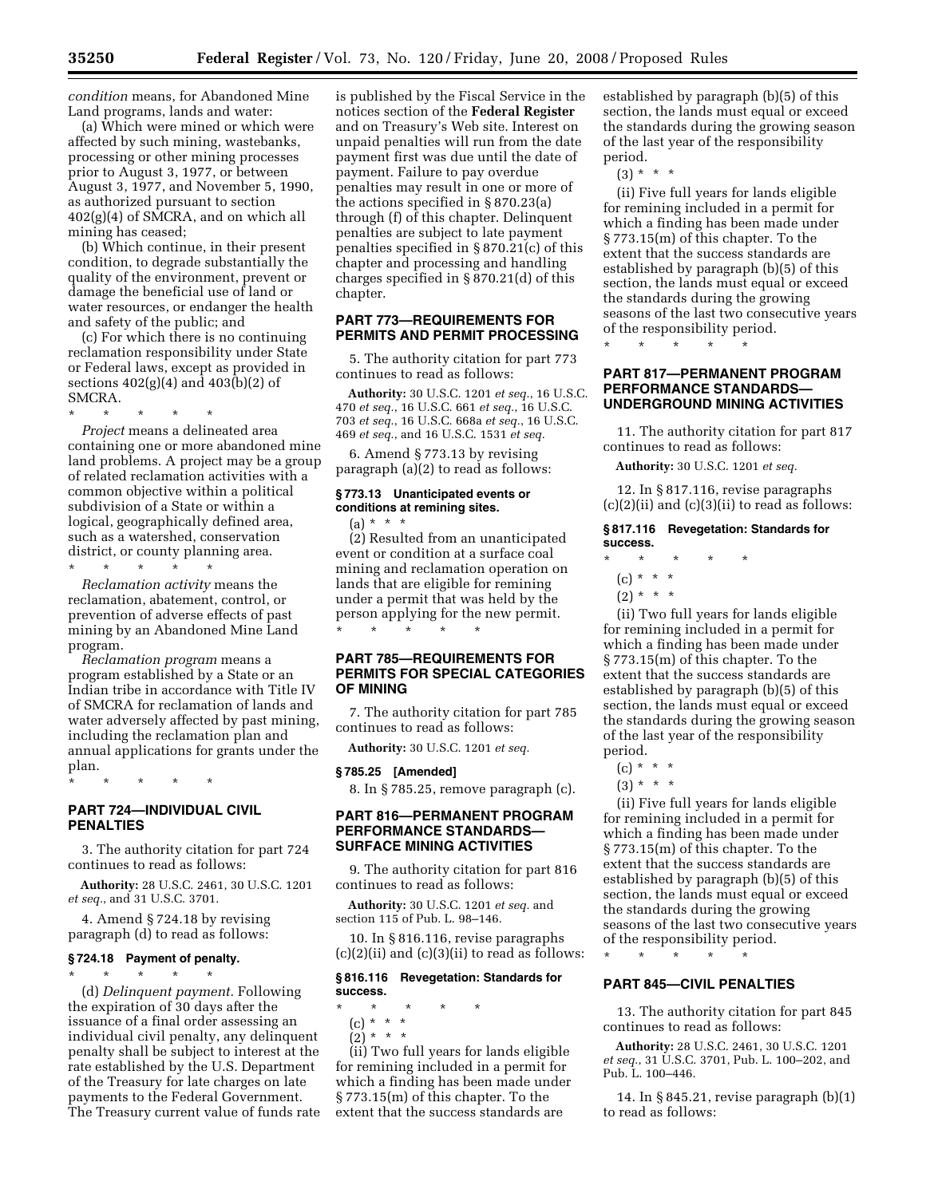*condition* means, for Abandoned Mine Land programs, lands and water:

(a) Which were mined or which were affected by such mining, wastebanks, processing or other mining processes prior to August 3, 1977, or between August 3, 1977, and November 5, 1990, as authorized pursuant to section 402(g)(4) of SMCRA, and on which all mining has ceased;

(b) Which continue, in their present condition, to degrade substantially the quality of the environment, prevent or damage the beneficial use of land or water resources, or endanger the health and safety of the public; and

(c) For which there is no continuing reclamation responsibility under State or Federal laws, except as provided in sections 402(g)(4) and 403(b)(2) of SMCRA.

\* \* \* \* \*

*Project* means a delineated area containing one or more abandoned mine land problems. A project may be a group of related reclamation activities with a common objective within a political subdivision of a State or within a logical, geographically defined area, such as a watershed, conservation district, or county planning area.

\* \* \* \* \*

*Reclamation activity* means the reclamation, abatement, control, or prevention of adverse effects of past mining by an Abandoned Mine Land program.

*Reclamation program* means a program established by a State or an Indian tribe in accordance with Title IV of SMCRA for reclamation of lands and water adversely affected by past mining, including the reclamation plan and annual applications for grants under the plan.

\* \* \* \* \*

## PART 724—INDIVIDUAL CIVIL PENALTIES

3. The authority citation for part 724 continues to read as follows:

**Authority:** 28 U.S.C. 2461, 30 U.S.C. 1201 *et seq.*, and 31 U.S.C. 3701.

4. Amend § 724.18 by revising paragraph (d) to read as follows:

### § 724.18 Payment of penalty.

\* \* \* \* \*

(d) *Delinquent payment.* Following the expiration of 30 days after the issuance of a final order assessing an individual civil penalty, any delinquent penalty shall be subject to interest at the rate established by the U.S. Department of the Treasury for late charges on late payments to the Federal Government. The Treasury current value of funds rate is published by the Fiscal Service in the notices section of the **Federal Register** and on Treasury's Web site. Interest on unpaid penalties will run from the date payment first was due until the date of payment. Failure to pay overdue penalties may result in one or more of the actions specified in § 870.23(a) through (f) of this chapter. Delinquent penalties are subject to late payment penalties specified in § 870.21(c) of this chapter and processing and handling charges specified in § 870.21(d) of this chapter.

## PART 773—REQUIREMENTS FOR PERMITS AND PERMIT PROCESSING

5. The authority citation for part 773 continues to read as follows:

**Authority:** 30 U.S.C. 1201 *et seq.*, 16 U.S.C. 470 *et seq.*, 16 U.S.C. 661 *et seq.*, 16 U.S.C. 703 *et seq.*, 16 U.S.C. 668a *et seq.*, 16 U.S.C. 469 *et seq.*, and 16 U.S.C. 1531 *et seq.*

6. Amend § 773.13 by revising paragraph (a)(2) to read as follows:

### § 773.13 Unanticipated events or conditions at remining sites.

(a) \* \* \*

(2) Resulted from an unanticipated event or condition at a surface coal mining and reclamation operation on lands that are eligible for remining under a permit that was held by the person applying for the new permit.

\* \* \* \* \*

## PART 785—REQUIREMENTS FOR PERMITS FOR SPECIAL CATEGORIES OF MINING

7. The authority citation for part 785 continues to read as follows:

**Authority:** 30 U.S.C. 1201 *et seq.*

### § 785.25 [Amended]

8. In § 785.25, remove paragraph (c).

## PART 816—PERMANENT PROGRAM PERFORMANCE STANDARDS—SURFACE MINING ACTIVITIES

9. The authority citation for part 816 continues to read as follows:

**Authority:** 30 U.S.C. 1201 *et seq.* and section 115 of Pub. L. 98–146.

10. In § 816.116, revise paragraphs (c)(2)(ii) and (c)(3)(ii) to read as follows:

### § 816.116 Revegetation: Standards for success.

\* \* \* \* \*

(c) \* \* \*

(2) \* \* \*

(ii) Two full years for lands eligible for remining included in a permit for which a finding has been made under § 773.15(m) of this chapter. To the extent that the success standards are established by paragraph (b)(5) of this section, the lands must equal or exceed the standards during the growing season of the last year of the responsibility period.

(3) \* \* \*

(ii) Five full years for lands eligible for remining included in a permit for which a finding has been made under § 773.15(m) of this chapter. To the extent that the success standards are established by paragraph (b)(5) of this section, the lands must equal or exceed the standards during the growing seasons of the last two consecutive years of the responsibility period.

\* \* \* \* \*

## PART 817—PERMANENT PROGRAM PERFORMANCE STANDARDS—UNDERGROUND MINING ACTIVITIES

11. The authority citation for part 817 continues to read as follows:

**Authority:** 30 U.S.C. 1201 *et seq.*

12. In § 817.116, revise paragraphs (c)(2)(ii) and (c)(3)(ii) to read as follows:

### § 817.116 Revegetation: Standards for success.

\* \* \* \* \*

(c) \* \* \*

(2) \* \* \*

(ii) Two full years for lands eligible for remining included in a permit for which a finding has been made under § 773.15(m) of this chapter. To the extent that the success standards are established by paragraph (b)(5) of this section, the lands must equal or exceed the standards during the growing season of the last year of the responsibility period.

(c) \* \* \*

(3) \* \* \*

(ii) Five full years for lands eligible for remining included in a permit for which a finding has been made under § 773.15(m) of this chapter. To the extent that the success standards are established by paragraph (b)(5) of this section, the lands must equal or exceed the standards during the growing seasons of the last two consecutive years of the responsibility period.

\* \* \* \* \*

## PART 845—CIVIL PENALTIES

13. The authority citation for part 845 continues to read as follows:

**Authority:** 28 U.S.C. 2461, 30 U.S.C. 1201 *et seq.*, 31 U.S.C. 3701, Pub. L. 100–202, and Pub. L. 100–446.

14. In § 845.21, revise paragraph (b)(1) to read as follows: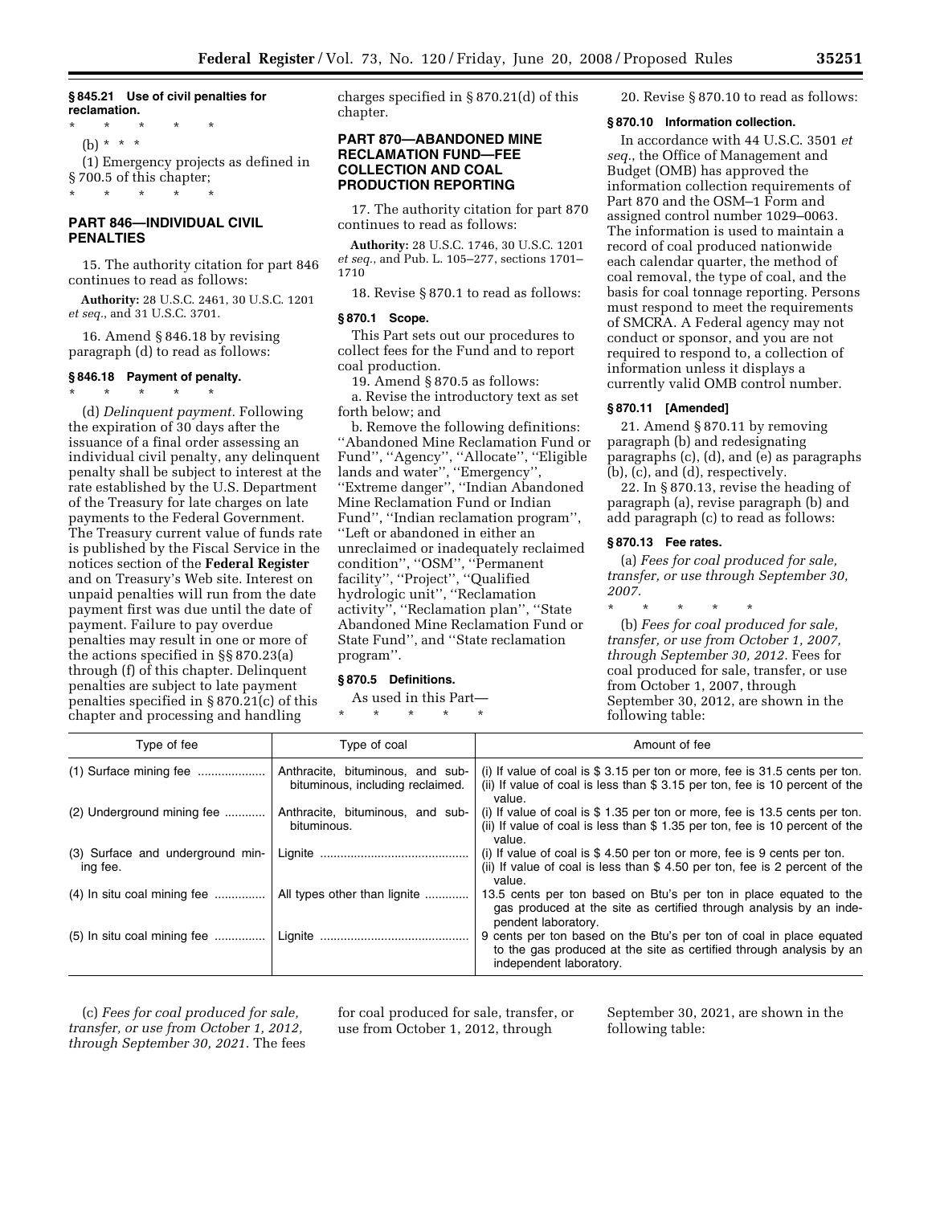**§ 845.21 Use of civil penalties for reclamation.**

\* \* \* \* \*

(b) \* \* \*

(1) Emergency projects as defined in § 700.5 of this chapter;

\* \* \* \* \*

## PART 846—INDIVIDUAL CIVIL PENALTIES

15. The authority citation for part 846 continues to read as follows:

**Authority:** 28 U.S.C. 2461, 30 U.S.C. 1201 *et seq.*, and 31 U.S.C. 3701.

16. Amend § 846.18 by revising paragraph (d) to read as follows:

**§ 846.18 Payment of penalty.**

\* \* \* \* \*

(d) *Delinquent payment.* Following the expiration of 30 days after the issuance of a final order assessing an individual civil penalty, any delinquent penalty shall be subject to interest at the rate established by the U.S. Department of the Treasury for late charges on late payments to the Federal Government. The Treasury current value of funds rate is published by the Fiscal Service in the notices section of the **Federal Register** and on Treasury's Web site. Interest on unpaid penalties will run from the date payment first was due until the date of payment. Failure to pay overdue penalties may result in one or more of the actions specified in §§ 870.23(a) through (f) of this chapter. Delinquent penalties are subject to late payment penalties specified in § 870.21(c) of this chapter and processing and handling charges specified in § 870.21(d) of this chapter.

## PART 870—ABANDONED MINE RECLAMATION FUND—FEE COLLECTION AND COAL PRODUCTION REPORTING

17. The authority citation for part 870 continues to read as follows:

**Authority:** 28 U.S.C. 1746, 30 U.S.C. 1201 *et seq.*, and Pub. L. 105–277, sections 1701–1710

18. Revise § 870.1 to read as follows:

**§ 870.1 Scope.**

This Part sets out our procedures to collect fees for the Fund and to report coal production.

19. Amend § 870.5 as follows:

a. Revise the introductory text as set forth below; and

b. Remove the following definitions: "Abandoned Mine Reclamation Fund or Fund", "Agency", "Allocate", "Eligible lands and water", "Emergency", "Extreme danger", "Indian Abandoned Mine Reclamation Fund or Indian Fund", "Indian reclamation program", "Left or abandoned in either an unreclaimed or inadequately reclaimed condition", "OSM", "Permanent facility", "Project", "Qualified hydrologic unit", "Reclamation activity", "Reclamation plan", "State Abandoned Mine Reclamation Fund or State Fund", and "State reclamation program".

**§ 870.5 Definitions.**

As used in this Part—

\* \* \* \* \*

20. Revise § 870.10 to read as follows:

**§ 870.10 Information collection.**

In accordance with 44 U.S.C. 3501 *et seq.*, the Office of Management and Budget (OMB) has approved the information collection requirements of Part 870 and the OSM–1 Form and assigned control number 1029–0063. The information is used to maintain a record of coal produced nationwide each calendar quarter, the method of coal removal, the type of coal, and the basis for coal tonnage reporting. Persons must respond to meet the requirements of SMCRA. A Federal agency may not conduct or sponsor, and you are not required to respond to, a collection of information unless it displays a currently valid OMB control number.

**§ 870.11 [Amended]**

21. Amend § 870.11 by removing paragraph (b) and redesignating paragraphs (c), (d), and (e) as paragraphs (b), (c), and (d), respectively.

22. In § 870.13, revise the heading of paragraph (a), revise paragraph (b) and add paragraph (c) to read as follows:

**§ 870.13 Fee rates.**

(a) *Fees for coal produced for sale, transfer, or use through September 30, 2007.*

\* \* \* \* \*

(b) *Fees for coal produced for sale, transfer, or use from October 1, 2007, through September 30, 2012.* Fees for coal produced for sale, transfer, or use from October 1, 2007, through September 30, 2012, are shown in the following table:

| Type of fee | Type of coal | Amount of fee |
|---|---|---|
| (1) Surface mining fee | Anthracite, bituminous, and sub-bituminous, including reclaimed. | (i) If value of coal is \$ 3.15 per ton or more, fee is 31.5 cents per ton. (ii) If value of coal is less than \$ 3.15 per ton, fee is 10 percent of the value. |
| (2) Underground mining fee | Anthracite, bituminous, and sub-bituminous. | (i) If value of coal is \$ 1.35 per ton or more, fee is 13.5 cents per ton. (ii) If value of coal is less than \$ 1.35 per ton, fee is 10 percent of the value. |
| (3) Surface and underground mining fee. | Lignite | (i) If value of coal is \$ 4.50 per ton or more, fee is 9 cents per ton. (ii) If value of coal is less than \$ 4.50 per ton, fee is 2 percent of the value. |
| (4) In situ coal mining fee | All types other than lignite | 13.5 cents per ton based on Btu's per ton in place equated to the gas produced at the site as certified through analysis by an independent laboratory. |
| (5) In situ coal mining fee | Lignite | 9 cents per ton based on the Btu's per ton of coal in place equated to the gas produced at the site as certified through analysis by an independent laboratory. |

(c) *Fees for coal produced for sale, transfer, or use from October 1, 2012, through September 30, 2021.* The fees for coal produced for sale, transfer, or use from October 1, 2012, through September 30, 2021, are shown in the following table: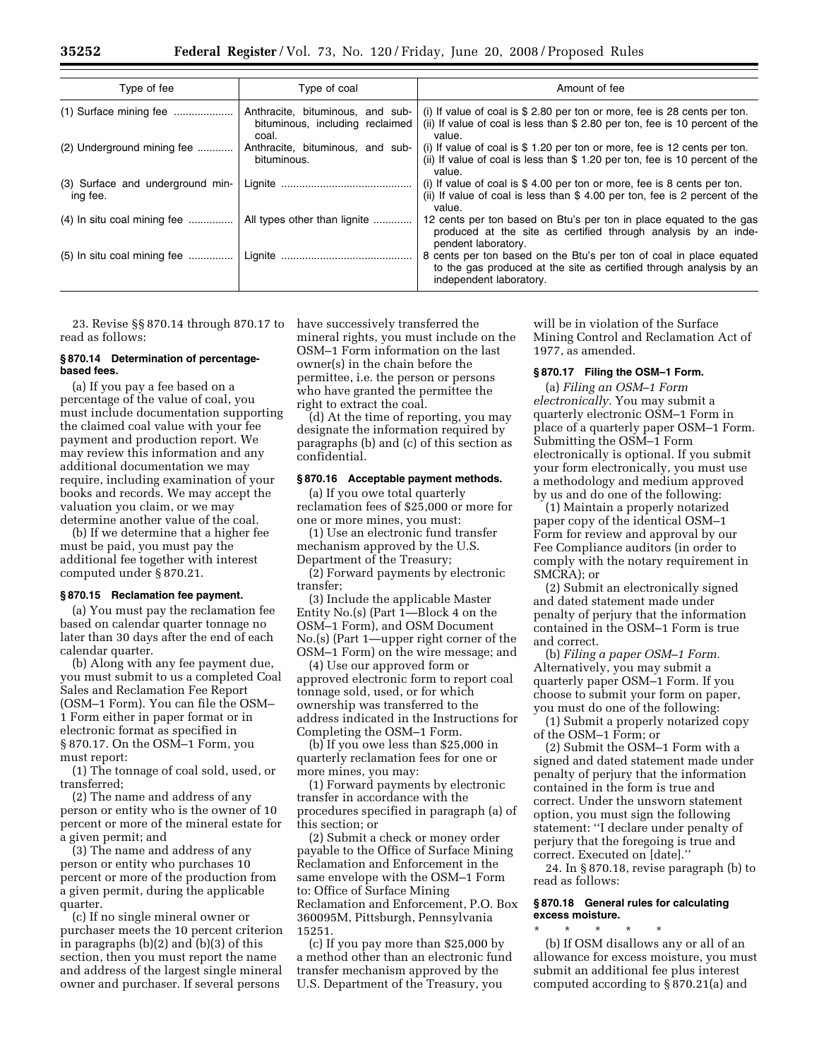| Type of fee | Type of coal | Amount of fee |
|---|---|---|
| (1) Surface mining fee | Anthracite, bituminous, and sub-bituminous, including reclaimed coal. | (i) If value of coal is $ 2.80 per ton or more, fee is 28 cents per ton. (ii) If value of coal is less than $ 2.80 per ton, fee is 10 percent of the value. |
| (2) Underground mining fee | Anthracite, bituminous, and sub-bituminous. | (i) If value of coal is $ 1.20 per ton or more, fee is 12 cents per ton. (ii) If value of coal is less than $ 1.20 per ton, fee is 10 percent of the value. |
| (3) Surface and underground mining fee. | Lignite | (i) If value of coal is $ 4.00 per ton or more, fee is 8 cents per ton. (ii) If value of coal is less than $ 4.00 per ton, fee is 2 percent of the value. |
| (4) In situ coal mining fee | All types other than lignite | 12 cents per ton based on Btu's per ton in place equated to the gas produced at the site as certified through analysis by an independent laboratory. |
| (5) In situ coal mining fee | Lignite | 8 cents per ton based on the Btu's per ton of coal in place equated to the gas produced at the site as certified through analysis by an independent laboratory. |

23. Revise §§ 870.14 through 870.17 to read as follows:

**§ 870.14 Determination of percentage-based fees.**

(a) If you pay a fee based on a percentage of the value of coal, you must include documentation supporting the claimed coal value with your fee payment and production report. We may review this information and any additional documentation we may require, including examination of your books and records. We may accept the valuation you claim, or we may determine another value of the coal.

(b) If we determine that a higher fee must be paid, you must pay the additional fee together with interest computed under § 870.21.

**§ 870.15 Reclamation fee payment.**

(a) You must pay the reclamation fee based on calendar quarter tonnage no later than 30 days after the end of each calendar quarter.

(b) Along with any fee payment due, you must submit to us a completed Coal Sales and Reclamation Fee Report (OSM–1 Form). You can file the OSM–1 Form either in paper format or in electronic format as specified in § 870.17. On the OSM–1 Form, you must report:

(1) The tonnage of coal sold, used, or transferred;

(2) The name and address of any person or entity who is the owner of 10 percent or more of the mineral estate for a given permit; and

(3) The name and address of any person or entity who purchases 10 percent or more of the production from a given permit, during the applicable quarter.

(c) If no single mineral owner or purchaser meets the 10 percent criterion in paragraphs (b)(2) and (b)(3) of this section, then you must report the name and address of the largest single mineral owner and purchaser. If several persons have successively transferred the mineral rights, you must include on the OSM–1 Form information on the last owner(s) in the chain before the permittee, i.e. the person or persons who have granted the permittee the right to extract the coal.

(d) At the time of reporting, you may designate the information required by paragraphs (b) and (c) of this section as confidential.

**§ 870.16 Acceptable payment methods.**

(a) If you owe total quarterly reclamation fees of $25,000 or more for one or more mines, you must:

(1) Use an electronic fund transfer mechanism approved by the U.S. Department of the Treasury;

(2) Forward payments by electronic transfer;

(3) Include the applicable Master Entity No.(s) (Part 1—Block 4 on the OSM–1 Form), and OSM Document No.(s) (Part 1—upper right corner of the OSM–1 Form) on the wire message; and

(4) Use our approved form or approved electronic form to report coal tonnage sold, used, or for which ownership was transferred to the address indicated in the Instructions for Completing the OSM–1 Form.

(b) If you owe less than $25,000 in quarterly reclamation fees for one or more mines, you may:

(1) Forward payments by electronic transfer in accordance with the procedures specified in paragraph (a) of this section; or

(2) Submit a check or money order payable to the Office of Surface Mining Reclamation and Enforcement in the same envelope with the OSM–1 Form to: Office of Surface Mining Reclamation and Enforcement, P.O. Box 360095M, Pittsburgh, Pennsylvania 15251.

(c) If you pay more than $25,000 by a method other than an electronic fund transfer mechanism approved by the U.S. Department of the Treasury, you will be in violation of the Surface Mining Control and Reclamation Act of 1977, as amended.

**§ 870.17 Filing the OSM–1 Form.**

(a) *Filing an OSM–1 Form electronically.* You may submit a quarterly electronic OSM–1 Form in place of a quarterly paper OSM–1 Form. Submitting the OSM–1 Form electronically is optional. If you submit your form electronically, you must use a methodology and medium approved by us and do one of the following:

(1) Maintain a properly notarized paper copy of the identical OSM–1 Form for review and approval by our Fee Compliance auditors (in order to comply with the notary requirement in SMCRA); or

(2) Submit an electronically signed and dated statement made under penalty of perjury that the information contained in the OSM–1 Form is true and correct.

(b) *Filing a paper OSM–1 Form.* Alternatively, you may submit a quarterly paper OSM–1 Form. If you choose to submit your form on paper, you must do one of the following:

(1) Submit a properly notarized copy of the OSM–1 Form; or

(2) Submit the OSM–1 Form with a signed and dated statement made under penalty of perjury that the information contained in the form is true and correct. Under the unsworn statement option, you must sign the following statement: ''I declare under penalty of perjury that the foregoing is true and correct. Executed on [date].''

24. In § 870.18, revise paragraph (b) to read as follows:

**§ 870.18 General rules for calculating excess moisture.**

\* \* \* \* \*

(b) If OSM disallows any or all of an allowance for excess moisture, you must submit an additional fee plus interest computed according to § 870.21(a) and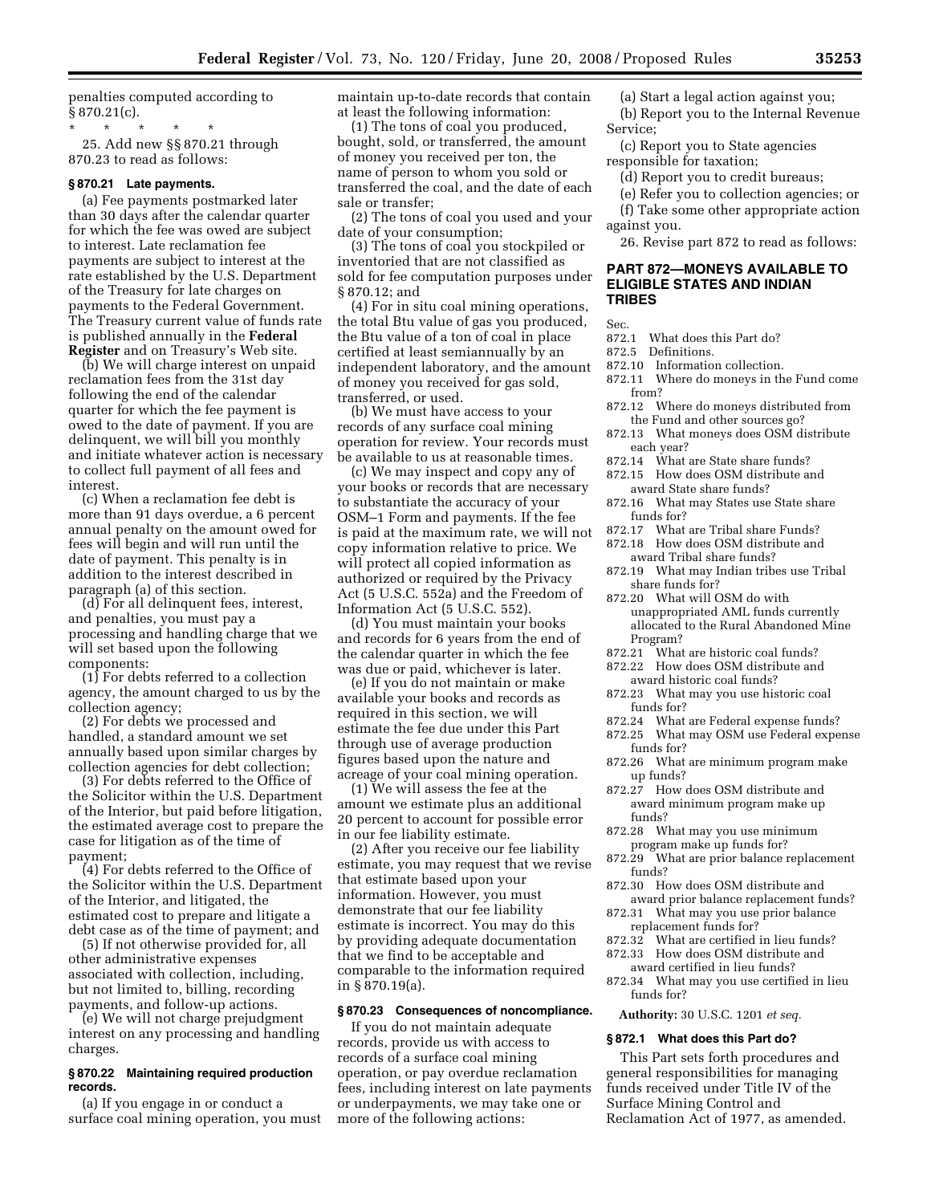penalties computed according to § 870.21(c).

\* \* \* \* \*

25. Add new §§ 870.21 through 870.23 to read as follows:

### § 870.21 Late payments.

(a) Fee payments postmarked later than 30 days after the calendar quarter for which the fee was owed are subject to interest. Late reclamation fee payments are subject to interest at the rate established by the U.S. Department of the Treasury for late charges on payments to the Federal Government. The Treasury current value of funds rate is published annually in the **Federal Register** and on Treasury's Web site.

(b) We will charge interest on unpaid reclamation fees from the 31st day following the end of the calendar quarter for which the fee payment is owed to the date of payment. If you are delinquent, we will bill you monthly and initiate whatever action is necessary to collect full payment of all fees and interest.

(c) When a reclamation fee debt is more than 91 days overdue, a 6 percent annual penalty on the amount owed for fees will begin and will run until the date of payment. This penalty is in addition to the interest described in paragraph (a) of this section.

(d) For all delinquent fees, interest, and penalties, you must pay a processing and handling charge that we will set based upon the following components:

(1) For debts referred to a collection agency, the amount charged to us by the collection agency;

(2) For debts we processed and handled, a standard amount we set annually based upon similar charges by collection agencies for debt collection;

(3) For debts referred to the Office of the Solicitor within the U.S. Department of the Interior, but paid before litigation, the estimated average cost to prepare the case for litigation as of the time of payment;

(4) For debts referred to the Office of the Solicitor within the U.S. Department of the Interior, and litigated, the estimated cost to prepare and litigate a debt case as of the time of payment; and

(5) If not otherwise provided for, all other administrative expenses associated with collection, including, but not limited to, billing, recording payments, and follow-up actions.

(e) We will not charge prejudgment interest on any processing and handling charges.

### § 870.22 Maintaining required production records.

(a) If you engage in or conduct a surface coal mining operation, you must maintain up-to-date records that contain at least the following information:

(1) The tons of coal you produced, bought, sold, or transferred, the amount of money you received per ton, the name of person to whom you sold or transferred the coal, and the date of each sale or transfer;

(2) The tons of coal you used and your date of your consumption;

(3) The tons of coal you stockpiled or inventoried that are not classified as sold for fee computation purposes under § 870.12; and

(4) For in situ coal mining operations, the total Btu value of gas you produced, the Btu value of a ton of coal in place certified at least semiannually by an independent laboratory, and the amount of money you received for gas sold, transferred, or used.

(b) We must have access to your records of any surface coal mining operation for review. Your records must be available to us at reasonable times.

(c) We may inspect and copy any of your books or records that are necessary to substantiate the accuracy of your OSM–1 Form and payments. If the fee is paid at the maximum rate, we will not copy information relative to price. We will protect all copied information as authorized or required by the Privacy Act (5 U.S.C. 552a) and the Freedom of Information Act (5 U.S.C. 552).

(d) You must maintain your books and records for 6 years from the end of the calendar quarter in which the fee was due or paid, whichever is later.

(e) If you do not maintain or make available your books and records as required in this section, we will estimate the fee due under this Part through use of average production figures based upon the nature and acreage of your coal mining operation.

(1) We will assess the fee at the amount we estimate plus an additional 20 percent to account for possible error in our fee liability estimate.

(2) After you receive our fee liability estimate, you may request that we revise that estimate based upon your information. However, you must demonstrate that our fee liability estimate is incorrect. You may do this by providing adequate documentation that we find to be acceptable and comparable to the information required in § 870.19(a).

### § 870.23 Consequences of noncompliance.

If you do not maintain adequate records, provide us with access to records of a surface coal mining operation, or pay overdue reclamation fees, including interest on late payments or underpayments, we may take one or more of the following actions:

(a) Start a legal action against you;

(b) Report you to the Internal Revenue Service;

(c) Report you to State agencies responsible for taxation;

(d) Report you to credit bureaus;

(e) Refer you to collection agencies; or

(f) Take some other appropriate action against you.

26. Revise part 872 to read as follows:

## PART 872—MONEYS AVAILABLE TO ELIGIBLE STATES AND INDIAN TRIBES

Sec.
872.1 What does this Part do?
872.5 Definitions.
872.10 Information collection.
872.11 Where do moneys in the Fund come from?
872.12 Where do moneys distributed from the Fund and other sources go?
872.13 What moneys does OSM distribute each year?
872.14 What are State share funds?
872.15 How does OSM distribute and award State share funds?
872.16 What may States use State share funds for?
872.17 What are Tribal share Funds?
872.18 How does OSM distribute and award Tribal share funds?
872.19 What may Indian tribes use Tribal share funds for?
872.20 What will OSM do with unappropriated AML funds currently allocated to the Rural Abandoned Mine Program?
872.21 What are historic coal funds?
872.22 How does OSM distribute and award historic coal funds?
872.23 What may you use historic coal funds for?
872.24 What are Federal expense funds?
872.25 What may OSM use Federal expense funds for?
872.26 What are minimum program make up funds?
872.27 How does OSM distribute and award minimum program make up funds?
872.28 What may you use minimum program make up funds for?
872.29 What are prior balance replacement funds?
872.30 How does OSM distribute and award prior balance replacement funds?
872.31 What may you use prior balance replacement funds for?
872.32 What are certified in lieu funds?
872.33 How does OSM distribute and award certified in lieu funds?
872.34 What may you use certified in lieu funds for?

**Authority:** 30 U.S.C. 1201 *et seq.*

### § 872.1 What does this Part do?

This Part sets forth procedures and general responsibilities for managing funds received under Title IV of the Surface Mining Control and Reclamation Act of 1977, as amended.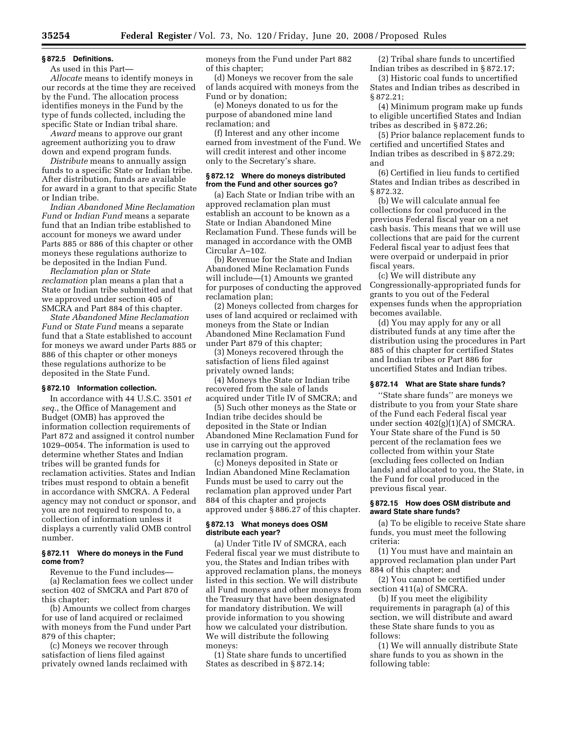### § 872.5 Definitions.

As used in this Part—

*Allocate* means to identify moneys in our records at the time they are received by the Fund. The allocation process identifies moneys in the Fund by the type of funds collected, including the specific State or Indian tribal share.

*Award* means to approve our grant agreement authorizing you to draw down and expend program funds.

*Distribute* means to annually assign funds to a specific State or Indian tribe. After distribution, funds are available for award in a grant to that specific State or Indian tribe.

*Indian Abandoned Mine Reclamation Fund* or *Indian Fund* means a separate fund that an Indian tribe established to account for moneys we award under Parts 885 or 886 of this chapter or other moneys these regulations authorize to be deposited in the Indian Fund.

*Reclamation plan* or *State reclamation* plan means a plan that a State or Indian tribe submitted and that we approved under section 405 of SMCRA and Part 884 of this chapter.

*State Abandoned Mine Reclamation Fund* or *State Fund* means a separate fund that a State established to account for moneys we award under Parts 885 or 886 of this chapter or other moneys these regulations authorize to be deposited in the State Fund.

### § 872.10 Information collection.

In accordance with 44 U.S.C. 3501 *et seq.*, the Office of Management and Budget (OMB) has approved the information collection requirements of Part 872 and assigned it control number 1029–0054. The information is used to determine whether States and Indian tribes will be granted funds for reclamation activities. States and Indian tribes must respond to obtain a benefit in accordance with SMCRA. A Federal agency may not conduct or sponsor, and you are not required to respond to, a collection of information unless it displays a currently valid OMB control number.

### § 872.11 Where do moneys in the Fund come from?

Revenue to the Fund includes—

(a) Reclamation fees we collect under section 402 of SMCRA and Part 870 of this chapter;

(b) Amounts we collect from charges for use of land acquired or reclaimed with moneys from the Fund under Part 879 of this chapter;

(c) Moneys we recover through satisfaction of liens filed against privately owned lands reclaimed with moneys from the Fund under Part 882 of this chapter;

(d) Moneys we recover from the sale of lands acquired with moneys from the Fund or by donation;

(e) Moneys donated to us for the purpose of abandoned mine land reclamation; and

(f) Interest and any other income earned from investment of the Fund. We will credit interest and other income only to the Secretary's share.

### § 872.12 Where do moneys distributed from the Fund and other sources go?

(a) Each State or Indian tribe with an approved reclamation plan must establish an account to be known as a State or Indian Abandoned Mine Reclamation Fund. These funds will be managed in accordance with the OMB Circular A–102.

(b) Revenue for the State and Indian Abandoned Mine Reclamation Funds will include—(1) Amounts we granted for purposes of conducting the approved reclamation plan;

(2) Moneys collected from charges for uses of land acquired or reclaimed with moneys from the State or Indian Abandoned Mine Reclamation Fund under Part 879 of this chapter;

(3) Moneys recovered through the satisfaction of liens filed against privately owned lands;

(4) Moneys the State or Indian tribe recovered from the sale of lands acquired under Title IV of SMCRA; and

(5) Such other moneys as the State or Indian tribe decides should be deposited in the State or Indian Abandoned Mine Reclamation Fund for use in carrying out the approved reclamation program.

(c) Moneys deposited in State or Indian Abandoned Mine Reclamation Funds must be used to carry out the reclamation plan approved under Part 884 of this chapter and projects approved under § 886.27 of this chapter.

### § 872.13 What moneys does OSM distribute each year?

(a) Under Title IV of SMCRA, each Federal fiscal year we must distribute to you, the States and Indian tribes with approved reclamation plans, the moneys listed in this section. We will distribute all Fund moneys and other moneys from the Treasury that have been designated for mandatory distribution. We will provide information to you showing how we calculated your distribution. We will distribute the following moneys:

(1) State share funds to uncertified States as described in § 872.14;

(2) Tribal share funds to uncertified Indian tribes as described in § 872.17;

(3) Historic coal funds to uncertified States and Indian tribes as described in § 872.21;

(4) Minimum program make up funds to eligible uncertified States and Indian tribes as described in § 872.26;

(5) Prior balance replacement funds to certified and uncertified States and Indian tribes as described in § 872.29; and

(6) Certified in lieu funds to certified States and Indian tribes as described in § 872.32.

(b) We will calculate annual fee collections for coal produced in the previous Federal fiscal year on a net cash basis. This means that we will use collections that are paid for the current Federal fiscal year to adjust fees that were overpaid or underpaid in prior fiscal years.

(c) We will distribute any Congressionally-appropriated funds for grants to you out of the Federal expenses funds when the appropriation becomes available.

(d) You may apply for any or all distributed funds at any time after the distribution using the procedures in Part 885 of this chapter for certified States and Indian tribes or Part 886 for uncertified States and Indian tribes.

### § 872.14 What are State share funds?

"State share funds" are moneys we distribute to you from your State share of the Fund each Federal fiscal year under section 402(g)(1)(A) of SMCRA. Your State share of the Fund is 50 percent of the reclamation fees we collected from within your State (excluding fees collected on Indian lands) and allocated to you, the State, in the Fund for coal produced in the previous fiscal year.

### § 872.15 How does OSM distribute and award State share funds?

(a) To be eligible to receive State share funds, you must meet the following criteria:

(1) You must have and maintain an approved reclamation plan under Part 884 of this chapter; and

(2) You cannot be certified under section 411(a) of SMCRA.

(b) If you meet the eligibility requirements in paragraph (a) of this section, we will distribute and award these State share funds to you as follows:

(1) We will annually distribute State share funds to you as shown in the following table: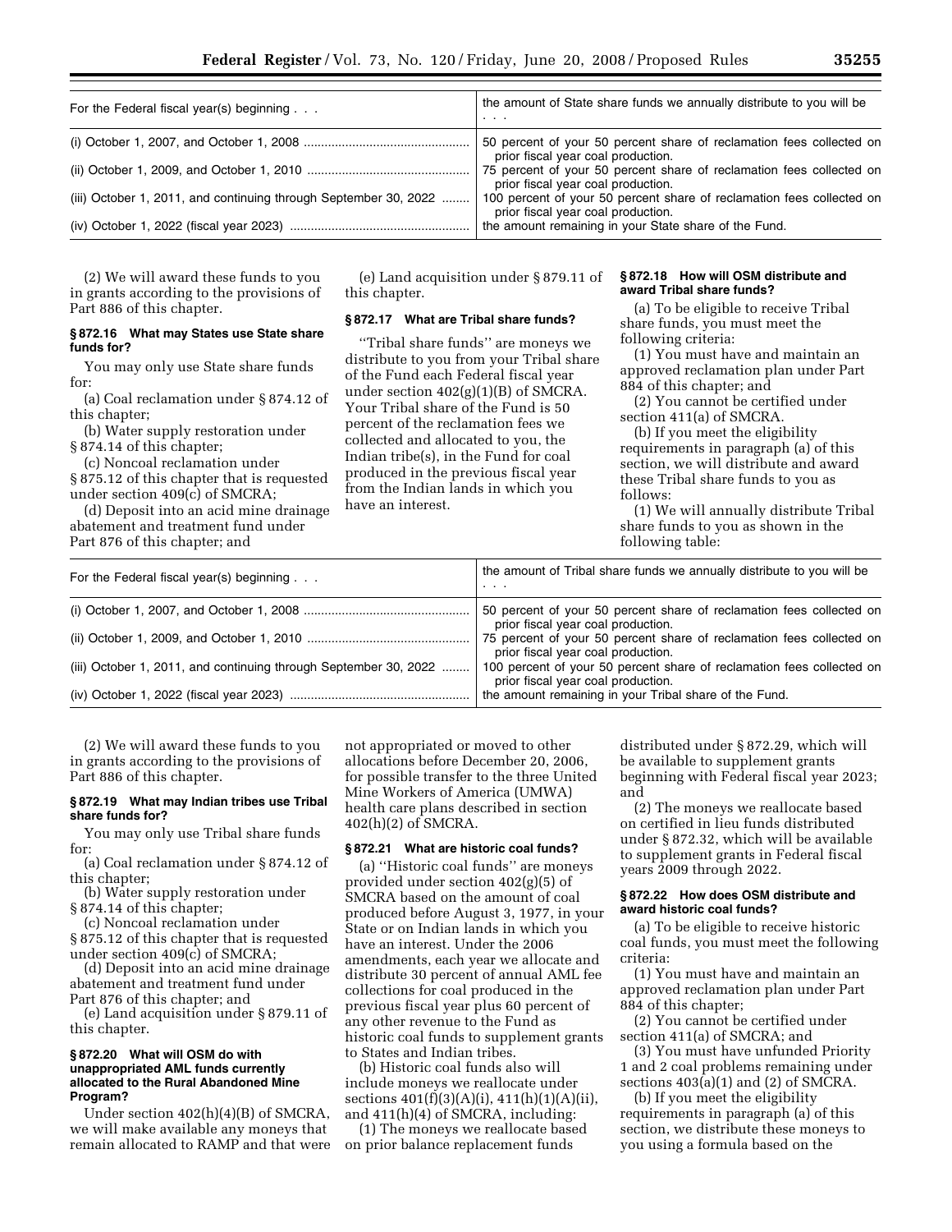| For the Federal fiscal year(s) beginning . . . | the amount of State share funds we annually distribute to you will be . . . |
| --- | --- |
| (i) October 1, 2007, and October 1, 2008 | 50 percent of your 50 percent share of reclamation fees collected on prior fiscal year coal production. |
| (ii) October 1, 2009, and October 1, 2010 | 75 percent of your 50 percent share of reclamation fees collected on prior fiscal year coal production. |
| (iii) October 1, 2011, and continuing through September 30, 2022 | 100 percent of your 50 percent share of reclamation fees collected on prior fiscal year coal production. |
| (iv) October 1, 2022 (fiscal year 2023) | the amount remaining in your State share of the Fund. |

(2) We will award these funds to you in grants according to the provisions of Part 886 of this chapter.

**§ 872.16 What may States use State share funds for?**

You may only use State share funds for:

(a) Coal reclamation under § 874.12 of this chapter;

(b) Water supply restoration under § 874.14 of this chapter;

(c) Noncoal reclamation under § 875.12 of this chapter that is requested under section 409(c) of SMCRA;

(d) Deposit into an acid mine drainage abatement and treatment fund under Part 876 of this chapter; and

(e) Land acquisition under § 879.11 of this chapter.

**§ 872.17 What are Tribal share funds?**

''Tribal share funds'' are moneys we distribute to you from your Tribal share of the Fund each Federal fiscal year under section 402(g)(1)(B) of SMCRA. Your Tribal share of the Fund is 50 percent of the reclamation fees we collected and allocated to you, the Indian tribe(s), in the Fund for coal produced in the previous fiscal year from the Indian lands in which you have an interest.

**§ 872.18 How will OSM distribute and award Tribal share funds?**

(a) To be eligible to receive Tribal share funds, you must meet the following criteria:

(1) You must have and maintain an approved reclamation plan under Part 884 of this chapter; and

(2) You cannot be certified under section 411(a) of SMCRA.

(b) If you meet the eligibility requirements in paragraph (a) of this section, we will distribute and award these Tribal share funds to you as follows:

(1) We will annually distribute Tribal share funds to you as shown in the following table:

| For the Federal fiscal year(s) beginning . . . | the amount of Tribal share funds we annually distribute to you will be . . . |
| --- | --- |
| (i) October 1, 2007, and October 1, 2008 | 50 percent of your 50 percent share of reclamation fees collected on prior fiscal year coal production. |
| (ii) October 1, 2009, and October 1, 2010 | 75 percent of your 50 percent share of reclamation fees collected on prior fiscal year coal production. |
| (iii) October 1, 2011, and continuing through September 30, 2022 | 100 percent of your 50 percent share of reclamation fees collected on prior fiscal year coal production. |
| (iv) October 1, 2022 (fiscal year 2023) | the amount remaining in your Tribal share of the Fund. |

(2) We will award these funds to you in grants according to the provisions of Part 886 of this chapter.

**§ 872.19 What may Indian tribes use Tribal share funds for?**

You may only use Tribal share funds for:

(a) Coal reclamation under § 874.12 of this chapter;

(b) Water supply restoration under § 874.14 of this chapter;

(c) Noncoal reclamation under § 875.12 of this chapter that is requested under section 409(c) of SMCRA;

(d) Deposit into an acid mine drainage abatement and treatment fund under Part 876 of this chapter; and

(e) Land acquisition under § 879.11 of this chapter.

**§ 872.20 What will OSM do with unappropriated AML funds currently allocated to the Rural Abandoned Mine Program?**

Under section 402(h)(4)(B) of SMCRA, we will make available any moneys that remain allocated to RAMP and that were not appropriated or moved to other allocations before December 20, 2006, for possible transfer to the three United Mine Workers of America (UMWA) health care plans described in section 402(h)(2) of SMCRA.

**§ 872.21 What are historic coal funds?**

(a) ''Historic coal funds'' are moneys provided under section 402(g)(5) of SMCRA based on the amount of coal produced before August 3, 1977, in your State or on Indian lands in which you have an interest. Under the 2006 amendments, each year we allocate and distribute 30 percent of annual AML fee collections for coal produced in the previous fiscal year plus 60 percent of any other revenue to the Fund as historic coal funds to supplement grants to States and Indian tribes.

(b) Historic coal funds also will include moneys we reallocate under sections 401(f)(3)(A)(i), 411(h)(1)(A)(ii), and 411(h)(4) of SMCRA, including:

(1) The moneys we reallocate based on prior balance replacement funds distributed under § 872.29, which will be available to supplement grants beginning with Federal fiscal year 2023; and

(2) The moneys we reallocate based on certified in lieu funds distributed under § 872.32, which will be available to supplement grants in Federal fiscal years 2009 through 2022.

**§ 872.22 How does OSM distribute and award historic coal funds?**

(a) To be eligible to receive historic coal funds, you must meet the following criteria:

(1) You must have and maintain an approved reclamation plan under Part 884 of this chapter;

(2) You cannot be certified under section 411(a) of SMCRA; and

(3) You must have unfunded Priority 1 and 2 coal problems remaining under sections 403(a)(1) and (2) of SMCRA.

(b) If you meet the eligibility requirements in paragraph (a) of this section, we distribute these moneys to you using a formula based on the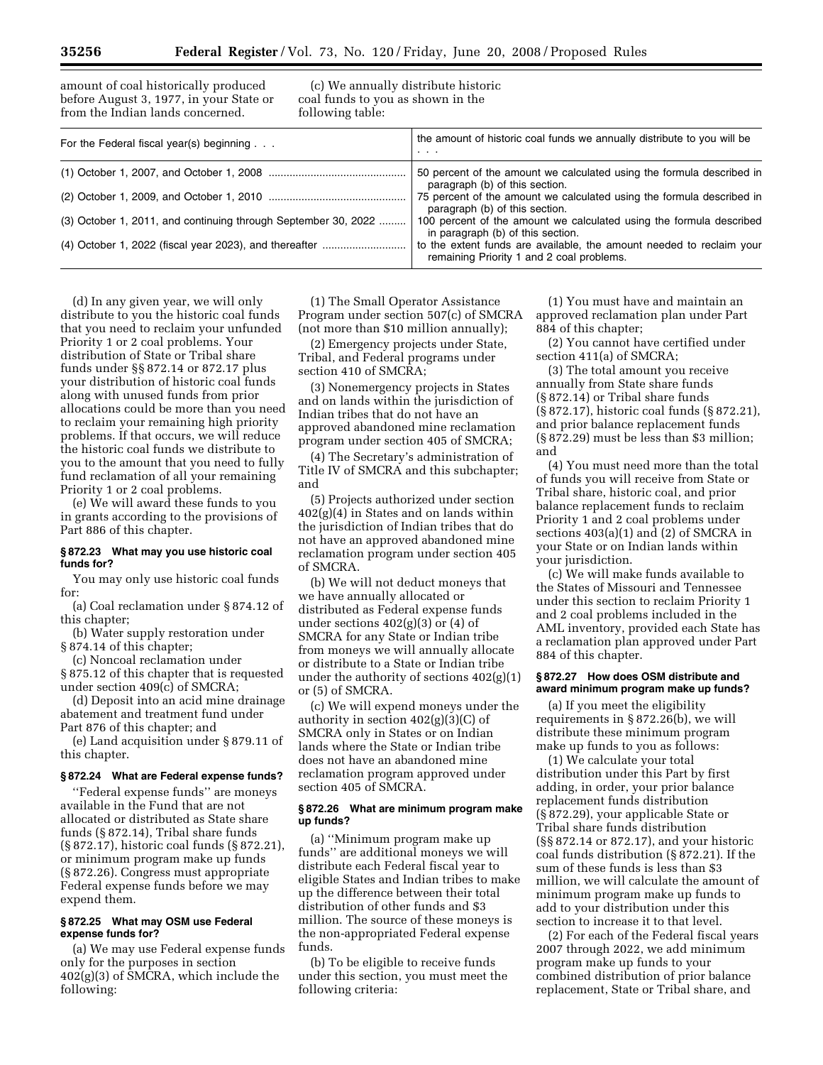amount of coal historically produced before August 3, 1977, in your State or from the Indian lands concerned.

(c) We annually distribute historic coal funds to you as shown in the following table:

| For the Federal fiscal year(s) beginning . . . | the amount of historic coal funds we annually distribute to you will be . . . |
|---|---|
| (1) October 1, 2007, and October 1, 2008 | 50 percent of the amount we calculated using the formula described in paragraph (b) of this section. |
| (2) October 1, 2009, and October 1, 2010 | 75 percent of the amount we calculated using the formula described in paragraph (b) of this section. |
| (3) October 1, 2011, and continuing through September 30, 2022 | 100 percent of the amount we calculated using the formula described in paragraph (b) of this section. |
| (4) October 1, 2022 (fiscal year 2023), and thereafter | to the extent funds are available, the amount needed to reclaim your remaining Priority 1 and 2 coal problems. |

(d) In any given year, we will only distribute to you the historic coal funds that you need to reclaim your unfunded Priority 1 or 2 coal problems. Your distribution of State or Tribal share funds under §§ 872.14 or 872.17 plus your distribution of historic coal funds along with unused funds from prior allocations could be more than you need to reclaim your remaining high priority problems. If that occurs, we will reduce the historic coal funds we distribute to you to the amount that you need to fully fund reclamation of all your remaining Priority 1 or 2 coal problems.

(e) We will award these funds to you in grants according to the provisions of Part 886 of this chapter.

### § 872.23 What may you use historic coal funds for?

You may only use historic coal funds for:

(a) Coal reclamation under § 874.12 of this chapter;

(b) Water supply restoration under § 874.14 of this chapter;

(c) Noncoal reclamation under § 875.12 of this chapter that is requested under section 409(c) of SMCRA;

(d) Deposit into an acid mine drainage abatement and treatment fund under Part 876 of this chapter; and

(e) Land acquisition under § 879.11 of this chapter.

### § 872.24 What are Federal expense funds?

''Federal expense funds'' are moneys available in the Fund that are not allocated or distributed as State share funds (§ 872.14), Tribal share funds (§ 872.17), historic coal funds (§ 872.21), or minimum program make up funds (§ 872.26). Congress must appropriate Federal expense funds before we may expend them.

### § 872.25 What may OSM use Federal expense funds for?

(a) We may use Federal expense funds only for the purposes in section 402(g)(3) of SMCRA, which include the following:

(1) The Small Operator Assistance Program under section 507(c) of SMCRA (not more than $10 million annually);

(2) Emergency projects under State, Tribal, and Federal programs under section 410 of SMCRA;

(3) Nonemergency projects in States and on lands within the jurisdiction of Indian tribes that do not have an approved abandoned mine reclamation program under section 405 of SMCRA;

(4) The Secretary's administration of Title IV of SMCRA and this subchapter; and

(5) Projects authorized under section 402(g)(4) in States and on lands within the jurisdiction of Indian tribes that do not have an approved abandoned mine reclamation program under section 405 of SMCRA.

(b) We will not deduct moneys that we have annually allocated or distributed as Federal expense funds under sections 402(g)(3) or (4) of SMCRA for any State or Indian tribe from moneys we will annually allocate or distribute to a State or Indian tribe under the authority of sections 402(g)(1) or (5) of SMCRA.

(c) We will expend moneys under the authority in section 402(g)(3)(C) of SMCRA only in States or on Indian lands where the State or Indian tribe does not have an abandoned mine reclamation program approved under section 405 of SMCRA.

### § 872.26 What are minimum program make up funds?

(a) ''Minimum program make up funds'' are additional moneys we will distribute each Federal fiscal year to eligible States and Indian tribes to make up the difference between their total distribution of other funds and $3 million. The source of these moneys is the non-appropriated Federal expense funds.

(b) To be eligible to receive funds under this section, you must meet the following criteria:

(1) You must have and maintain an approved reclamation plan under Part 884 of this chapter;

(2) You cannot have certified under section 411(a) of SMCRA;

(3) The total amount you receive annually from State share funds (§ 872.14) or Tribal share funds (§ 872.17), historic coal funds (§ 872.21), and prior balance replacement funds (§ 872.29) must be less than $3 million; and

(4) You must need more than the total of funds you will receive from State or Tribal share, historic coal, and prior balance replacement funds to reclaim Priority 1 and 2 coal problems under sections 403(a)(1) and (2) of SMCRA in your State or on Indian lands within your jurisdiction.

(c) We will make funds available to the States of Missouri and Tennessee under this section to reclaim Priority 1 and 2 coal problems included in the AML inventory, provided each State has a reclamation plan approved under Part 884 of this chapter.

### § 872.27 How does OSM distribute and award minimum program make up funds?

(a) If you meet the eligibility requirements in § 872.26(b), we will distribute these minimum program make up funds to you as follows:

(1) We calculate your total distribution under this Part by first adding, in order, your prior balance replacement funds distribution (§ 872.29), your applicable State or Tribal share funds distribution (§§ 872.14 or 872.17), and your historic coal funds distribution (§ 872.21). If the sum of these funds is less than $3 million, we will calculate the amount of minimum program make up funds to add to your distribution under this section to increase it to that level.

(2) For each of the Federal fiscal years 2007 through 2022, we add minimum program make up funds to your combined distribution of prior balance replacement, State or Tribal share, and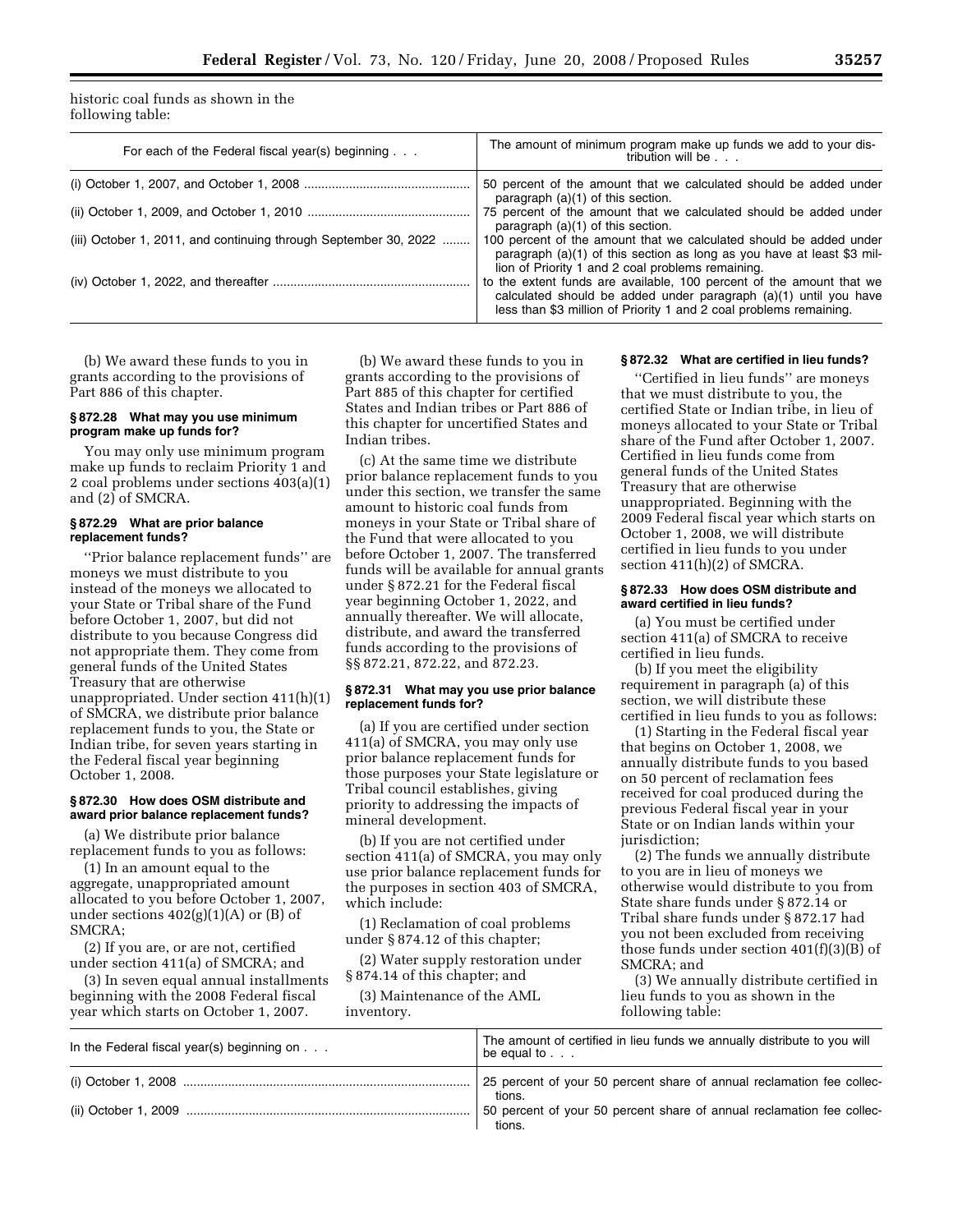historic coal funds as shown in the following table:

| For each of the Federal fiscal year(s) beginning . . . | The amount of minimum program make up funds we add to your distribution will be . . . |
| --- | --- |
| (i) October 1, 2007, and October 1, 2008 | 50 percent of the amount that we calculated should be added under paragraph (a)(1) of this section. |
| (ii) October 1, 2009, and October 1, 2010 | 75 percent of the amount that we calculated should be added under paragraph (a)(1) of this section. |
| (iii) October 1, 2011, and continuing through September 30, 2022 | 100 percent of the amount that we calculated should be added under paragraph (a)(1) of this section as long as you have at least $3 million of Priority 1 and 2 coal problems remaining. |
| (iv) October 1, 2022, and thereafter | to the extent funds are available, 100 percent of the amount that we calculated should be added under paragraph (a)(1) until you have less than $3 million of Priority 1 and 2 coal problems remaining. |

(b) We award these funds to you in grants according to the provisions of Part 886 of this chapter.

**§ 872.28 What may you use minimum program make up funds for?**

You may only use minimum program make up funds to reclaim Priority 1 and 2 coal problems under sections 403(a)(1) and (2) of SMCRA.

**§ 872.29 What are prior balance replacement funds?**

''Prior balance replacement funds'' are moneys we must distribute to you instead of the moneys we allocated to your State or Tribal share of the Fund before October 1, 2007, but did not distribute to you because Congress did not appropriate them. They come from general funds of the United States Treasury that are otherwise unappropriated. Under section 411(h)(1) of SMCRA, we distribute prior balance replacement funds to you, the State or Indian tribe, for seven years starting in the Federal fiscal year beginning October 1, 2008.

**§ 872.30 How does OSM distribute and award prior balance replacement funds?**

(a) We distribute prior balance replacement funds to you as follows:

(1) In an amount equal to the aggregate, unappropriated amount allocated to you before October 1, 2007, under sections 402(g)(1)(A) or (B) of SMCRA;

(2) If you are, or are not, certified under section 411(a) of SMCRA; and

(3) In seven equal annual installments beginning with the 2008 Federal fiscal year which starts on October 1, 2007.

(b) We award these funds to you in grants according to the provisions of Part 885 of this chapter for certified States and Indian tribes or Part 886 of this chapter for uncertified States and Indian tribes.

(c) At the same time we distribute prior balance replacement funds to you under this section, we transfer the same amount to historic coal funds from moneys in your State or Tribal share of the Fund that were allocated to you before October 1, 2007. The transferred funds will be available for annual grants under § 872.21 for the Federal fiscal year beginning October 1, 2022, and annually thereafter. We will allocate, distribute, and award the transferred funds according to the provisions of §§ 872.21, 872.22, and 872.23.

**§ 872.31 What may you use prior balance replacement funds for?**

(a) If you are certified under section 411(a) of SMCRA, you may only use prior balance replacement funds for those purposes your State legislature or Tribal council establishes, giving priority to addressing the impacts of mineral development.

(b) If you are not certified under section 411(a) of SMCRA, you may only use prior balance replacement funds for the purposes in section 403 of SMCRA, which include:

(1) Reclamation of coal problems under § 874.12 of this chapter;

(2) Water supply restoration under § 874.14 of this chapter; and

(3) Maintenance of the AML inventory.

**§ 872.32 What are certified in lieu funds?**

''Certified in lieu funds'' are moneys that we must distribute to you, the certified State or Indian tribe, in lieu of moneys allocated to your State or Tribal share of the Fund after October 1, 2007. Certified in lieu funds come from general funds of the United States Treasury that are otherwise unappropriated. Beginning with the 2009 Federal fiscal year which starts on October 1, 2008, we will distribute certified in lieu funds to you under section 411(h)(2) of SMCRA.

**§ 872.33 How does OSM distribute and award certified in lieu funds?**

(a) You must be certified under section 411(a) of SMCRA to receive certified in lieu funds.

(b) If you meet the eligibility requirement in paragraph (a) of this section, we will distribute these certified in lieu funds to you as follows:

(1) Starting in the Federal fiscal year that begins on October 1, 2008, we annually distribute funds to you based on 50 percent of reclamation fees received for coal produced during the previous Federal fiscal year in your State or on Indian lands within your jurisdiction;

(2) The funds we annually distribute to you are in lieu of moneys we otherwise would distribute to you from State share funds under § 872.14 or Tribal share funds under § 872.17 had you not been excluded from receiving those funds under section 401(f)(3)(B) of SMCRA; and

(3) We annually distribute certified in lieu funds to you as shown in the following table:

| In the Federal fiscal year(s) beginning on . . . | The amount of certified in lieu funds we annually distribute to you will be equal to . . . |
| --- | --- |
| (i) October 1, 2008 | 25 percent of your 50 percent share of annual reclamation fee collections. |
| (ii) October 1, 2009 | 50 percent of your 50 percent share of annual reclamation fee collections. |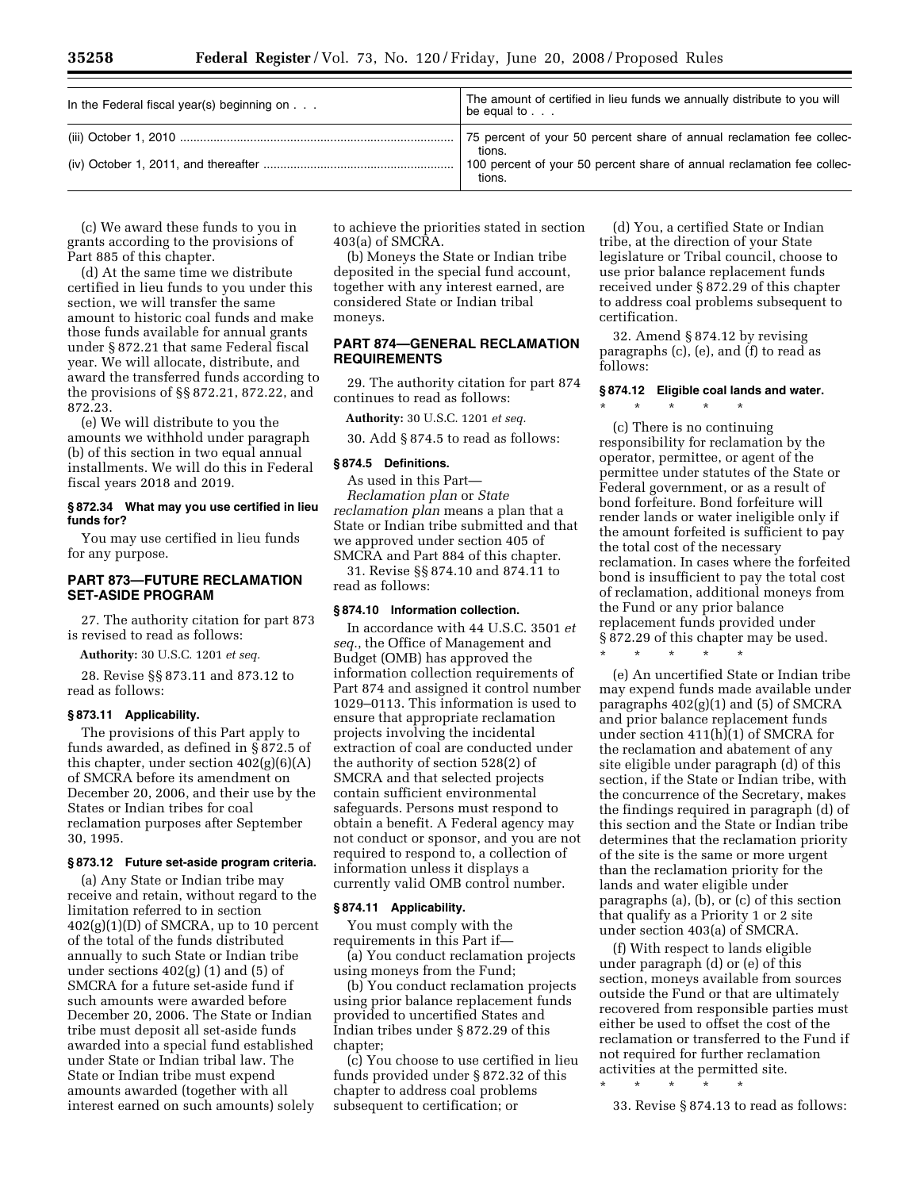| In the Federal fiscal year(s) beginning on . . . | The amount of certified in lieu funds we annually distribute to you will be equal to . . . |
|---|---|
| (iii) October 1, 2010 | 75 percent of your 50 percent share of annual reclamation fee collections. |
| (iv) October 1, 2011, and thereafter | 100 percent of your 50 percent share of annual reclamation fee collections. |

(c) We award these funds to you in grants according to the provisions of Part 885 of this chapter.

(d) At the same time we distribute certified in lieu funds to you under this section, we will transfer the same amount to historic coal funds and make those funds available for annual grants under § 872.21 that same Federal fiscal year. We will allocate, distribute, and award the transferred funds according to the provisions of §§ 872.21, 872.22, and 872.23.

(e) We will distribute to you the amounts we withhold under paragraph (b) of this section in two equal annual installments. We will do this in Federal fiscal years 2018 and 2019.

### § 872.34 What may you use certified in lieu funds for?

You may use certified in lieu funds for any purpose.

## PART 873—FUTURE RECLAMATION SET-ASIDE PROGRAM

27. The authority citation for part 873 is revised to read as follows:

**Authority:** 30 U.S.C. 1201 *et seq.*

28. Revise §§ 873.11 and 873.12 to read as follows:

### § 873.11 Applicability.

The provisions of this Part apply to funds awarded, as defined in § 872.5 of this chapter, under section 402(g)(6)(A) of SMCRA before its amendment on December 20, 2006, and their use by the States or Indian tribes for coal reclamation purposes after September 30, 1995.

### § 873.12 Future set-aside program criteria.

(a) Any State or Indian tribe may receive and retain, without regard to the limitation referred to in section 402(g)(1)(D) of SMCRA, up to 10 percent of the total of the funds distributed annually to such State or Indian tribe under sections 402(g) (1) and (5) of SMCRA for a future set-aside fund if such amounts were awarded before December 20, 2006. The State or Indian tribe must deposit all set-aside funds awarded into a special fund established under State or Indian tribal law. The State or Indian tribe must expend amounts awarded (together with all interest earned on such amounts) solely to achieve the priorities stated in section 403(a) of SMCRA.

(b) Moneys the State or Indian tribe deposited in the special fund account, together with any interest earned, are considered State or Indian tribal moneys.

## PART 874—GENERAL RECLAMATION REQUIREMENTS

29. The authority citation for part 874 continues to read as follows:

**Authority:** 30 U.S.C. 1201 *et seq.*

30. Add § 874.5 to read as follows:

### § 874.5 Definitions.

As used in this Part—

*Reclamation plan* or *State reclamation plan* means a plan that a State or Indian tribe submitted and that we approved under section 405 of SMCRA and Part 884 of this chapter.

31. Revise §§ 874.10 and 874.11 to read as follows:

### § 874.10 Information collection.

In accordance with 44 U.S.C. 3501 *et seq.*, the Office of Management and Budget (OMB) has approved the information collection requirements of Part 874 and assigned it control number 1029–0113. This information is used to ensure that appropriate reclamation projects involving the incidental extraction of coal are conducted under the authority of section 528(2) of SMCRA and that selected projects contain sufficient environmental safeguards. Persons must respond to obtain a benefit. A Federal agency may not conduct or sponsor, and you are not required to respond to, a collection of information unless it displays a currently valid OMB control number.

### § 874.11 Applicability.

You must comply with the requirements in this Part if—

(a) You conduct reclamation projects using moneys from the Fund;

(b) You conduct reclamation projects using prior balance replacement funds provided to uncertified States and Indian tribes under § 872.29 of this chapter;

(c) You choose to use certified in lieu funds provided under § 872.32 of this chapter to address coal problems subsequent to certification; or

(d) You, a certified State or Indian tribe, at the direction of your State legislature or Tribal council, choose to use prior balance replacement funds received under § 872.29 of this chapter to address coal problems subsequent to certification.

32. Amend § 874.12 by revising paragraphs (c), (e), and (f) to read as follows:

### § 874.12 Eligible coal lands and water.

\* \* \* \* \*

(c) There is no continuing responsibility for reclamation by the operator, permittee, or agent of the permittee under statutes of the State or Federal government, or as a result of bond forfeiture. Bond forfeiture will render lands or water ineligible only if the amount forfeited is sufficient to pay the total cost of the necessary reclamation. In cases where the forfeited bond is insufficient to pay the total cost of reclamation, additional moneys from the Fund or any prior balance replacement funds provided under § 872.29 of this chapter may be used.

\* \* \* \* \*

(e) An uncertified State or Indian tribe may expend funds made available under paragraphs 402(g)(1) and (5) of SMCRA and prior balance replacement funds under section 411(h)(1) of SMCRA for the reclamation and abatement of any site eligible under paragraph (d) of this section, if the State or Indian tribe, with the concurrence of the Secretary, makes the findings required in paragraph (d) of this section and the State or Indian tribe determines that the reclamation priority of the site is the same or more urgent than the reclamation priority for the lands and water eligible under paragraphs (a), (b), or (c) of this section that qualify as a Priority 1 or 2 site under section 403(a) of SMCRA.

(f) With respect to lands eligible under paragraph (d) or (e) of this section, moneys available from sources outside the Fund or that are ultimately recovered from responsible parties must either be used to offset the cost of the reclamation or transferred to the Fund if not required for further reclamation activities at the permitted site.

\* \* \* \* \*

33. Revise § 874.13 to read as follows: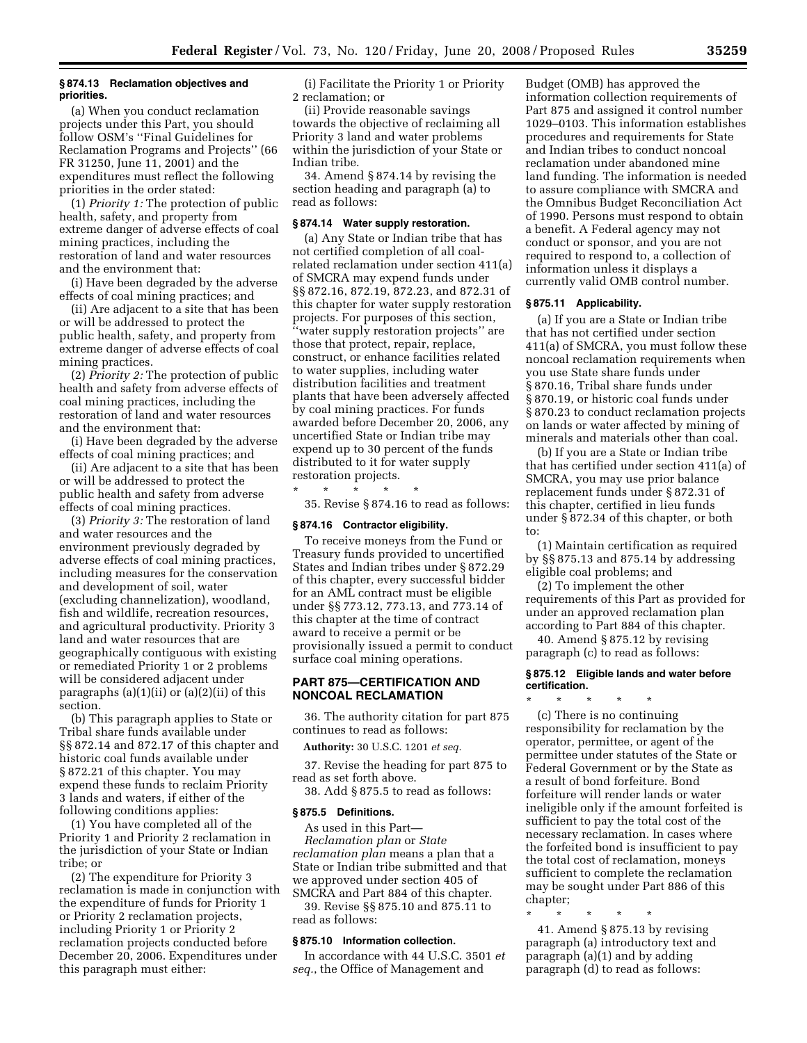**§ 874.13 Reclamation objectives and priorities.**

(a) When you conduct reclamation projects under this Part, you should follow OSM's ''Final Guidelines for Reclamation Programs and Projects'' (66 FR 31250, June 11, 2001) and the expenditures must reflect the following priorities in the order stated:

(1) *Priority 1:* The protection of public health, safety, and property from extreme danger of adverse effects of coal mining practices, including the restoration of land and water resources and the environment that:

(i) Have been degraded by the adverse effects of coal mining practices; and

(ii) Are adjacent to a site that has been or will be addressed to protect the public health, safety, and property from extreme danger of adverse effects of coal mining practices.

(2) *Priority 2:* The protection of public health and safety from adverse effects of coal mining practices, including the restoration of land and water resources and the environment that:

(i) Have been degraded by the adverse effects of coal mining practices; and

(ii) Are adjacent to a site that has been or will be addressed to protect the public health and safety from adverse effects of coal mining practices.

(3) *Priority 3:* The restoration of land and water resources and the environment previously degraded by adverse effects of coal mining practices, including measures for the conservation and development of soil, water (excluding channelization), woodland, fish and wildlife, recreation resources, and agricultural productivity. Priority 3 land and water resources that are geographically contiguous with existing or remediated Priority 1 or 2 problems will be considered adjacent under paragraphs (a)(1)(ii) or (a)(2)(ii) of this section.

(b) This paragraph applies to State or Tribal share funds available under §§ 872.14 and 872.17 of this chapter and historic coal funds available under § 872.21 of this chapter. You may expend these funds to reclaim Priority 3 lands and waters, if either of the following conditions applies:

(1) You have completed all of the Priority 1 and Priority 2 reclamation in the jurisdiction of your State or Indian tribe; or

(2) The expenditure for Priority 3 reclamation is made in conjunction with the expenditure of funds for Priority 1 or Priority 2 reclamation projects, including Priority 1 or Priority 2 reclamation projects conducted before December 20, 2006. Expenditures under this paragraph must either:

(i) Facilitate the Priority 1 or Priority 2 reclamation; or

(ii) Provide reasonable savings towards the objective of reclaiming all Priority 3 land and water problems within the jurisdiction of your State or Indian tribe.

34. Amend § 874.14 by revising the section heading and paragraph (a) to read as follows:

**§ 874.14 Water supply restoration.**

(a) Any State or Indian tribe that has not certified completion of all coal-related reclamation under section 411(a) of SMCRA may expend funds under §§ 872.16, 872.19, 872.23, and 872.31 of this chapter for water supply restoration projects. For purposes of this section, ''water supply restoration projects'' are those that protect, repair, replace, construct, or enhance facilities related to water supplies, including water distribution facilities and treatment plants that have been adversely affected by coal mining practices. For funds awarded before December 20, 2006, any uncertified State or Indian tribe may expend up to 30 percent of the funds distributed to it for water supply restoration projects.

\* \* \* \* \*

35. Revise § 874.16 to read as follows:

**§ 874.16 Contractor eligibility.**

To receive moneys from the Fund or Treasury funds provided to uncertified States and Indian tribes under § 872.29 of this chapter, every successful bidder for an AML contract must be eligible under §§ 773.12, 773.13, and 773.14 of this chapter at the time of contract award to receive a permit or be provisionally issued a permit to conduct surface coal mining operations.

## PART 875—CERTIFICATION AND NONCOAL RECLAMATION

36. The authority citation for part 875 continues to read as follows:

**Authority:** 30 U.S.C. 1201 *et seq.*

37. Revise the heading for part 875 to read as set forth above.

38. Add § 875.5 to read as follows:

**§ 875.5 Definitions.**

As used in this Part—

*Reclamation plan* or *State reclamation plan* means a plan that a State or Indian tribe submitted and that we approved under section 405 of SMCRA and Part 884 of this chapter.

39. Revise §§ 875.10 and 875.11 to read as follows:

**§ 875.10 Information collection.**

In accordance with 44 U.S.C. 3501 *et seq.*, the Office of Management and Budget (OMB) has approved the information collection requirements of Part 875 and assigned it control number 1029–0103. This information establishes procedures and requirements for State and Indian tribes to conduct noncoal reclamation under abandoned mine land funding. The information is needed to assure compliance with SMCRA and the Omnibus Budget Reconciliation Act of 1990. Persons must respond to obtain a benefit. A Federal agency may not conduct or sponsor, and you are not required to respond to, a collection of information unless it displays a currently valid OMB control number.

**§ 875.11 Applicability.**

(a) If you are a State or Indian tribe that has not certified under section 411(a) of SMCRA, you must follow these noncoal reclamation requirements when you use State share funds under § 870.16, Tribal share funds under § 870.19, or historic coal funds under § 870.23 to conduct reclamation projects on lands or water affected by mining of minerals and materials other than coal.

(b) If you are a State or Indian tribe that has certified under section 411(a) of SMCRA, you may use prior balance replacement funds under § 872.31 of this chapter, certified in lieu funds under § 872.34 of this chapter, or both to:

(1) Maintain certification as required by §§ 875.13 and 875.14 by addressing eligible coal problems; and

(2) To implement the other requirements of this Part as provided for under an approved reclamation plan according to Part 884 of this chapter.

40. Amend § 875.12 by revising paragraph (c) to read as follows:

**§ 875.12 Eligible lands and water before certification.**

\* \* \* \* \*

(c) There is no continuing responsibility for reclamation by the operator, permittee, or agent of the permittee under statutes of the State or Federal Government or by the State as a result of bond forfeiture. Bond forfeiture will render lands or water ineligible only if the amount forfeited is sufficient to pay the total cost of the necessary reclamation. In cases where the forfeited bond is insufficient to pay the total cost of reclamation, moneys sufficient to complete the reclamation may be sought under Part 886 of this chapter;

\* \* \* \* \*

41. Amend § 875.13 by revising paragraph (a) introductory text and paragraph (a)(1) and by adding paragraph (d) to read as follows: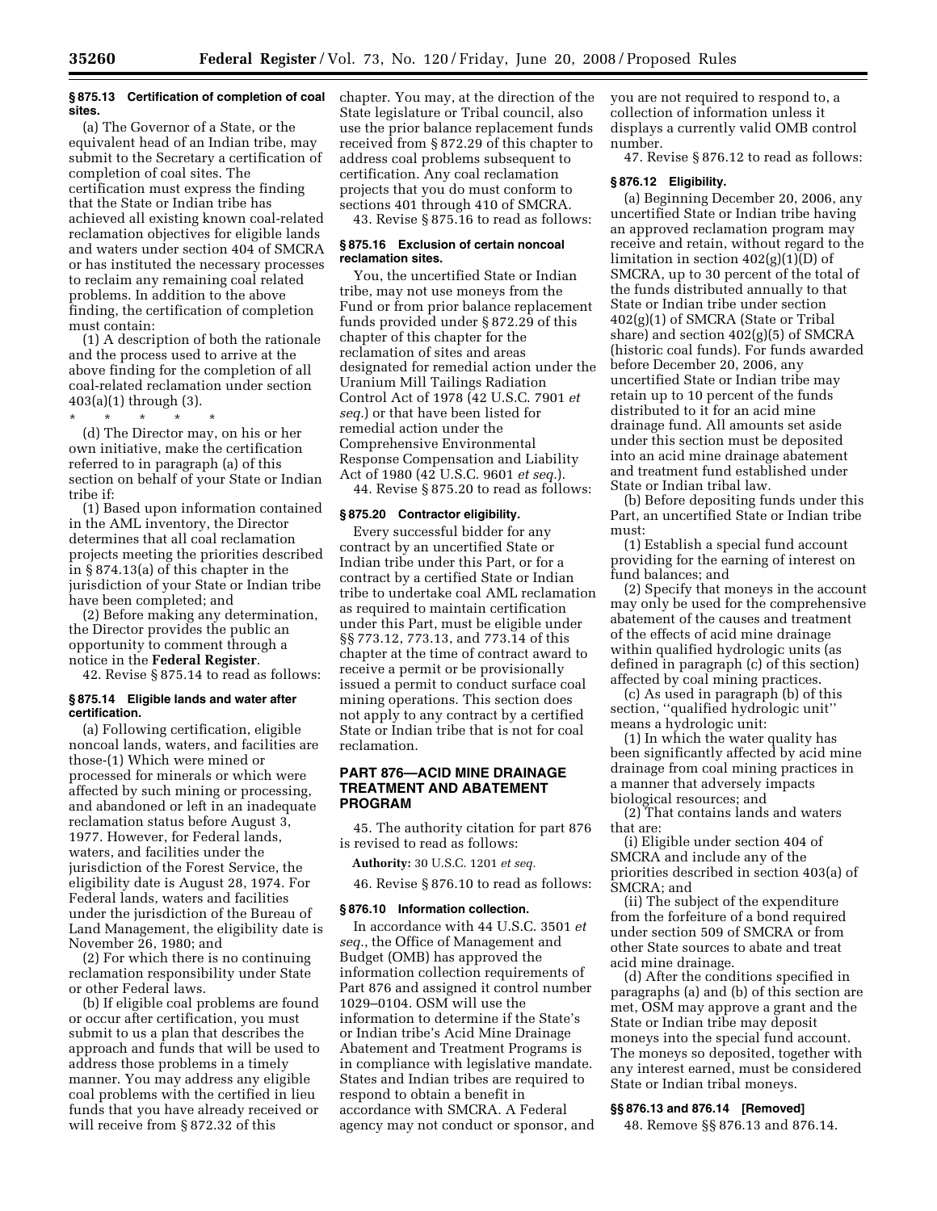### § 875.13 Certification of completion of coal sites.

(a) The Governor of a State, or the equivalent head of an Indian tribe, may submit to the Secretary a certification of completion of coal sites. The certification must express the finding that the State or Indian tribe has achieved all existing known coal-related reclamation objectives for eligible lands and waters under section 404 of SMCRA or has instituted the necessary processes to reclaim any remaining coal related problems. In addition to the above finding, the certification of completion must contain:

(1) A description of both the rationale and the process used to arrive at the above finding for the completion of all coal-related reclamation under section 403(a)(1) through (3).

\* \* \* \* \*

(d) The Director may, on his or her own initiative, make the certification referred to in paragraph (a) of this section on behalf of your State or Indian tribe if:

(1) Based upon information contained in the AML inventory, the Director determines that all coal reclamation projects meeting the priorities described in § 874.13(a) of this chapter in the jurisdiction of your State or Indian tribe have been completed; and

(2) Before making any determination, the Director provides the public an opportunity to comment through a notice in the **Federal Register**.

42. Revise § 875.14 to read as follows:

### § 875.14 Eligible lands and water after certification.

(a) Following certification, eligible noncoal lands, waters, and facilities are those-(1) Which were mined or processed for minerals or which were affected by such mining or processing, and abandoned or left in an inadequate reclamation status before August 3, 1977. However, for Federal lands, waters, and facilities under the jurisdiction of the Forest Service, the eligibility date is August 28, 1974. For Federal lands, waters and facilities under the jurisdiction of the Bureau of Land Management, the eligibility date is November 26, 1980; and

(2) For which there is no continuing reclamation responsibility under State or other Federal laws.

(b) If eligible coal problems are found or occur after certification, you must submit to us a plan that describes the approach and funds that will be used to address those problems in a timely manner. You may address any eligible coal problems with the certified in lieu funds that you have already received or will receive from § 872.32 of this chapter. You may, at the direction of the State legislature or Tribal council, also use the prior balance replacement funds received from § 872.29 of this chapter to address coal problems subsequent to certification. Any coal reclamation projects that you do must conform to sections 401 through 410 of SMCRA.

43. Revise § 875.16 to read as follows:

### § 875.16 Exclusion of certain noncoal reclamation sites.

You, the uncertified State or Indian tribe, may not use moneys from the Fund or from prior balance replacement funds provided under § 872.29 of this chapter of this chapter for the reclamation of sites and areas designated for remedial action under the Uranium Mill Tailings Radiation Control Act of 1978 (42 U.S.C. 7901 *et seq.*) or that have been listed for remedial action under the Comprehensive Environmental Response Compensation and Liability Act of 1980 (42 U.S.C. 9601 *et seq.*).

44. Revise § 875.20 to read as follows:

### § 875.20 Contractor eligibility.

Every successful bidder for any contract by an uncertified State or Indian tribe under this Part, or for a contract by a certified State or Indian tribe to undertake coal AML reclamation as required to maintain certification under this Part, must be eligible under §§ 773.12, 773.13, and 773.14 of this chapter at the time of contract award to receive a permit or be provisionally issued a permit to conduct surface coal mining operations. This section does not apply to any contract by a certified State or Indian tribe that is not for coal reclamation.

## PART 876—ACID MINE DRAINAGE TREATMENT AND ABATEMENT PROGRAM

45. The authority citation for part 876 is revised to read as follows:

**Authority:** 30 U.S.C. 1201 *et seq.*

46. Revise § 876.10 to read as follows:

### § 876.10 Information collection.

In accordance with 44 U.S.C. 3501 *et seq.*, the Office of Management and Budget (OMB) has approved the information collection requirements of Part 876 and assigned it control number 1029–0104. OSM will use the information to determine if the State's or Indian tribe's Acid Mine Drainage Abatement and Treatment Programs is in compliance with legislative mandate. States and Indian tribes are required to respond to obtain a benefit in accordance with SMCRA. A Federal agency may not conduct or sponsor, and you are not required to respond to, a collection of information unless it displays a currently valid OMB control number.

47. Revise § 876.12 to read as follows:

### § 876.12 Eligibility.

(a) Beginning December 20, 2006, any uncertified State or Indian tribe having an approved reclamation program may receive and retain, without regard to the limitation in section 402(g)(1)(D) of SMCRA, up to 30 percent of the total of the funds distributed annually to that State or Indian tribe under section 402(g)(1) of SMCRA (State or Tribal share) and section 402(g)(5) of SMCRA (historic coal funds). For funds awarded before December 20, 2006, any uncertified State or Indian tribe may retain up to 10 percent of the funds distributed to it for an acid mine drainage fund. All amounts set aside under this section must be deposited into an acid mine drainage abatement and treatment fund established under State or Indian tribal law.

(b) Before depositing funds under this Part, an uncertified State or Indian tribe must:

(1) Establish a special fund account providing for the earning of interest on fund balances; and

(2) Specify that moneys in the account may only be used for the comprehensive abatement of the causes and treatment of the effects of acid mine drainage within qualified hydrologic units (as defined in paragraph (c) of this section) affected by coal mining practices.

(c) As used in paragraph (b) of this section, "qualified hydrologic unit" means a hydrologic unit:

(1) In which the water quality has been significantly affected by acid mine drainage from coal mining practices in a manner that adversely impacts biological resources; and

(2) That contains lands and waters that are:

(i) Eligible under section 404 of SMCRA and include any of the priorities described in section 403(a) of SMCRA; and

(ii) The subject of the expenditure from the forfeiture of a bond required under section 509 of SMCRA or from other State sources to abate and treat acid mine drainage.

(d) After the conditions specified in paragraphs (a) and (b) of this section are met, OSM may approve a grant and the State or Indian tribe may deposit moneys into the special fund account. The moneys so deposited, together with any interest earned, must be considered State or Indian tribal moneys.

### §§ 876.13 and 876.14 [Removed]

48. Remove §§ 876.13 and 876.14.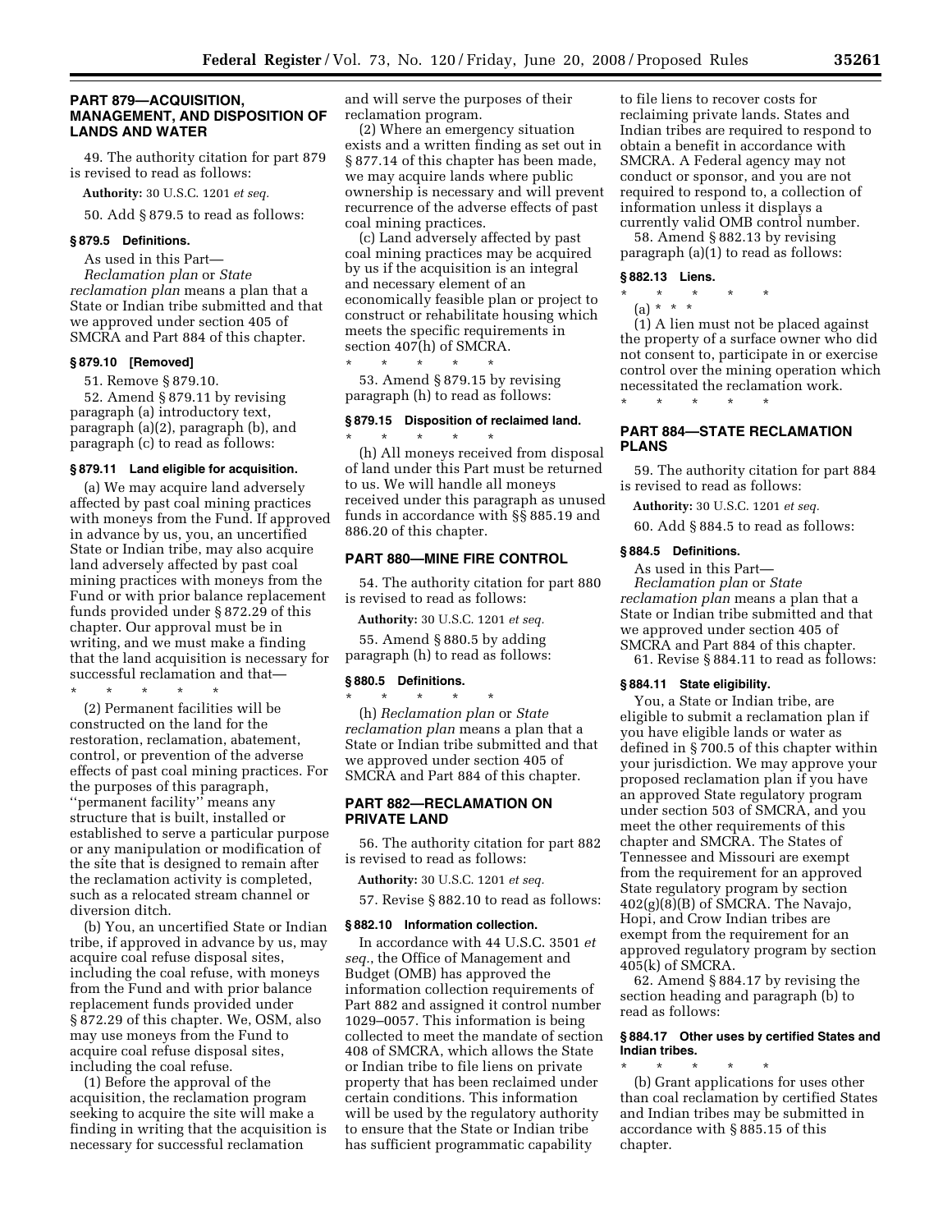## PART 879—ACQUISITION, MANAGEMENT, AND DISPOSITION OF LANDS AND WATER

49. The authority citation for part 879 is revised to read as follows:

**Authority:** 30 U.S.C. 1201 *et seq.*

50. Add § 879.5 to read as follows:

### § 879.5 Definitions.

As used in this Part—

*Reclamation plan* or *State reclamation plan* means a plan that a State or Indian tribe submitted and that we approved under section 405 of SMCRA and Part 884 of this chapter.

### § 879.10 [Removed]

51. Remove § 879.10.

52. Amend § 879.11 by revising paragraph (a) introductory text, paragraph (a)(2), paragraph (b), and paragraph (c) to read as follows:

### § 879.11 Land eligible for acquisition.

(a) We may acquire land adversely affected by past coal mining practices with moneys from the Fund. If approved in advance by us, you, an uncertified State or Indian tribe, may also acquire land adversely affected by past coal mining practices with moneys from the Fund or with prior balance replacement funds provided under § 872.29 of this chapter. Our approval must be in writing, and we must make a finding that the land acquisition is necessary for successful reclamation and that—

\* \* \* \* \*

(2) Permanent facilities will be constructed on the land for the restoration, reclamation, abatement, control, or prevention of the adverse effects of past coal mining practices. For the purposes of this paragraph, ''permanent facility'' means any structure that is built, installed or established to serve a particular purpose or any manipulation or modification of the site that is designed to remain after the reclamation activity is completed, such as a relocated stream channel or diversion ditch.

(b) You, an uncertified State or Indian tribe, if approved in advance by us, may acquire coal refuse disposal sites, including the coal refuse, with moneys from the Fund and with prior balance replacement funds provided under § 872.29 of this chapter. We, OSM, also may use moneys from the Fund to acquire coal refuse disposal sites, including the coal refuse.

(1) Before the approval of the acquisition, the reclamation program seeking to acquire the site will make a finding in writing that the acquisition is necessary for successful reclamation and will serve the purposes of their reclamation program.

(2) Where an emergency situation exists and a written finding as set out in § 877.14 of this chapter has been made, we may acquire lands where public ownership is necessary and will prevent recurrence of the adverse effects of past coal mining practices.

(c) Land adversely affected by past coal mining practices may be acquired by us if the acquisition is an integral and necessary element of an economically feasible plan or project to construct or rehabilitate housing which meets the specific requirements in section 407(h) of SMCRA.

\* \* \* \* \*

53. Amend § 879.15 by revising paragraph (h) to read as follows:

### § 879.15 Disposition of reclaimed land.

\* \* \* \* \*

(h) All moneys received from disposal of land under this Part must be returned to us. We will handle all moneys received under this paragraph as unused funds in accordance with §§ 885.19 and 886.20 of this chapter.

## PART 880—MINE FIRE CONTROL

54. The authority citation for part 880 is revised to read as follows:

**Authority:** 30 U.S.C. 1201 *et seq.*

55. Amend § 880.5 by adding paragraph (h) to read as follows:

### § 880.5 Definitions.

\* \* \* \* \*

(h) *Reclamation plan* or *State reclamation plan* means a plan that a State or Indian tribe submitted and that we approved under section 405 of SMCRA and Part 884 of this chapter.

## PART 882—RECLAMATION ON PRIVATE LAND

56. The authority citation for part 882 is revised to read as follows:

**Authority:** 30 U.S.C. 1201 *et seq.*

57. Revise § 882.10 to read as follows:

### § 882.10 Information collection.

In accordance with 44 U.S.C. 3501 *et seq.*, the Office of Management and Budget (OMB) has approved the information collection requirements of Part 882 and assigned it control number 1029–0057. This information is being collected to meet the mandate of section 408 of SMCRA, which allows the State or Indian tribe to file liens on private property that has been reclaimed under certain conditions. This information will be used by the regulatory authority to ensure that the State or Indian tribe has sufficient programmatic capability to file liens to recover costs for reclaiming private lands. States and Indian tribes are required to respond to obtain a benefit in accordance with SMCRA. A Federal agency may not conduct or sponsor, and you are not required to respond to, a collection of information unless it displays a currently valid OMB control number.

58. Amend § 882.13 by revising paragraph (a)(1) to read as follows:

### § 882.13 Liens.

\* \* \* \* \*

(a) \* \* \*

(1) A lien must not be placed against the property of a surface owner who did not consent to, participate in or exercise control over the mining operation which necessitated the reclamation work.

\* \* \* \* \*

## PART 884—STATE RECLAMATION PLANS

59. The authority citation for part 884 is revised to read as follows:

**Authority:** 30 U.S.C. 1201 *et seq.*

60. Add § 884.5 to read as follows:

### § 884.5 Definitions.

As used in this Part—

*Reclamation plan* or *State reclamation plan* means a plan that a State or Indian tribe submitted and that we approved under section 405 of SMCRA and Part 884 of this chapter.

61. Revise § 884.11 to read as follows:

### § 884.11 State eligibility.

You, a State or Indian tribe, are eligible to submit a reclamation plan if you have eligible lands or water as defined in § 700.5 of this chapter within your jurisdiction. We may approve your proposed reclamation plan if you have an approved State regulatory program under section 503 of SMCRA, and you meet the other requirements of this chapter and SMCRA. The States of Tennessee and Missouri are exempt from the requirement for an approved State regulatory program by section 402(g)(8)(B) of SMCRA. The Navajo, Hopi, and Crow Indian tribes are exempt from the requirement for an approved regulatory program by section 405(k) of SMCRA.

62. Amend § 884.17 by revising the section heading and paragraph (b) to read as follows:

### § 884.17 Other uses by certified States and Indian tribes.

\* \* \* \* \*

(b) Grant applications for uses other than coal reclamation by certified States and Indian tribes may be submitted in accordance with § 885.15 of this chapter.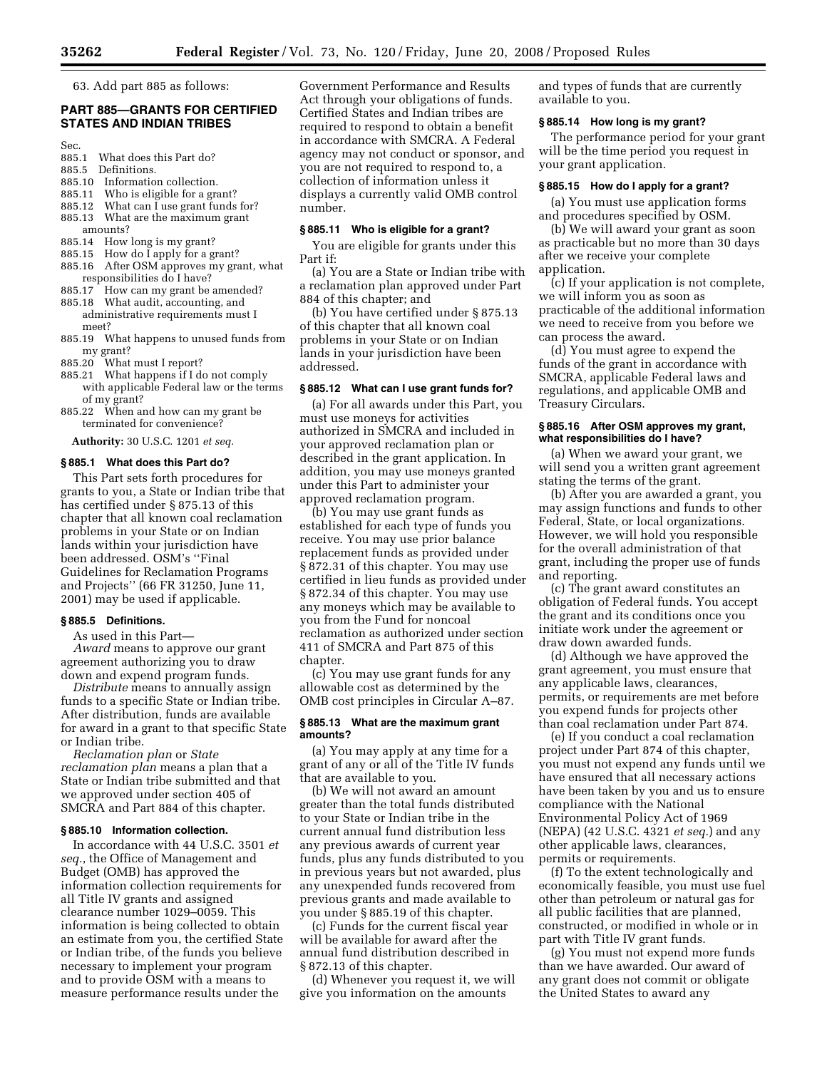63. Add part 885 as follows:

## PART 885—GRANTS FOR CERTIFIED STATES AND INDIAN TRIBES

Sec.
885.1 What does this Part do?
885.5 Definitions.
885.10 Information collection.
885.11 Who is eligible for a grant?
885.12 What can I use grant funds for?
885.13 What are the maximum grant amounts?
885.14 How long is my grant?
885.15 How do I apply for a grant?
885.16 After OSM approves my grant, what responsibilities do I have?
885.17 How can my grant be amended?
885.18 What audit, accounting, and administrative requirements must I meet?
885.19 What happens to unused funds from my grant?
885.20 What must I report?
885.21 What happens if I do not comply with applicable Federal law or the terms of my grant?
885.22 When and how can my grant be terminated for convenience?

**Authority:** 30 U.S.C. 1201 *et seq.*

### § 885.1 What does this Part do?

This Part sets forth procedures for grants to you, a State or Indian tribe that has certified under § 875.13 of this chapter that all known coal reclamation problems in your State or on Indian lands within your jurisdiction have been addressed. OSM's ''Final Guidelines for Reclamation Programs and Projects'' (66 FR 31250, June 11, 2001) may be used if applicable.

### § 885.5 Definitions.

As used in this Part—

*Award* means to approve our grant agreement authorizing you to draw down and expend program funds.

*Distribute* means to annually assign funds to a specific State or Indian tribe. After distribution, funds are available for award in a grant to that specific State or Indian tribe.

*Reclamation plan* or *State reclamation plan* means a plan that a State or Indian tribe submitted and that we approved under section 405 of SMCRA and Part 884 of this chapter.

### § 885.10 Information collection.

In accordance with 44 U.S.C. 3501 *et seq.*, the Office of Management and Budget (OMB) has approved the information collection requirements for all Title IV grants and assigned clearance number 1029–0059. This information is being collected to obtain an estimate from you, the certified State or Indian tribe, of the funds you believe necessary to implement your program and to provide OSM with a means to measure performance results under the Government Performance and Results Act through your obligations of funds. Certified States and Indian tribes are required to respond to obtain a benefit in accordance with SMCRA. A Federal agency may not conduct or sponsor, and you are not required to respond to, a collection of information unless it displays a currently valid OMB control number.

### § 885.11 Who is eligible for a grant?

You are eligible for grants under this Part if:

(a) You are a State or Indian tribe with a reclamation plan approved under Part 884 of this chapter; and

(b) You have certified under § 875.13 of this chapter that all known coal problems in your State or on Indian lands in your jurisdiction have been addressed.

### § 885.12 What can I use grant funds for?

(a) For all awards under this Part, you must use moneys for activities authorized in SMCRA and included in your approved reclamation plan or described in the grant application. In addition, you may use moneys granted under this Part to administer your approved reclamation program.

(b) You may use grant funds as established for each type of funds you receive. You may use prior balance replacement funds as provided under § 872.31 of this chapter. You may use certified in lieu funds as provided under § 872.34 of this chapter. You may use any moneys which may be available to you from the Fund for noncoal reclamation as authorized under section 411 of SMCRA and Part 875 of this chapter.

(c) You may use grant funds for any allowable cost as determined by the OMB cost principles in Circular A–87.

### § 885.13 What are the maximum grant amounts?

(a) You may apply at any time for a grant of any or all of the Title IV funds that are available to you.

(b) We will not award an amount greater than the total funds distributed to your State or Indian tribe in the current annual fund distribution less any previous awards of current year funds, plus any funds distributed to you in previous years but not awarded, plus any unexpended funds recovered from previous grants and made available to you under § 885.19 of this chapter.

(c) Funds for the current fiscal year will be available for award after the annual fund distribution described in § 872.13 of this chapter.

(d) Whenever you request it, we will give you information on the amounts and types of funds that are currently available to you.

### § 885.14 How long is my grant?

The performance period for your grant will be the time period you request in your grant application.

### § 885.15 How do I apply for a grant?

(a) You must use application forms and procedures specified by OSM.

(b) We will award your grant as soon as practicable but no more than 30 days after we receive your complete application.

(c) If your application is not complete, we will inform you as soon as practicable of the additional information we need to receive from you before we can process the award.

(d) You must agree to expend the funds of the grant in accordance with SMCRA, applicable Federal laws and regulations, and applicable OMB and Treasury Circulars.

### § 885.16 After OSM approves my grant, what responsibilities do I have?

(a) When we award your grant, we will send you a written grant agreement stating the terms of the grant.

(b) After you are awarded a grant, you may assign functions and funds to other Federal, State, or local organizations. However, we will hold you responsible for the overall administration of that grant, including the proper use of funds and reporting.

(c) The grant award constitutes an obligation of Federal funds. You accept the grant and its conditions once you initiate work under the agreement or draw down awarded funds.

(d) Although we have approved the grant agreement, you must ensure that any applicable laws, clearances, permits, or requirements are met before you expend funds for projects other than coal reclamation under Part 874.

(e) If you conduct a coal reclamation project under Part 874 of this chapter, you must not expend any funds until we have ensured that all necessary actions have been taken by you and us to ensure compliance with the National Environmental Policy Act of 1969 (NEPA) (42 U.S.C. 4321 *et seq.*) and any other applicable laws, clearances, permits or requirements.

(f) To the extent technologically and economically feasible, you must use fuel other than petroleum or natural gas for all public facilities that are planned, constructed, or modified in whole or in part with Title IV grant funds.

(g) You must not expend more funds than we have awarded. Our award of any grant does not commit or obligate the United States to award any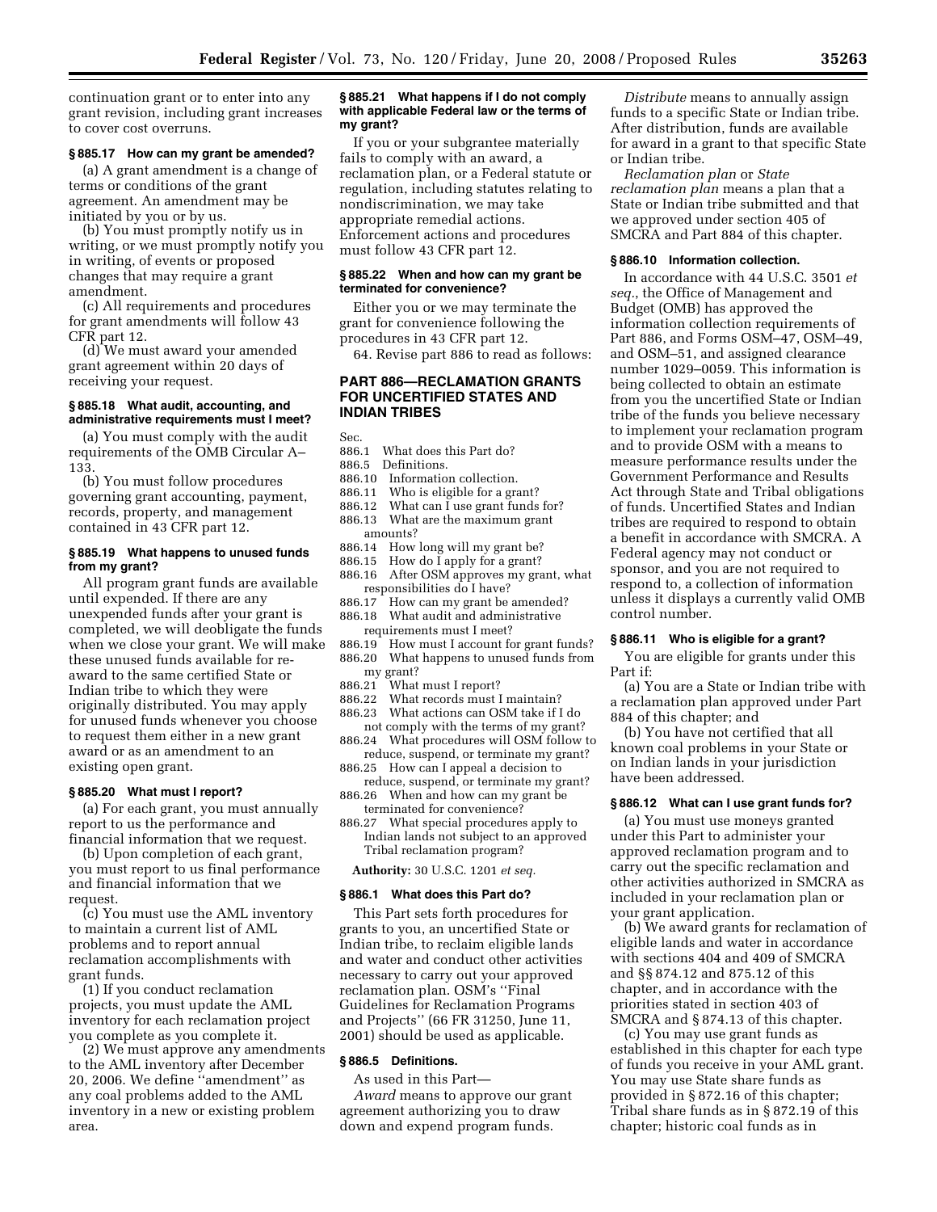continuation grant or to enter into any grant revision, including grant increases to cover cost overruns.

### § 885.17 How can my grant be amended?

(a) A grant amendment is a change of terms or conditions of the grant agreement. An amendment may be initiated by you or by us.

(b) You must promptly notify us in writing, or we must promptly notify you in writing, of events or proposed changes that may require a grant amendment.

(c) All requirements and procedures for grant amendments will follow 43 CFR part 12.

(d) We must award your amended grant agreement within 20 days of receiving your request.

### § 885.18 What audit, accounting, and administrative requirements must I meet?

(a) You must comply with the audit requirements of the OMB Circular A–133.

(b) You must follow procedures governing grant accounting, payment, records, property, and management contained in 43 CFR part 12.

### § 885.19 What happens to unused funds from my grant?

All program grant funds are available until expended. If there are any unexpended funds after your grant is completed, we will deobligate the funds when we close your grant. We will make these unused funds available for re-award to the same certified State or Indian tribe to which they were originally distributed. You may apply for unused funds whenever you choose to request them either in a new grant award or as an amendment to an existing open grant.

### § 885.20 What must I report?

(a) For each grant, you must annually report to us the performance and financial information that we request.

(b) Upon completion of each grant, you must report to us final performance and financial information that we request.

(c) You must use the AML inventory to maintain a current list of AML problems and to report annual reclamation accomplishments with grant funds.

(1) If you conduct reclamation projects, you must update the AML inventory for each reclamation project you complete as you complete it.

(2) We must approve any amendments to the AML inventory after December 20, 2006. We define ''amendment'' as any coal problems added to the AML inventory in a new or existing problem area.

### § 885.21 What happens if I do not comply with applicable Federal law or the terms of my grant?

If you or your subgrantee materially fails to comply with an award, a reclamation plan, or a Federal statute or regulation, including statutes relating to nondiscrimination, we may take appropriate remedial actions. Enforcement actions and procedures must follow 43 CFR part 12.

### § 885.22 When and how can my grant be terminated for convenience?

Either you or we may terminate the grant for convenience following the procedures in 43 CFR part 12.

64. Revise part 886 to read as follows:

## PART 886—RECLAMATION GRANTS FOR UNCERTIFIED STATES AND INDIAN TRIBES

Sec.
886.1 What does this Part do?
886.5 Definitions.
886.10 Information collection.
886.11 Who is eligible for a grant?
886.12 What can I use grant funds for?
886.13 What are the maximum grant amounts?
886.14 How long will my grant be?
886.15 How do I apply for a grant?
886.16 After OSM approves my grant, what responsibilities do I have?
886.17 How can my grant be amended?
886.18 What audit and administrative requirements must I meet?
886.19 How must I account for grant funds?
886.20 What happens to unused funds from my grant?
886.21 What must I report?
886.22 What records must I maintain?
886.23 What actions can OSM take if I do not comply with the terms of my grant?
886.24 What procedures will OSM follow to reduce, suspend, or terminate my grant?
886.25 How can I appeal a decision to reduce, suspend, or terminate my grant?
886.26 When and how can my grant be terminated for convenience?
886.27 What special procedures apply to Indian lands not subject to an approved Tribal reclamation program?

**Authority:** 30 U.S.C. 1201 *et seq.*

### § 886.1 What does this Part do?

This Part sets forth procedures for grants to you, an uncertified State or Indian tribe, to reclaim eligible lands and water and conduct other activities necessary to carry out your approved reclamation plan. OSM's ''Final Guidelines for Reclamation Programs and Projects'' (66 FR 31250, June 11, 2001) should be used as applicable.

### § 886.5 Definitions.

As used in this Part—

*Award* means to approve our grant agreement authorizing you to draw down and expend program funds.

*Distribute* means to annually assign funds to a specific State or Indian tribe. After distribution, funds are available for award in a grant to that specific State or Indian tribe.

*Reclamation plan* or *State reclamation plan* means a plan that a State or Indian tribe submitted and that we approved under section 405 of SMCRA and Part 884 of this chapter.

### § 886.10 Information collection.

In accordance with 44 U.S.C. 3501 *et seq.*, the Office of Management and Budget (OMB) has approved the information collection requirements of Part 886, and Forms OSM–47, OSM–49, and OSM–51, and assigned clearance number 1029–0059. This information is being collected to obtain an estimate from you the uncertified State or Indian tribe of the funds you believe necessary to implement your reclamation program and to provide OSM with a means to measure performance results under the Government Performance and Results Act through State and Tribal obligations of funds. Uncertified States and Indian tribes are required to respond to obtain a benefit in accordance with SMCRA. A Federal agency may not conduct or sponsor, and you are not required to respond to, a collection of information unless it displays a currently valid OMB control number.

### § 886.11 Who is eligible for a grant?

You are eligible for grants under this Part if:

(a) You are a State or Indian tribe with a reclamation plan approved under Part 884 of this chapter; and

(b) You have not certified that all known coal problems in your State or on Indian lands in your jurisdiction have been addressed.

### § 886.12 What can I use grant funds for?

(a) You must use moneys granted under this Part to administer your approved reclamation program and to carry out the specific reclamation and other activities authorized in SMCRA as included in your reclamation plan or your grant application.

(b) We award grants for reclamation of eligible lands and water in accordance with sections 404 and 409 of SMCRA and §§ 874.12 and 875.12 of this chapter, and in accordance with the priorities stated in section 403 of SMCRA and § 874.13 of this chapter.

(c) You may use grant funds as established in this chapter for each type of funds you receive in your AML grant. You may use State share funds as provided in § 872.16 of this chapter; Tribal share funds as in § 872.19 of this chapter; historic coal funds as in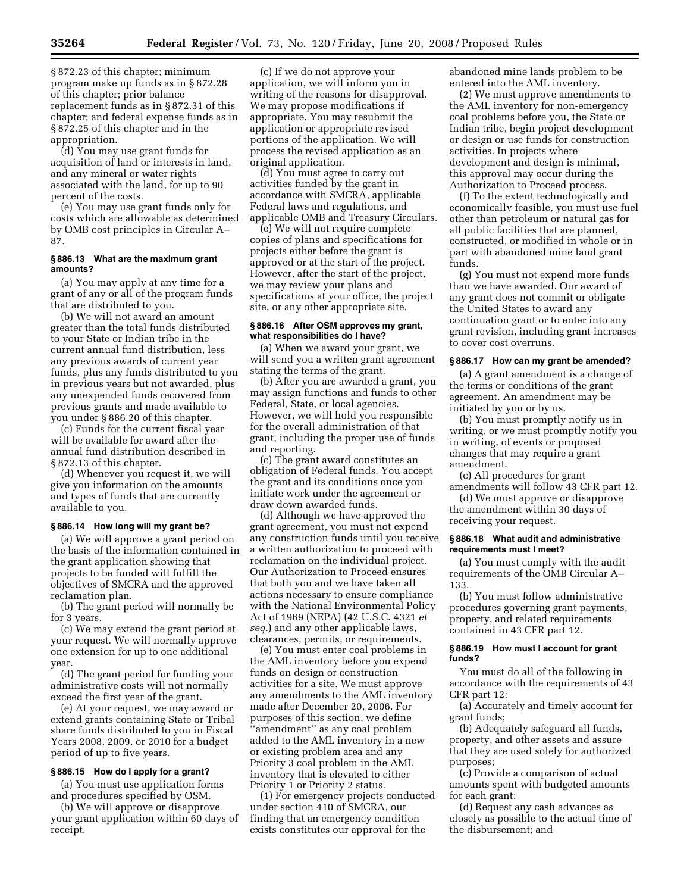§ 872.23 of this chapter; minimum program make up funds as in § 872.28 of this chapter; prior balance replacement funds as in § 872.31 of this chapter; and federal expense funds as in § 872.25 of this chapter and in the appropriation.

(d) You may use grant funds for acquisition of land or interests in land, and any mineral or water rights associated with the land, for up to 90 percent of the costs.

(e) You may use grant funds only for costs which are allowable as determined by OMB cost principles in Circular A–87.

### § 886.13 What are the maximum grant amounts?

(a) You may apply at any time for a grant of any or all of the program funds that are distributed to you.

(b) We will not award an amount greater than the total funds distributed to your State or Indian tribe in the current annual fund distribution, less any previous awards of current year funds, plus any funds distributed to you in previous years but not awarded, plus any unexpended funds recovered from previous grants and made available to you under § 886.20 of this chapter.

(c) Funds for the current fiscal year will be available for award after the annual fund distribution described in § 872.13 of this chapter.

(d) Whenever you request it, we will give you information on the amounts and types of funds that are currently available to you.

### § 886.14 How long will my grant be?

(a) We will approve a grant period on the basis of the information contained in the grant application showing that projects to be funded will fulfill the objectives of SMCRA and the approved reclamation plan.

(b) The grant period will normally be for 3 years.

(c) We may extend the grant period at your request. We will normally approve one extension for up to one additional year.

(d) The grant period for funding your administrative costs will not normally exceed the first year of the grant.

(e) At your request, we may award or extend grants containing State or Tribal share funds distributed to you in Fiscal Years 2008, 2009, or 2010 for a budget period of up to five years.

### § 886.15 How do I apply for a grant?

(a) You must use application forms and procedures specified by OSM.

(b) We will approve or disapprove your grant application within 60 days of receipt.

(c) If we do not approve your application, we will inform you in writing of the reasons for disapproval. We may propose modifications if appropriate. You may resubmit the application or appropriate revised portions of the application. We will process the revised application as an original application.

(d) You must agree to carry out activities funded by the grant in accordance with SMCRA, applicable Federal laws and regulations, and applicable OMB and Treasury Circulars.

(e) We will not require complete copies of plans and specifications for projects either before the grant is approved or at the start of the project. However, after the start of the project, we may review your plans and specifications at your office, the project site, or any other appropriate site.

### § 886.16 After OSM approves my grant, what responsibilities do I have?

(a) When we award your grant, we will send you a written grant agreement stating the terms of the grant.

(b) After you are awarded a grant, you may assign functions and funds to other Federal, State, or local agencies. However, we will hold you responsible for the overall administration of that grant, including the proper use of funds and reporting.

(c) The grant award constitutes an obligation of Federal funds. You accept the grant and its conditions once you initiate work under the agreement or draw down awarded funds.

(d) Although we have approved the grant agreement, you must not expend any construction funds until you receive a written authorization to proceed with reclamation on the individual project. Our Authorization to Proceed ensures that both you and we have taken all actions necessary to ensure compliance with the National Environmental Policy Act of 1969 (NEPA) (42 U.S.C. 4321 *et seq.*) and any other applicable laws, clearances, permits, or requirements.

(e) You must enter coal problems in the AML inventory before you expend funds on design or construction activities for a site. We must approve any amendments to the AML inventory made after December 20, 2006. For purposes of this section, we define "amendment" as any coal problem added to the AML inventory in a new or existing problem area and any Priority 3 coal problem in the AML inventory that is elevated to either Priority 1 or Priority 2 status.

(1) For emergency projects conducted under section 410 of SMCRA, our finding that an emergency condition exists constitutes our approval for the abandoned mine lands problem to be entered into the AML inventory.

(2) We must approve amendments to the AML inventory for non-emergency coal problems before you, the State or Indian tribe, begin project development or design or use funds for construction activities. In projects where development and design is minimal, this approval may occur during the Authorization to Proceed process.

(f) To the extent technologically and economically feasible, you must use fuel other than petroleum or natural gas for all public facilities that are planned, constructed, or modified in whole or in part with abandoned mine land grant funds.

(g) You must not expend more funds than we have awarded. Our award of any grant does not commit or obligate the United States to award any continuation grant or to enter into any grant revision, including grant increases to cover cost overruns.

### § 886.17 How can my grant be amended?

(a) A grant amendment is a change of the terms or conditions of the grant agreement. An amendment may be initiated by you or by us.

(b) You must promptly notify us in writing, or we must promptly notify you in writing, of events or proposed changes that may require a grant amendment.

(c) All procedures for grant amendments will follow 43 CFR part 12.

(d) We must approve or disapprove the amendment within 30 days of receiving your request.

### § 886.18 What audit and administrative requirements must I meet?

(a) You must comply with the audit requirements of the OMB Circular A–133.

(b) You must follow administrative procedures governing grant payments, property, and related requirements contained in 43 CFR part 12.

### § 886.19 How must I account for grant funds?

You must do all of the following in accordance with the requirements of 43 CFR part 12:

(a) Accurately and timely account for grant funds;

(b) Adequately safeguard all funds, property, and other assets and assure that they are used solely for authorized purposes;

(c) Provide a comparison of actual amounts spent with budgeted amounts for each grant;

(d) Request any cash advances as closely as possible to the actual time of the disbursement; and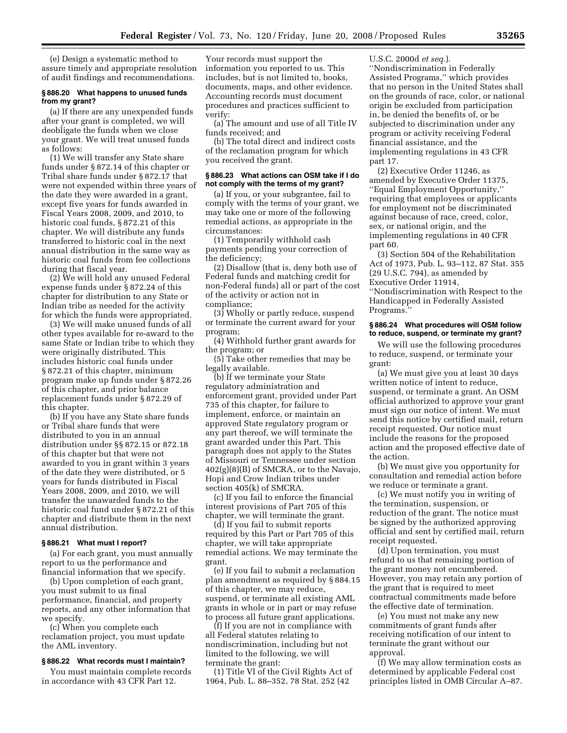(e) Design a systematic method to assure timely and appropriate resolution of audit findings and recommendations.

### § 886.20 What happens to unused funds from my grant?

(a) If there are any unexpended funds after your grant is completed, we will deobligate the funds when we close your grant. We will treat unused funds as follows:

(1) We will transfer any State share funds under § 872.14 of this chapter or Tribal share funds under § 872.17 that were not expended within three years of the date they were awarded in a grant, except five years for funds awarded in Fiscal Years 2008, 2009, and 2010, to historic coal funds, § 872.21 of this chapter. We will distribute any funds transferred to historic coal in the next annual distribution in the same way as historic coal funds from fee collections during that fiscal year.

(2) We will hold any unused Federal expense funds under § 872.24 of this chapter for distribution to any State or Indian tribe as needed for the activity for which the funds were appropriated.

(3) We will make unused funds of all other types available for re-award to the same State or Indian tribe to which they were originally distributed. This includes historic coal funds under § 872.21 of this chapter, minimum program make up funds under § 872.26 of this chapter, and prior balance replacement funds under § 872.29 of this chapter.

(b) If you have any State share funds or Tribal share funds that were distributed to you in an annual distribution under §§ 872.15 or 872.18 of this chapter but that were not awarded to you in grant within 3 years of the date they were distributed, or 5 years for funds distributed in Fiscal Years 2008, 2009, and 2010, we will transfer the unawarded funds to the historic coal fund under § 872.21 of this chapter and distribute them in the next annual distribution.

### § 886.21 What must I report?

(a) For each grant, you must annually report to us the performance and financial information that we specify.

(b) Upon completion of each grant, you must submit to us final performance, financial, and property reports, and any other information that we specify.

(c) When you complete each reclamation project, you must update the AML inventory.

### § 886.22 What records must I maintain?

You must maintain complete records in accordance with 43 CFR Part 12. Your records must support the information you reported to us. This includes, but is not limited to, books, documents, maps, and other evidence. Accounting records must document procedures and practices sufficient to verify:

(a) The amount and use of all Title IV funds received; and

(b) The total direct and indirect costs of the reclamation program for which you received the grant.

### § 886.23 What actions can OSM take if I do not comply with the terms of my grant?

(a) If you, or your subgrantee, fail to comply with the terms of your grant, we may take one or more of the following remedial actions, as appropriate in the circumstances:

(1) Temporarily withhold cash payments pending your correction of the deficiency;

(2) Disallow (that is, deny both use of Federal funds and matching credit for non-Federal funds) all or part of the cost of the activity or action not in compliance;

(3) Wholly or partly reduce, suspend or terminate the current award for your program;

(4) Withhold further grant awards for the program; or

(5) Take other remedies that may be legally available.

(b) If we terminate your State regulatory administration and enforcement grant, provided under Part 735 of this chapter, for failure to implement, enforce, or maintain an approved State regulatory program or any part thereof, we will terminate the grant awarded under this Part. This paragraph does not apply to the States of Missouri or Tennessee under section 402(g)(8)(B) of SMCRA, or to the Navajo, Hopi and Crow Indian tribes under section 405(k) of SMCRA.

(c) If you fail to enforce the financial interest provisions of Part 705 of this chapter, we will terminate the grant.

(d) If you fail to submit reports required by this Part or Part 705 of this chapter, we will take appropriate remedial actions. We may terminate the grant.

(e) If you fail to submit a reclamation plan amendment as required by § 884.15 of this chapter, we may reduce, suspend, or terminate all existing AML grants in whole or in part or may refuse to process all future grant applications.

(f) If you are not in compliance with all Federal statutes relating to nondiscrimination, including but not limited to the following, we will terminate the grant:

(1) Title VI of the Civil Rights Act of 1964, Pub. L. 88–352, 78 Stat. 252 (42 U.S.C. 2000d *et seq.*). ''Nondiscrimination in Federally Assisted Programs,'' which provides that no person in the United States shall on the grounds of race, color, or national origin be excluded from participation in, be denied the benefits of, or be subjected to discrimination under any program or activity receiving Federal financial assistance, and the implementing regulations in 43 CFR part 17.

(2) Executive Order 11246, as amended by Executive Order 11375, ''Equal Employment Opportunity,'' requiring that employees or applicants for employment not be discriminated against because of race, creed, color, sex, or national origin, and the implementing regulations in 40 CFR part 60.

(3) Section 504 of the Rehabilitation Act of 1973, Pub. L. 93–112, 87 Stat. 355 (29 U.S.C. 794), as amended by Executive Order 11914, ''Nondiscrimination with Respect to the Handicapped in Federally Assisted Programs.''

### § 886.24 What procedures will OSM follow to reduce, suspend, or terminate my grant?

We will use the following procedures to reduce, suspend, or terminate your grant:

(a) We must give you at least 30 days written notice of intent to reduce, suspend, or terminate a grant. An OSM official authorized to approve your grant must sign our notice of intent. We must send this notice by certified mail, return receipt requested. Our notice must include the reasons for the proposed action and the proposed effective date of the action.

(b) We must give you opportunity for consultation and remedial action before we reduce or terminate a grant.

(c) We must notify you in writing of the termination, suspension, or reduction of the grant. The notice must be signed by the authorized approving official and sent by certified mail, return receipt requested.

(d) Upon termination, you must refund to us that remaining portion of the grant money not encumbered. However, you may retain any portion of the grant that is required to meet contractual commitments made before the effective date of termination.

(e) You must not make any new commitments of grant funds after receiving notification of our intent to terminate the grant without our approval.

(f) We may allow termination costs as determined by applicable Federal cost principles listed in OMB Circular A–87.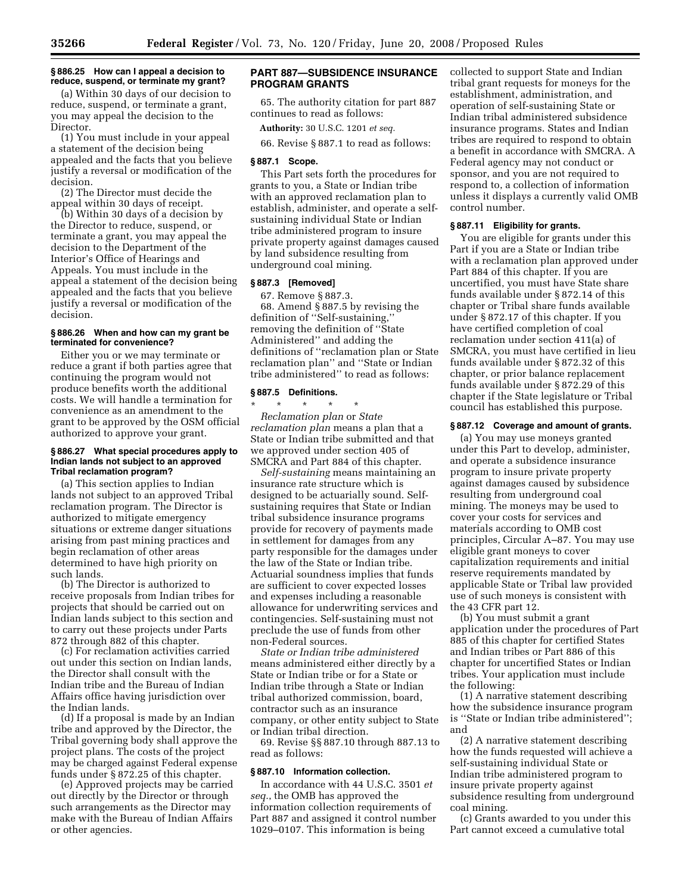#### § 886.25 How can I appeal a decision to reduce, suspend, or terminate my grant?

(a) Within 30 days of our decision to reduce, suspend, or terminate a grant, you may appeal the decision to the Director.

(1) You must include in your appeal a statement of the decision being appealed and the facts that you believe justify a reversal or modification of the decision.

(2) The Director must decide the appeal within 30 days of receipt.

(b) Within 30 days of a decision by the Director to reduce, suspend, or terminate a grant, you may appeal the decision to the Department of the Interior's Office of Hearings and Appeals. You must include in the appeal a statement of the decision being appealed and the facts that you believe justify a reversal or modification of the decision.

#### § 886.26 When and how can my grant be terminated for convenience?

Either you or we may terminate or reduce a grant if both parties agree that continuing the program would not produce benefits worth the additional costs. We will handle a termination for convenience as an amendment to the grant to be approved by the OSM official authorized to approve your grant.

#### § 886.27 What special procedures apply to Indian lands not subject to an approved Tribal reclamation program?

(a) This section applies to Indian lands not subject to an approved Tribal reclamation program. The Director is authorized to mitigate emergency situations or extreme danger situations arising from past mining practices and begin reclamation of other areas determined to have high priority on such lands.

(b) The Director is authorized to receive proposals from Indian tribes for projects that should be carried out on Indian lands subject to this section and to carry out these projects under Parts 872 through 882 of this chapter.

(c) For reclamation activities carried out under this section on Indian lands, the Director shall consult with the Indian tribe and the Bureau of Indian Affairs office having jurisdiction over the Indian lands.

(d) If a proposal is made by an Indian tribe and approved by the Director, the Tribal governing body shall approve the project plans. The costs of the project may be charged against Federal expense funds under § 872.25 of this chapter.

(e) Approved projects may be carried out directly by the Director or through such arrangements as the Director may make with the Bureau of Indian Affairs or other agencies.

## PART 887—SUBSIDENCE INSURANCE PROGRAM GRANTS

65. The authority citation for part 887 continues to read as follows:

**Authority:** 30 U.S.C. 1201 *et seq.*

66. Revise § 887.1 to read as follows:

#### § 887.1 Scope.

This Part sets forth the procedures for grants to you, a State or Indian tribe with an approved reclamation plan to establish, administer, and operate a self-sustaining individual State or Indian tribe administered program to insure private property against damages caused by land subsidence resulting from underground coal mining.

#### § 887.3 [Removed]

67. Remove § 887.3.

68. Amend § 887.5 by revising the definition of ''Self-sustaining,'' removing the definition of ''State Administered'' and adding the definitions of ''reclamation plan or State reclamation plan'' and ''State or Indian tribe administered'' to read as follows:

#### § 887.5 Definitions.

\* \* \* \* \*

*Reclamation plan* or *State reclamation plan* means a plan that a State or Indian tribe submitted and that we approved under section 405 of SMCRA and Part 884 of this chapter.

*Self-sustaining* means maintaining an insurance rate structure which is designed to be actuarially sound. Self-sustaining requires that State or Indian tribal subsidence insurance programs provide for recovery of payments made in settlement for damages from any party responsible for the damages under the law of the State or Indian tribe. Actuarial soundness implies that funds are sufficient to cover expected losses and expenses including a reasonable allowance for underwriting services and contingencies. Self-sustaining must not preclude the use of funds from other non-Federal sources.

*State or Indian tribe administered* means administered either directly by a State or Indian tribe or for a State or Indian tribe through a State or Indian tribal authorized commission, board, contractor such as an insurance company, or other entity subject to State or Indian tribal direction.

69. Revise §§ 887.10 through 887.13 to read as follows:

#### § 887.10 Information collection.

In accordance with 44 U.S.C. 3501 *et seq.*, the OMB has approved the information collection requirements of Part 887 and assigned it control number 1029–0107. This information is being collected to support State and Indian tribal grant requests for moneys for the establishment, administration, and operation of self-sustaining State or Indian tribal administered subsidence insurance programs. States and Indian tribes are required to respond to obtain a benefit in accordance with SMCRA. A Federal agency may not conduct or sponsor, and you are not required to respond to, a collection of information unless it displays a currently valid OMB control number.

#### § 887.11 Eligibility for grants.

You are eligible for grants under this Part if you are a State or Indian tribe with a reclamation plan approved under Part 884 of this chapter. If you are uncertified, you must have State share funds available under § 872.14 of this chapter or Tribal share funds available under § 872.17 of this chapter. If you have certified completion of coal reclamation under section 411(a) of SMCRA, you must have certified in lieu funds available under § 872.32 of this chapter, or prior balance replacement funds available under § 872.29 of this chapter if the State legislature or Tribal council has established this purpose.

#### § 887.12 Coverage and amount of grants.

(a) You may use moneys granted under this Part to develop, administer, and operate a subsidence insurance program to insure private property against damages caused by subsidence resulting from underground coal mining. The moneys may be used to cover your costs for services and materials according to OMB cost principles, Circular A–87. You may use eligible grant moneys to cover capitalization requirements and initial reserve requirements mandated by applicable State or Tribal law provided use of such moneys is consistent with the 43 CFR part 12.

(b) You must submit a grant application under the procedures of Part 885 of this chapter for certified States and Indian tribes or Part 886 of this chapter for uncertified States or Indian tribes. Your application must include the following:

(1) A narrative statement describing how the subsidence insurance program is ''State or Indian tribe administered''; and

(2) A narrative statement describing how the funds requested will achieve a self-sustaining individual State or Indian tribe administered program to insure private property against subsidence resulting from underground coal mining.

(c) Grants awarded to you under this Part cannot exceed a cumulative total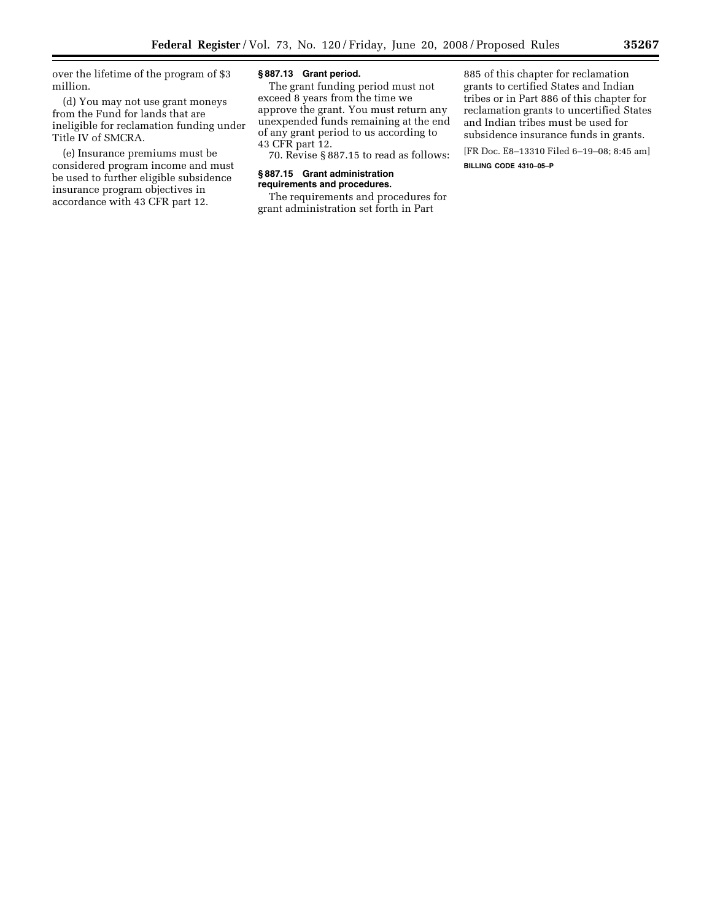over the lifetime of the program of $3 million.

(d) You may not use grant moneys from the Fund for lands that are ineligible for reclamation funding under Title IV of SMCRA.

(e) Insurance premiums must be considered program income and must be used to further eligible subsidence insurance program objectives in accordance with 43 CFR part 12.

### § 887.13 Grant period.

The grant funding period must not exceed 8 years from the time we approve the grant. You must return any unexpended funds remaining at the end of any grant period to us according to 43 CFR part 12.

70. Revise § 887.15 to read as follows:

### § 887.15 Grant administration requirements and procedures.

The requirements and procedures for grant administration set forth in Part 885 of this chapter for reclamation grants to certified States and Indian tribes or in Part 886 of this chapter for reclamation grants to uncertified States and Indian tribes must be used for subsidence insurance funds in grants.

[FR Doc. E8–13310 Filed 6–19–08; 8:45 am]

**BILLING CODE 4310–05–P**